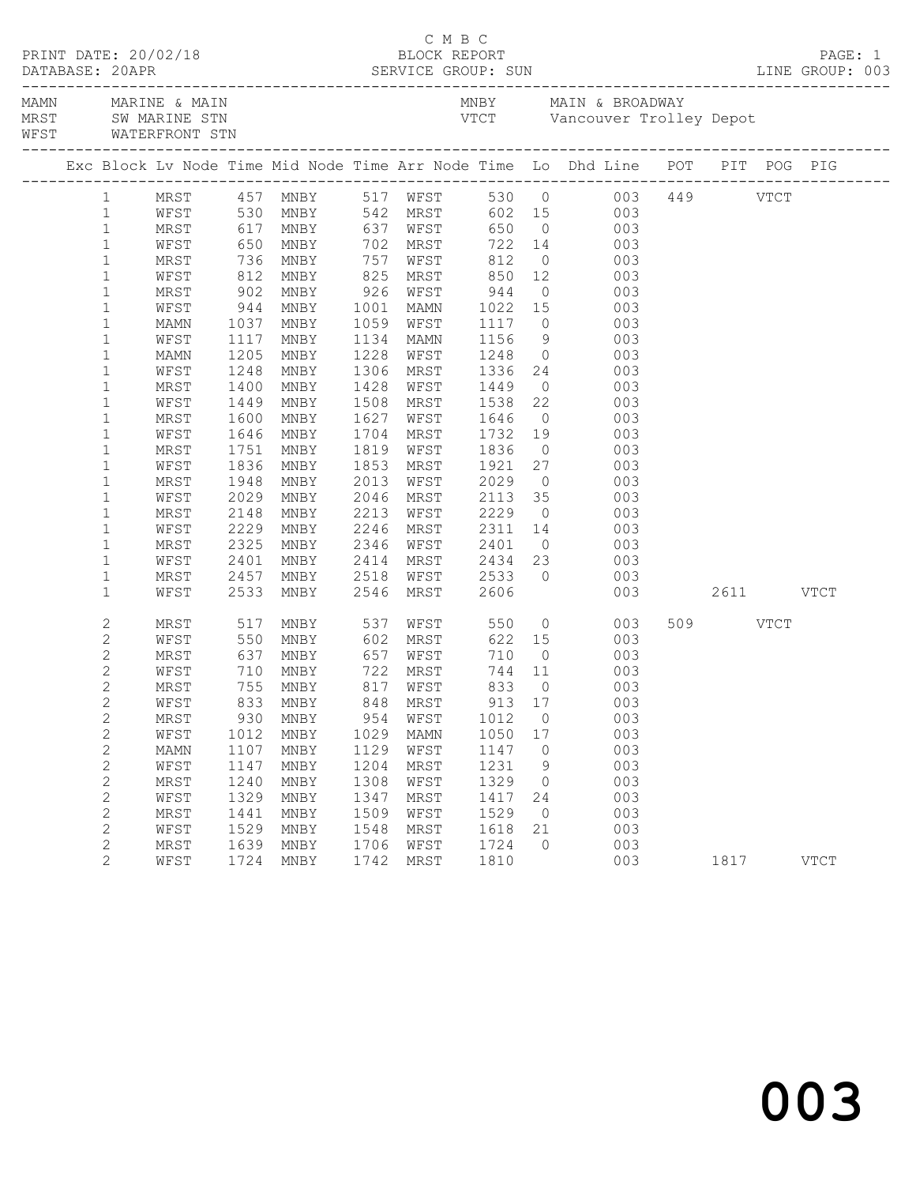C M B C

PRINT DATE: 20/02/18 BLOCK REPORT

DATABASE: 20APR SERVICE GROUP: SUN LINE GROUP: 003

| Code | Location | Code | Location |
|---|---|---|---|
| MAMN | MARINE & MAIN | MNBY | MAIN & BROADWAY |
| MRST | SW MARINE STN | VTCT | Vancouver Trolley Depot |
| WFST | WATERFRONT STN | | |

| Exc | Block | Lv Node | Time | Mid Node | Time | Arr Node | Time | Lo | Dhd | Line | POT | PIT | POG | PIG |
|---|---|---|---|---|---|---|---|---|---|---|---|---|---|---|
| | 1 | MRST | 457 | MNBY | 517 | WFST | 530 | 0 | | 003 | 449 | | VTCT | |
| | 1 | WFST | 530 | MNBY | 542 | MRST | 602 | 15 | | 003 | | | | |
| | 1 | MRST | 617 | MNBY | 637 | WFST | 650 | 0 | | 003 | | | | |
| | 1 | WFST | 650 | MNBY | 702 | MRST | 722 | 14 | | 003 | | | | |
| | 1 | MRST | 736 | MNBY | 757 | WFST | 812 | 0 | | 003 | | | | |
| | 1 | WFST | 812 | MNBY | 825 | MRST | 850 | 12 | | 003 | | | | |
| | 1 | MRST | 902 | MNBY | 926 | WFST | 944 | 0 | | 003 | | | | |
| | 1 | WFST | 944 | MNBY | 1001 | MAMN | 1022 | 15 | | 003 | | | | |
| | 1 | MAMN | 1037 | MNBY | 1059 | WFST | 1117 | 0 | | 003 | | | | |
| | 1 | WFST | 1117 | MNBY | 1134 | MAMN | 1156 | 9 | | 003 | | | | |
| | 1 | MAMN | 1205 | MNBY | 1228 | WFST | 1248 | 0 | | 003 | | | | |
| | 1 | WFST | 1248 | MNBY | 1306 | MRST | 1336 | 24 | | 003 | | | | |
| | 1 | MRST | 1400 | MNBY | 1428 | WFST | 1449 | 0 | | 003 | | | | |
| | 1 | WFST | 1449 | MNBY | 1508 | MRST | 1538 | 22 | | 003 | | | | |
| | 1 | MRST | 1600 | MNBY | 1627 | WFST | 1646 | 0 | | 003 | | | | |
| | 1 | WFST | 1646 | MNBY | 1704 | MRST | 1732 | 19 | | 003 | | | | |
| | 1 | MRST | 1751 | MNBY | 1819 | WFST | 1836 | 0 | | 003 | | | | |
| | 1 | WFST | 1836 | MNBY | 1853 | MRST | 1921 | 27 | | 003 | | | | |
| | 1 | MRST | 1948 | MNBY | 2013 | WFST | 2029 | 0 | | 003 | | | | |
| | 1 | WFST | 2029 | MNBY | 2046 | MRST | 2113 | 35 | | 003 | | | | |
| | 1 | MRST | 2148 | MNBY | 2213 | WFST | 2229 | 0 | | 003 | | | | |
| | 1 | WFST | 2229 | MNBY | 2246 | MRST | 2311 | 14 | | 003 | | | | |
| | 1 | MRST | 2325 | MNBY | 2346 | WFST | 2401 | 0 | | 003 | | | | |
| | 1 | WFST | 2401 | MNBY | 2414 | MRST | 2434 | 23 | | 003 | | | | |
| | 1 | MRST | 2457 | MNBY | 2518 | WFST | 2533 | 0 | | 003 | | | | |
| | 1 | WFST | 2533 | MNBY | 2546 | MRST | 2606 | | | 003 | | 2611 | | VTCT |
| | 2 | MRST | 517 | MNBY | 537 | WFST | 550 | 0 | | 003 | 509 | | VTCT | |
| | 2 | WFST | 550 | MNBY | 602 | MRST | 622 | 15 | | 003 | | | | |
| | 2 | MRST | 637 | MNBY | 657 | WFST | 710 | 0 | | 003 | | | | |
| | 2 | WFST | 710 | MNBY | 722 | MRST | 744 | 11 | | 003 | | | | |
| | 2 | MRST | 755 | MNBY | 817 | WFST | 833 | 0 | | 003 | | | | |
| | 2 | WFST | 833 | MNBY | 848 | MRST | 913 | 17 | | 003 | | | | |
| | 2 | MRST | 930 | MNBY | 954 | WFST | 1012 | 0 | | 003 | | | | |
| | 2 | WFST | 1012 | MNBY | 1029 | MAMN | 1050 | 17 | | 003 | | | | |
| | 2 | MAMN | 1107 | MNBY | 1129 | WFST | 1147 | 0 | | 003 | | | | |
| | 2 | WFST | 1147 | MNBY | 1204 | MRST | 1231 | 9 | | 003 | | | | |
| | 2 | MRST | 1240 | MNBY | 1308 | WFST | 1329 | 0 | | 003 | | | | |
| | 2 | WFST | 1329 | MNBY | 1347 | MRST | 1417 | 24 | | 003 | | | | |
| | 2 | MRST | 1441 | MNBY | 1509 | WFST | 1529 | 0 | | 003 | | | | |
| | 2 | WFST | 1529 | MNBY | 1548 | MRST | 1618 | 21 | | 003 | | | | |
| | 2 | MRST | 1639 | MNBY | 1706 | WFST | 1724 | 0 | | 003 | | | | |
| | 2 | WFST | 1724 | MNBY | 1742 | MRST | 1810 | | | 003 | | 1817 | | VTCT |

003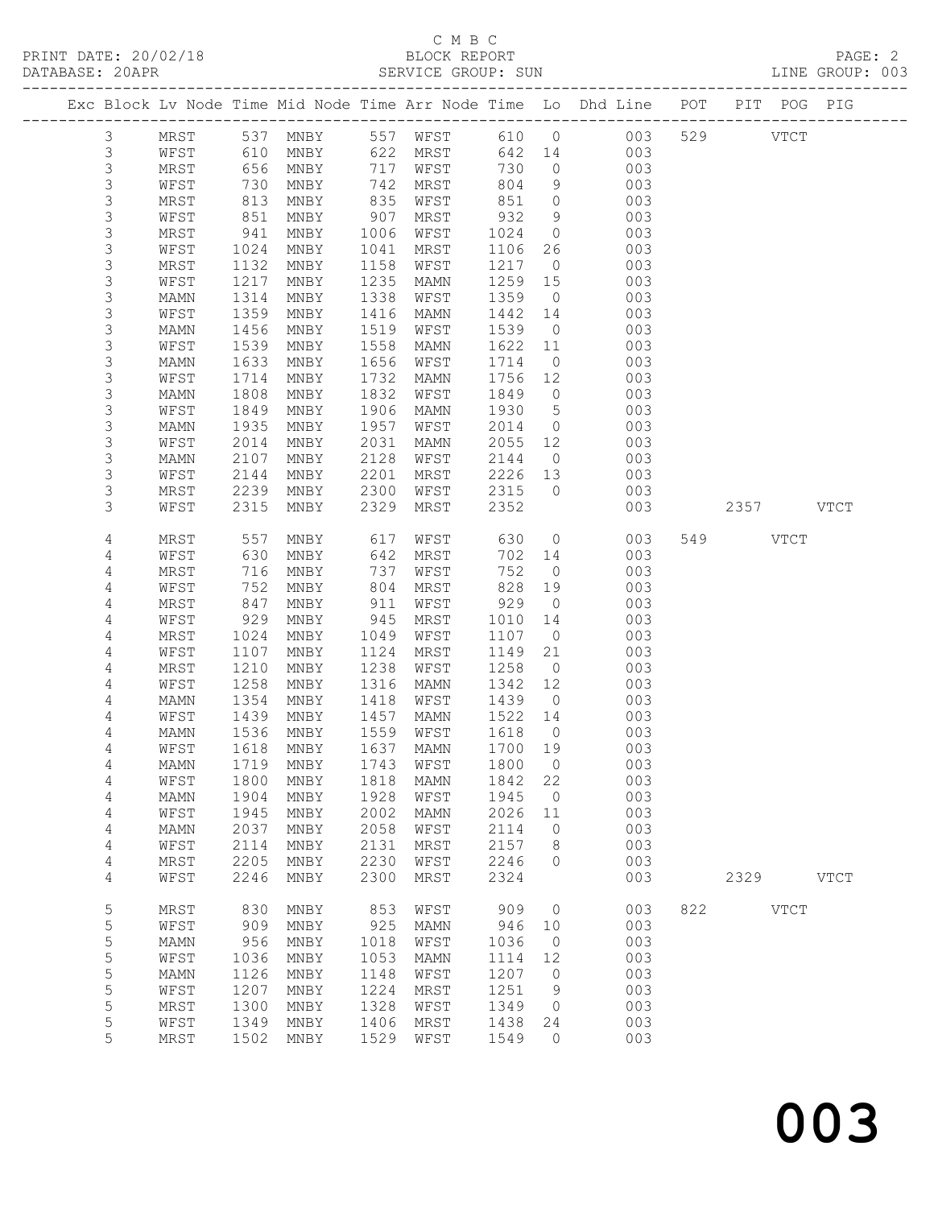C M B C

PRINT DATE: 20/02/18 BLOCK REPORT

DATABASE: 20APR SERVICE GROUP: SUN LINE GROUP: 003

| Exc | Block | Lv | Node | Time | Mid Node | Time | Arr Node | Time | Lo | Dhd Line | POT | PIT | POG | PIG |
|---|---|---|---|---|---|---|---|---|---|---|---|---|---|---|
| | 3 | | MRST | 537 | MNBY | 557 | WFST | 610 | 0 | 003 | 529 | | VTCT | |
| | 3 | | WFST | 610 | MNBY | 622 | MRST | 642 | 14 | 003 | | | | |
| | 3 | | MRST | 656 | MNBY | 717 | WFST | 730 | 0 | 003 | | | | |
| | 3 | | WFST | 730 | MNBY | 742 | MRST | 804 | 9 | 003 | | | | |
| | 3 | | MRST | 813 | MNBY | 835 | WFST | 851 | 0 | 003 | | | | |
| | 3 | | WFST | 851 | MNBY | 907 | MRST | 932 | 9 | 003 | | | | |
| | 3 | | MRST | 941 | MNBY | 1006 | WFST | 1024 | 0 | 003 | | | | |
| | 3 | | WFST | 1024 | MNBY | 1041 | MRST | 1106 | 26 | 003 | | | | |
| | 3 | | MRST | 1132 | MNBY | 1158 | WFST | 1217 | 0 | 003 | | | | |
| | 3 | | WFST | 1217 | MNBY | 1235 | MAMN | 1259 | 15 | 003 | | | | |
| | 3 | | MAMN | 1314 | MNBY | 1338 | WFST | 1359 | 0 | 003 | | | | |
| | 3 | | WFST | 1359 | MNBY | 1416 | MAMN | 1442 | 14 | 003 | | | | |
| | 3 | | MAMN | 1456 | MNBY | 1519 | WFST | 1539 | 0 | 003 | | | | |
| | 3 | | WFST | 1539 | MNBY | 1558 | MAMN | 1622 | 11 | 003 | | | | |
| | 3 | | MAMN | 1633 | MNBY | 1656 | WFST | 1714 | 0 | 003 | | | | |
| | 3 | | WFST | 1714 | MNBY | 1732 | MAMN | 1756 | 12 | 003 | | | | |
| | 3 | | MAMN | 1808 | MNBY | 1832 | WFST | 1849 | 0 | 003 | | | | |
| | 3 | | WFST | 1849 | MNBY | 1906 | MAMN | 1930 | 5 | 003 | | | | |
| | 3 | | MAMN | 1935 | MNBY | 1957 | WFST | 2014 | 0 | 003 | | | | |
| | 3 | | WFST | 2014 | MNBY | 2031 | MAMN | 2055 | 12 | 003 | | | | |
| | 3 | | MAMN | 2107 | MNBY | 2128 | WFST | 2144 | 0 | 003 | | | | |
| | 3 | | WFST | 2144 | MNBY | 2201 | MRST | 2226 | 13 | 003 | | | | |
| | 3 | | MRST | 2239 | MNBY | 2300 | WFST | 2315 | 0 | 003 | | | | |
| | 3 | | WFST | 2315 | MNBY | 2329 | MRST | 2352 | | 003 | | 2357 | | VTCT |
| | 4 | | MRST | 557 | MNBY | 617 | WFST | 630 | 0 | 003 | 549 | | VTCT | |
| | 4 | | WFST | 630 | MNBY | 642 | MRST | 702 | 14 | 003 | | | | |
| | 4 | | MRST | 716 | MNBY | 737 | WFST | 752 | 0 | 003 | | | | |
| | 4 | | WFST | 752 | MNBY | 804 | MRST | 828 | 19 | 003 | | | | |
| | 4 | | MRST | 847 | MNBY | 911 | WFST | 929 | 0 | 003 | | | | |
| | 4 | | WFST | 929 | MNBY | 945 | MRST | 1010 | 14 | 003 | | | | |
| | 4 | | MRST | 1024 | MNBY | 1049 | WFST | 1107 | 0 | 003 | | | | |
| | 4 | | WFST | 1107 | MNBY | 1124 | MRST | 1149 | 21 | 003 | | | | |
| | 4 | | MRST | 1210 | MNBY | 1238 | WFST | 1258 | 0 | 003 | | | | |
| | 4 | | WFST | 1258 | MNBY | 1316 | MAMN | 1342 | 12 | 003 | | | | |
| | 4 | | MAMN | 1354 | MNBY | 1418 | WFST | 1439 | 0 | 003 | | | | |
| | 4 | | WFST | 1439 | MNBY | 1457 | MAMN | 1522 | 14 | 003 | | | | |
| | 4 | | MAMN | 1536 | MNBY | 1559 | WFST | 1618 | 0 | 003 | | | | |
| | 4 | | WFST | 1618 | MNBY | 1637 | MAMN | 1700 | 19 | 003 | | | | |
| | 4 | | MAMN | 1719 | MNBY | 1743 | WFST | 1800 | 0 | 003 | | | | |
| | 4 | | WFST | 1800 | MNBY | 1818 | MAMN | 1842 | 22 | 003 | | | | |
| | 4 | | MAMN | 1904 | MNBY | 1928 | WFST | 1945 | 0 | 003 | | | | |
| | 4 | | WFST | 1945 | MNBY | 2002 | MAMN | 2026 | 11 | 003 | | | | |
| | 4 | | MAMN | 2037 | MNBY | 2058 | WFST | 2114 | 0 | 003 | | | | |
| | 4 | | WFST | 2114 | MNBY | 2131 | MRST | 2157 | 8 | 003 | | | | |
| | 4 | | MRST | 2205 | MNBY | 2230 | WFST | 2246 | 0 | 003 | | | | |
| | 4 | | WFST | 2246 | MNBY | 2300 | MRST | 2324 | | 003 | | 2329 | | VTCT |
| | 5 | | MRST | 830 | MNBY | 853 | WFST | 909 | 0 | 003 | 822 | | VTCT | |
| | 5 | | WFST | 909 | MNBY | 925 | MAMN | 946 | 10 | 003 | | | | |
| | 5 | | MAMN | 956 | MNBY | 1018 | WFST | 1036 | 0 | 003 | | | | |
| | 5 | | WFST | 1036 | MNBY | 1053 | MAMN | 1114 | 12 | 003 | | | | |
| | 5 | | MAMN | 1126 | MNBY | 1148 | WFST | 1207 | 0 | 003 | | | | |
| | 5 | | WFST | 1207 | MNBY | 1224 | MRST | 1251 | 9 | 003 | | | | |
| | 5 | | MRST | 1300 | MNBY | 1328 | WFST | 1349 | 0 | 003 | | | | |
| | 5 | | WFST | 1349 | MNBY | 1406 | MRST | 1438 | 24 | 003 | | | | |
| | 5 | | MRST | 1502 | MNBY | 1529 | WFST | 1549 | 0 | 003 | | | | |

003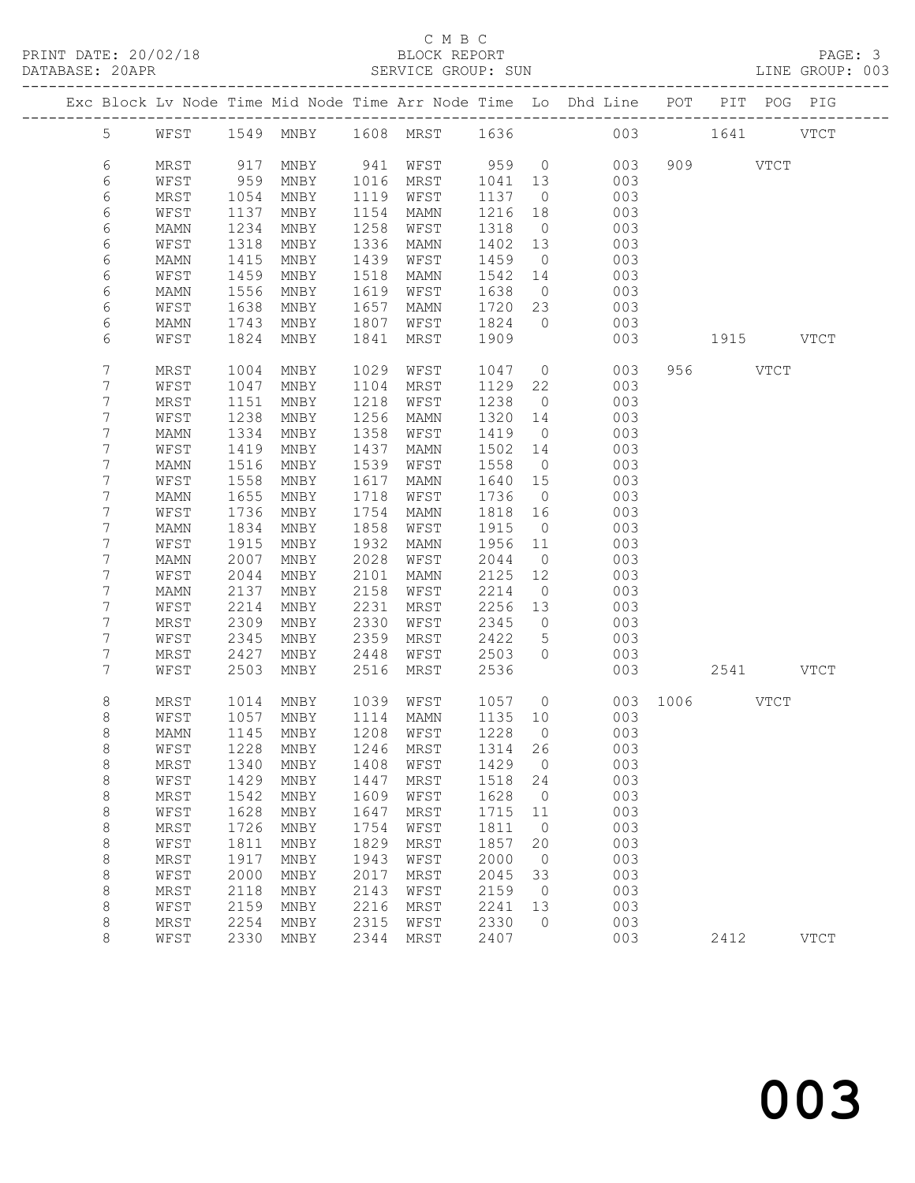C M B C

BLOCK REPORT

SERVICE GROUP: SUN

PRINT DATE: 20/02/18

DATABASE: 20APR

LINE GROUP: 003

| Exc | Block | Lv | Node | Time | Mid Node | Time | Arr Node | Time | Lo | Dhd Line | POT | PIT | POG | PIG |
|---|---|---|---|---|---|---|---|---|---|---|---|---|---|---|
| | 5 | | WFST | 1549 | MNBY | 1608 | MRST | 1636 | | 003 | | 1641 | | VTCT |
| | 6 | | MRST | 917 | MNBY | 941 | WFST | 959 | 0 | 003 | 909 | | VTCT | |
| | 6 | | WFST | 959 | MNBY | 1016 | MRST | 1041 | 13 | 003 | | | | |
| | 6 | | MRST | 1054 | MNBY | 1119 | WFST | 1137 | 0 | 003 | | | | |
| | 6 | | WFST | 1137 | MNBY | 1154 | MAMN | 1216 | 18 | 003 | | | | |
| | 6 | | MAMN | 1234 | MNBY | 1258 | WFST | 1318 | 0 | 003 | | | | |
| | 6 | | WFST | 1318 | MNBY | 1336 | MAMN | 1402 | 13 | 003 | | | | |
| | 6 | | MAMN | 1415 | MNBY | 1439 | WFST | 1459 | 0 | 003 | | | | |
| | 6 | | WFST | 1459 | MNBY | 1518 | MAMN | 1542 | 14 | 003 | | | | |
| | 6 | | MAMN | 1556 | MNBY | 1619 | WFST | 1638 | 0 | 003 | | | | |
| | 6 | | WFST | 1638 | MNBY | 1657 | MAMN | 1720 | 23 | 003 | | | | |
| | 6 | | MAMN | 1743 | MNBY | 1807 | WFST | 1824 | 0 | 003 | | | | |
| | 6 | | WFST | 1824 | MNBY | 1841 | MRST | 1909 | | 003 | | 1915 | | VTCT |
| | 7 | | MRST | 1004 | MNBY | 1029 | WFST | 1047 | 0 | 003 | 956 | | VTCT | |
| | 7 | | WFST | 1047 | MNBY | 1104 | MRST | 1129 | 22 | 003 | | | | |
| | 7 | | MRST | 1151 | MNBY | 1218 | WFST | 1238 | 0 | 003 | | | | |
| | 7 | | WFST | 1238 | MNBY | 1256 | MAMN | 1320 | 14 | 003 | | | | |
| | 7 | | MAMN | 1334 | MNBY | 1358 | WFST | 1419 | 0 | 003 | | | | |
| | 7 | | WFST | 1419 | MNBY | 1437 | MAMN | 1502 | 14 | 003 | | | | |
| | 7 | | MAMN | 1516 | MNBY | 1539 | WFST | 1558 | 0 | 003 | | | | |
| | 7 | | WFST | 1558 | MNBY | 1617 | MAMN | 1640 | 15 | 003 | | | | |
| | 7 | | MAMN | 1655 | MNBY | 1718 | WFST | 1736 | 0 | 003 | | | | |
| | 7 | | WFST | 1736 | MNBY | 1754 | MAMN | 1818 | 16 | 003 | | | | |
| | 7 | | MAMN | 1834 | MNBY | 1858 | WFST | 1915 | 0 | 003 | | | | |
| | 7 | | WFST | 1915 | MNBY | 1932 | MAMN | 1956 | 11 | 003 | | | | |
| | 7 | | MAMN | 2007 | MNBY | 2028 | WFST | 2044 | 0 | 003 | | | | |
| | 7 | | WFST | 2044 | MNBY | 2101 | MAMN | 2125 | 12 | 003 | | | | |
| | 7 | | MAMN | 2137 | MNBY | 2158 | WFST | 2214 | 0 | 003 | | | | |
| | 7 | | WFST | 2214 | MNBY | 2231 | MRST | 2256 | 13 | 003 | | | | |
| | 7 | | MRST | 2309 | MNBY | 2330 | WFST | 2345 | 0 | 003 | | | | |
| | 7 | | WFST | 2345 | MNBY | 2359 | MRST | 2422 | 5 | 003 | | | | |
| | 7 | | MRST | 2427 | MNBY | 2448 | WFST | 2503 | 0 | 003 | | | | |
| | 7 | | WFST | 2503 | MNBY | 2516 | MRST | 2536 | | 003 | | 2541 | | VTCT |
| | 8 | | MRST | 1014 | MNBY | 1039 | WFST | 1057 | 0 | 003 | 1006 | | VTCT | |
| | 8 | | WFST | 1057 | MNBY | 1114 | MAMN | 1135 | 10 | 003 | | | | |
| | 8 | | MAMN | 1145 | MNBY | 1208 | WFST | 1228 | 0 | 003 | | | | |
| | 8 | | WFST | 1228 | MNBY | 1246 | MRST | 1314 | 26 | 003 | | | | |
| | 8 | | MRST | 1340 | MNBY | 1408 | WFST | 1429 | 0 | 003 | | | | |
| | 8 | | WFST | 1429 | MNBY | 1447 | MRST | 1518 | 24 | 003 | | | | |
| | 8 | | MRST | 1542 | MNBY | 1609 | WFST | 1628 | 0 | 003 | | | | |
| | 8 | | WFST | 1628 | MNBY | 1647 | MRST | 1715 | 11 | 003 | | | | |
| | 8 | | MRST | 1726 | MNBY | 1754 | WFST | 1811 | 0 | 003 | | | | |
| | 8 | | WFST | 1811 | MNBY | 1829 | MRST | 1857 | 20 | 003 | | | | |
| | 8 | | MRST | 1917 | MNBY | 1943 | WFST | 2000 | 0 | 003 | | | | |
| | 8 | | WFST | 2000 | MNBY | 2017 | MRST | 2045 | 33 | 003 | | | | |
| | 8 | | MRST | 2118 | MNBY | 2143 | WFST | 2159 | 0 | 003 | | | | |
| | 8 | | WFST | 2159 | MNBY | 2216 | MRST | 2241 | 13 | 003 | | | | |
| | 8 | | MRST | 2254 | MNBY | 2315 | WFST | 2330 | 0 | 003 | | | | |
| | 8 | | WFST | 2330 | MNBY | 2344 | MRST | 2407 | | 003 | | 2412 | | VTCT |

003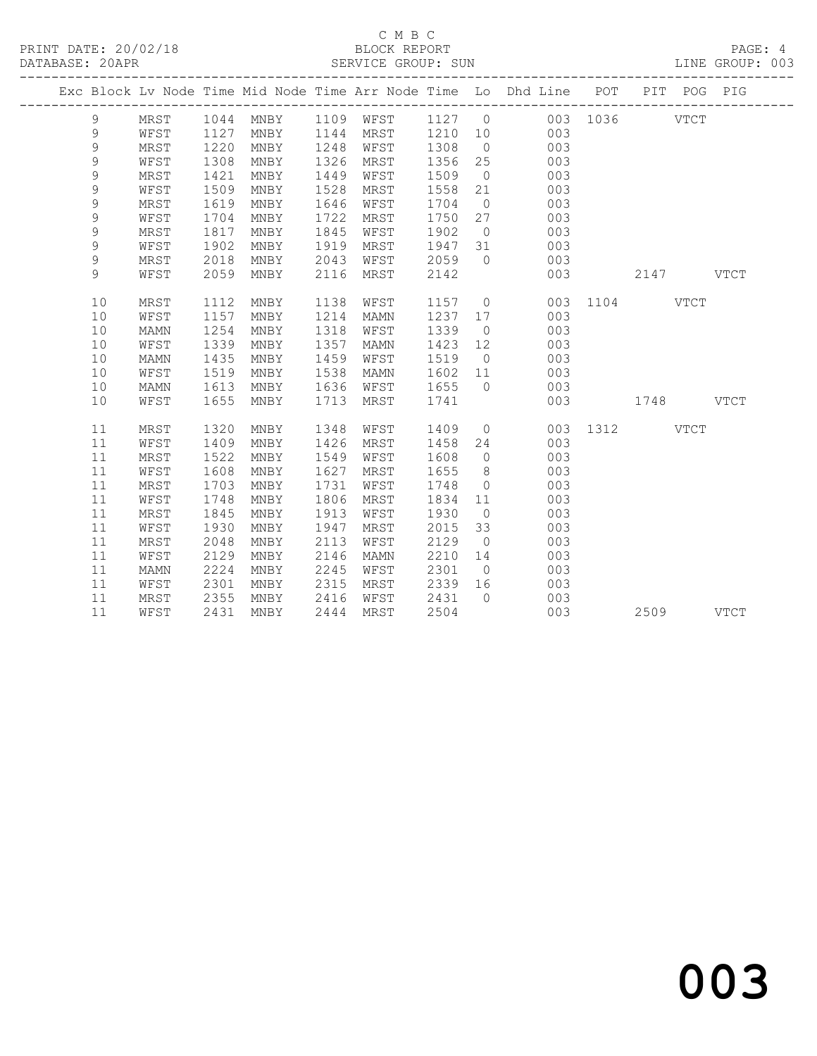C M B C
BLOCK REPORT
SERVICE GROUP: SUN

PRINT DATE: 20/02/18
DATABASE: 20APR

LINE GROUP: 003

| Exc | Block | Lv | Node | Time | Mid Node | Time | Arr Node | Time | Lo | Dhd Line | POT | PIT | POG | PIG |
|---|---|---|---|---|---|---|---|---|---|---|---|---|---|---|
| | 9 | | MRST | 1044 | MNBY | 1109 | WFST | 1127 | 0 | 003 | 1036 | | VTCT | |
| | 9 | | WFST | 1127 | MNBY | 1144 | MRST | 1210 | 10 | 003 | | | | |
| | 9 | | MRST | 1220 | MNBY | 1248 | WFST | 1308 | 0 | 003 | | | | |
| | 9 | | WFST | 1308 | MNBY | 1326 | MRST | 1356 | 25 | 003 | | | | |
| | 9 | | MRST | 1421 | MNBY | 1449 | WFST | 1509 | 0 | 003 | | | | |
| | 9 | | WFST | 1509 | MNBY | 1528 | MRST | 1558 | 21 | 003 | | | | |
| | 9 | | MRST | 1619 | MNBY | 1646 | WFST | 1704 | 0 | 003 | | | | |
| | 9 | | WFST | 1704 | MNBY | 1722 | MRST | 1750 | 27 | 003 | | | | |
| | 9 | | MRST | 1817 | MNBY | 1845 | WFST | 1902 | 0 | 003 | | | | |
| | 9 | | WFST | 1902 | MNBY | 1919 | MRST | 1947 | 31 | 003 | | | | |
| | 9 | | MRST | 2018 | MNBY | 2043 | WFST | 2059 | 0 | 003 | | | | |
| | 9 | | WFST | 2059 | MNBY | 2116 | MRST | 2142 | | 003 | | 2147 | | VTCT |
| | 10 | | MRST | 1112 | MNBY | 1138 | WFST | 1157 | 0 | 003 | 1104 | | VTCT | |
| | 10 | | WFST | 1157 | MNBY | 1214 | MAMN | 1237 | 17 | 003 | | | | |
| | 10 | | MAMN | 1254 | MNBY | 1318 | WFST | 1339 | 0 | 003 | | | | |
| | 10 | | WFST | 1339 | MNBY | 1357 | MAMN | 1423 | 12 | 003 | | | | |
| | 10 | | MAMN | 1435 | MNBY | 1459 | WFST | 1519 | 0 | 003 | | | | |
| | 10 | | WFST | 1519 | MNBY | 1538 | MAMN | 1602 | 11 | 003 | | | | |
| | 10 | | MAMN | 1613 | MNBY | 1636 | WFST | 1655 | 0 | 003 | | | | |
| | 10 | | WFST | 1655 | MNBY | 1713 | MRST | 1741 | | 003 | | 1748 | | VTCT |
| | 11 | | MRST | 1320 | MNBY | 1348 | WFST | 1409 | 0 | 003 | 1312 | | VTCT | |
| | 11 | | WFST | 1409 | MNBY | 1426 | MRST | 1458 | 24 | 003 | | | | |
| | 11 | | MRST | 1522 | MNBY | 1549 | WFST | 1608 | 0 | 003 | | | | |
| | 11 | | WFST | 1608 | MNBY | 1627 | MRST | 1655 | 8 | 003 | | | | |
| | 11 | | MRST | 1703 | MNBY | 1731 | WFST | 1748 | 0 | 003 | | | | |
| | 11 | | WFST | 1748 | MNBY | 1806 | MRST | 1834 | 11 | 003 | | | | |
| | 11 | | MRST | 1845 | MNBY | 1913 | WFST | 1930 | 0 | 003 | | | | |
| | 11 | | WFST | 1930 | MNBY | 1947 | MRST | 2015 | 33 | 003 | | | | |
| | 11 | | MRST | 2048 | MNBY | 2113 | WFST | 2129 | 0 | 003 | | | | |
| | 11 | | WFST | 2129 | MNBY | 2146 | MAMN | 2210 | 14 | 003 | | | | |
| | 11 | | MAMN | 2224 | MNBY | 2245 | WFST | 2301 | 0 | 003 | | | | |
| | 11 | | WFST | 2301 | MNBY | 2315 | MRST | 2339 | 16 | 003 | | | | |
| | 11 | | MRST | 2355 | MNBY | 2416 | WFST | 2431 | 0 | 003 | | | | |
| | 11 | | WFST | 2431 | MNBY | 2444 | MRST | 2504 | | 003 | | 2509 | | VTCT |

# 003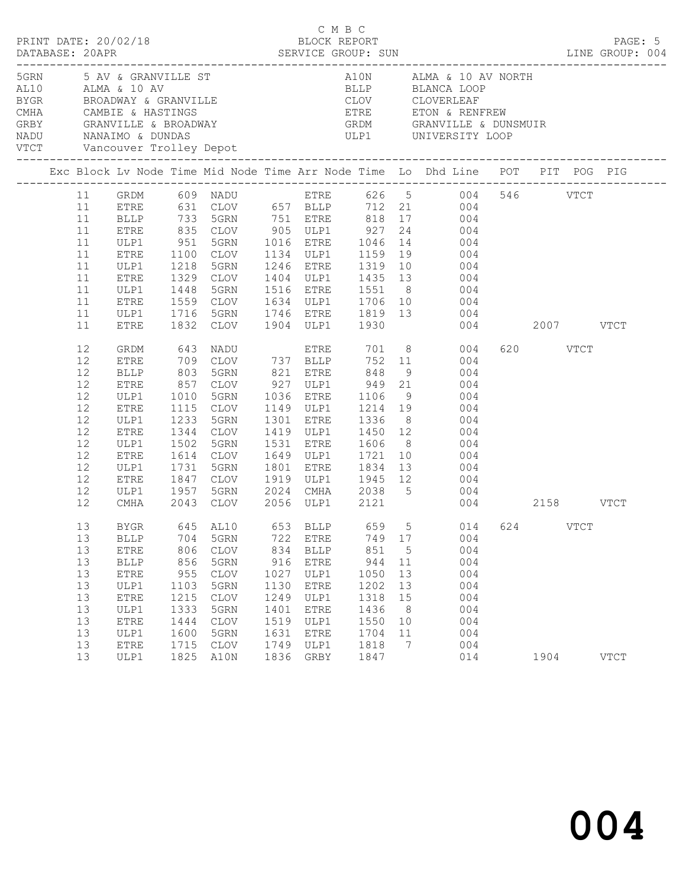C M B C
BLOCK REPORT
SERVICE GROUP: SUN

PRINT DATE: 20/02/18
DATABASE: 20APR
LINE GROUP: 004

| Code | Description | Code | Description |
|---|---|---|---|
| 5GRN | 5 AV & GRANVILLE ST | A10N | ALMA & 10 AV NORTH |
| AL10 | ALMA & 10 AV | BLLP | BLANCA LOOP |
| BYGR | BROADWAY & GRANVILLE | CLOV | CLOVERLEAF |
| CMHA | CAMBIE & HASTINGS | ETRE | ETON & RENFREW |
| GRBY | GRANVILLE & BROADWAY | GRDM | GRANVILLE & DUNSMUIR |
| NADU | NANAIMO & DUNDAS | ULP1 | UNIVERSITY LOOP |
| VTCT | Vancouver Trolley Depot | | |

| Exc | Block | Lv Node | Time | Mid Node | Time | Arr Node | Time | Lo | Dhd Line | POT | PIT | POG | PIG |
|---|---|---|---|---|---|---|---|---|---|---|---|---|---|
| | 11 | GRDM | 609 | NADU | | ETRE | 626 | 5 | 004 | 546 | | VTCT | |
| | 11 | ETRE | 631 | CLOV | 657 | BLLP | 712 | 21 | 004 | | | | |
| | 11 | BLLP | 733 | 5GRN | 751 | ETRE | 818 | 17 | 004 | | | | |
| | 11 | ETRE | 835 | CLOV | 905 | ULP1 | 927 | 24 | 004 | | | | |
| | 11 | ULP1 | 951 | 5GRN | 1016 | ETRE | 1046 | 14 | 004 | | | | |
| | 11 | ETRE | 1100 | CLOV | 1134 | ULP1 | 1159 | 19 | 004 | | | | |
| | 11 | ULP1 | 1218 | 5GRN | 1246 | ETRE | 1319 | 10 | 004 | | | | |
| | 11 | ETRE | 1329 | CLOV | 1404 | ULP1 | 1435 | 13 | 004 | | | | |
| | 11 | ULP1 | 1448 | 5GRN | 1516 | ETRE | 1551 | 8 | 004 | | | | |
| | 11 | ETRE | 1559 | CLOV | 1634 | ULP1 | 1706 | 10 | 004 | | | | |
| | 11 | ULP1 | 1716 | 5GRN | 1746 | ETRE | 1819 | 13 | 004 | | | | |
| | 11 | ETRE | 1832 | CLOV | 1904 | ULP1 | 1930 | | 004 | | 2007 | | VTCT |
| | 12 | GRDM | 643 | NADU | | ETRE | 701 | 8 | 004 | 620 | | VTCT | |
| | 12 | ETRE | 709 | CLOV | 737 | BLLP | 752 | 11 | 004 | | | | |
| | 12 | BLLP | 803 | 5GRN | 821 | ETRE | 848 | 9 | 004 | | | | |
| | 12 | ETRE | 857 | CLOV | 927 | ULP1 | 949 | 21 | 004 | | | | |
| | 12 | ULP1 | 1010 | 5GRN | 1036 | ETRE | 1106 | 9 | 004 | | | | |
| | 12 | ETRE | 1115 | CLOV | 1149 | ULP1 | 1214 | 19 | 004 | | | | |
| | 12 | ULP1 | 1233 | 5GRN | 1301 | ETRE | 1336 | 8 | 004 | | | | |
| | 12 | ETRE | 1344 | CLOV | 1419 | ULP1 | 1450 | 12 | 004 | | | | |
| | 12 | ULP1 | 1502 | 5GRN | 1531 | ETRE | 1606 | 8 | 004 | | | | |
| | 12 | ETRE | 1614 | CLOV | 1649 | ULP1 | 1721 | 10 | 004 | | | | |
| | 12 | ULP1 | 1731 | 5GRN | 1801 | ETRE | 1834 | 13 | 004 | | | | |
| | 12 | ETRE | 1847 | CLOV | 1919 | ULP1 | 1945 | 12 | 004 | | | | |
| | 12 | ULP1 | 1957 | 5GRN | 2024 | CMHA | 2038 | 5 | 004 | | | | |
| | 12 | CMHA | 2043 | CLOV | 2056 | ULP1 | 2121 | | 004 | | 2158 | | VTCT |
| | 13 | BYGR | 645 | AL10 | 653 | BLLP | 659 | 5 | 014 | 624 | | VTCT | |
| | 13 | BLLP | 704 | 5GRN | 722 | ETRE | 749 | 17 | 004 | | | | |
| | 13 | ETRE | 806 | CLOV | 834 | BLLP | 851 | 5 | 004 | | | | |
| | 13 | BLLP | 856 | 5GRN | 916 | ETRE | 944 | 11 | 004 | | | | |
| | 13 | ETRE | 955 | CLOV | 1027 | ULP1 | 1050 | 13 | 004 | | | | |
| | 13 | ULP1 | 1103 | 5GRN | 1130 | ETRE | 1202 | 13 | 004 | | | | |
| | 13 | ETRE | 1215 | CLOV | 1249 | ULP1 | 1318 | 15 | 004 | | | | |
| | 13 | ULP1 | 1333 | 5GRN | 1401 | ETRE | 1436 | 8 | 004 | | | | |
| | 13 | ETRE | 1444 | CLOV | 1519 | ULP1 | 1550 | 10 | 004 | | | | |
| | 13 | ULP1 | 1600 | 5GRN | 1631 | ETRE | 1704 | 11 | 004 | | | | |
| | 13 | ETRE | 1715 | CLOV | 1749 | ULP1 | 1818 | 7 | 004 | | | | |
| | 13 | ULP1 | 1825 | A10N | 1836 | GRBY | 1847 | | 014 | | 1904 | | VTCT |

004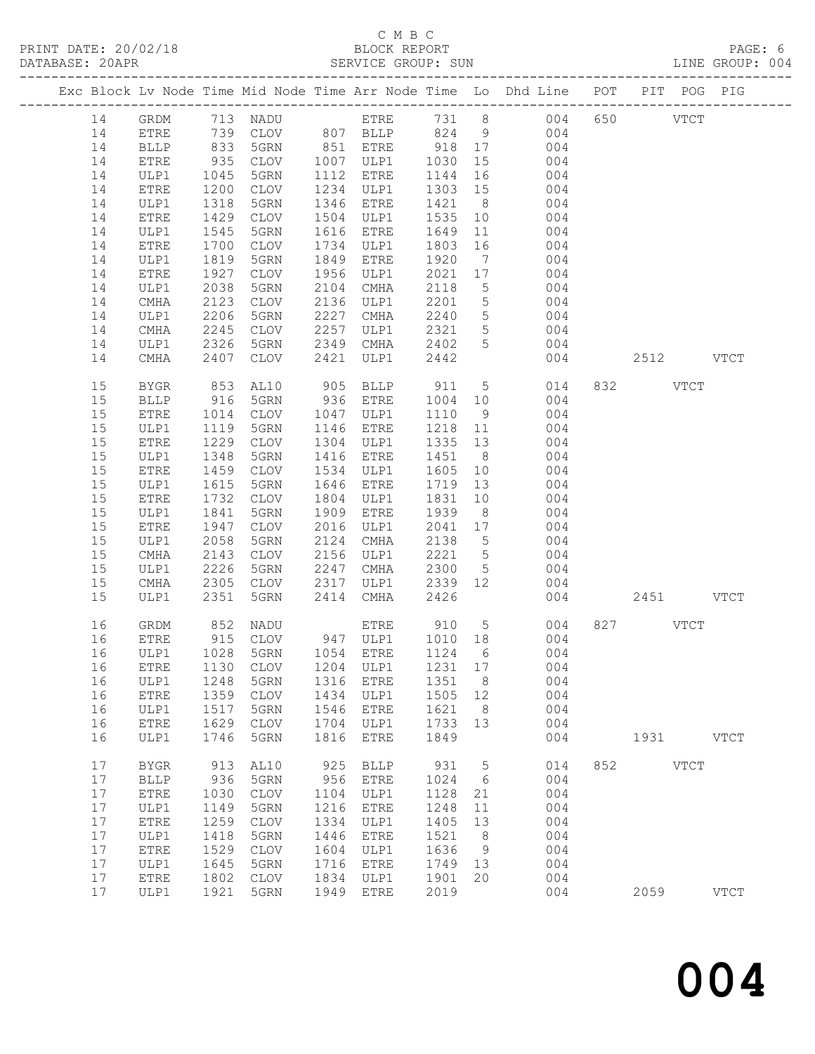C M B C

BLOCK REPORT

PRINT DATE: 20/02/18 DATABASE: 20APR SERVICE GROUP: SUN LINE GROUP: 004

| Exc | Block | Lv | Node | Time | Mid Node | Time | Arr Node | Time | Lo | Dhd Line | POT | PIT | POG | PIG |
|---|---|---|---|---|---|---|---|---|---|---|---|---|---|---|
| | 14 | | GRDM | 713 | NADU | | ETRE | 731 | 8 | 004 | 650 | | VTCT | |
| | 14 | | ETRE | 739 | CLOV | 807 | BLLP | 824 | 9 | 004 | | | | |
| | 14 | | BLLP | 833 | 5GRN | 851 | ETRE | 918 | 17 | 004 | | | | |
| | 14 | | ETRE | 935 | CLOV | 1007 | ULP1 | 1030 | 15 | 004 | | | | |
| | 14 | | ULP1 | 1045 | 5GRN | 1112 | ETRE | 1144 | 16 | 004 | | | | |
| | 14 | | ETRE | 1200 | CLOV | 1234 | ULP1 | 1303 | 15 | 004 | | | | |
| | 14 | | ULP1 | 1318 | 5GRN | 1346 | ETRE | 1421 | 8 | 004 | | | | |
| | 14 | | ETRE | 1429 | CLOV | 1504 | ULP1 | 1535 | 10 | 004 | | | | |
| | 14 | | ULP1 | 1545 | 5GRN | 1616 | ETRE | 1649 | 11 | 004 | | | | |
| | 14 | | ETRE | 1700 | CLOV | 1734 | ULP1 | 1803 | 16 | 004 | | | | |
| | 14 | | ULP1 | 1819 | 5GRN | 1849 | ETRE | 1920 | 7 | 004 | | | | |
| | 14 | | ETRE | 1927 | CLOV | 1956 | ULP1 | 2021 | 17 | 004 | | | | |
| | 14 | | ULP1 | 2038 | 5GRN | 2104 | CMHA | 2118 | 5 | 004 | | | | |
| | 14 | | CMHA | 2123 | CLOV | 2136 | ULP1 | 2201 | 5 | 004 | | | | |
| | 14 | | ULP1 | 2206 | 5GRN | 2227 | CMHA | 2240 | 5 | 004 | | | | |
| | 14 | | CMHA | 2245 | CLOV | 2257 | ULP1 | 2321 | 5 | 004 | | | | |
| | 14 | | ULP1 | 2326 | 5GRN | 2349 | CMHA | 2402 | 5 | 004 | | | | |
| | 14 | | CMHA | 2407 | CLOV | 2421 | ULP1 | 2442 | | 004 | | 2512 | | VTCT |
| | 15 | | BYGR | 853 | AL10 | 905 | BLLP | 911 | 5 | 014 | 832 | | VTCT | |
| | 15 | | BLLP | 916 | 5GRN | 936 | ETRE | 1004 | 10 | 004 | | | | |
| | 15 | | ETRE | 1014 | CLOV | 1047 | ULP1 | 1110 | 9 | 004 | | | | |
| | 15 | | ULP1 | 1119 | 5GRN | 1146 | ETRE | 1218 | 11 | 004 | | | | |
| | 15 | | ETRE | 1229 | CLOV | 1304 | ULP1 | 1335 | 13 | 004 | | | | |
| | 15 | | ULP1 | 1348 | 5GRN | 1416 | ETRE | 1451 | 8 | 004 | | | | |
| | 15 | | ETRE | 1459 | CLOV | 1534 | ULP1 | 1605 | 10 | 004 | | | | |
| | 15 | | ULP1 | 1615 | 5GRN | 1646 | ETRE | 1719 | 13 | 004 | | | | |
| | 15 | | ETRE | 1732 | CLOV | 1804 | ULP1 | 1831 | 10 | 004 | | | | |
| | 15 | | ULP1 | 1841 | 5GRN | 1909 | ETRE | 1939 | 8 | 004 | | | | |
| | 15 | | ETRE | 1947 | CLOV | 2016 | ULP1 | 2041 | 17 | 004 | | | | |
| | 15 | | ULP1 | 2058 | 5GRN | 2124 | CMHA | 2138 | 5 | 004 | | | | |
| | 15 | | CMHA | 2143 | CLOV | 2156 | ULP1 | 2221 | 5 | 004 | | | | |
| | 15 | | ULP1 | 2226 | 5GRN | 2247 | CMHA | 2300 | 5 | 004 | | | | |
| | 15 | | CMHA | 2305 | CLOV | 2317 | ULP1 | 2339 | 12 | 004 | | | | |
| | 15 | | ULP1 | 2351 | 5GRN | 2414 | CMHA | 2426 | | 004 | | 2451 | | VTCT |
| | 16 | | GRDM | 852 | NADU | | ETRE | 910 | 5 | 004 | 827 | | VTCT | |
| | 16 | | ETRE | 915 | CLOV | 947 | ULP1 | 1010 | 18 | 004 | | | | |
| | 16 | | ULP1 | 1028 | 5GRN | 1054 | ETRE | 1124 | 6 | 004 | | | | |
| | 16 | | ETRE | 1130 | CLOV | 1204 | ULP1 | 1231 | 17 | 004 | | | | |
| | 16 | | ULP1 | 1248 | 5GRN | 1316 | ETRE | 1351 | 8 | 004 | | | | |
| | 16 | | ETRE | 1359 | CLOV | 1434 | ULP1 | 1505 | 12 | 004 | | | | |
| | 16 | | ULP1 | 1517 | 5GRN | 1546 | ETRE | 1621 | 8 | 004 | | | | |
| | 16 | | ETRE | 1629 | CLOV | 1704 | ULP1 | 1733 | 13 | 004 | | | | |
| | 16 | | ULP1 | 1746 | 5GRN | 1816 | ETRE | 1849 | | 004 | | 1931 | | VTCT |
| | 17 | | BYGR | 913 | AL10 | 925 | BLLP | 931 | 5 | 014 | 852 | | VTCT | |
| | 17 | | BLLP | 936 | 5GRN | 956 | ETRE | 1024 | 6 | 004 | | | | |
| | 17 | | ETRE | 1030 | CLOV | 1104 | ULP1 | 1128 | 21 | 004 | | | | |
| | 17 | | ULP1 | 1149 | 5GRN | 1216 | ETRE | 1248 | 11 | 004 | | | | |
| | 17 | | ETRE | 1259 | CLOV | 1334 | ULP1 | 1405 | 13 | 004 | | | | |
| | 17 | | ULP1 | 1418 | 5GRN | 1446 | ETRE | 1521 | 8 | 004 | | | | |
| | 17 | | ETRE | 1529 | CLOV | 1604 | ULP1 | 1636 | 9 | 004 | | | | |
| | 17 | | ULP1 | 1645 | 5GRN | 1716 | ETRE | 1749 | 13 | 004 | | | | |
| | 17 | | ETRE | 1802 | CLOV | 1834 | ULP1 | 1901 | 20 | 004 | | | | |
| | 17 | | ULP1 | 1921 | 5GRN | 1949 | ETRE | 2019 | | 004 | | 2059 | | VTCT |

# 004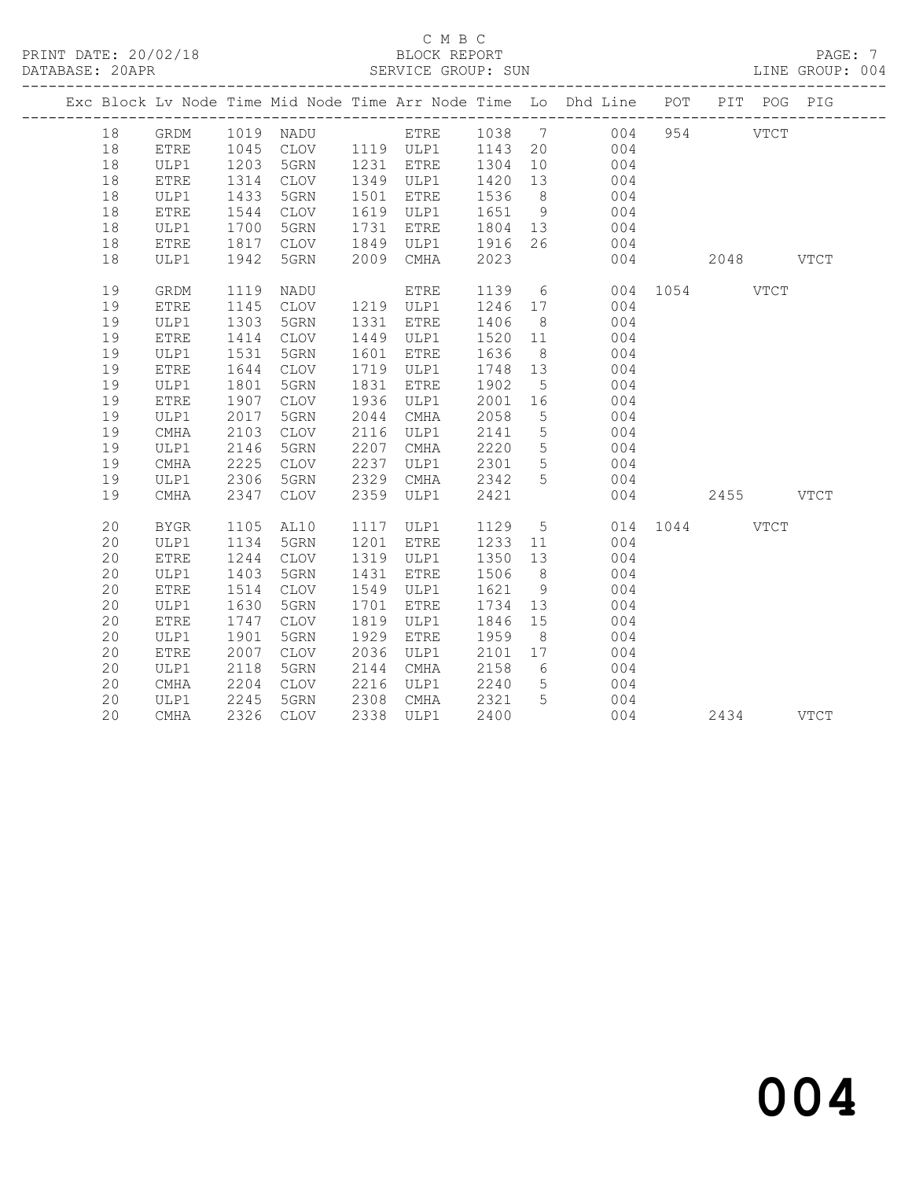C M B C
BLOCK REPORT
SERVICE GROUP: SUN

PRINT DATE: 20/02/18
DATABASE: 20APR
LINE GROUP: 004

| Exc | Block | Lv | Node | Time | Mid Node | Time | Arr Node | Time | Lo | Dhd Line | POT | PIT | POG | PIG |
|---|---|---|---|---|---|---|---|---|---|---|---|---|---|---|
| | 18 | | GRDM | 1019 | NADU | | ETRE | 1038 | 7 | 004 | 954 | | VTCT | |
| | 18 | | ETRE | 1045 | CLOV | 1119 | ULP1 | 1143 | 20 | 004 | | | | |
| | 18 | | ULP1 | 1203 | 5GRN | 1231 | ETRE | 1304 | 10 | 004 | | | | |
| | 18 | | ETRE | 1314 | CLOV | 1349 | ULP1 | 1420 | 13 | 004 | | | | |
| | 18 | | ULP1 | 1433 | 5GRN | 1501 | ETRE | 1536 | 8 | 004 | | | | |
| | 18 | | ETRE | 1544 | CLOV | 1619 | ULP1 | 1651 | 9 | 004 | | | | |
| | 18 | | ULP1 | 1700 | 5GRN | 1731 | ETRE | 1804 | 13 | 004 | | | | |
| | 18 | | ETRE | 1817 | CLOV | 1849 | ULP1 | 1916 | 26 | 004 | | | | |
| | 18 | | ULP1 | 1942 | 5GRN | 2009 | CMHA | 2023 | | 004 | | 2048 | | VTCT |
| | 19 | | GRDM | 1119 | NADU | | ETRE | 1139 | 6 | 004 | 1054 | | VTCT | |
| | 19 | | ETRE | 1145 | CLOV | 1219 | ULP1 | 1246 | 17 | 004 | | | | |
| | 19 | | ULP1 | 1303 | 5GRN | 1331 | ETRE | 1406 | 8 | 004 | | | | |
| | 19 | | ETRE | 1414 | CLOV | 1449 | ULP1 | 1520 | 11 | 004 | | | | |
| | 19 | | ULP1 | 1531 | 5GRN | 1601 | ETRE | 1636 | 8 | 004 | | | | |
| | 19 | | ETRE | 1644 | CLOV | 1719 | ULP1 | 1748 | 13 | 004 | | | | |
| | 19 | | ULP1 | 1801 | 5GRN | 1831 | ETRE | 1902 | 5 | 004 | | | | |
| | 19 | | ETRE | 1907 | CLOV | 1936 | ULP1 | 2001 | 16 | 004 | | | | |
| | 19 | | ULP1 | 2017 | 5GRN | 2044 | CMHA | 2058 | 5 | 004 | | | | |
| | 19 | | CMHA | 2103 | CLOV | 2116 | ULP1 | 2141 | 5 | 004 | | | | |
| | 19 | | ULP1 | 2146 | 5GRN | 2207 | CMHA | 2220 | 5 | 004 | | | | |
| | 19 | | CMHA | 2225 | CLOV | 2237 | ULP1 | 2301 | 5 | 004 | | | | |
| | 19 | | ULP1 | 2306 | 5GRN | 2329 | CMHA | 2342 | 5 | 004 | | | | |
| | 19 | | CMHA | 2347 | CLOV | 2359 | ULP1 | 2421 | | 004 | | 2455 | | VTCT |
| | 20 | | BYGR | 1105 | AL10 | 1117 | ULP1 | 1129 | 5 | 014 | 1044 | | VTCT | |
| | 20 | | ULP1 | 1134 | 5GRN | 1201 | ETRE | 1233 | 11 | 004 | | | | |
| | 20 | | ETRE | 1244 | CLOV | 1319 | ULP1 | 1350 | 13 | 004 | | | | |
| | 20 | | ULP1 | 1403 | 5GRN | 1431 | ETRE | 1506 | 8 | 004 | | | | |
| | 20 | | ETRE | 1514 | CLOV | 1549 | ULP1 | 1621 | 9 | 004 | | | | |
| | 20 | | ULP1 | 1630 | 5GRN | 1701 | ETRE | 1734 | 13 | 004 | | | | |
| | 20 | | ETRE | 1747 | CLOV | 1819 | ULP1 | 1846 | 15 | 004 | | | | |
| | 20 | | ULP1 | 1901 | 5GRN | 1929 | ETRE | 1959 | 8 | 004 | | | | |
| | 20 | | ETRE | 2007 | CLOV | 2036 | ULP1 | 2101 | 17 | 004 | | | | |
| | 20 | | ULP1 | 2118 | 5GRN | 2144 | CMHA | 2158 | 6 | 004 | | | | |
| | 20 | | CMHA | 2204 | CLOV | 2216 | ULP1 | 2240 | 5 | 004 | | | | |
| | 20 | | ULP1 | 2245 | 5GRN | 2308 | CMHA | 2321 | 5 | 004 | | | | |
| | 20 | | CMHA | 2326 | CLOV | 2338 | ULP1 | 2400 | | 004 | | 2434 | | VTCT |

004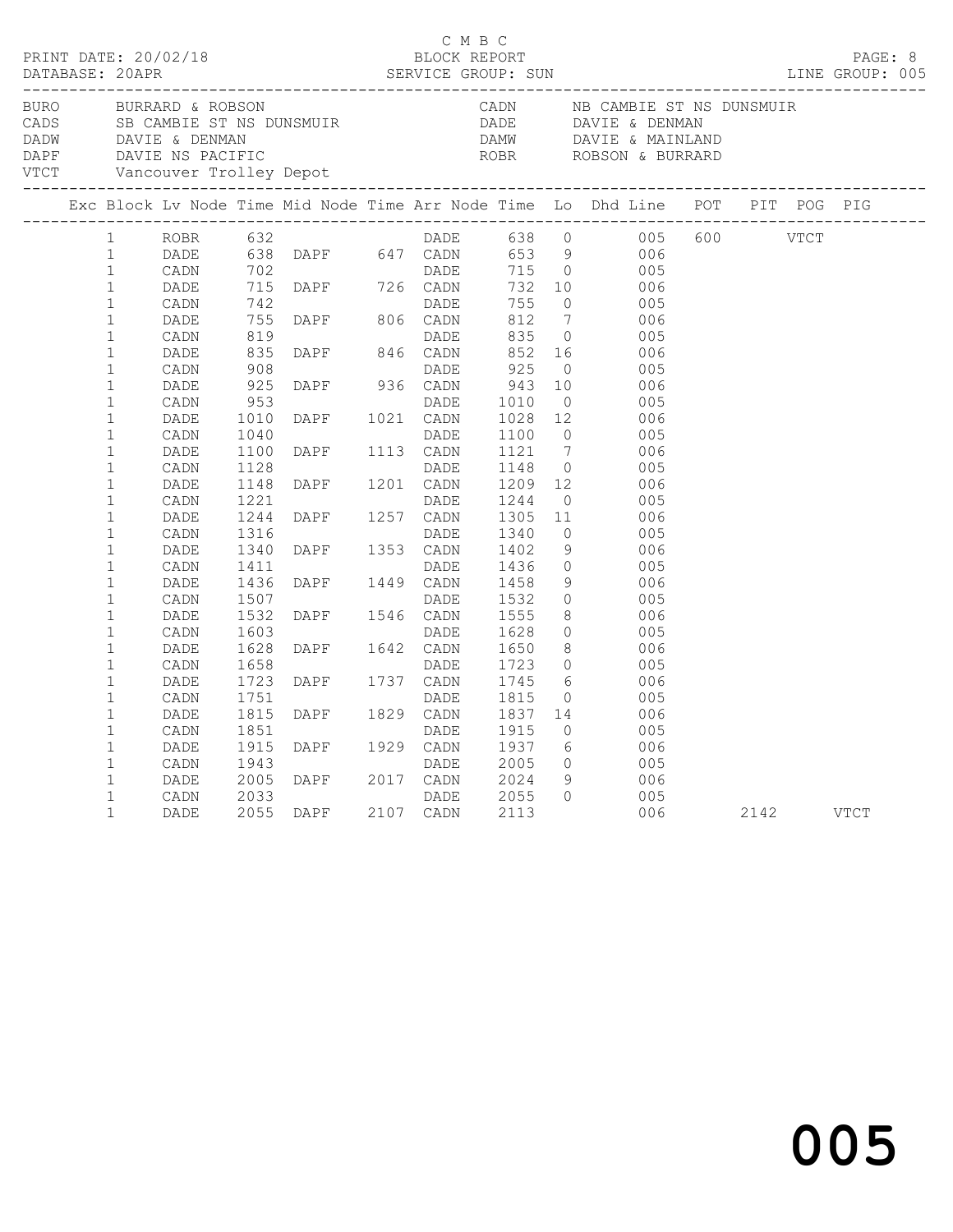C M B C

PRINT DATE: 20/02/18 BLOCK REPORT PAGE: 8
DATABASE: 20APR SERVICE GROUP: SUN LINE GROUP: 005

| Code | Description | Code | Description |
|---|---|---|---|
| BURO | BURRARD & ROBSON | CADN | NB CAMBIE ST NS DUNSMUIR |
| CADS | SB CAMBIE ST NS DUNSMUIR | DADE | DAVIE & DENMAN |
| DADW | DAVIE & DENMAN | DAMW | DAVIE & MAINLAND |
| DAPF | DAVIE NS PACIFIC | ROBR | ROBSON & BURRARD |
| VTCT | Vancouver Trolley Depot | | |

| Exc | Block | Lv Node | Time | Mid Node | Time | Arr Node | Time | Lo | Dhd | Line | POT | PIT | POG | PIG |
|---|---|---|---|---|---|---|---|---|---|---|---|---|---|---|
| | 1 | ROBR | 632 | | | DADE | 638 | 0 | | 005 | 600 | | VTCT | |
| | 1 | DADE | 638 | DAPF | 647 | CADN | 653 | 9 | | 006 | | | | |
| | 1 | CADN | 702 | | | DADE | 715 | 0 | | 005 | | | | |
| | 1 | DADE | 715 | DAPF | 726 | CADN | 732 | 10 | | 006 | | | | |
| | 1 | CADN | 742 | | | DADE | 755 | 0 | | 005 | | | | |
| | 1 | DADE | 755 | DAPF | 806 | CADN | 812 | 7 | | 006 | | | | |
| | 1 | CADN | 819 | | | DADE | 835 | 0 | | 005 | | | | |
| | 1 | DADE | 835 | DAPF | 846 | CADN | 852 | 16 | | 006 | | | | |
| | 1 | CADN | 908 | | | DADE | 925 | 0 | | 005 | | | | |
| | 1 | DADE | 925 | DAPF | 936 | CADN | 943 | 10 | | 006 | | | | |
| | 1 | CADN | 953 | | | DADE | 1010 | 0 | | 005 | | | | |
| | 1 | DADE | 1010 | DAPF | 1021 | CADN | 1028 | 12 | | 006 | | | | |
| | 1 | CADN | 1040 | | | DADE | 1100 | 0 | | 005 | | | | |
| | 1 | DADE | 1100 | DAPF | 1113 | CADN | 1121 | 7 | | 006 | | | | |
| | 1 | CADN | 1128 | | | DADE | 1148 | 0 | | 005 | | | | |
| | 1 | DADE | 1148 | DAPF | 1201 | CADN | 1209 | 12 | | 006 | | | | |
| | 1 | CADN | 1221 | | | DADE | 1244 | 0 | | 005 | | | | |
| | 1 | DADE | 1244 | DAPF | 1257 | CADN | 1305 | 11 | | 006 | | | | |
| | 1 | CADN | 1316 | | | DADE | 1340 | 0 | | 005 | | | | |
| | 1 | DADE | 1340 | DAPF | 1353 | CADN | 1402 | 9 | | 006 | | | | |
| | 1 | CADN | 1411 | | | DADE | 1436 | 0 | | 005 | | | | |
| | 1 | DADE | 1436 | DAPF | 1449 | CADN | 1458 | 9 | | 006 | | | | |
| | 1 | CADN | 1507 | | | DADE | 1532 | 0 | | 005 | | | | |
| | 1 | DADE | 1532 | DAPF | 1546 | CADN | 1555 | 8 | | 006 | | | | |
| | 1 | CADN | 1603 | | | DADE | 1628 | 0 | | 005 | | | | |
| | 1 | DADE | 1628 | DAPF | 1642 | CADN | 1650 | 8 | | 006 | | | | |
| | 1 | CADN | 1658 | | | DADE | 1723 | 0 | | 005 | | | | |
| | 1 | DADE | 1723 | DAPF | 1737 | CADN | 1745 | 6 | | 006 | | | | |
| | 1 | CADN | 1751 | | | DADE | 1815 | 0 | | 005 | | | | |
| | 1 | DADE | 1815 | DAPF | 1829 | CADN | 1837 | 14 | | 006 | | | | |
| | 1 | CADN | 1851 | | | DADE | 1915 | 0 | | 005 | | | | |
| | 1 | DADE | 1915 | DAPF | 1929 | CADN | 1937 | 6 | | 006 | | | | |
| | 1 | CADN | 1943 | | | DADE | 2005 | 0 | | 005 | | | | |
| | 1 | DADE | 2005 | DAPF | 2017 | CADN | 2024 | 9 | | 006 | | | | |
| | 1 | CADN | 2033 | | | DADE | 2055 | 0 | | 005 | | | | |
| | 1 | DADE | 2055 | DAPF | 2107 | CADN | 2113 | | | 006 | | 2142 | | VTCT |

005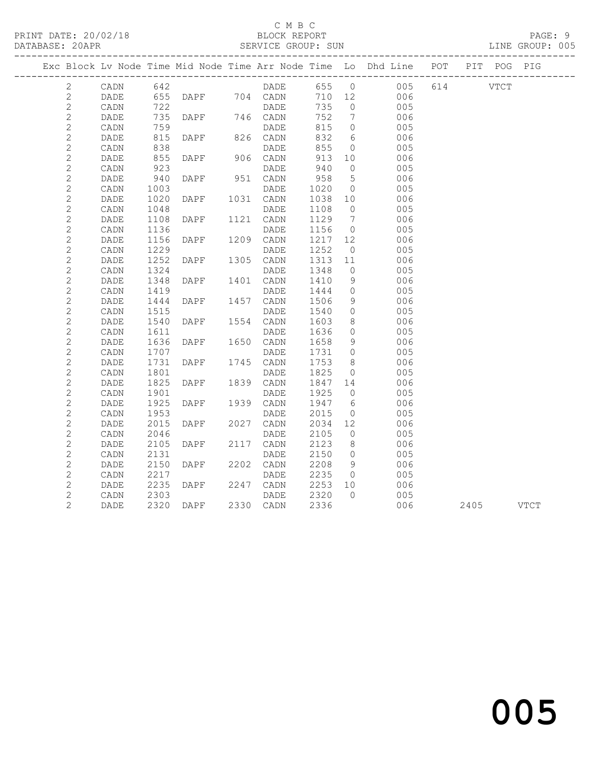C M B C

BLOCK REPORT

SERVICE GROUP: SUN

PRINT DATE: 20/02/18

DATABASE: 20APR

LINE GROUP: 005

| Exc | Block | Lv | Node | Time | Mid Node | Time | Arr Node | Time | Lo | Dhd Line | POT | PIT | POG | PIG |
|---|---|---|---|---|---|---|---|---|---|---|---|---|---|---|
| | 2 | | CADN | 642 | | | DADE | 655 | 0 | 005 | 614 | | VTCT | |
| | 2 | | DADE | 655 | DAPF | 704 | CADN | 710 | 12 | 006 | | | | |
| | 2 | | CADN | 722 | | | DADE | 735 | 0 | 005 | | | | |
| | 2 | | DADE | 735 | DAPF | 746 | CADN | 752 | 7 | 006 | | | | |
| | 2 | | CADN | 759 | | | DADE | 815 | 0 | 005 | | | | |
| | 2 | | DADE | 815 | DAPF | 826 | CADN | 832 | 6 | 006 | | | | |
| | 2 | | CADN | 838 | | | DADE | 855 | 0 | 005 | | | | |
| | 2 | | DADE | 855 | DAPF | 906 | CADN | 913 | 10 | 006 | | | | |
| | 2 | | CADN | 923 | | | DADE | 940 | 0 | 005 | | | | |
| | 2 | | DADE | 940 | DAPF | 951 | CADN | 958 | 5 | 006 | | | | |
| | 2 | | CADN | 1003 | | | DADE | 1020 | 0 | 005 | | | | |
| | 2 | | DADE | 1020 | DAPF | 1031 | CADN | 1038 | 10 | 006 | | | | |
| | 2 | | CADN | 1048 | | | DADE | 1108 | 0 | 005 | | | | |
| | 2 | | DADE | 1108 | DAPF | 1121 | CADN | 1129 | 7 | 006 | | | | |
| | 2 | | CADN | 1136 | | | DADE | 1156 | 0 | 005 | | | | |
| | 2 | | DADE | 1156 | DAPF | 1209 | CADN | 1217 | 12 | 006 | | | | |
| | 2 | | CADN | 1229 | | | DADE | 1252 | 0 | 005 | | | | |
| | 2 | | DADE | 1252 | DAPF | 1305 | CADN | 1313 | 11 | 006 | | | | |
| | 2 | | CADN | 1324 | | | DADE | 1348 | 0 | 005 | | | | |
| | 2 | | DADE | 1348 | DAPF | 1401 | CADN | 1410 | 9 | 006 | | | | |
| | 2 | | CADN | 1419 | | | DADE | 1444 | 0 | 005 | | | | |
| | 2 | | DADE | 1444 | DAPF | 1457 | CADN | 1506 | 9 | 006 | | | | |
| | 2 | | CADN | 1515 | | | DADE | 1540 | 0 | 005 | | | | |
| | 2 | | DADE | 1540 | DAPF | 1554 | CADN | 1603 | 8 | 006 | | | | |
| | 2 | | CADN | 1611 | | | DADE | 1636 | 0 | 005 | | | | |
| | 2 | | DADE | 1636 | DAPF | 1650 | CADN | 1658 | 9 | 006 | | | | |
| | 2 | | CADN | 1707 | | | DADE | 1731 | 0 | 005 | | | | |
| | 2 | | DADE | 1731 | DAPF | 1745 | CADN | 1753 | 8 | 006 | | | | |
| | 2 | | CADN | 1801 | | | DADE | 1825 | 0 | 005 | | | | |
| | 2 | | DADE | 1825 | DAPF | 1839 | CADN | 1847 | 14 | 006 | | | | |
| | 2 | | CADN | 1901 | | | DADE | 1925 | 0 | 005 | | | | |
| | 2 | | DADE | 1925 | DAPF | 1939 | CADN | 1947 | 6 | 006 | | | | |
| | 2 | | CADN | 1953 | | | DADE | 2015 | 0 | 005 | | | | |
| | 2 | | DADE | 2015 | DAPF | 2027 | CADN | 2034 | 12 | 006 | | | | |
| | 2 | | CADN | 2046 | | | DADE | 2105 | 0 | 005 | | | | |
| | 2 | | DADE | 2105 | DAPF | 2117 | CADN | 2123 | 8 | 006 | | | | |
| | 2 | | CADN | 2131 | | | DADE | 2150 | 0 | 005 | | | | |
| | 2 | | DADE | 2150 | DAPF | 2202 | CADN | 2208 | 9 | 006 | | | | |
| | 2 | | CADN | 2217 | | | DADE | 2235 | 0 | 005 | | | | |
| | 2 | | DADE | 2235 | DAPF | 2247 | CADN | 2253 | 10 | 006 | | | | |
| | 2 | | CADN | 2303 | | | DADE | 2320 | 0 | 005 | | | | |
| | 2 | | DADE | 2320 | DAPF | 2330 | CADN | 2336 | | 006 | | 2405 | | VTCT |

005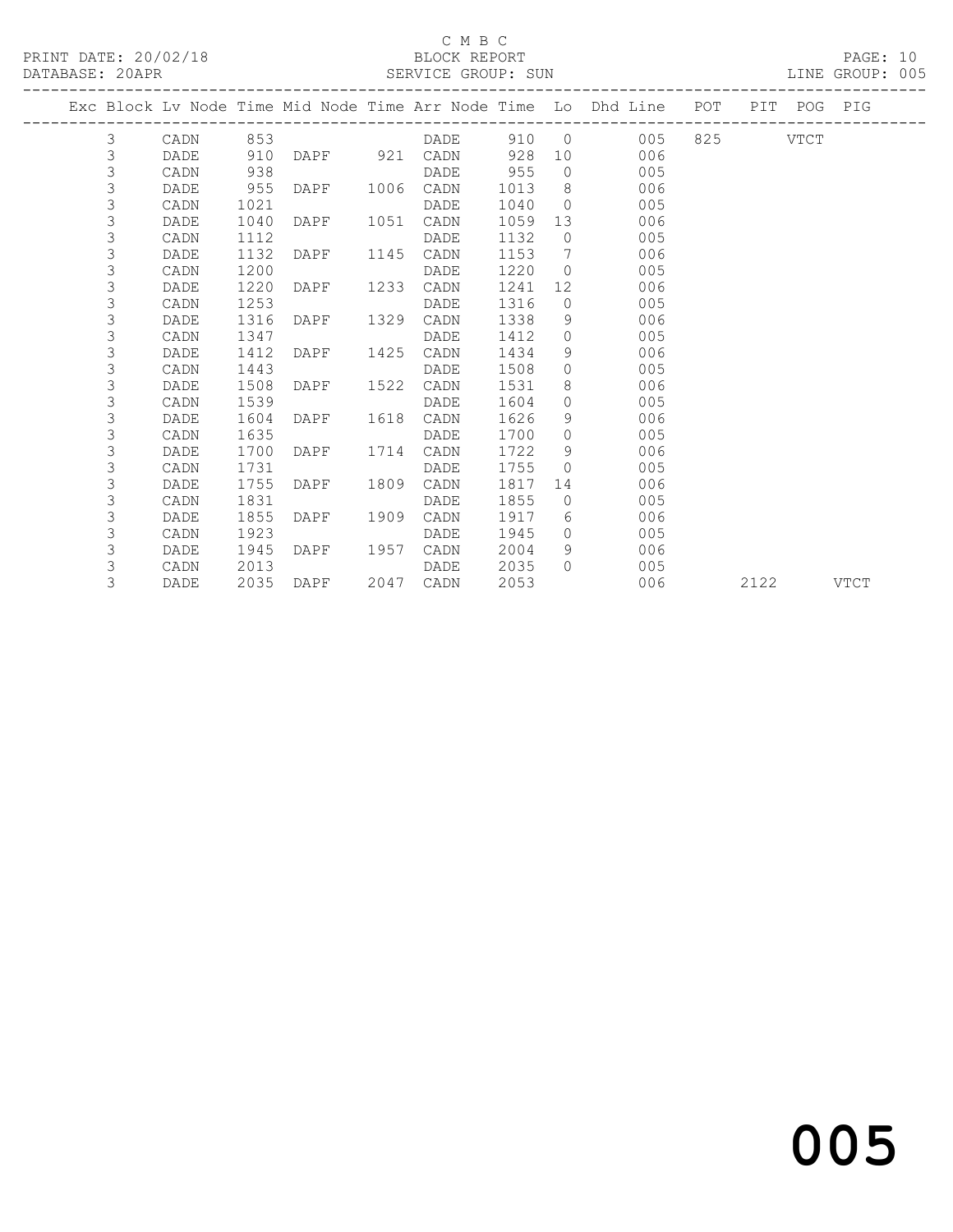C M B C

PRINT DATE: 20/02/18 BLOCK REPORT

DATABASE: 20APR SERVICE GROUP: SUN LINE GROUP: 005

| Exc | Block | Lv | Node | Time | Mid Node | Time | Arr Node | Time | Lo | Dhd Line | POT | PIT | POG | PIG |
|---|---|---|---|---|---|---|---|---|---|---|---|---|---|---|
| | 3 | | CADN | 853 | | | DADE | 910 | 0 | 005 | 825 | | VTCT | |
| | 3 | | DADE | 910 | DAPF | 921 | CADN | 928 | 10 | 006 | | | | |
| | 3 | | CADN | 938 | | | DADE | 955 | 0 | 005 | | | | |
| | 3 | | DADE | 955 | DAPF | 1006 | CADN | 1013 | 8 | 006 | | | | |
| | 3 | | CADN | 1021 | | | DADE | 1040 | 0 | 005 | | | | |
| | 3 | | DADE | 1040 | DAPF | 1051 | CADN | 1059 | 13 | 006 | | | | |
| | 3 | | CADN | 1112 | | | DADE | 1132 | 0 | 005 | | | | |
| | 3 | | DADE | 1132 | DAPF | 1145 | CADN | 1153 | 7 | 006 | | | | |
| | 3 | | CADN | 1200 | | | DADE | 1220 | 0 | 005 | | | | |
| | 3 | | DADE | 1220 | DAPF | 1233 | CADN | 1241 | 12 | 006 | | | | |
| | 3 | | CADN | 1253 | | | DADE | 1316 | 0 | 005 | | | | |
| | 3 | | DADE | 1316 | DAPF | 1329 | CADN | 1338 | 9 | 006 | | | | |
| | 3 | | CADN | 1347 | | | DADE | 1412 | 0 | 005 | | | | |
| | 3 | | DADE | 1412 | DAPF | 1425 | CADN | 1434 | 9 | 006 | | | | |
| | 3 | | CADN | 1443 | | | DADE | 1508 | 0 | 005 | | | | |
| | 3 | | DADE | 1508 | DAPF | 1522 | CADN | 1531 | 8 | 006 | | | | |
| | 3 | | CADN | 1539 | | | DADE | 1604 | 0 | 005 | | | | |
| | 3 | | DADE | 1604 | DAPF | 1618 | CADN | 1626 | 9 | 006 | | | | |
| | 3 | | CADN | 1635 | | | DADE | 1700 | 0 | 005 | | | | |
| | 3 | | DADE | 1700 | DAPF | 1714 | CADN | 1722 | 9 | 006 | | | | |
| | 3 | | CADN | 1731 | | | DADE | 1755 | 0 | 005 | | | | |
| | 3 | | DADE | 1755 | DAPF | 1809 | CADN | 1817 | 14 | 006 | | | | |
| | 3 | | CADN | 1831 | | | DADE | 1855 | 0 | 005 | | | | |
| | 3 | | DADE | 1855 | DAPF | 1909 | CADN | 1917 | 6 | 006 | | | | |
| | 3 | | CADN | 1923 | | | DADE | 1945 | 0 | 005 | | | | |
| | 3 | | DADE | 1945 | DAPF | 1957 | CADN | 2004 | 9 | 006 | | | | |
| | 3 | | CADN | 2013 | | | DADE | 2035 | 0 | 005 | | | | |
| | 3 | | DADE | 2035 | DAPF | 2047 | CADN | 2053 | | 006 | | 2122 | | VTCT |

005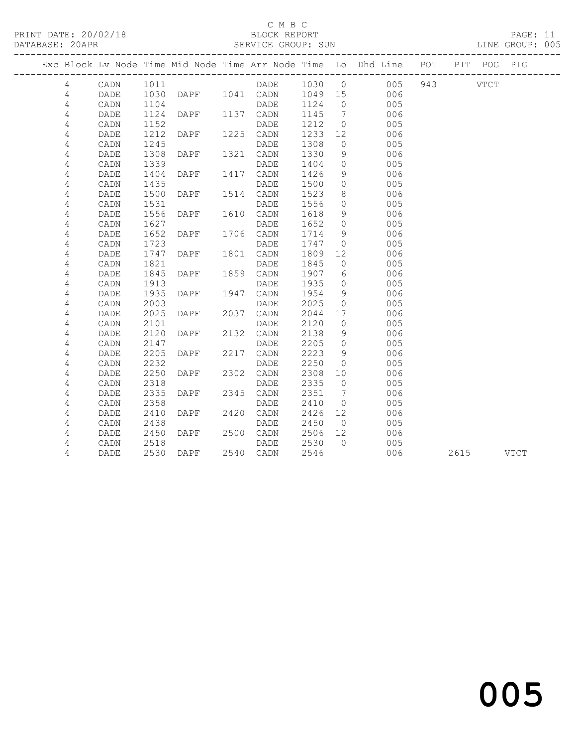C M B C

PRINT DATE: 20/02/18 BLOCK REPORT

DATABASE: 20APR SERVICE GROUP: SUN LINE GROUP: 005

| Exc | Block | Lv | Node | Time | Mid Node | Time | Arr Node | Time | Lo | Dhd Line | POT | PIT | POG | PIG |
|---|---|---|---|---|---|---|---|---|---|---|---|---|---|---|
| | 4 | | CADN | 1011 | | | DADE | 1030 | 0 | 005 | 943 | | VTCT | |
| | 4 | | DADE | 1030 | DAPF | 1041 | CADN | 1049 | 15 | 006 | | | | |
| | 4 | | CADN | 1104 | | | DADE | 1124 | 0 | 005 | | | | |
| | 4 | | DADE | 1124 | DAPF | 1137 | CADN | 1145 | 7 | 006 | | | | |
| | 4 | | CADN | 1152 | | | DADE | 1212 | 0 | 005 | | | | |
| | 4 | | DADE | 1212 | DAPF | 1225 | CADN | 1233 | 12 | 006 | | | | |
| | 4 | | CADN | 1245 | | | DADE | 1308 | 0 | 005 | | | | |
| | 4 | | DADE | 1308 | DAPF | 1321 | CADN | 1330 | 9 | 006 | | | | |
| | 4 | | CADN | 1339 | | | DADE | 1404 | 0 | 005 | | | | |
| | 4 | | DADE | 1404 | DAPF | 1417 | CADN | 1426 | 9 | 006 | | | | |
| | 4 | | CADN | 1435 | | | DADE | 1500 | 0 | 005 | | | | |
| | 4 | | DADE | 1500 | DAPF | 1514 | CADN | 1523 | 8 | 006 | | | | |
| | 4 | | CADN | 1531 | | | DADE | 1556 | 0 | 005 | | | | |
| | 4 | | DADE | 1556 | DAPF | 1610 | CADN | 1618 | 9 | 006 | | | | |
| | 4 | | CADN | 1627 | | | DADE | 1652 | 0 | 005 | | | | |
| | 4 | | DADE | 1652 | DAPF | 1706 | CADN | 1714 | 9 | 006 | | | | |
| | 4 | | CADN | 1723 | | | DADE | 1747 | 0 | 005 | | | | |
| | 4 | | DADE | 1747 | DAPF | 1801 | CADN | 1809 | 12 | 006 | | | | |
| | 4 | | CADN | 1821 | | | DADE | 1845 | 0 | 005 | | | | |
| | 4 | | DADE | 1845 | DAPF | 1859 | CADN | 1907 | 6 | 006 | | | | |
| | 4 | | CADN | 1913 | | | DADE | 1935 | 0 | 005 | | | | |
| | 4 | | DADE | 1935 | DAPF | 1947 | CADN | 1954 | 9 | 006 | | | | |
| | 4 | | CADN | 2003 | | | DADE | 2025 | 0 | 005 | | | | |
| | 4 | | DADE | 2025 | DAPF | 2037 | CADN | 2044 | 17 | 006 | | | | |
| | 4 | | CADN | 2101 | | | DADE | 2120 | 0 | 005 | | | | |
| | 4 | | DADE | 2120 | DAPF | 2132 | CADN | 2138 | 9 | 006 | | | | |
| | 4 | | CADN | 2147 | | | DADE | 2205 | 0 | 005 | | | | |
| | 4 | | DADE | 2205 | DAPF | 2217 | CADN | 2223 | 9 | 006 | | | | |
| | 4 | | CADN | 2232 | | | DADE | 2250 | 0 | 005 | | | | |
| | 4 | | DADE | 2250 | DAPF | 2302 | CADN | 2308 | 10 | 006 | | | | |
| | 4 | | CADN | 2318 | | | DADE | 2335 | 0 | 005 | | | | |
| | 4 | | DADE | 2335 | DAPF | 2345 | CADN | 2351 | 7 | 006 | | | | |
| | 4 | | CADN | 2358 | | | DADE | 2410 | 0 | 005 | | | | |
| | 4 | | DADE | 2410 | DAPF | 2420 | CADN | 2426 | 12 | 006 | | | | |
| | 4 | | CADN | 2438 | | | DADE | 2450 | 0 | 005 | | | | |
| | 4 | | DADE | 2450 | DAPF | 2500 | CADN | 2506 | 12 | 006 | | | | |
| | 4 | | CADN | 2518 | | | DADE | 2530 | 0 | 005 | | | | |
| | 4 | | DADE | 2530 | DAPF | 2540 | CADN | 2546 | | 006 | | 2615 | | VTCT |

005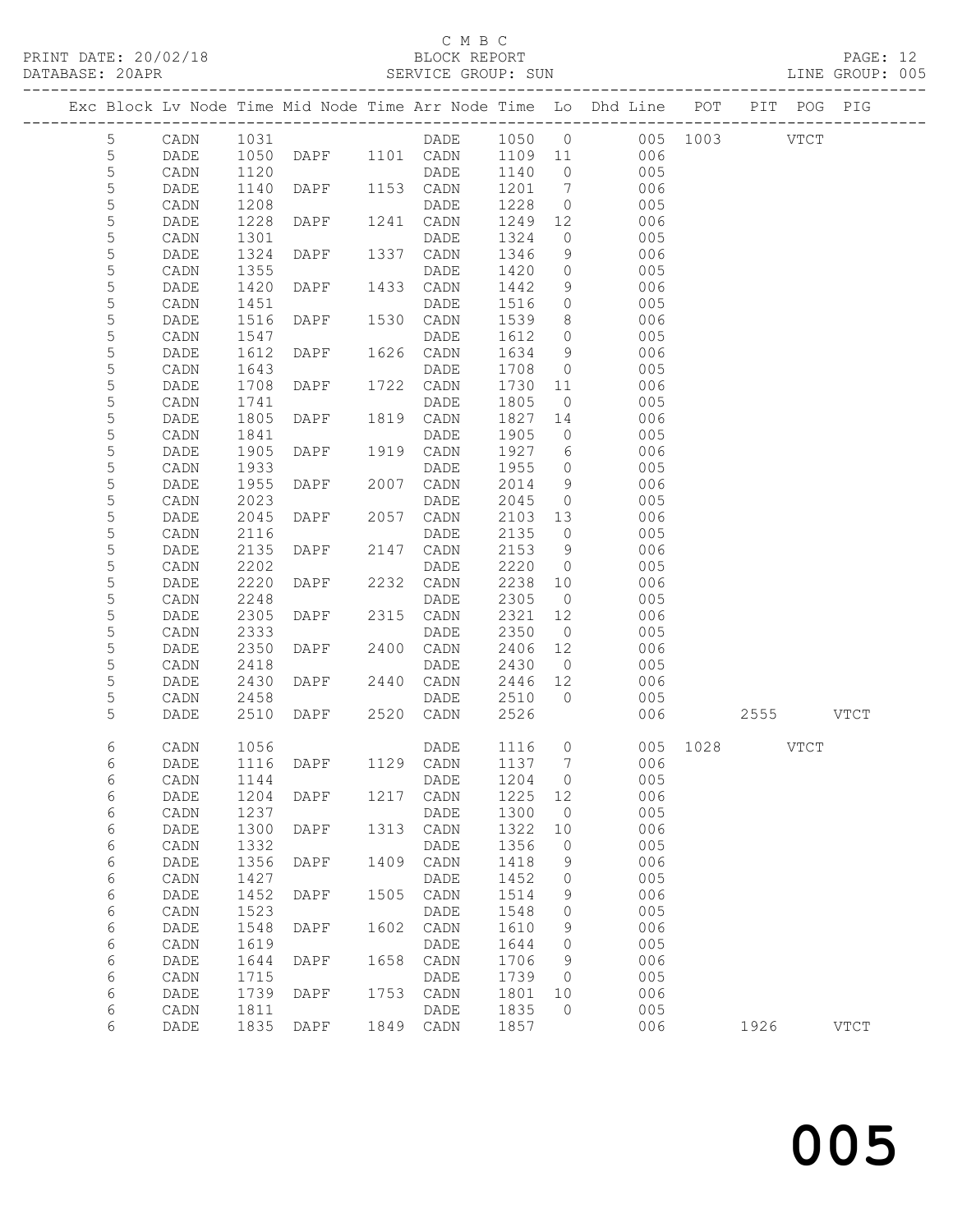C M B C
BLOCK REPORT
SERVICE GROUP: SUN

PRINT DATE: 20/02/18
DATABASE: 20APR
LINE GROUP: 005

| Exc | Block | Lv | Node | Time | Mid Node | Time | Arr Node | Time | Lo | Dhd Line | POT | PIT | POG | PIG |
|---|---|---|---|---|---|---|---|---|---|---|---|---|---|---|
| | 5 | | CADN | 1031 | | | DADE | 1050 | 0 | 005 | 1003 | | VTCT | |
| | 5 | | DADE | 1050 | DAPF | 1101 | CADN | 1109 | 11 | 006 | | | | |
| | 5 | | CADN | 1120 | | | DADE | 1140 | 0 | 005 | | | | |
| | 5 | | DADE | 1140 | DAPF | 1153 | CADN | 1201 | 7 | 006 | | | | |
| | 5 | | CADN | 1208 | | | DADE | 1228 | 0 | 005 | | | | |
| | 5 | | DADE | 1228 | DAPF | 1241 | CADN | 1249 | 12 | 006 | | | | |
| | 5 | | CADN | 1301 | | | DADE | 1324 | 0 | 005 | | | | |
| | 5 | | DADE | 1324 | DAPF | 1337 | CADN | 1346 | 9 | 006 | | | | |
| | 5 | | CADN | 1355 | | | DADE | 1420 | 0 | 005 | | | | |
| | 5 | | DADE | 1420 | DAPF | 1433 | CADN | 1442 | 9 | 006 | | | | |
| | 5 | | CADN | 1451 | | | DADE | 1516 | 0 | 005 | | | | |
| | 5 | | DADE | 1516 | DAPF | 1530 | CADN | 1539 | 8 | 006 | | | | |
| | 5 | | CADN | 1547 | | | DADE | 1612 | 0 | 005 | | | | |
| | 5 | | DADE | 1612 | DAPF | 1626 | CADN | 1634 | 9 | 006 | | | | |
| | 5 | | CADN | 1643 | | | DADE | 1708 | 0 | 005 | | | | |
| | 5 | | DADE | 1708 | DAPF | 1722 | CADN | 1730 | 11 | 006 | | | | |
| | 5 | | CADN | 1741 | | | DADE | 1805 | 0 | 005 | | | | |
| | 5 | | DADE | 1805 | DAPF | 1819 | CADN | 1827 | 14 | 006 | | | | |
| | 5 | | CADN | 1841 | | | DADE | 1905 | 0 | 005 | | | | |
| | 5 | | DADE | 1905 | DAPF | 1919 | CADN | 1927 | 6 | 006 | | | | |
| | 5 | | CADN | 1933 | | | DADE | 1955 | 0 | 005 | | | | |
| | 5 | | DADE | 1955 | DAPF | 2007 | CADN | 2014 | 9 | 006 | | | | |
| | 5 | | CADN | 2023 | | | DADE | 2045 | 0 | 005 | | | | |
| | 5 | | DADE | 2045 | DAPF | 2057 | CADN | 2103 | 13 | 006 | | | | |
| | 5 | | CADN | 2116 | | | DADE | 2135 | 0 | 005 | | | | |
| | 5 | | DADE | 2135 | DAPF | 2147 | CADN | 2153 | 9 | 006 | | | | |
| | 5 | | CADN | 2202 | | | DADE | 2220 | 0 | 005 | | | | |
| | 5 | | DADE | 2220 | DAPF | 2232 | CADN | 2238 | 10 | 006 | | | | |
| | 5 | | CADN | 2248 | | | DADE | 2305 | 0 | 005 | | | | |
| | 5 | | DADE | 2305 | DAPF | 2315 | CADN | 2321 | 12 | 006 | | | | |
| | 5 | | CADN | 2333 | | | DADE | 2350 | 0 | 005 | | | | |
| | 5 | | DADE | 2350 | DAPF | 2400 | CADN | 2406 | 12 | 006 | | | | |
| | 5 | | CADN | 2418 | | | DADE | 2430 | 0 | 005 | | | | |
| | 5 | | DADE | 2430 | DAPF | 2440 | CADN | 2446 | 12 | 006 | | | | |
| | 5 | | CADN | 2458 | | | DADE | 2510 | 0 | 005 | | | | |
| | 5 | | DADE | 2510 | DAPF | 2520 | CADN | 2526 | | 006 | | 2555 | | VTCT |
| | 6 | | CADN | 1056 | | | DADE | 1116 | 0 | 005 | 1028 | | VTCT | |
| | 6 | | DADE | 1116 | DAPF | 1129 | CADN | 1137 | 7 | 006 | | | | |
| | 6 | | CADN | 1144 | | | DADE | 1204 | 0 | 005 | | | | |
| | 6 | | DADE | 1204 | DAPF | 1217 | CADN | 1225 | 12 | 006 | | | | |
| | 6 | | CADN | 1237 | | | DADE | 1300 | 0 | 005 | | | | |
| | 6 | | DADE | 1300 | DAPF | 1313 | CADN | 1322 | 10 | 006 | | | | |
| | 6 | | CADN | 1332 | | | DADE | 1356 | 0 | 005 | | | | |
| | 6 | | DADE | 1356 | DAPF | 1409 | CADN | 1418 | 9 | 006 | | | | |
| | 6 | | CADN | 1427 | | | DADE | 1452 | 0 | 005 | | | | |
| | 6 | | DADE | 1452 | DAPF | 1505 | CADN | 1514 | 9 | 006 | | | | |
| | 6 | | CADN | 1523 | | | DADE | 1548 | 0 | 005 | | | | |
| | 6 | | DADE | 1548 | DAPF | 1602 | CADN | 1610 | 9 | 006 | | | | |
| | 6 | | CADN | 1619 | | | DADE | 1644 | 0 | 005 | | | | |
| | 6 | | DADE | 1644 | DAPF | 1658 | CADN | 1706 | 9 | 006 | | | | |
| | 6 | | CADN | 1715 | | | DADE | 1739 | 0 | 005 | | | | |
| | 6 | | DADE | 1739 | DAPF | 1753 | CADN | 1801 | 10 | 006 | | | | |
| | 6 | | CADN | 1811 | | | DADE | 1835 | 0 | 005 | | | | |
| | 6 | | DADE | 1835 | DAPF | 1849 | CADN | 1857 | | 006 | | 1926 | | VTCT |

005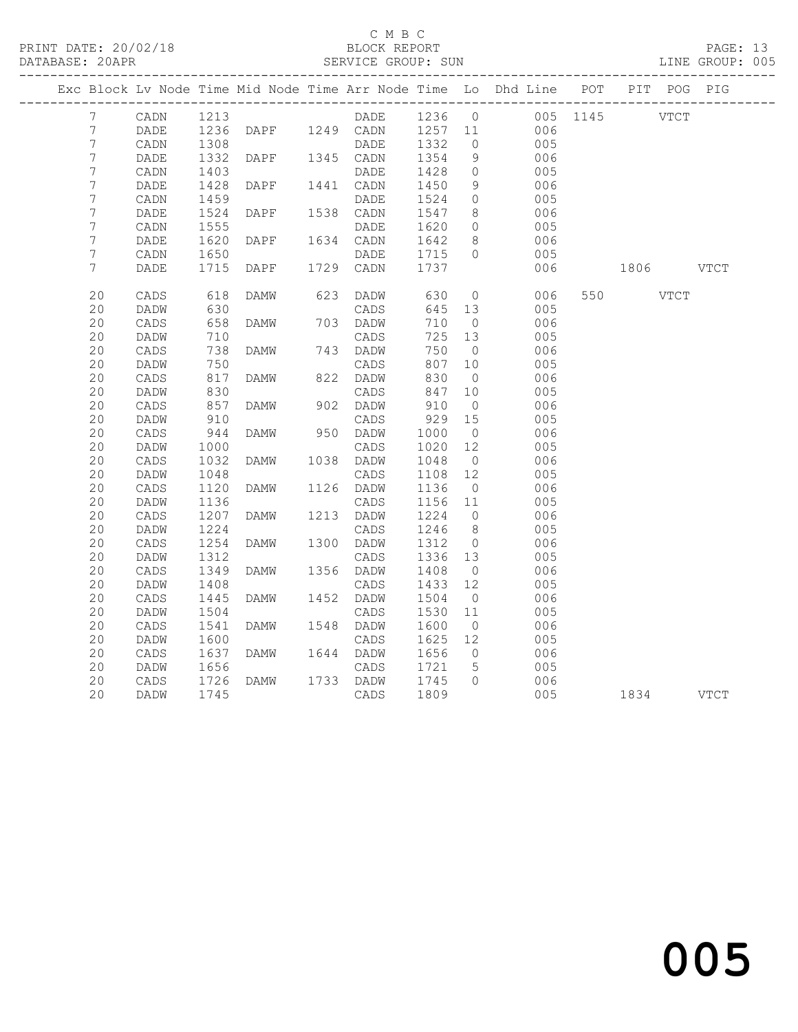C M B C

PRINT DATE: 20/02/18 BLOCK REPORT

DATABASE: 20APR SERVICE GROUP: SUN LINE GROUP: 005

| Exc | Block | Lv | Node | Time | Mid Node | Time | Arr Node | Time | Lo | Dhd Line | POT | PIT | POG | PIG |
|---|---|---|---|---|---|---|---|---|---|---|---|---|---|---|
| | 7 | | CADN | 1213 | | | DADE | 1236 | 0 | 005 | 1145 | | VTCT | |
| | 7 | | DADE | 1236 | DAPF | 1249 | CADN | 1257 | 11 | 006 | | | | |
| | 7 | | CADN | 1308 | | | DADE | 1332 | 0 | 005 | | | | |
| | 7 | | DADE | 1332 | DAPF | 1345 | CADN | 1354 | 9 | 006 | | | | |
| | 7 | | CADN | 1403 | | | DADE | 1428 | 0 | 005 | | | | |
| | 7 | | DADE | 1428 | DAPF | 1441 | CADN | 1450 | 9 | 006 | | | | |
| | 7 | | CADN | 1459 | | | DADE | 1524 | 0 | 005 | | | | |
| | 7 | | DADE | 1524 | DAPF | 1538 | CADN | 1547 | 8 | 006 | | | | |
| | 7 | | CADN | 1555 | | | DADE | 1620 | 0 | 005 | | | | |
| | 7 | | DADE | 1620 | DAPF | 1634 | CADN | 1642 | 8 | 006 | | | | |
| | 7 | | CADN | 1650 | | | DADE | 1715 | 0 | 005 | | | | |
| | 7 | | DADE | 1715 | DAPF | 1729 | CADN | 1737 | | 006 | | 1806 | | VTCT |
| | 20 | | CADS | 618 | DAMW | 623 | DADW | 630 | 0 | 006 | 550 | | VTCT | |
| | 20 | | DADW | 630 | | | CADS | 645 | 13 | 005 | | | | |
| | 20 | | CADS | 658 | DAMW | 703 | DADW | 710 | 0 | 006 | | | | |
| | 20 | | DADW | 710 | | | CADS | 725 | 13 | 005 | | | | |
| | 20 | | CADS | 738 | DAMW | 743 | DADW | 750 | 0 | 006 | | | | |
| | 20 | | DADW | 750 | | | CADS | 807 | 10 | 005 | | | | |
| | 20 | | CADS | 817 | DAMW | 822 | DADW | 830 | 0 | 006 | | | | |
| | 20 | | DADW | 830 | | | CADS | 847 | 10 | 005 | | | | |
| | 20 | | CADS | 857 | DAMW | 902 | DADW | 910 | 0 | 006 | | | | |
| | 20 | | DADW | 910 | | | CADS | 929 | 15 | 005 | | | | |
| | 20 | | CADS | 944 | DAMW | 950 | DADW | 1000 | 0 | 006 | | | | |
| | 20 | | DADW | 1000 | | | CADS | 1020 | 12 | 005 | | | | |
| | 20 | | CADS | 1032 | DAMW | 1038 | DADW | 1048 | 0 | 006 | | | | |
| | 20 | | DADW | 1048 | | | CADS | 1108 | 12 | 005 | | | | |
| | 20 | | CADS | 1120 | DAMW | 1126 | DADW | 1136 | 0 | 006 | | | | |
| | 20 | | DADW | 1136 | | | CADS | 1156 | 11 | 005 | | | | |
| | 20 | | CADS | 1207 | DAMW | 1213 | DADW | 1224 | 0 | 006 | | | | |
| | 20 | | DADW | 1224 | | | CADS | 1246 | 8 | 005 | | | | |
| | 20 | | CADS | 1254 | DAMW | 1300 | DADW | 1312 | 0 | 006 | | | | |
| | 20 | | DADW | 1312 | | | CADS | 1336 | 13 | 005 | | | | |
| | 20 | | CADS | 1349 | DAMW | 1356 | DADW | 1408 | 0 | 006 | | | | |
| | 20 | | DADW | 1408 | | | CADS | 1433 | 12 | 005 | | | | |
| | 20 | | CADS | 1445 | DAMW | 1452 | DADW | 1504 | 0 | 006 | | | | |
| | 20 | | DADW | 1504 | | | CADS | 1530 | 11 | 005 | | | | |
| | 20 | | CADS | 1541 | DAMW | 1548 | DADW | 1600 | 0 | 006 | | | | |
| | 20 | | DADW | 1600 | | | CADS | 1625 | 12 | 005 | | | | |
| | 20 | | CADS | 1637 | DAMW | 1644 | DADW | 1656 | 0 | 006 | | | | |
| | 20 | | DADW | 1656 | | | CADS | 1721 | 5 | 005 | | | | |
| | 20 | | CADS | 1726 | DAMW | 1733 | DADW | 1745 | 0 | 006 | | | | |
| | 20 | | DADW | 1745 | | | CADS | 1809 | | 005 | | 1834 | | VTCT |

005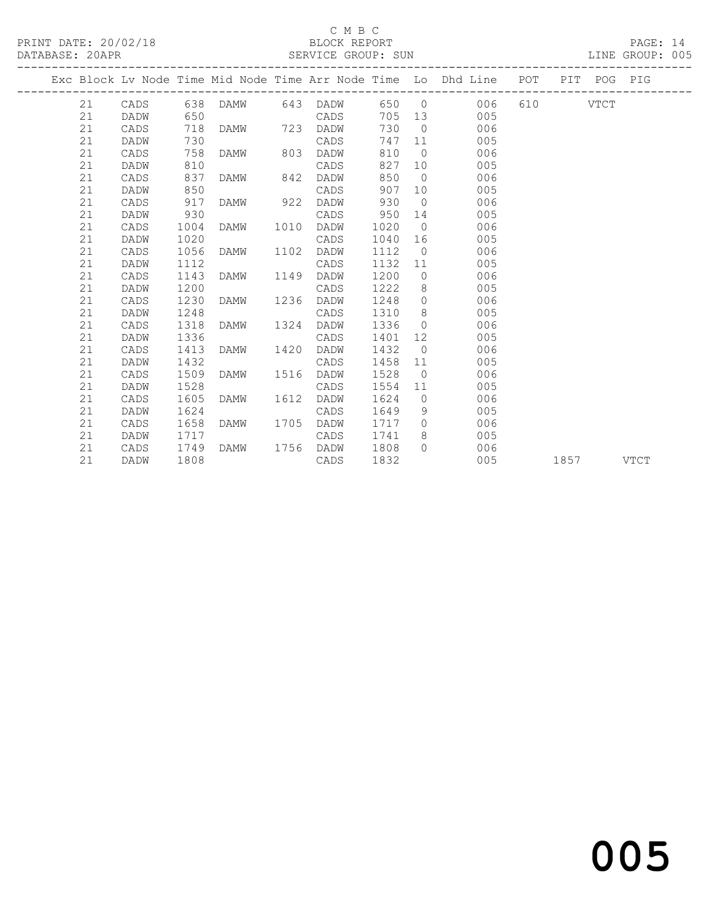C M B C

PRINT DATE: 20/02/18 BLOCK REPORT

DATABASE: 20APR SERVICE GROUP: SUN LINE GROUP: 005

| Exc | Block | Lv Node | Time | Mid Node | Time | Arr Node | Time | Lo | Dhd Line | POT | PIT | POG | PIG |
|---|---|---|---|---|---|---|---|---|---|---|---|---|---|
| | 21 | CADS | 638 | DAMW | 643 | DADW | 650 | 0 | 006 | 610 | | VTCT | |
| | 21 | DADW | 650 | | | CADS | 705 | 13 | 005 | | | | |
| | 21 | CADS | 718 | DAMW | 723 | DADW | 730 | 0 | 006 | | | | |
| | 21 | DADW | 730 | | | CADS | 747 | 11 | 005 | | | | |
| | 21 | CADS | 758 | DAMW | 803 | DADW | 810 | 0 | 006 | | | | |
| | 21 | DADW | 810 | | | CADS | 827 | 10 | 005 | | | | |
| | 21 | CADS | 837 | DAMW | 842 | DADW | 850 | 0 | 006 | | | | |
| | 21 | DADW | 850 | | | CADS | 907 | 10 | 005 | | | | |
| | 21 | CADS | 917 | DAMW | 922 | DADW | 930 | 0 | 006 | | | | |
| | 21 | DADW | 930 | | | CADS | 950 | 14 | 005 | | | | |
| | 21 | CADS | 1004 | DAMW | 1010 | DADW | 1020 | 0 | 006 | | | | |
| | 21 | DADW | 1020 | | | CADS | 1040 | 16 | 005 | | | | |
| | 21 | CADS | 1056 | DAMW | 1102 | DADW | 1112 | 0 | 006 | | | | |
| | 21 | DADW | 1112 | | | CADS | 1132 | 11 | 005 | | | | |
| | 21 | CADS | 1143 | DAMW | 1149 | DADW | 1200 | 0 | 006 | | | | |
| | 21 | DADW | 1200 | | | CADS | 1222 | 8 | 005 | | | | |
| | 21 | CADS | 1230 | DAMW | 1236 | DADW | 1248 | 0 | 006 | | | | |
| | 21 | DADW | 1248 | | | CADS | 1310 | 8 | 005 | | | | |
| | 21 | CADS | 1318 | DAMW | 1324 | DADW | 1336 | 0 | 006 | | | | |
| | 21 | DADW | 1336 | | | CADS | 1401 | 12 | 005 | | | | |
| | 21 | CADS | 1413 | DAMW | 1420 | DADW | 1432 | 0 | 006 | | | | |
| | 21 | DADW | 1432 | | | CADS | 1458 | 11 | 005 | | | | |
| | 21 | CADS | 1509 | DAMW | 1516 | DADW | 1528 | 0 | 006 | | | | |
| | 21 | DADW | 1528 | | | CADS | 1554 | 11 | 005 | | | | |
| | 21 | CADS | 1605 | DAMW | 1612 | DADW | 1624 | 0 | 006 | | | | |
| | 21 | DADW | 1624 | | | CADS | 1649 | 9 | 005 | | | | |
| | 21 | CADS | 1658 | DAMW | 1705 | DADW | 1717 | 0 | 006 | | | | |
| | 21 | DADW | 1717 | | | CADS | 1741 | 8 | 005 | | | | |
| | 21 | CADS | 1749 | DAMW | 1756 | DADW | 1808 | 0 | 006 | | | | |
| | 21 | DADW | 1808 | | | CADS | 1832 | | 005 | | 1857 | | VTCT |

005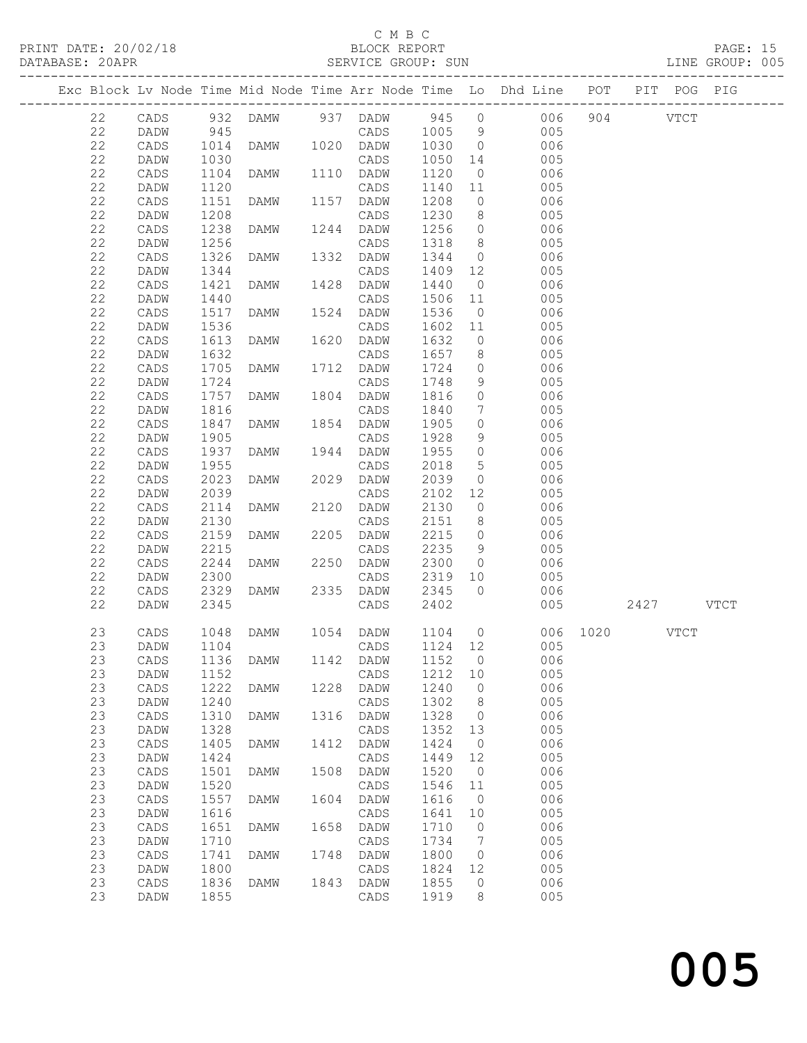C M B C
PRINT DATE: 20/02/18 BLOCK REPORT
DATABASE: 20APR SERVICE GROUP: SUN LINE GROUP: 005

| Exc | Block | Lv | Node | Time | Mid Node | Time | Arr Node | Time | Lo | Dhd Line | POT | PIT | POG | PIG |
|---|---|---|---|---|---|---|---|---|---|---|---|---|---|---|
| | 22 | | CADS | 932 | DAMW | 937 | DADW | 945 | 0 | 006 | 904 | | VTCT | |
| | 22 | | DADW | 945 | | | CADS | 1005 | 9 | 005 | | | | |
| | 22 | | CADS | 1014 | DAMW | 1020 | DADW | 1030 | 0 | 006 | | | | |
| | 22 | | DADW | 1030 | | | CADS | 1050 | 14 | 005 | | | | |
| | 22 | | CADS | 1104 | DAMW | 1110 | DADW | 1120 | 0 | 006 | | | | |
| | 22 | | DADW | 1120 | | | CADS | 1140 | 11 | 005 | | | | |
| | 22 | | CADS | 1151 | DAMW | 1157 | DADW | 1208 | 0 | 006 | | | | |
| | 22 | | DADW | 1208 | | | CADS | 1230 | 8 | 005 | | | | |
| | 22 | | CADS | 1238 | DAMW | 1244 | DADW | 1256 | 0 | 006 | | | | |
| | 22 | | DADW | 1256 | | | CADS | 1318 | 8 | 005 | | | | |
| | 22 | | CADS | 1326 | DAMW | 1332 | DADW | 1344 | 0 | 006 | | | | |
| | 22 | | DADW | 1344 | | | CADS | 1409 | 12 | 005 | | | | |
| | 22 | | CADS | 1421 | DAMW | 1428 | DADW | 1440 | 0 | 006 | | | | |
| | 22 | | DADW | 1440 | | | CADS | 1506 | 11 | 005 | | | | |
| | 22 | | CADS | 1517 | DAMW | 1524 | DADW | 1536 | 0 | 006 | | | | |
| | 22 | | DADW | 1536 | | | CADS | 1602 | 11 | 005 | | | | |
| | 22 | | CADS | 1613 | DAMW | 1620 | DADW | 1632 | 0 | 006 | | | | |
| | 22 | | DADW | 1632 | | | CADS | 1657 | 8 | 005 | | | | |
| | 22 | | CADS | 1705 | DAMW | 1712 | DADW | 1724 | 0 | 006 | | | | |
| | 22 | | DADW | 1724 | | | CADS | 1748 | 9 | 005 | | | | |
| | 22 | | CADS | 1757 | DAMW | 1804 | DADW | 1816 | 0 | 006 | | | | |
| | 22 | | DADW | 1816 | | | CADS | 1840 | 7 | 005 | | | | |
| | 22 | | CADS | 1847 | DAMW | 1854 | DADW | 1905 | 0 | 006 | | | | |
| | 22 | | DADW | 1905 | | | CADS | 1928 | 9 | 005 | | | | |
| | 22 | | CADS | 1937 | DAMW | 1944 | DADW | 1955 | 0 | 006 | | | | |
| | 22 | | DADW | 1955 | | | CADS | 2018 | 5 | 005 | | | | |
| | 22 | | CADS | 2023 | DAMW | 2029 | DADW | 2039 | 0 | 006 | | | | |
| | 22 | | DADW | 2039 | | | CADS | 2102 | 12 | 005 | | | | |
| | 22 | | CADS | 2114 | DAMW | 2120 | DADW | 2130 | 0 | 006 | | | | |
| | 22 | | DADW | 2130 | | | CADS | 2151 | 8 | 005 | | | | |
| | 22 | | CADS | 2159 | DAMW | 2205 | DADW | 2215 | 0 | 006 | | | | |
| | 22 | | DADW | 2215 | | | CADS | 2235 | 9 | 005 | | | | |
| | 22 | | CADS | 2244 | DAMW | 2250 | DADW | 2300 | 0 | 006 | | | | |
| | 22 | | DADW | 2300 | | | CADS | 2319 | 10 | 005 | | | | |
| | 22 | | CADS | 2329 | DAMW | 2335 | DADW | 2345 | 0 | 006 | | | | |
| | 22 | | DADW | 2345 | | | CADS | 2402 | | 005 | | 2427 | | VTCT |
| | 23 | | CADS | 1048 | DAMW | 1054 | DADW | 1104 | 0 | 006 | 1020 | | VTCT | |
| | 23 | | DADW | 1104 | | | CADS | 1124 | 12 | 005 | | | | |
| | 23 | | CADS | 1136 | DAMW | 1142 | DADW | 1152 | 0 | 006 | | | | |
| | 23 | | DADW | 1152 | | | CADS | 1212 | 10 | 005 | | | | |
| | 23 | | CADS | 1222 | DAMW | 1228 | DADW | 1240 | 0 | 006 | | | | |
| | 23 | | DADW | 1240 | | | CADS | 1302 | 8 | 005 | | | | |
| | 23 | | CADS | 1310 | DAMW | 1316 | DADW | 1328 | 0 | 006 | | | | |
| | 23 | | DADW | 1328 | | | CADS | 1352 | 13 | 005 | | | | |
| | 23 | | CADS | 1405 | DAMW | 1412 | DADW | 1424 | 0 | 006 | | | | |
| | 23 | | DADW | 1424 | | | CADS | 1449 | 12 | 005 | | | | |
| | 23 | | CADS | 1501 | DAMW | 1508 | DADW | 1520 | 0 | 006 | | | | |
| | 23 | | DADW | 1520 | | | CADS | 1546 | 11 | 005 | | | | |
| | 23 | | CADS | 1557 | DAMW | 1604 | DADW | 1616 | 0 | 006 | | | | |
| | 23 | | DADW | 1616 | | | CADS | 1641 | 10 | 005 | | | | |
| | 23 | | CADS | 1651 | DAMW | 1658 | DADW | 1710 | 0 | 006 | | | | |
| | 23 | | DADW | 1710 | | | CADS | 1734 | 7 | 005 | | | | |
| | 23 | | CADS | 1741 | DAMW | 1748 | DADW | 1800 | 0 | 006 | | | | |
| | 23 | | DADW | 1800 | | | CADS | 1824 | 12 | 005 | | | | |
| | 23 | | CADS | 1836 | DAMW | 1843 | DADW | 1855 | 0 | 006 | | | | |
| | 23 | | DADW | 1855 | | | CADS | 1919 | 8 | 005 | | | | |

005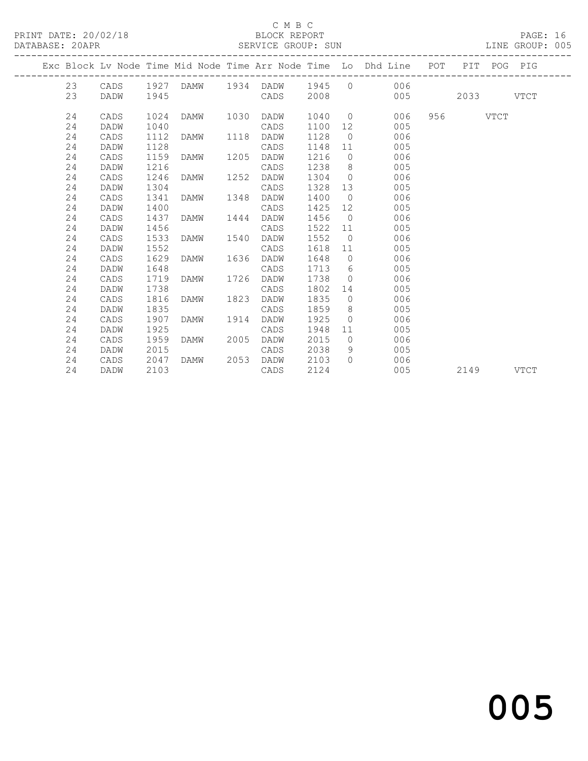C M B C
BLOCK REPORT
SERVICE GROUP: SUN

PRINT DATE: 20/02/18
DATABASE: 20APR
LINE GROUP: 005

| Exc | Block | Lv Node | Time | Mid Node | Time | Arr Node | Time | Lo | Dhd Line | POT | PIT | POG | PIG |
|---|---|---|---|---|---|---|---|---|---|---|---|---|---|
| | 23 | CADS | 1927 | DAMW | 1934 | DADW | 1945 | 0 | 006 | | | | |
| | 23 | DADW | 1945 | | | CADS | 2008 | | 005 | | 2033 | | VTCT |
| | 24 | CADS | 1024 | DAMW | 1030 | DADW | 1040 | 0 | 006 | 956 | | VTCT | |
| | 24 | DADW | 1040 | | | CADS | 1100 | 12 | 005 | | | | |
| | 24 | CADS | 1112 | DAMW | 1118 | DADW | 1128 | 0 | 006 | | | | |
| | 24 | DADW | 1128 | | | CADS | 1148 | 11 | 005 | | | | |
| | 24 | CADS | 1159 | DAMW | 1205 | DADW | 1216 | 0 | 006 | | | | |
| | 24 | DADW | 1216 | | | CADS | 1238 | 8 | 005 | | | | |
| | 24 | CADS | 1246 | DAMW | 1252 | DADW | 1304 | 0 | 006 | | | | |
| | 24 | DADW | 1304 | | | CADS | 1328 | 13 | 005 | | | | |
| | 24 | CADS | 1341 | DAMW | 1348 | DADW | 1400 | 0 | 006 | | | | |
| | 24 | DADW | 1400 | | | CADS | 1425 | 12 | 005 | | | | |
| | 24 | CADS | 1437 | DAMW | 1444 | DADW | 1456 | 0 | 006 | | | | |
| | 24 | DADW | 1456 | | | CADS | 1522 | 11 | 005 | | | | |
| | 24 | CADS | 1533 | DAMW | 1540 | DADW | 1552 | 0 | 006 | | | | |
| | 24 | DADW | 1552 | | | CADS | 1618 | 11 | 005 | | | | |
| | 24 | CADS | 1629 | DAMW | 1636 | DADW | 1648 | 0 | 006 | | | | |
| | 24 | DADW | 1648 | | | CADS | 1713 | 6 | 005 | | | | |
| | 24 | CADS | 1719 | DAMW | 1726 | DADW | 1738 | 0 | 006 | | | | |
| | 24 | DADW | 1738 | | | CADS | 1802 | 14 | 005 | | | | |
| | 24 | CADS | 1816 | DAMW | 1823 | DADW | 1835 | 0 | 006 | | | | |
| | 24 | DADW | 1835 | | | CADS | 1859 | 8 | 005 | | | | |
| | 24 | CADS | 1907 | DAMW | 1914 | DADW | 1925 | 0 | 006 | | | | |
| | 24 | DADW | 1925 | | | CADS | 1948 | 11 | 005 | | | | |
| | 24 | CADS | 1959 | DAMW | 2005 | DADW | 2015 | 0 | 006 | | | | |
| | 24 | DADW | 2015 | | | CADS | 2038 | 9 | 005 | | | | |
| | 24 | CADS | 2047 | DAMW | 2053 | DADW | 2103 | 0 | 006 | | | | |
| | 24 | DADW | 2103 | | | CADS | 2124 | | 005 | | 2149 | | VTCT |

005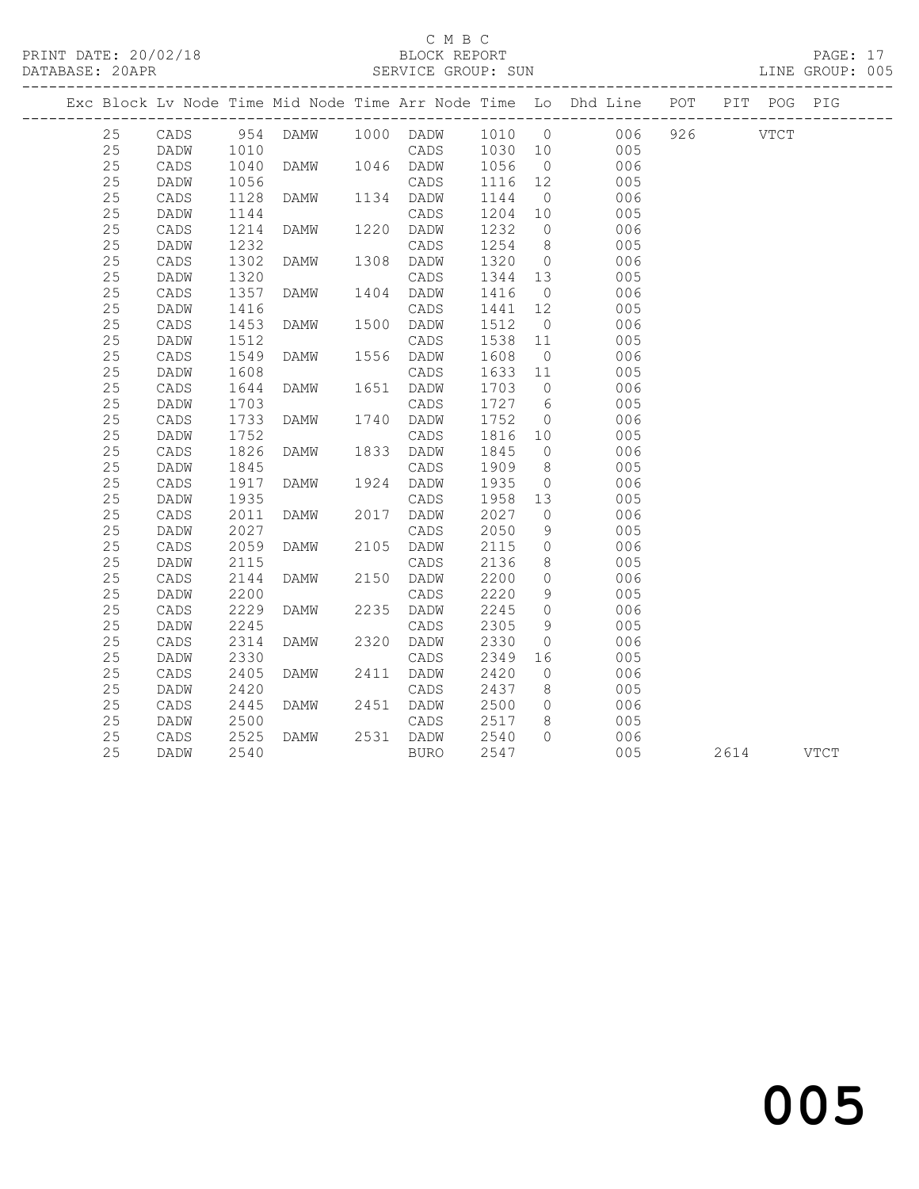C M B C
BLOCK REPORT
SERVICE GROUP: SUN

PRINT DATE: 20/02/18
DATABASE: 20APR
LINE GROUP: 005

| Exc | Block | Lv | Node | Time | Mid Node | Time | Arr Node | Time | Lo | Dhd Line | POT | PIT | POG | PIG |
|---|---|---|---|---|---|---|---|---|---|---|---|---|---|---|
| | 25 | | CADS | 954 | DAMW | 1000 | DADW | 1010 | 0 | 006 | 926 | | VTCT | |
| | 25 | | DADW | 1010 | | | CADS | 1030 | 10 | 005 | | | | |
| | 25 | | CADS | 1040 | DAMW | 1046 | DADW | 1056 | 0 | 006 | | | | |
| | 25 | | DADW | 1056 | | | CADS | 1116 | 12 | 005 | | | | |
| | 25 | | CADS | 1128 | DAMW | 1134 | DADW | 1144 | 0 | 006 | | | | |
| | 25 | | DADW | 1144 | | | CADS | 1204 | 10 | 005 | | | | |
| | 25 | | CADS | 1214 | DAMW | 1220 | DADW | 1232 | 0 | 006 | | | | |
| | 25 | | DADW | 1232 | | | CADS | 1254 | 8 | 005 | | | | |
| | 25 | | CADS | 1302 | DAMW | 1308 | DADW | 1320 | 0 | 006 | | | | |
| | 25 | | DADW | 1320 | | | CADS | 1344 | 13 | 005 | | | | |
| | 25 | | CADS | 1357 | DAMW | 1404 | DADW | 1416 | 0 | 006 | | | | |
| | 25 | | DADW | 1416 | | | CADS | 1441 | 12 | 005 | | | | |
| | 25 | | CADS | 1453 | DAMW | 1500 | DADW | 1512 | 0 | 006 | | | | |
| | 25 | | DADW | 1512 | | | CADS | 1538 | 11 | 005 | | | | |
| | 25 | | CADS | 1549 | DAMW | 1556 | DADW | 1608 | 0 | 006 | | | | |
| | 25 | | DADW | 1608 | | | CADS | 1633 | 11 | 005 | | | | |
| | 25 | | CADS | 1644 | DAMW | 1651 | DADW | 1703 | 0 | 006 | | | | |
| | 25 | | DADW | 1703 | | | CADS | 1727 | 6 | 005 | | | | |
| | 25 | | CADS | 1733 | DAMW | 1740 | DADW | 1752 | 0 | 006 | | | | |
| | 25 | | DADW | 1752 | | | CADS | 1816 | 10 | 005 | | | | |
| | 25 | | CADS | 1826 | DAMW | 1833 | DADW | 1845 | 0 | 006 | | | | |
| | 25 | | DADW | 1845 | | | CADS | 1909 | 8 | 005 | | | | |
| | 25 | | CADS | 1917 | DAMW | 1924 | DADW | 1935 | 0 | 006 | | | | |
| | 25 | | DADW | 1935 | | | CADS | 1958 | 13 | 005 | | | | |
| | 25 | | CADS | 2011 | DAMW | 2017 | DADW | 2027 | 0 | 006 | | | | |
| | 25 | | DADW | 2027 | | | CADS | 2050 | 9 | 005 | | | | |
| | 25 | | CADS | 2059 | DAMW | 2105 | DADW | 2115 | 0 | 006 | | | | |
| | 25 | | DADW | 2115 | | | CADS | 2136 | 8 | 005 | | | | |
| | 25 | | CADS | 2144 | DAMW | 2150 | DADW | 2200 | 0 | 006 | | | | |
| | 25 | | DADW | 2200 | | | CADS | 2220 | 9 | 005 | | | | |
| | 25 | | CADS | 2229 | DAMW | 2235 | DADW | 2245 | 0 | 006 | | | | |
| | 25 | | DADW | 2245 | | | CADS | 2305 | 9 | 005 | | | | |
| | 25 | | CADS | 2314 | DAMW | 2320 | DADW | 2330 | 0 | 006 | | | | |
| | 25 | | DADW | 2330 | | | CADS | 2349 | 16 | 005 | | | | |
| | 25 | | CADS | 2405 | DAMW | 2411 | DADW | 2420 | 0 | 006 | | | | |
| | 25 | | DADW | 2420 | | | CADS | 2437 | 8 | 005 | | | | |
| | 25 | | CADS | 2445 | DAMW | 2451 | DADW | 2500 | 0 | 006 | | | | |
| | 25 | | DADW | 2500 | | | CADS | 2517 | 8 | 005 | | | | |
| | 25 | | CADS | 2525 | DAMW | 2531 | DADW | 2540 | 0 | 006 | | | | |
| | 25 | | DADW | 2540 | | | BURO | 2547 | | 005 | | 2614 | | VTCT |

005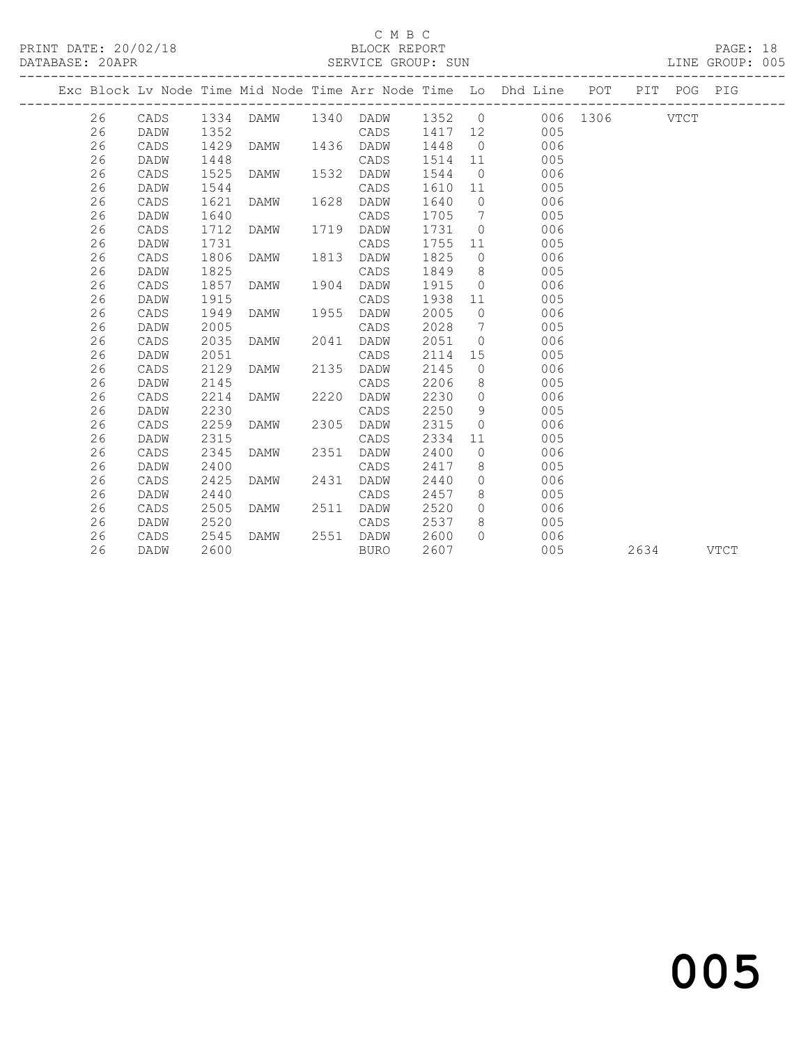C M B C
PRINT DATE: 20/02/18 BLOCK REPORT
DATABASE: 20APR SERVICE GROUP: SUN LINE GROUP: 005

| Exc | Block | Lv | Node | Time | Mid Node | Time | Arr Node | Time | Lo | Dhd Line | POT | PIT | POG | PIG |
|---|---|---|---|---|---|---|---|---|---|---|---|---|---|---|
| | 26 | | CADS | 1334 | DAMW | 1340 | DADW | 1352 | 0 | 006 | 1306 | | VTCT | |
| | 26 | | DADW | 1352 | | | CADS | 1417 | 12 | 005 | | | | |
| | 26 | | CADS | 1429 | DAMW | 1436 | DADW | 1448 | 0 | 006 | | | | |
| | 26 | | DADW | 1448 | | | CADS | 1514 | 11 | 005 | | | | |
| | 26 | | CADS | 1525 | DAMW | 1532 | DADW | 1544 | 0 | 006 | | | | |
| | 26 | | DADW | 1544 | | | CADS | 1610 | 11 | 005 | | | | |
| | 26 | | CADS | 1621 | DAMW | 1628 | DADW | 1640 | 0 | 006 | | | | |
| | 26 | | DADW | 1640 | | | CADS | 1705 | 7 | 005 | | | | |
| | 26 | | CADS | 1712 | DAMW | 1719 | DADW | 1731 | 0 | 006 | | | | |
| | 26 | | DADW | 1731 | | | CADS | 1755 | 11 | 005 | | | | |
| | 26 | | CADS | 1806 | DAMW | 1813 | DADW | 1825 | 0 | 006 | | | | |
| | 26 | | DADW | 1825 | | | CADS | 1849 | 8 | 005 | | | | |
| | 26 | | CADS | 1857 | DAMW | 1904 | DADW | 1915 | 0 | 006 | | | | |
| | 26 | | DADW | 1915 | | | CADS | 1938 | 11 | 005 | | | | |
| | 26 | | CADS | 1949 | DAMW | 1955 | DADW | 2005 | 0 | 006 | | | | |
| | 26 | | DADW | 2005 | | | CADS | 2028 | 7 | 005 | | | | |
| | 26 | | CADS | 2035 | DAMW | 2041 | DADW | 2051 | 0 | 006 | | | | |
| | 26 | | DADW | 2051 | | | CADS | 2114 | 15 | 005 | | | | |
| | 26 | | CADS | 2129 | DAMW | 2135 | DADW | 2145 | 0 | 006 | | | | |
| | 26 | | DADW | 2145 | | | CADS | 2206 | 8 | 005 | | | | |
| | 26 | | CADS | 2214 | DAMW | 2220 | DADW | 2230 | 0 | 006 | | | | |
| | 26 | | DADW | 2230 | | | CADS | 2250 | 9 | 005 | | | | |
| | 26 | | CADS | 2259 | DAMW | 2305 | DADW | 2315 | 0 | 006 | | | | |
| | 26 | | DADW | 2315 | | | CADS | 2334 | 11 | 005 | | | | |
| | 26 | | CADS | 2345 | DAMW | 2351 | DADW | 2400 | 0 | 006 | | | | |
| | 26 | | DADW | 2400 | | | CADS | 2417 | 8 | 005 | | | | |
| | 26 | | CADS | 2425 | DAMW | 2431 | DADW | 2440 | 0 | 006 | | | | |
| | 26 | | DADW | 2440 | | | CADS | 2457 | 8 | 005 | | | | |
| | 26 | | CADS | 2505 | DAMW | 2511 | DADW | 2520 | 0 | 006 | | | | |
| | 26 | | DADW | 2520 | | | CADS | 2537 | 8 | 005 | | | | |
| | 26 | | CADS | 2545 | DAMW | 2551 | DADW | 2600 | 0 | 006 | | | | |
| | 26 | | DADW | 2600 | | | BURO | 2607 | | 005 | | 2634 | | VTCT |

005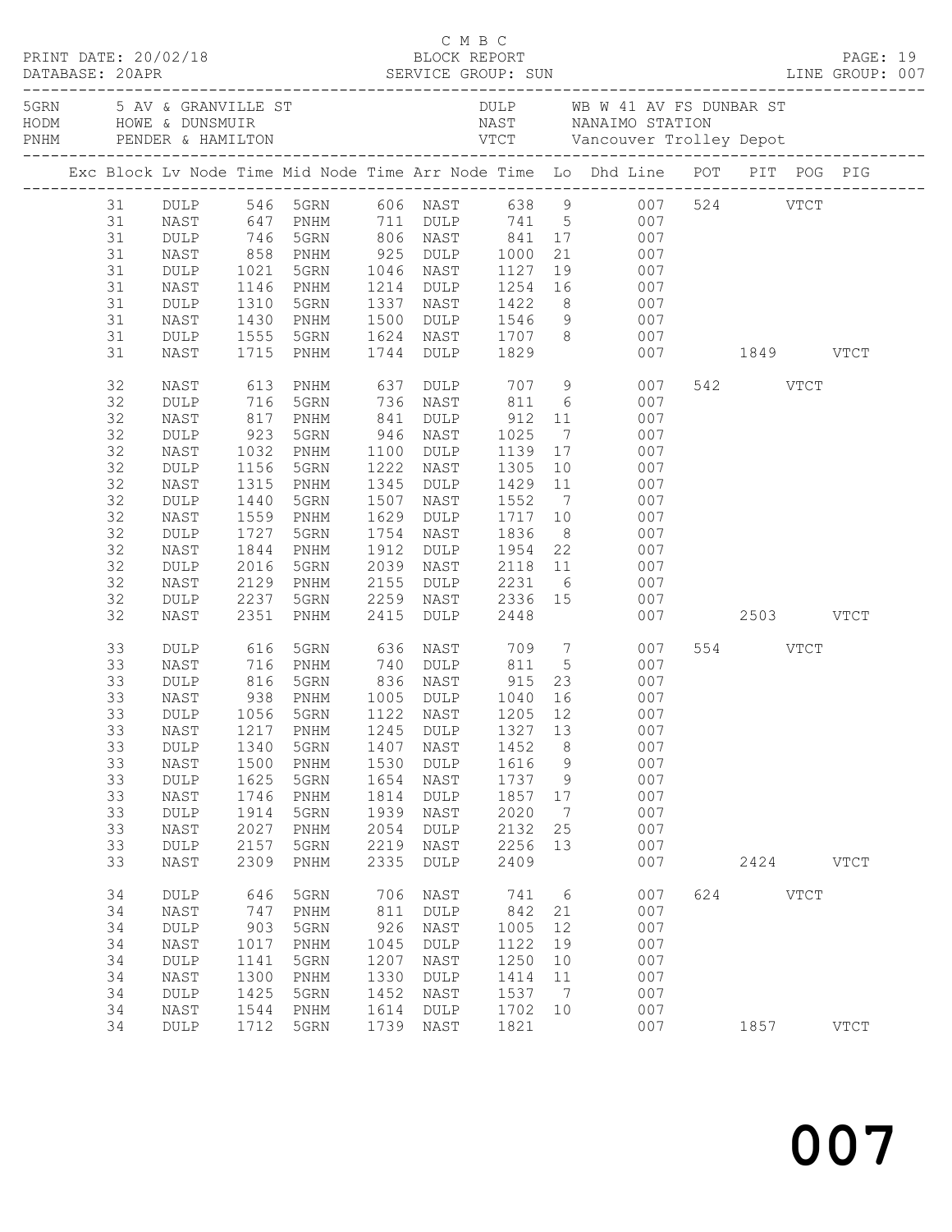C M B C
PRINT DATE: 20/02/18 BLOCK REPORT
DATABASE: 20APR SERVICE GROUP: SUN LINE GROUP: 007

| | | | |
|---|---|---|---|
| 5GRN | 5 AV & GRANVILLE ST | DULP | WB W 41 AV FS DUNBAR ST |
| HODM | HOWE & DUNSMUIR | NAST | NANAIMO STATION |
| PNHM | PENDER & HAMILTON | VTCT | Vancouver Trolley Depot |

| Exc | Block | Lv Node | Time | Mid Node | Time | Arr Node | Time | Lo | Dhd Line | POT | PIT | POG | PIG |
|---|---|---|---|---|---|---|---|---|---|---|---|---|---|
| | 31 | DULP | 546 | 5GRN | 606 | NAST | 638 | 9 | 007 | 524 | | VTCT | |
| | 31 | NAST | 647 | PNHM | 711 | DULP | 741 | 5 | 007 | | | | |
| | 31 | DULP | 746 | 5GRN | 806 | NAST | 841 | 17 | 007 | | | | |
| | 31 | NAST | 858 | PNHM | 925 | DULP | 1000 | 21 | 007 | | | | |
| | 31 | DULP | 1021 | 5GRN | 1046 | NAST | 1127 | 19 | 007 | | | | |
| | 31 | NAST | 1146 | PNHM | 1214 | DULP | 1254 | 16 | 007 | | | | |
| | 31 | DULP | 1310 | 5GRN | 1337 | NAST | 1422 | 8 | 007 | | | | |
| | 31 | NAST | 1430 | PNHM | 1500 | DULP | 1546 | 9 | 007 | | | | |
| | 31 | DULP | 1555 | 5GRN | 1624 | NAST | 1707 | 8 | 007 | | | | |
| | 31 | NAST | 1715 | PNHM | 1744 | DULP | 1829 | | 007 | | 1849 | | VTCT |
| | 32 | NAST | 613 | PNHM | 637 | DULP | 707 | 9 | 007 | 542 | | VTCT | |
| | 32 | DULP | 716 | 5GRN | 736 | NAST | 811 | 6 | 007 | | | | |
| | 32 | NAST | 817 | PNHM | 841 | DULP | 912 | 11 | 007 | | | | |
| | 32 | DULP | 923 | 5GRN | 946 | NAST | 1025 | 7 | 007 | | | | |
| | 32 | NAST | 1032 | PNHM | 1100 | DULP | 1139 | 17 | 007 | | | | |
| | 32 | DULP | 1156 | 5GRN | 1222 | NAST | 1305 | 10 | 007 | | | | |
| | 32 | NAST | 1315 | PNHM | 1345 | DULP | 1429 | 11 | 007 | | | | |
| | 32 | DULP | 1440 | 5GRN | 1507 | NAST | 1552 | 7 | 007 | | | | |
| | 32 | NAST | 1559 | PNHM | 1629 | DULP | 1717 | 10 | 007 | | | | |
| | 32 | DULP | 1727 | 5GRN | 1754 | NAST | 1836 | 8 | 007 | | | | |
| | 32 | NAST | 1844 | PNHM | 1912 | DULP | 1954 | 22 | 007 | | | | |
| | 32 | DULP | 2016 | 5GRN | 2039 | NAST | 2118 | 11 | 007 | | | | |
| | 32 | NAST | 2129 | PNHM | 2155 | DULP | 2231 | 6 | 007 | | | | |
| | 32 | DULP | 2237 | 5GRN | 2259 | NAST | 2336 | 15 | 007 | | | | |
| | 32 | NAST | 2351 | PNHM | 2415 | DULP | 2448 | | 007 | | 2503 | | VTCT |
| | 33 | DULP | 616 | 5GRN | 636 | NAST | 709 | 7 | 007 | 554 | | VTCT | |
| | 33 | NAST | 716 | PNHM | 740 | DULP | 811 | 5 | 007 | | | | |
| | 33 | DULP | 816 | 5GRN | 836 | NAST | 915 | 23 | 007 | | | | |
| | 33 | NAST | 938 | PNHM | 1005 | DULP | 1040 | 16 | 007 | | | | |
| | 33 | DULP | 1056 | 5GRN | 1122 | NAST | 1205 | 12 | 007 | | | | |
| | 33 | NAST | 1217 | PNHM | 1245 | DULP | 1327 | 13 | 007 | | | | |
| | 33 | DULP | 1340 | 5GRN | 1407 | NAST | 1452 | 8 | 007 | | | | |
| | 33 | NAST | 1500 | PNHM | 1530 | DULP | 1616 | 9 | 007 | | | | |
| | 33 | DULP | 1625 | 5GRN | 1654 | NAST | 1737 | 9 | 007 | | | | |
| | 33 | NAST | 1746 | PNHM | 1814 | DULP | 1857 | 17 | 007 | | | | |
| | 33 | DULP | 1914 | 5GRN | 1939 | NAST | 2020 | 7 | 007 | | | | |
| | 33 | NAST | 2027 | PNHM | 2054 | DULP | 2132 | 25 | 007 | | | | |
| | 33 | DULP | 2157 | 5GRN | 2219 | NAST | 2256 | 13 | 007 | | | | |
| | 33 | NAST | 2309 | PNHM | 2335 | DULP | 2409 | | 007 | | 2424 | | VTCT |
| | 34 | DULP | 646 | 5GRN | 706 | NAST | 741 | 6 | 007 | 624 | | VTCT | |
| | 34 | NAST | 747 | PNHM | 811 | DULP | 842 | 21 | 007 | | | | |
| | 34 | DULP | 903 | 5GRN | 926 | NAST | 1005 | 12 | 007 | | | | |
| | 34 | NAST | 1017 | PNHM | 1045 | DULP | 1122 | 19 | 007 | | | | |
| | 34 | DULP | 1141 | 5GRN | 1207 | NAST | 1250 | 10 | 007 | | | | |
| | 34 | NAST | 1300 | PNHM | 1330 | DULP | 1414 | 11 | 007 | | | | |
| | 34 | DULP | 1425 | 5GRN | 1452 | NAST | 1537 | 7 | 007 | | | | |
| | 34 | NAST | 1544 | PNHM | 1614 | DULP | 1702 | 10 | 007 | | | | |
| | 34 | DULP | 1712 | 5GRN | 1739 | NAST | 1821 | | 007 | | 1857 | | VTCT |

007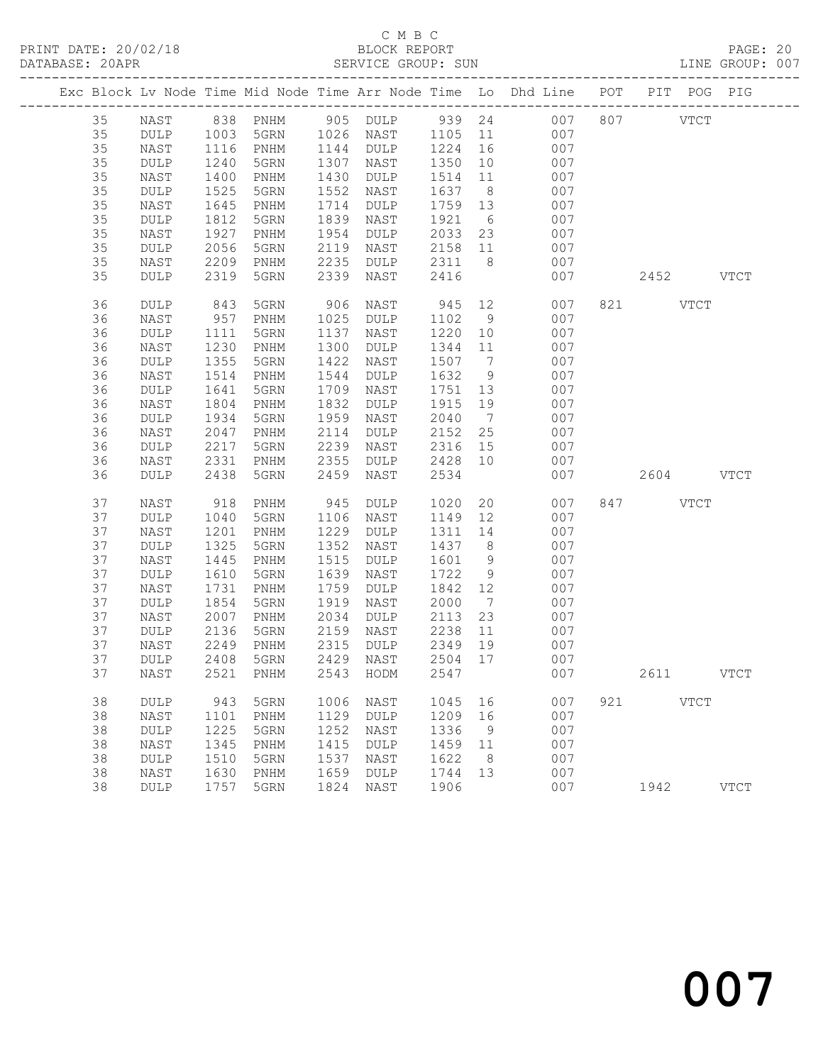C M B C
BLOCK REPORT
SERVICE GROUP: SUN

PRINT DATE: 20/02/18
DATABASE: 20APR
LINE GROUP: 007

| Exc | Block | Lv | Node | Time | Mid Node | Time | Arr Node | Time | Lo | Dhd Line | POT | PIT | POG | PIG |
|---|---|---|---|---|---|---|---|---|---|---|---|---|---|---|
| | 35 | | NAST | 838 | PNHM | 905 | DULP | 939 | 24 | 007 | 807 | | VTCT | |
| | 35 | | DULP | 1003 | 5GRN | 1026 | NAST | 1105 | 11 | 007 | | | | |
| | 35 | | NAST | 1116 | PNHM | 1144 | DULP | 1224 | 16 | 007 | | | | |
| | 35 | | DULP | 1240 | 5GRN | 1307 | NAST | 1350 | 10 | 007 | | | | |
| | 35 | | NAST | 1400 | PNHM | 1430 | DULP | 1514 | 11 | 007 | | | | |
| | 35 | | DULP | 1525 | 5GRN | 1552 | NAST | 1637 | 8 | 007 | | | | |
| | 35 | | NAST | 1645 | PNHM | 1714 | DULP | 1759 | 13 | 007 | | | | |
| | 35 | | DULP | 1812 | 5GRN | 1839 | NAST | 1921 | 6 | 007 | | | | |
| | 35 | | NAST | 1927 | PNHM | 1954 | DULP | 2033 | 23 | 007 | | | | |
| | 35 | | DULP | 2056 | 5GRN | 2119 | NAST | 2158 | 11 | 007 | | | | |
| | 35 | | NAST | 2209 | PNHM | 2235 | DULP | 2311 | 8 | 007 | | | | |
| | 35 | | DULP | 2319 | 5GRN | 2339 | NAST | 2416 | | 007 | | 2452 | | VTCT |
| | 36 | | DULP | 843 | 5GRN | 906 | NAST | 945 | 12 | 007 | 821 | | VTCT | |
| | 36 | | NAST | 957 | PNHM | 1025 | DULP | 1102 | 9 | 007 | | | | |
| | 36 | | DULP | 1111 | 5GRN | 1137 | NAST | 1220 | 10 | 007 | | | | |
| | 36 | | NAST | 1230 | PNHM | 1300 | DULP | 1344 | 11 | 007 | | | | |
| | 36 | | DULP | 1355 | 5GRN | 1422 | NAST | 1507 | 7 | 007 | | | | |
| | 36 | | NAST | 1514 | PNHM | 1544 | DULP | 1632 | 9 | 007 | | | | |
| | 36 | | DULP | 1641 | 5GRN | 1709 | NAST | 1751 | 13 | 007 | | | | |
| | 36 | | NAST | 1804 | PNHM | 1832 | DULP | 1915 | 19 | 007 | | | | |
| | 36 | | DULP | 1934 | 5GRN | 1959 | NAST | 2040 | 7 | 007 | | | | |
| | 36 | | NAST | 2047 | PNHM | 2114 | DULP | 2152 | 25 | 007 | | | | |
| | 36 | | DULP | 2217 | 5GRN | 2239 | NAST | 2316 | 15 | 007 | | | | |
| | 36 | | NAST | 2331 | PNHM | 2355 | DULP | 2428 | 10 | 007 | | | | |
| | 36 | | DULP | 2438 | 5GRN | 2459 | NAST | 2534 | | 007 | | 2604 | | VTCT |
| | 37 | | NAST | 918 | PNHM | 945 | DULP | 1020 | 20 | 007 | 847 | | VTCT | |
| | 37 | | DULP | 1040 | 5GRN | 1106 | NAST | 1149 | 12 | 007 | | | | |
| | 37 | | NAST | 1201 | PNHM | 1229 | DULP | 1311 | 14 | 007 | | | | |
| | 37 | | DULP | 1325 | 5GRN | 1352 | NAST | 1437 | 8 | 007 | | | | |
| | 37 | | NAST | 1445 | PNHM | 1515 | DULP | 1601 | 9 | 007 | | | | |
| | 37 | | DULP | 1610 | 5GRN | 1639 | NAST | 1722 | 9 | 007 | | | | |
| | 37 | | NAST | 1731 | PNHM | 1759 | DULP | 1842 | 12 | 007 | | | | |
| | 37 | | DULP | 1854 | 5GRN | 1919 | NAST | 2000 | 7 | 007 | | | | |
| | 37 | | NAST | 2007 | PNHM | 2034 | DULP | 2113 | 23 | 007 | | | | |
| | 37 | | DULP | 2136 | 5GRN | 2159 | NAST | 2238 | 11 | 007 | | | | |
| | 37 | | NAST | 2249 | PNHM | 2315 | DULP | 2349 | 19 | 007 | | | | |
| | 37 | | DULP | 2408 | 5GRN | 2429 | NAST | 2504 | 17 | 007 | | | | |
| | 37 | | NAST | 2521 | PNHM | 2543 | HODM | 2547 | | 007 | | 2611 | | VTCT |
| | 38 | | DULP | 943 | 5GRN | 1006 | NAST | 1045 | 16 | 007 | 921 | | VTCT | |
| | 38 | | NAST | 1101 | PNHM | 1129 | DULP | 1209 | 16 | 007 | | | | |
| | 38 | | DULP | 1225 | 5GRN | 1252 | NAST | 1336 | 9 | 007 | | | | |
| | 38 | | NAST | 1345 | PNHM | 1415 | DULP | 1459 | 11 | 007 | | | | |
| | 38 | | DULP | 1510 | 5GRN | 1537 | NAST | 1622 | 8 | 007 | | | | |
| | 38 | | NAST | 1630 | PNHM | 1659 | DULP | 1744 | 13 | 007 | | | | |
| | 38 | | DULP | 1757 | 5GRN | 1824 | NAST | 1906 | | 007 | | 1942 | | VTCT |

007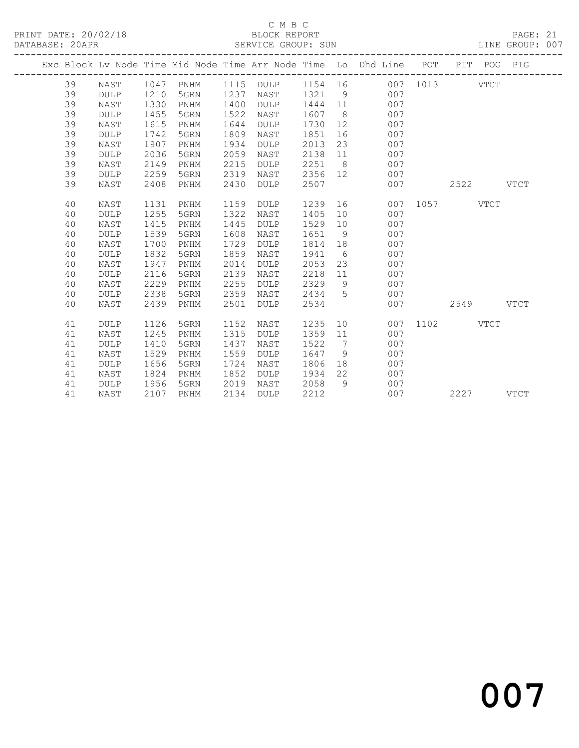C M B C

BLOCK REPORT

SERVICE GROUP: SUN

| Exc | Block | Lv | Node | Time | Mid Node | Time | Arr Node | Time | Lo | Dhd Line | POT | PIT | POG | PIG |
|---|---|---|---|---|---|---|---|---|---|---|---|---|---|---|
| | 39 | | NAST | 1047 | PNHM | 1115 | DULP | 1154 | 16 | 007 | 1013 | | VTCT | |
| | 39 | | DULP | 1210 | 5GRN | 1237 | NAST | 1321 | 9 | 007 | | | | |
| | 39 | | NAST | 1330 | PNHM | 1400 | DULP | 1444 | 11 | 007 | | | | |
| | 39 | | DULP | 1455 | 5GRN | 1522 | NAST | 1607 | 8 | 007 | | | | |
| | 39 | | NAST | 1615 | PNHM | 1644 | DULP | 1730 | 12 | 007 | | | | |
| | 39 | | DULP | 1742 | 5GRN | 1809 | NAST | 1851 | 16 | 007 | | | | |
| | 39 | | NAST | 1907 | PNHM | 1934 | DULP | 2013 | 23 | 007 | | | | |
| | 39 | | DULP | 2036 | 5GRN | 2059 | NAST | 2138 | 11 | 007 | | | | |
| | 39 | | NAST | 2149 | PNHM | 2215 | DULP | 2251 | 8 | 007 | | | | |
| | 39 | | DULP | 2259 | 5GRN | 2319 | NAST | 2356 | 12 | 007 | | | | |
| | 39 | | NAST | 2408 | PNHM | 2430 | DULP | 2507 | | 007 | | 2522 | | VTCT |
| | 40 | | NAST | 1131 | PNHM | 1159 | DULP | 1239 | 16 | 007 | 1057 | | VTCT | |
| | 40 | | DULP | 1255 | 5GRN | 1322 | NAST | 1405 | 10 | 007 | | | | |
| | 40 | | NAST | 1415 | PNHM | 1445 | DULP | 1529 | 10 | 007 | | | | |
| | 40 | | DULP | 1539 | 5GRN | 1608 | NAST | 1651 | 9 | 007 | | | | |
| | 40 | | NAST | 1700 | PNHM | 1729 | DULP | 1814 | 18 | 007 | | | | |
| | 40 | | DULP | 1832 | 5GRN | 1859 | NAST | 1941 | 6 | 007 | | | | |
| | 40 | | NAST | 1947 | PNHM | 2014 | DULP | 2053 | 23 | 007 | | | | |
| | 40 | | DULP | 2116 | 5GRN | 2139 | NAST | 2218 | 11 | 007 | | | | |
| | 40 | | NAST | 2229 | PNHM | 2255 | DULP | 2329 | 9 | 007 | | | | |
| | 40 | | DULP | 2338 | 5GRN | 2359 | NAST | 2434 | 5 | 007 | | | | |
| | 40 | | NAST | 2439 | PNHM | 2501 | DULP | 2534 | | 007 | | 2549 | | VTCT |
| | 41 | | DULP | 1126 | 5GRN | 1152 | NAST | 1235 | 10 | 007 | 1102 | | VTCT | |
| | 41 | | NAST | 1245 | PNHM | 1315 | DULP | 1359 | 11 | 007 | | | | |
| | 41 | | DULP | 1410 | 5GRN | 1437 | NAST | 1522 | 7 | 007 | | | | |
| | 41 | | NAST | 1529 | PNHM | 1559 | DULP | 1647 | 9 | 007 | | | | |
| | 41 | | DULP | 1656 | 5GRN | 1724 | NAST | 1806 | 18 | 007 | | | | |
| | 41 | | NAST | 1824 | PNHM | 1852 | DULP | 1934 | 22 | 007 | | | | |
| | 41 | | DULP | 1956 | 5GRN | 2019 | NAST | 2058 | 9 | 007 | | | | |
| | 41 | | NAST | 2107 | PNHM | 2134 | DULP | 2212 | | 007 | | 2227 | | VTCT |

007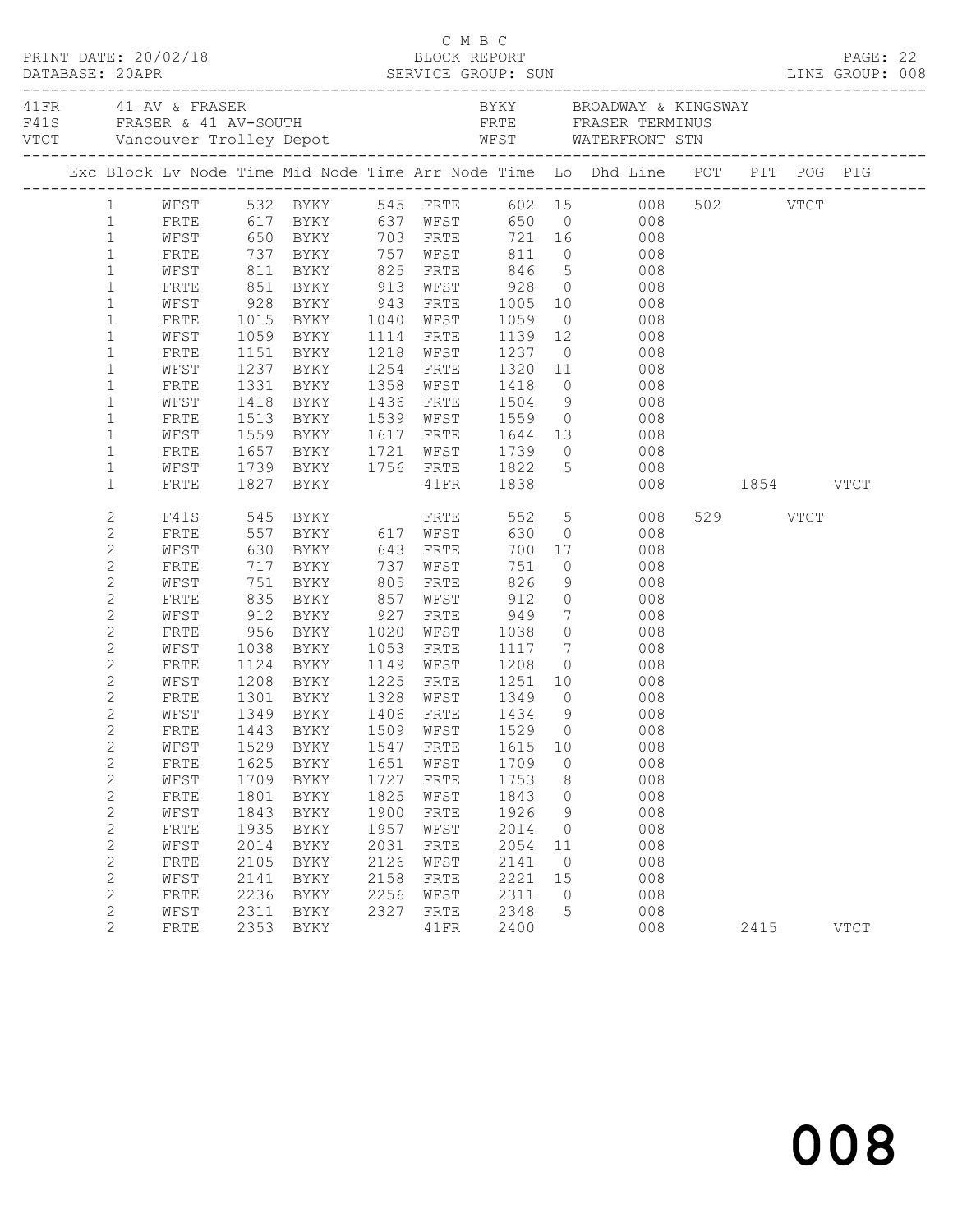C M B C

PRINT DATE: 20/02/18 BLOCK REPORT

DATABASE: 20APR SERVICE GROUP: SUN LINE GROUP: 008

| 41FR | 41 AV & FRASER | BYKY | BROADWAY & KINGSWAY |
|---|---|---|---|
| F41S | FRASER & 41 AV-SOUTH | FRTE | FRASER TERMINUS |
| VTCT | Vancouver Trolley Depot | WFST | WATERFRONT STN |

| Exc | Block | Lv Node | Time | Mid Node | Time | Arr Node | Time | Lo | Dhd Line | POT | PIT | POG | PIG |
|---|---|---|---|---|---|---|---|---|---|---|---|---|---|
| | 1 | WFST | 532 | BYKY | 545 | FRTE | 602 | 15 | 008 | 502 | | VTCT | |
| | 1 | FRTE | 617 | BYKY | 637 | WFST | 650 | 0 | 008 | | | | |
| | 1 | WFST | 650 | BYKY | 703 | FRTE | 721 | 16 | 008 | | | | |
| | 1 | FRTE | 737 | BYKY | 757 | WFST | 811 | 0 | 008 | | | | |
| | 1 | WFST | 811 | BYKY | 825 | FRTE | 846 | 5 | 008 | | | | |
| | 1 | FRTE | 851 | BYKY | 913 | WFST | 928 | 0 | 008 | | | | |
| | 1 | WFST | 928 | BYKY | 943 | FRTE | 1005 | 10 | 008 | | | | |
| | 1 | FRTE | 1015 | BYKY | 1040 | WFST | 1059 | 0 | 008 | | | | |
| | 1 | WFST | 1059 | BYKY | 1114 | FRTE | 1139 | 12 | 008 | | | | |
| | 1 | FRTE | 1151 | BYKY | 1218 | WFST | 1237 | 0 | 008 | | | | |
| | 1 | WFST | 1237 | BYKY | 1254 | FRTE | 1320 | 11 | 008 | | | | |
| | 1 | FRTE | 1331 | BYKY | 1358 | WFST | 1418 | 0 | 008 | | | | |
| | 1 | WFST | 1418 | BYKY | 1436 | FRTE | 1504 | 9 | 008 | | | | |
| | 1 | FRTE | 1513 | BYKY | 1539 | WFST | 1559 | 0 | 008 | | | | |
| | 1 | WFST | 1559 | BYKY | 1617 | FRTE | 1644 | 13 | 008 | | | | |
| | 1 | FRTE | 1657 | BYKY | 1721 | WFST | 1739 | 0 | 008 | | | | |
| | 1 | WFST | 1739 | BYKY | 1756 | FRTE | 1822 | 5 | 008 | | | | |
| | 1 | FRTE | 1827 | BYKY | | 41FR | 1838 | | 008 | | 1854 | | VTCT |
| | 2 | F41S | 545 | BYKY | | FRTE | 552 | 5 | 008 | 529 | | VTCT | |
| | 2 | FRTE | 557 | BYKY | 617 | WFST | 630 | 0 | 008 | | | | |
| | 2 | WFST | 630 | BYKY | 643 | FRTE | 700 | 17 | 008 | | | | |
| | 2 | FRTE | 717 | BYKY | 737 | WFST | 751 | 0 | 008 | | | | |
| | 2 | WFST | 751 | BYKY | 805 | FRTE | 826 | 9 | 008 | | | | |
| | 2 | FRTE | 835 | BYKY | 857 | WFST | 912 | 0 | 008 | | | | |
| | 2 | WFST | 912 | BYKY | 927 | FRTE | 949 | 7 | 008 | | | | |
| | 2 | FRTE | 956 | BYKY | 1020 | WFST | 1038 | 0 | 008 | | | | |
| | 2 | WFST | 1038 | BYKY | 1053 | FRTE | 1117 | 7 | 008 | | | | |
| | 2 | FRTE | 1124 | BYKY | 1149 | WFST | 1208 | 0 | 008 | | | | |
| | 2 | WFST | 1208 | BYKY | 1225 | FRTE | 1251 | 10 | 008 | | | | |
| | 2 | FRTE | 1301 | BYKY | 1328 | WFST | 1349 | 0 | 008 | | | | |
| | 2 | WFST | 1349 | BYKY | 1406 | FRTE | 1434 | 9 | 008 | | | | |
| | 2 | FRTE | 1443 | BYKY | 1509 | WFST | 1529 | 0 | 008 | | | | |
| | 2 | WFST | 1529 | BYKY | 1547 | FRTE | 1615 | 10 | 008 | | | | |
| | 2 | FRTE | 1625 | BYKY | 1651 | WFST | 1709 | 0 | 008 | | | | |
| | 2 | WFST | 1709 | BYKY | 1727 | FRTE | 1753 | 8 | 008 | | | | |
| | 2 | FRTE | 1801 | BYKY | 1825 | WFST | 1843 | 0 | 008 | | | | |
| | 2 | WFST | 1843 | BYKY | 1900 | FRTE | 1926 | 9 | 008 | | | | |
| | 2 | FRTE | 1935 | BYKY | 1957 | WFST | 2014 | 0 | 008 | | | | |
| | 2 | WFST | 2014 | BYKY | 2031 | FRTE | 2054 | 11 | 008 | | | | |
| | 2 | FRTE | 2105 | BYKY | 2126 | WFST | 2141 | 0 | 008 | | | | |
| | 2 | WFST | 2141 | BYKY | 2158 | FRTE | 2221 | 15 | 008 | | | | |
| | 2 | FRTE | 2236 | BYKY | 2256 | WFST | 2311 | 0 | 008 | | | | |
| | 2 | WFST | 2311 | BYKY | 2327 | FRTE | 2348 | 5 | 008 | | | | |
| | 2 | FRTE | 2353 | BYKY | | 41FR | 2400 | | 008 | | 2415 | | VTCT |

008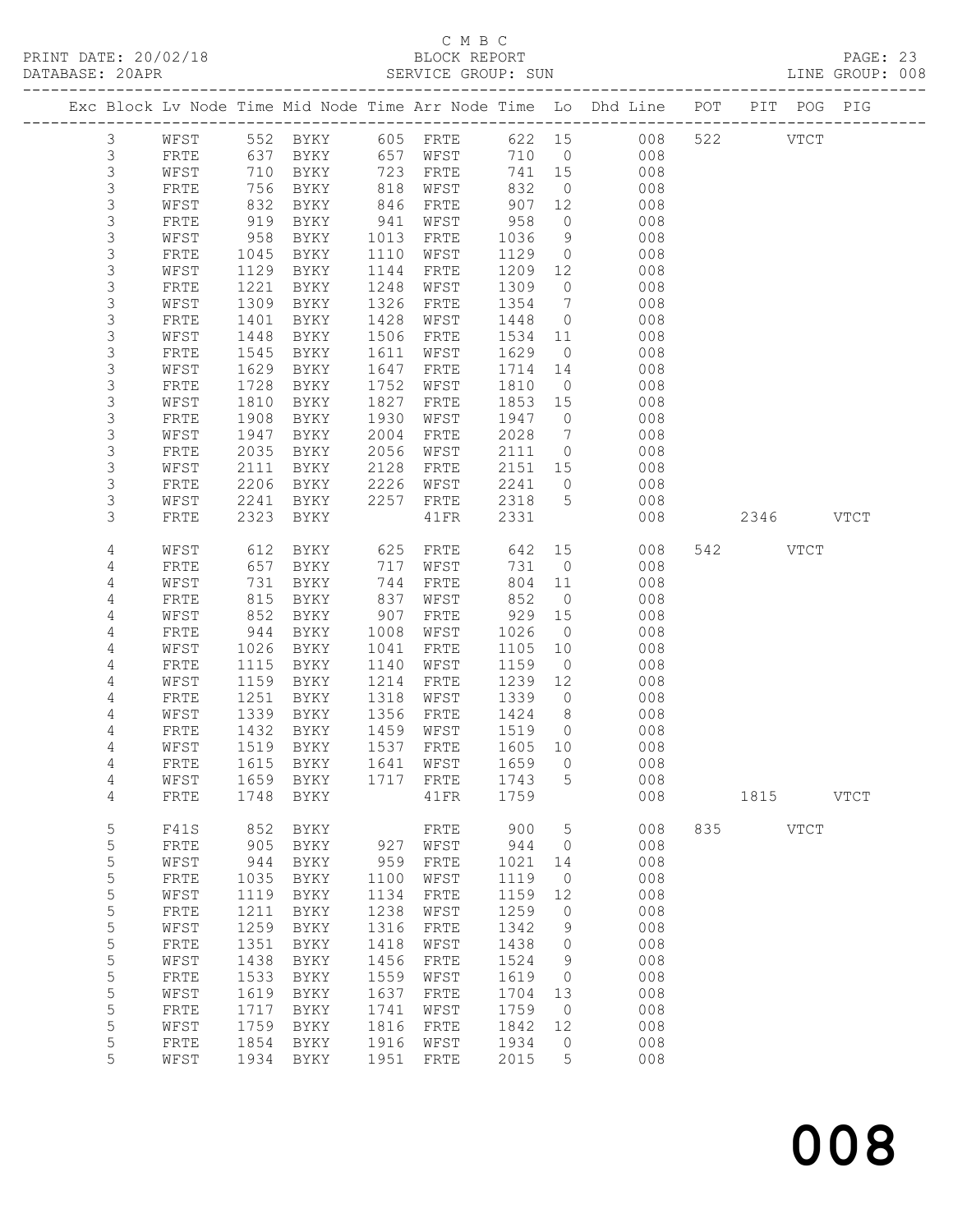C M B C
BLOCK REPORT
SERVICE GROUP: SUN

PRINT DATE: 20/02/18
DATABASE: 20APR
LINE GROUP: 008

| Exc | Block | Lv | Node | Time | Mid Node | Time | Arr Node | Time | Lo | Dhd Line | POT | PIT | POG | PIG |
|---|---|---|---|---|---|---|---|---|---|---|---|---|---|---|
| | 3 | | WFST | 552 | BYKY | 605 | FRTE | 622 | 15 | 008 | 522 | | VTCT | |
| | 3 | | FRTE | 637 | BYKY | 657 | WFST | 710 | 0 | 008 | | | | |
| | 3 | | WFST | 710 | BYKY | 723 | FRTE | 741 | 15 | 008 | | | | |
| | 3 | | FRTE | 756 | BYKY | 818 | WFST | 832 | 0 | 008 | | | | |
| | 3 | | WFST | 832 | BYKY | 846 | FRTE | 907 | 12 | 008 | | | | |
| | 3 | | FRTE | 919 | BYKY | 941 | WFST | 958 | 0 | 008 | | | | |
| | 3 | | WFST | 958 | BYKY | 1013 | FRTE | 1036 | 9 | 008 | | | | |
| | 3 | | FRTE | 1045 | BYKY | 1110 | WFST | 1129 | 0 | 008 | | | | |
| | 3 | | WFST | 1129 | BYKY | 1144 | FRTE | 1209 | 12 | 008 | | | | |
| | 3 | | FRTE | 1221 | BYKY | 1248 | WFST | 1309 | 0 | 008 | | | | |
| | 3 | | WFST | 1309 | BYKY | 1326 | FRTE | 1354 | 7 | 008 | | | | |
| | 3 | | FRTE | 1401 | BYKY | 1428 | WFST | 1448 | 0 | 008 | | | | |
| | 3 | | WFST | 1448 | BYKY | 1506 | FRTE | 1534 | 11 | 008 | | | | |
| | 3 | | FRTE | 1545 | BYKY | 1611 | WFST | 1629 | 0 | 008 | | | | |
| | 3 | | WFST | 1629 | BYKY | 1647 | FRTE | 1714 | 14 | 008 | | | | |
| | 3 | | FRTE | 1728 | BYKY | 1752 | WFST | 1810 | 0 | 008 | | | | |
| | 3 | | WFST | 1810 | BYKY | 1827 | FRTE | 1853 | 15 | 008 | | | | |
| | 3 | | FRTE | 1908 | BYKY | 1930 | WFST | 1947 | 0 | 008 | | | | |
| | 3 | | WFST | 1947 | BYKY | 2004 | FRTE | 2028 | 7 | 008 | | | | |
| | 3 | | FRTE | 2035 | BYKY | 2056 | WFST | 2111 | 0 | 008 | | | | |
| | 3 | | WFST | 2111 | BYKY | 2128 | FRTE | 2151 | 15 | 008 | | | | |
| | 3 | | FRTE | 2206 | BYKY | 2226 | WFST | 2241 | 0 | 008 | | | | |
| | 3 | | WFST | 2241 | BYKY | 2257 | FRTE | 2318 | 5 | 008 | | | | |
| | 3 | | FRTE | 2323 | BYKY | | 41FR | 2331 | | 008 | | 2346 | | VTCT |
| | 4 | | WFST | 612 | BYKY | 625 | FRTE | 642 | 15 | 008 | 542 | | VTCT | |
| | 4 | | FRTE | 657 | BYKY | 717 | WFST | 731 | 0 | 008 | | | | |
| | 4 | | WFST | 731 | BYKY | 744 | FRTE | 804 | 11 | 008 | | | | |
| | 4 | | FRTE | 815 | BYKY | 837 | WFST | 852 | 0 | 008 | | | | |
| | 4 | | WFST | 852 | BYKY | 907 | FRTE | 929 | 15 | 008 | | | | |
| | 4 | | FRTE | 944 | BYKY | 1008 | WFST | 1026 | 0 | 008 | | | | |
| | 4 | | WFST | 1026 | BYKY | 1041 | FRTE | 1105 | 10 | 008 | | | | |
| | 4 | | FRTE | 1115 | BYKY | 1140 | WFST | 1159 | 0 | 008 | | | | |
| | 4 | | WFST | 1159 | BYKY | 1214 | FRTE | 1239 | 12 | 008 | | | | |
| | 4 | | FRTE | 1251 | BYKY | 1318 | WFST | 1339 | 0 | 008 | | | | |
| | 4 | | WFST | 1339 | BYKY | 1356 | FRTE | 1424 | 8 | 008 | | | | |
| | 4 | | FRTE | 1432 | BYKY | 1459 | WFST | 1519 | 0 | 008 | | | | |
| | 4 | | WFST | 1519 | BYKY | 1537 | FRTE | 1605 | 10 | 008 | | | | |
| | 4 | | FRTE | 1615 | BYKY | 1641 | WFST | 1659 | 0 | 008 | | | | |
| | 4 | | WFST | 1659 | BYKY | 1717 | FRTE | 1743 | 5 | 008 | | | | |
| | 4 | | FRTE | 1748 | BYKY | | 41FR | 1759 | | 008 | | 1815 | | VTCT |
| | 5 | | F41S | 852 | BYKY | | FRTE | 900 | 5 | 008 | 835 | | VTCT | |
| | 5 | | FRTE | 905 | BYKY | 927 | WFST | 944 | 0 | 008 | | | | |
| | 5 | | WFST | 944 | BYKY | 959 | FRTE | 1021 | 14 | 008 | | | | |
| | 5 | | FRTE | 1035 | BYKY | 1100 | WFST | 1119 | 0 | 008 | | | | |
| | 5 | | WFST | 1119 | BYKY | 1134 | FRTE | 1159 | 12 | 008 | | | | |
| | 5 | | FRTE | 1211 | BYKY | 1238 | WFST | 1259 | 0 | 008 | | | | |
| | 5 | | WFST | 1259 | BYKY | 1316 | FRTE | 1342 | 9 | 008 | | | | |
| | 5 | | FRTE | 1351 | BYKY | 1418 | WFST | 1438 | 0 | 008 | | | | |
| | 5 | | WFST | 1438 | BYKY | 1456 | FRTE | 1524 | 9 | 008 | | | | |
| | 5 | | FRTE | 1533 | BYKY | 1559 | WFST | 1619 | 0 | 008 | | | | |
| | 5 | | WFST | 1619 | BYKY | 1637 | FRTE | 1704 | 13 | 008 | | | | |
| | 5 | | FRTE | 1717 | BYKY | 1741 | WFST | 1759 | 0 | 008 | | | | |
| | 5 | | WFST | 1759 | BYKY | 1816 | FRTE | 1842 | 12 | 008 | | | | |
| | 5 | | FRTE | 1854 | BYKY | 1916 | WFST | 1934 | 0 | 008 | | | | |
| | 5 | | WFST | 1934 | BYKY | 1951 | FRTE | 2015 | 5 | 008 | | | | |

008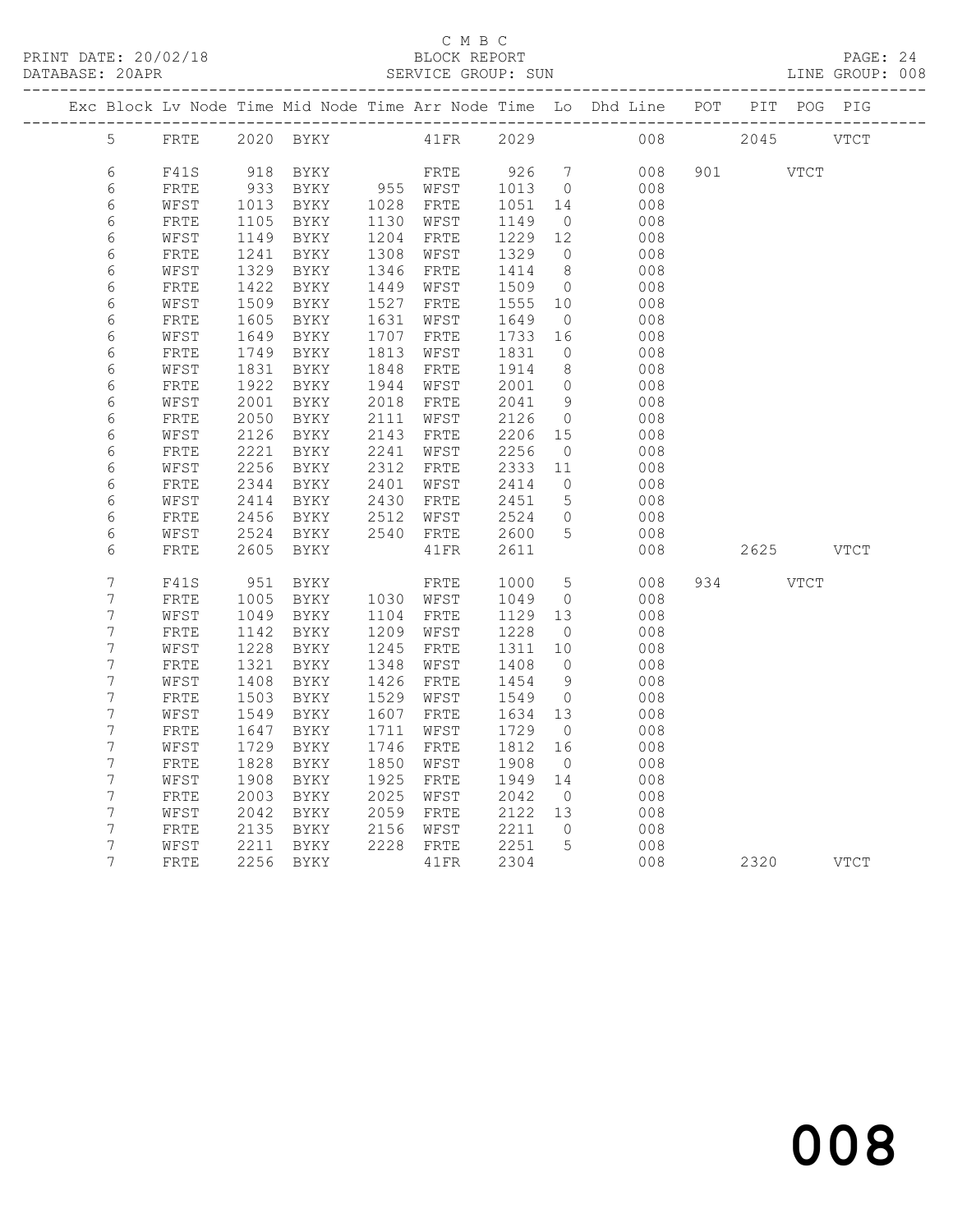C M B C

PRINT DATE: 20/02/18 BLOCK REPORT

DATABASE: 20APR SERVICE GROUP: SUN LINE GROUP: 008

| Exc | Block | Lv | Node | Time | Mid Node | Time | Arr Node | Time | Lo | Dhd Line | POT | PIT | POG | PIG |
|---|---|---|---|---|---|---|---|---|---|---|---|---|---|---|
| | 5 | | FRTE | 2020 | BYKY | | 41FR | 2029 | | 008 | | 2045 | | VTCT |
| | 6 | | F41S | 918 | BYKY | | FRTE | 926 | 7 | 008 | 901 | | VTCT | |
| | 6 | | FRTE | 933 | BYKY | 955 | WFST | 1013 | 0 | 008 | | | | |
| | 6 | | WFST | 1013 | BYKY | 1028 | FRTE | 1051 | 14 | 008 | | | | |
| | 6 | | FRTE | 1105 | BYKY | 1130 | WFST | 1149 | 0 | 008 | | | | |
| | 6 | | WFST | 1149 | BYKY | 1204 | FRTE | 1229 | 12 | 008 | | | | |
| | 6 | | FRTE | 1241 | BYKY | 1308 | WFST | 1329 | 0 | 008 | | | | |
| | 6 | | WFST | 1329 | BYKY | 1346 | FRTE | 1414 | 8 | 008 | | | | |
| | 6 | | FRTE | 1422 | BYKY | 1449 | WFST | 1509 | 0 | 008 | | | | |
| | 6 | | WFST | 1509 | BYKY | 1527 | FRTE | 1555 | 10 | 008 | | | | |
| | 6 | | FRTE | 1605 | BYKY | 1631 | WFST | 1649 | 0 | 008 | | | | |
| | 6 | | WFST | 1649 | BYKY | 1707 | FRTE | 1733 | 16 | 008 | | | | |
| | 6 | | FRTE | 1749 | BYKY | 1813 | WFST | 1831 | 0 | 008 | | | | |
| | 6 | | WFST | 1831 | BYKY | 1848 | FRTE | 1914 | 8 | 008 | | | | |
| | 6 | | FRTE | 1922 | BYKY | 1944 | WFST | 2001 | 0 | 008 | | | | |
| | 6 | | WFST | 2001 | BYKY | 2018 | FRTE | 2041 | 9 | 008 | | | | |
| | 6 | | FRTE | 2050 | BYKY | 2111 | WFST | 2126 | 0 | 008 | | | | |
| | 6 | | WFST | 2126 | BYKY | 2143 | FRTE | 2206 | 15 | 008 | | | | |
| | 6 | | FRTE | 2221 | BYKY | 2241 | WFST | 2256 | 0 | 008 | | | | |
| | 6 | | WFST | 2256 | BYKY | 2312 | FRTE | 2333 | 11 | 008 | | | | |
| | 6 | | FRTE | 2344 | BYKY | 2401 | WFST | 2414 | 0 | 008 | | | | |
| | 6 | | WFST | 2414 | BYKY | 2430 | FRTE | 2451 | 5 | 008 | | | | |
| | 6 | | FRTE | 2456 | BYKY | 2512 | WFST | 2524 | 0 | 008 | | | | |
| | 6 | | WFST | 2524 | BYKY | 2540 | FRTE | 2600 | 5 | 008 | | | | |
| | 6 | | FRTE | 2605 | BYKY | | 41FR | 2611 | | 008 | | 2625 | | VTCT |
| | 7 | | F41S | 951 | BYKY | | FRTE | 1000 | 5 | 008 | 934 | | VTCT | |
| | 7 | | FRTE | 1005 | BYKY | 1030 | WFST | 1049 | 0 | 008 | | | | |
| | 7 | | WFST | 1049 | BYKY | 1104 | FRTE | 1129 | 13 | 008 | | | | |
| | 7 | | FRTE | 1142 | BYKY | 1209 | WFST | 1228 | 0 | 008 | | | | |
| | 7 | | WFST | 1228 | BYKY | 1245 | FRTE | 1311 | 10 | 008 | | | | |
| | 7 | | FRTE | 1321 | BYKY | 1348 | WFST | 1408 | 0 | 008 | | | | |
| | 7 | | WFST | 1408 | BYKY | 1426 | FRTE | 1454 | 9 | 008 | | | | |
| | 7 | | FRTE | 1503 | BYKY | 1529 | WFST | 1549 | 0 | 008 | | | | |
| | 7 | | WFST | 1549 | BYKY | 1607 | FRTE | 1634 | 13 | 008 | | | | |
| | 7 | | FRTE | 1647 | BYKY | 1711 | WFST | 1729 | 0 | 008 | | | | |
| | 7 | | WFST | 1729 | BYKY | 1746 | FRTE | 1812 | 16 | 008 | | | | |
| | 7 | | FRTE | 1828 | BYKY | 1850 | WFST | 1908 | 0 | 008 | | | | |
| | 7 | | WFST | 1908 | BYKY | 1925 | FRTE | 1949 | 14 | 008 | | | | |
| | 7 | | FRTE | 2003 | BYKY | 2025 | WFST | 2042 | 0 | 008 | | | | |
| | 7 | | WFST | 2042 | BYKY | 2059 | FRTE | 2122 | 13 | 008 | | | | |
| | 7 | | FRTE | 2135 | BYKY | 2156 | WFST | 2211 | 0 | 008 | | | | |
| | 7 | | WFST | 2211 | BYKY | 2228 | FRTE | 2251 | 5 | 008 | | | | |
| | 7 | | FRTE | 2256 | BYKY | | 41FR | 2304 | | 008 | | 2320 | | VTCT |

# 008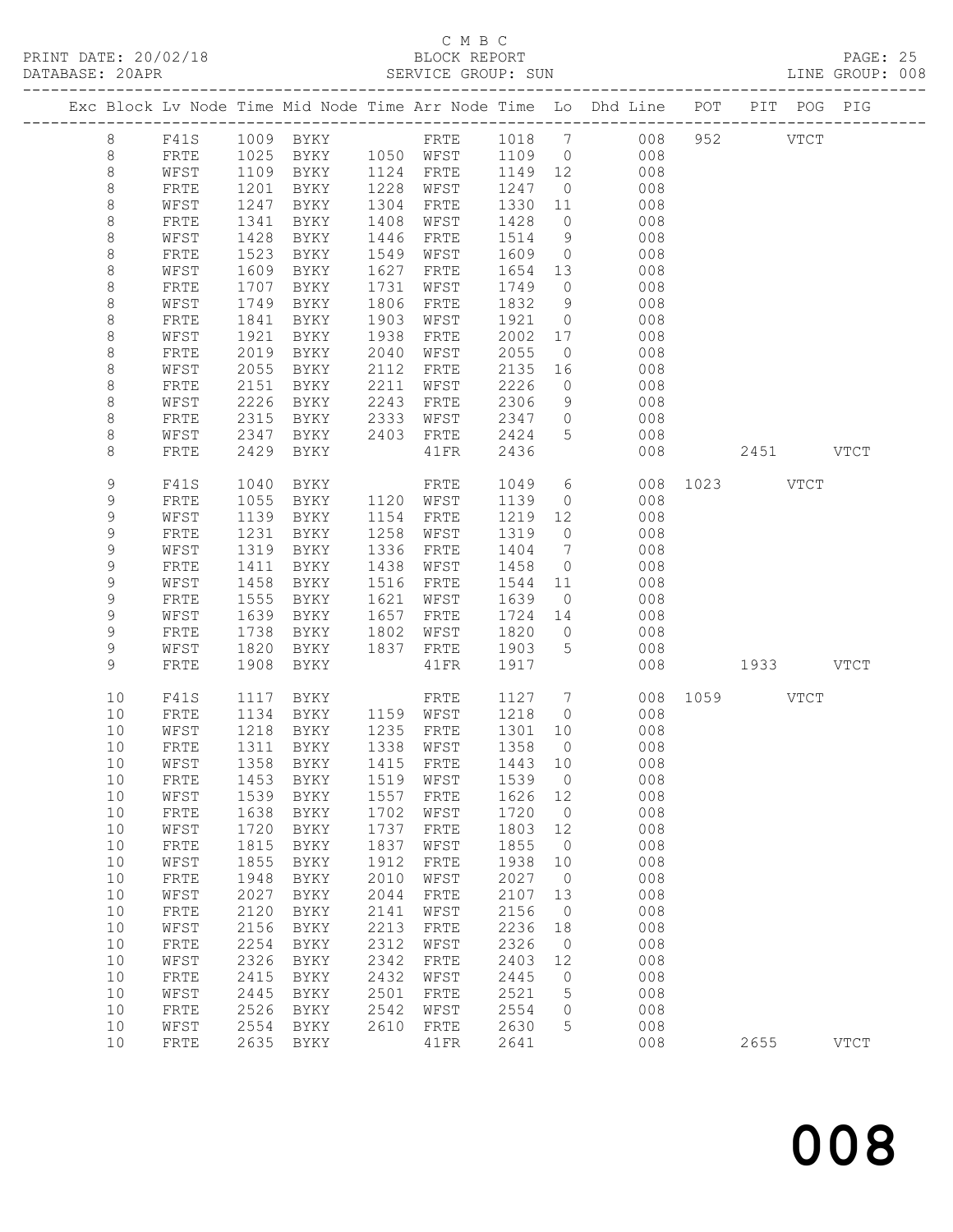C M B C

PRINT DATE: 20/02/18 BLOCK REPORT

DATABASE: 20APR SERVICE GROUP: SUN LINE GROUP: 008

| Exc | Block | Lv | Node | Time | Mid Node | Time | Arr Node | Time | Lo | Dhd Line | POT | PIT | POG | PIG |
|---|---|---|---|---|---|---|---|---|---|---|---|---|---|---|
| | 8 | | F41S | 1009 | BYKY | | FRTE | 1018 | 7 | 008 | 952 | | VTCT | |
| | 8 | | FRTE | 1025 | BYKY | 1050 | WFST | 1109 | 0 | 008 | | | | |
| | 8 | | WFST | 1109 | BYKY | 1124 | FRTE | 1149 | 12 | 008 | | | | |
| | 8 | | FRTE | 1201 | BYKY | 1228 | WFST | 1247 | 0 | 008 | | | | |
| | 8 | | WFST | 1247 | BYKY | 1304 | FRTE | 1330 | 11 | 008 | | | | |
| | 8 | | FRTE | 1341 | BYKY | 1408 | WFST | 1428 | 0 | 008 | | | | |
| | 8 | | WFST | 1428 | BYKY | 1446 | FRTE | 1514 | 9 | 008 | | | | |
| | 8 | | FRTE | 1523 | BYKY | 1549 | WFST | 1609 | 0 | 008 | | | | |
| | 8 | | WFST | 1609 | BYKY | 1627 | FRTE | 1654 | 13 | 008 | | | | |
| | 8 | | FRTE | 1707 | BYKY | 1731 | WFST | 1749 | 0 | 008 | | | | |
| | 8 | | WFST | 1749 | BYKY | 1806 | FRTE | 1832 | 9 | 008 | | | | |
| | 8 | | FRTE | 1841 | BYKY | 1903 | WFST | 1921 | 0 | 008 | | | | |
| | 8 | | WFST | 1921 | BYKY | 1938 | FRTE | 2002 | 17 | 008 | | | | |
| | 8 | | FRTE | 2019 | BYKY | 2040 | WFST | 2055 | 0 | 008 | | | | |
| | 8 | | WFST | 2055 | BYKY | 2112 | FRTE | 2135 | 16 | 008 | | | | |
| | 8 | | FRTE | 2151 | BYKY | 2211 | WFST | 2226 | 0 | 008 | | | | |
| | 8 | | WFST | 2226 | BYKY | 2243 | FRTE | 2306 | 9 | 008 | | | | |
| | 8 | | FRTE | 2315 | BYKY | 2333 | WFST | 2347 | 0 | 008 | | | | |
| | 8 | | WFST | 2347 | BYKY | 2403 | FRTE | 2424 | 5 | 008 | | | | |
| | 8 | | FRTE | 2429 | BYKY | | 41FR | 2436 | | 008 | | 2451 | | VTCT |
| | 9 | | F41S | 1040 | BYKY | | FRTE | 1049 | 6 | 008 | 1023 | | VTCT | |
| | 9 | | FRTE | 1055 | BYKY | 1120 | WFST | 1139 | 0 | 008 | | | | |
| | 9 | | WFST | 1139 | BYKY | 1154 | FRTE | 1219 | 12 | 008 | | | | |
| | 9 | | FRTE | 1231 | BYKY | 1258 | WFST | 1319 | 0 | 008 | | | | |
| | 9 | | WFST | 1319 | BYKY | 1336 | FRTE | 1404 | 7 | 008 | | | | |
| | 9 | | FRTE | 1411 | BYKY | 1438 | WFST | 1458 | 0 | 008 | | | | |
| | 9 | | WFST | 1458 | BYKY | 1516 | FRTE | 1544 | 11 | 008 | | | | |
| | 9 | | FRTE | 1555 | BYKY | 1621 | WFST | 1639 | 0 | 008 | | | | |
| | 9 | | WFST | 1639 | BYKY | 1657 | FRTE | 1724 | 14 | 008 | | | | |
| | 9 | | FRTE | 1738 | BYKY | 1802 | WFST | 1820 | 0 | 008 | | | | |
| | 9 | | WFST | 1820 | BYKY | 1837 | FRTE | 1903 | 5 | 008 | | | | |
| | 9 | | FRTE | 1908 | BYKY | | 41FR | 1917 | | 008 | | 1933 | | VTCT |
| | 10 | | F41S | 1117 | BYKY | | FRTE | 1127 | 7 | 008 | 1059 | | VTCT | |
| | 10 | | FRTE | 1134 | BYKY | 1159 | WFST | 1218 | 0 | 008 | | | | |
| | 10 | | WFST | 1218 | BYKY | 1235 | FRTE | 1301 | 10 | 008 | | | | |
| | 10 | | FRTE | 1311 | BYKY | 1338 | WFST | 1358 | 0 | 008 | | | | |
| | 10 | | WFST | 1358 | BYKY | 1415 | FRTE | 1443 | 10 | 008 | | | | |
| | 10 | | FRTE | 1453 | BYKY | 1519 | WFST | 1539 | 0 | 008 | | | | |
| | 10 | | WFST | 1539 | BYKY | 1557 | FRTE | 1626 | 12 | 008 | | | | |
| | 10 | | FRTE | 1638 | BYKY | 1702 | WFST | 1720 | 0 | 008 | | | | |
| | 10 | | WFST | 1720 | BYKY | 1737 | FRTE | 1803 | 12 | 008 | | | | |
| | 10 | | FRTE | 1815 | BYKY | 1837 | WFST | 1855 | 0 | 008 | | | | |
| | 10 | | WFST | 1855 | BYKY | 1912 | FRTE | 1938 | 10 | 008 | | | | |
| | 10 | | FRTE | 1948 | BYKY | 2010 | WFST | 2027 | 0 | 008 | | | | |
| | 10 | | WFST | 2027 | BYKY | 2044 | FRTE | 2107 | 13 | 008 | | | | |
| | 10 | | FRTE | 2120 | BYKY | 2141 | WFST | 2156 | 0 | 008 | | | | |
| | 10 | | WFST | 2156 | BYKY | 2213 | FRTE | 2236 | 18 | 008 | | | | |
| | 10 | | FRTE | 2254 | BYKY | 2312 | WFST | 2326 | 0 | 008 | | | | |
| | 10 | | WFST | 2326 | BYKY | 2342 | FRTE | 2403 | 12 | 008 | | | | |
| | 10 | | FRTE | 2415 | BYKY | 2432 | WFST | 2445 | 0 | 008 | | | | |
| | 10 | | WFST | 2445 | BYKY | 2501 | FRTE | 2521 | 5 | 008 | | | | |
| | 10 | | FRTE | 2526 | BYKY | 2542 | WFST | 2554 | 0 | 008 | | | | |
| | 10 | | WFST | 2554 | BYKY | 2610 | FRTE | 2630 | 5 | 008 | | | | |
| | 10 | | FRTE | 2635 | BYKY | | 41FR | 2641 | | 008 | | 2655 | | VTCT |

008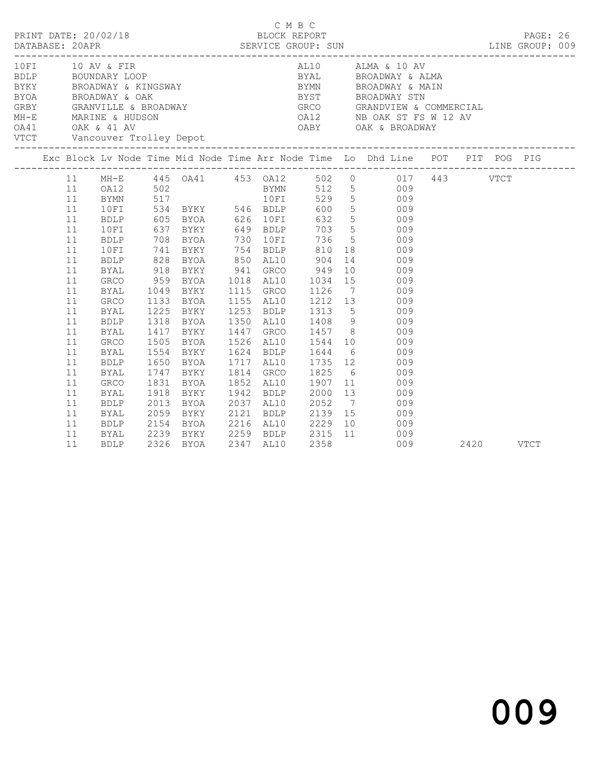C M B C

PRINT DATE: 20/02/18 BLOCK REPORT

DATABASE: 20APR SERVICE GROUP: SUN LINE GROUP: 009

| Code | Description | Code | Description |
|---|---|---|---|
| 10FI | 10 AV & FIR | AL10 | ALMA & 10 AV |
| BDLP | BOUNDARY LOOP | BYAL | BROADWAY & ALMA |
| BYKY | BROADWAY & KINGSWAY | BYMN | BROADWAY & MAIN |
| BYOA | BROADWAY & OAK | BYST | BROADWAY STN |
| GRBY | GRANVILLE & BROADWAY | GRCO | GRANDVIEW & COMMERCIAL |
| MH-E | MARINE & HUDSON | OA12 | NB OAK ST FS W 12 AV |
| OA41 | OAK & 41 AV | OABY | OAK & BROADWAY |
| VTCT | Vancouver Trolley Depot | | |

| Exc | Block | Lv Node | Time | Mid Node | Time | Arr Node | Time | Lo | Dhd Line | POT | PIT | POG | PIG |
|---|---|---|---|---|---|---|---|---|---|---|---|---|---|
| | 11 | MH-E | 445 | OA41 | 453 | OA12 | 502 | 0 | 017 | 443 | | VTCT | |
| | 11 | OA12 | 502 | | | BYMN | 512 | 5 | 009 | | | | |
| | 11 | BYMN | 517 | | | 10FI | 529 | 5 | 009 | | | | |
| | 11 | 10FI | 534 | BYKY | 546 | BDLP | 600 | 5 | 009 | | | | |
| | 11 | BDLP | 605 | BYOA | 626 | 10FI | 632 | 5 | 009 | | | | |
| | 11 | 10FI | 637 | BYKY | 649 | BDLP | 703 | 5 | 009 | | | | |
| | 11 | BDLP | 708 | BYOA | 730 | 10FI | 736 | 5 | 009 | | | | |
| | 11 | 10FI | 741 | BYKY | 754 | BDLP | 810 | 18 | 009 | | | | |
| | 11 | BDLP | 828 | BYOA | 850 | AL10 | 904 | 14 | 009 | | | | |
| | 11 | BYAL | 918 | BYKY | 941 | GRCO | 949 | 10 | 009 | | | | |
| | 11 | GRCO | 959 | BYOA | 1018 | AL10 | 1034 | 15 | 009 | | | | |
| | 11 | BYAL | 1049 | BYKY | 1115 | GRCO | 1126 | 7 | 009 | | | | |
| | 11 | GRCO | 1133 | BYOA | 1155 | AL10 | 1212 | 13 | 009 | | | | |
| | 11 | BYAL | 1225 | BYKY | 1253 | BDLP | 1313 | 5 | 009 | | | | |
| | 11 | BDLP | 1318 | BYOA | 1350 | AL10 | 1408 | 9 | 009 | | | | |
| | 11 | BYAL | 1417 | BYKY | 1447 | GRCO | 1457 | 8 | 009 | | | | |
| | 11 | GRCO | 1505 | BYOA | 1526 | AL10 | 1544 | 10 | 009 | | | | |
| | 11 | BYAL | 1554 | BYKY | 1624 | BDLP | 1644 | 6 | 009 | | | | |
| | 11 | BDLP | 1650 | BYOA | 1717 | AL10 | 1735 | 12 | 009 | | | | |
| | 11 | BYAL | 1747 | BYKY | 1814 | GRCO | 1825 | 6 | 009 | | | | |
| | 11 | GRCO | 1831 | BYOA | 1852 | AL10 | 1907 | 11 | 009 | | | | |
| | 11 | BYAL | 1918 | BYKY | 1942 | BDLP | 2000 | 13 | 009 | | | | |
| | 11 | BDLP | 2013 | BYOA | 2037 | AL10 | 2052 | 7 | 009 | | | | |
| | 11 | BYAL | 2059 | BYKY | 2121 | BDLP | 2139 | 15 | 009 | | | | |
| | 11 | BDLP | 2154 | BYOA | 2216 | AL10 | 2229 | 10 | 009 | | | | |
| | 11 | BYAL | 2239 | BYKY | 2259 | BDLP | 2315 | 11 | 009 | | | | |
| | 11 | BDLP | 2326 | BYOA | 2347 | AL10 | 2358 | | 009 | | 2420 | | VTCT |

009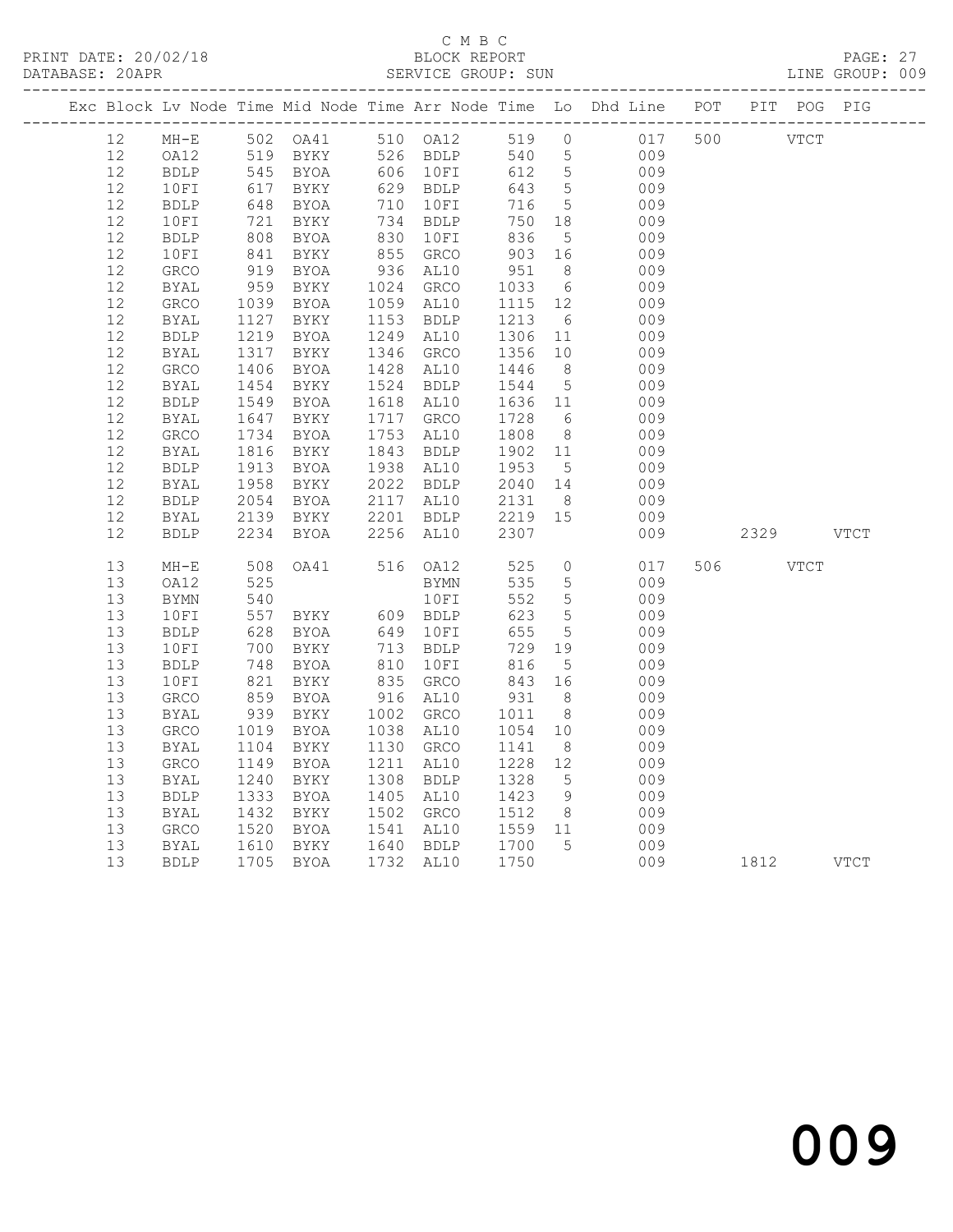C M B C
BLOCK REPORT
SERVICE GROUP: SUN

PRINT DATE: 20/02/18
DATABASE: 20APR
LINE GROUP: 009

| Exc | Block | Lv | Node | Time | Mid Node | Time | Arr Node | Time | Lo | Dhd Line | POT | PIT | POG | PIG |
|---|---|---|---|---|---|---|---|---|---|---|---|---|---|---|
| | 12 | | MH-E | 502 | OA41 | 510 | OA12 | 519 | 0 | 017 | 500 | | VTCT | |
| | 12 | | OA12 | 519 | BYKY | 526 | BDLP | 540 | 5 | 009 | | | | |
| | 12 | | BDLP | 545 | BYOA | 606 | 10FI | 612 | 5 | 009 | | | | |
| | 12 | | 10FI | 617 | BYKY | 629 | BDLP | 643 | 5 | 009 | | | | |
| | 12 | | BDLP | 648 | BYOA | 710 | 10FI | 716 | 5 | 009 | | | | |
| | 12 | | 10FI | 721 | BYKY | 734 | BDLP | 750 | 18 | 009 | | | | |
| | 12 | | BDLP | 808 | BYOA | 830 | 10FI | 836 | 5 | 009 | | | | |
| | 12 | | 10FI | 841 | BYKY | 855 | GRCO | 903 | 16 | 009 | | | | |
| | 12 | | GRCO | 919 | BYOA | 936 | AL10 | 951 | 8 | 009 | | | | |
| | 12 | | BYAL | 959 | BYKY | 1024 | GRCO | 1033 | 6 | 009 | | | | |
| | 12 | | GRCO | 1039 | BYOA | 1059 | AL10 | 1115 | 12 | 009 | | | | |
| | 12 | | BYAL | 1127 | BYKY | 1153 | BDLP | 1213 | 6 | 009 | | | | |
| | 12 | | BDLP | 1219 | BYOA | 1249 | AL10 | 1306 | 11 | 009 | | | | |
| | 12 | | BYAL | 1317 | BYKY | 1346 | GRCO | 1356 | 10 | 009 | | | | |
| | 12 | | GRCO | 1406 | BYOA | 1428 | AL10 | 1446 | 8 | 009 | | | | |
| | 12 | | BYAL | 1454 | BYKY | 1524 | BDLP | 1544 | 5 | 009 | | | | |
| | 12 | | BDLP | 1549 | BYOA | 1618 | AL10 | 1636 | 11 | 009 | | | | |
| | 12 | | BYAL | 1647 | BYKY | 1717 | GRCO | 1728 | 6 | 009 | | | | |
| | 12 | | GRCO | 1734 | BYOA | 1753 | AL10 | 1808 | 8 | 009 | | | | |
| | 12 | | BYAL | 1816 | BYKY | 1843 | BDLP | 1902 | 11 | 009 | | | | |
| | 12 | | BDLP | 1913 | BYOA | 1938 | AL10 | 1953 | 5 | 009 | | | | |
| | 12 | | BYAL | 1958 | BYKY | 2022 | BDLP | 2040 | 14 | 009 | | | | |
| | 12 | | BDLP | 2054 | BYOA | 2117 | AL10 | 2131 | 8 | 009 | | | | |
| | 12 | | BYAL | 2139 | BYKY | 2201 | BDLP | 2219 | 15 | 009 | | | | |
| | 12 | | BDLP | 2234 | BYOA | 2256 | AL10 | 2307 | | 009 | | 2329 | | VTCT |
| | 13 | | MH-E | 508 | OA41 | 516 | OA12 | 525 | 0 | 017 | 506 | | VTCT | |
| | 13 | | OA12 | 525 | | | BYMN | 535 | 5 | 009 | | | | |
| | 13 | | BYMN | 540 | | | 10FI | 552 | 5 | 009 | | | | |
| | 13 | | 10FI | 557 | BYKY | 609 | BDLP | 623 | 5 | 009 | | | | |
| | 13 | | BDLP | 628 | BYOA | 649 | 10FI | 655 | 5 | 009 | | | | |
| | 13 | | 10FI | 700 | BYKY | 713 | BDLP | 729 | 19 | 009 | | | | |
| | 13 | | BDLP | 748 | BYOA | 810 | 10FI | 816 | 5 | 009 | | | | |
| | 13 | | 10FI | 821 | BYKY | 835 | GRCO | 843 | 16 | 009 | | | | |
| | 13 | | GRCO | 859 | BYOA | 916 | AL10 | 931 | 8 | 009 | | | | |
| | 13 | | BYAL | 939 | BYKY | 1002 | GRCO | 1011 | 8 | 009 | | | | |
| | 13 | | GRCO | 1019 | BYOA | 1038 | AL10 | 1054 | 10 | 009 | | | | |
| | 13 | | BYAL | 1104 | BYKY | 1130 | GRCO | 1141 | 8 | 009 | | | | |
| | 13 | | GRCO | 1149 | BYOA | 1211 | AL10 | 1228 | 12 | 009 | | | | |
| | 13 | | BYAL | 1240 | BYKY | 1308 | BDLP | 1328 | 5 | 009 | | | | |
| | 13 | | BDLP | 1333 | BYOA | 1405 | AL10 | 1423 | 9 | 009 | | | | |
| | 13 | | BYAL | 1432 | BYKY | 1502 | GRCO | 1512 | 8 | 009 | | | | |
| | 13 | | GRCO | 1520 | BYOA | 1541 | AL10 | 1559 | 11 | 009 | | | | |
| | 13 | | BYAL | 1610 | BYKY | 1640 | BDLP | 1700 | 5 | 009 | | | | |
| | 13 | | BDLP | 1705 | BYOA | 1732 | AL10 | 1750 | | 009 | | 1812 | | VTCT |

009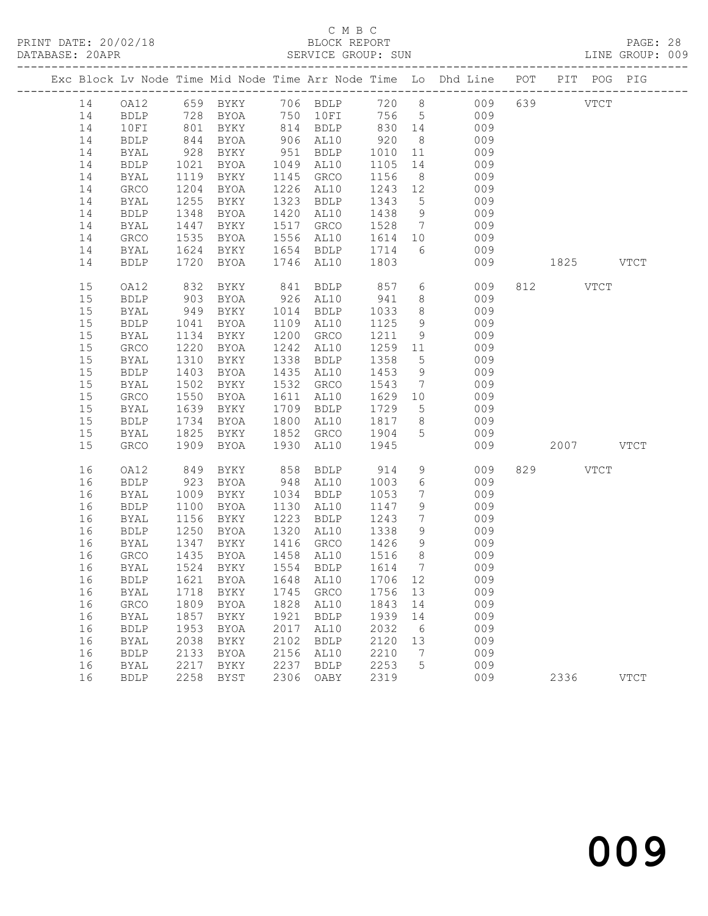C M B C
PRINT DATE: 20/02/18 BLOCK REPORT
DATABASE: 20APR SERVICE GROUP: SUN LINE GROUP: 009

| Exc | Block | Lv | Node | Time | Mid Node | Time | Arr Node | Time | Lo | Dhd Line | POT | PIT | POG | PIG |
|---|---|---|---|---|---|---|---|---|---|---|---|---|---|---|
| | 14 | | OA12 | 659 | BYKY | 706 | BDLP | 720 | 8 | 009 | 639 | | VTCT | |
| | 14 | | BDLP | 728 | BYOA | 750 | 10FI | 756 | 5 | 009 | | | | |
| | 14 | | 10FI | 801 | BYKY | 814 | BDLP | 830 | 14 | 009 | | | | |
| | 14 | | BDLP | 844 | BYOA | 906 | AL10 | 920 | 8 | 009 | | | | |
| | 14 | | BYAL | 928 | BYKY | 951 | BDLP | 1010 | 11 | 009 | | | | |
| | 14 | | BDLP | 1021 | BYOA | 1049 | AL10 | 1105 | 14 | 009 | | | | |
| | 14 | | BYAL | 1119 | BYKY | 1145 | GRCO | 1156 | 8 | 009 | | | | |
| | 14 | | GRCO | 1204 | BYOA | 1226 | AL10 | 1243 | 12 | 009 | | | | |
| | 14 | | BYAL | 1255 | BYKY | 1323 | BDLP | 1343 | 5 | 009 | | | | |
| | 14 | | BDLP | 1348 | BYOA | 1420 | AL10 | 1438 | 9 | 009 | | | | |
| | 14 | | BYAL | 1447 | BYKY | 1517 | GRCO | 1528 | 7 | 009 | | | | |
| | 14 | | GRCO | 1535 | BYOA | 1556 | AL10 | 1614 | 10 | 009 | | | | |
| | 14 | | BYAL | 1624 | BYKY | 1654 | BDLP | 1714 | 6 | 009 | | | | |
| | 14 | | BDLP | 1720 | BYOA | 1746 | AL10 | 1803 | | 009 | | 1825 | | VTCT |
| | 15 | | OA12 | 832 | BYKY | 841 | BDLP | 857 | 6 | 009 | 812 | | VTCT | |
| | 15 | | BDLP | 903 | BYOA | 926 | AL10 | 941 | 8 | 009 | | | | |
| | 15 | | BYAL | 949 | BYKY | 1014 | BDLP | 1033 | 8 | 009 | | | | |
| | 15 | | BDLP | 1041 | BYOA | 1109 | AL10 | 1125 | 9 | 009 | | | | |
| | 15 | | BYAL | 1134 | BYKY | 1200 | GRCO | 1211 | 9 | 009 | | | | |
| | 15 | | GRCO | 1220 | BYOA | 1242 | AL10 | 1259 | 11 | 009 | | | | |
| | 15 | | BYAL | 1310 | BYKY | 1338 | BDLP | 1358 | 5 | 009 | | | | |
| | 15 | | BDLP | 1403 | BYOA | 1435 | AL10 | 1453 | 9 | 009 | | | | |
| | 15 | | BYAL | 1502 | BYKY | 1532 | GRCO | 1543 | 7 | 009 | | | | |
| | 15 | | GRCO | 1550 | BYOA | 1611 | AL10 | 1629 | 10 | 009 | | | | |
| | 15 | | BYAL | 1639 | BYKY | 1709 | BDLP | 1729 | 5 | 009 | | | | |
| | 15 | | BDLP | 1734 | BYOA | 1800 | AL10 | 1817 | 8 | 009 | | | | |
| | 15 | | BYAL | 1825 | BYKY | 1852 | GRCO | 1904 | 5 | 009 | | | | |
| | 15 | | GRCO | 1909 | BYOA | 1930 | AL10 | 1945 | | 009 | | 2007 | | VTCT |
| | 16 | | OA12 | 849 | BYKY | 858 | BDLP | 914 | 9 | 009 | 829 | | VTCT | |
| | 16 | | BDLP | 923 | BYOA | 948 | AL10 | 1003 | 6 | 009 | | | | |
| | 16 | | BYAL | 1009 | BYKY | 1034 | BDLP | 1053 | 7 | 009 | | | | |
| | 16 | | BDLP | 1100 | BYOA | 1130 | AL10 | 1147 | 9 | 009 | | | | |
| | 16 | | BYAL | 1156 | BYKY | 1223 | BDLP | 1243 | 7 | 009 | | | | |
| | 16 | | BDLP | 1250 | BYOA | 1320 | AL10 | 1338 | 9 | 009 | | | | |
| | 16 | | BYAL | 1347 | BYKY | 1416 | GRCO | 1426 | 9 | 009 | | | | |
| | 16 | | GRCO | 1435 | BYOA | 1458 | AL10 | 1516 | 8 | 009 | | | | |
| | 16 | | BYAL | 1524 | BYKY | 1554 | BDLP | 1614 | 7 | 009 | | | | |
| | 16 | | BDLP | 1621 | BYOA | 1648 | AL10 | 1706 | 12 | 009 | | | | |
| | 16 | | BYAL | 1718 | BYKY | 1745 | GRCO | 1756 | 13 | 009 | | | | |
| | 16 | | GRCO | 1809 | BYOA | 1828 | AL10 | 1843 | 14 | 009 | | | | |
| | 16 | | BYAL | 1857 | BYKY | 1921 | BDLP | 1939 | 14 | 009 | | | | |
| | 16 | | BDLP | 1953 | BYOA | 2017 | AL10 | 2032 | 6 | 009 | | | | |
| | 16 | | BYAL | 2038 | BYKY | 2102 | BDLP | 2120 | 13 | 009 | | | | |
| | 16 | | BDLP | 2133 | BYOA | 2156 | AL10 | 2210 | 7 | 009 | | | | |
| | 16 | | BYAL | 2217 | BYKY | 2237 | BDLP | 2253 | 5 | 009 | | | | |
| | 16 | | BDLP | 2258 | BYST | 2306 | OABY | 2319 | | 009 | | 2336 | | VTCT |

009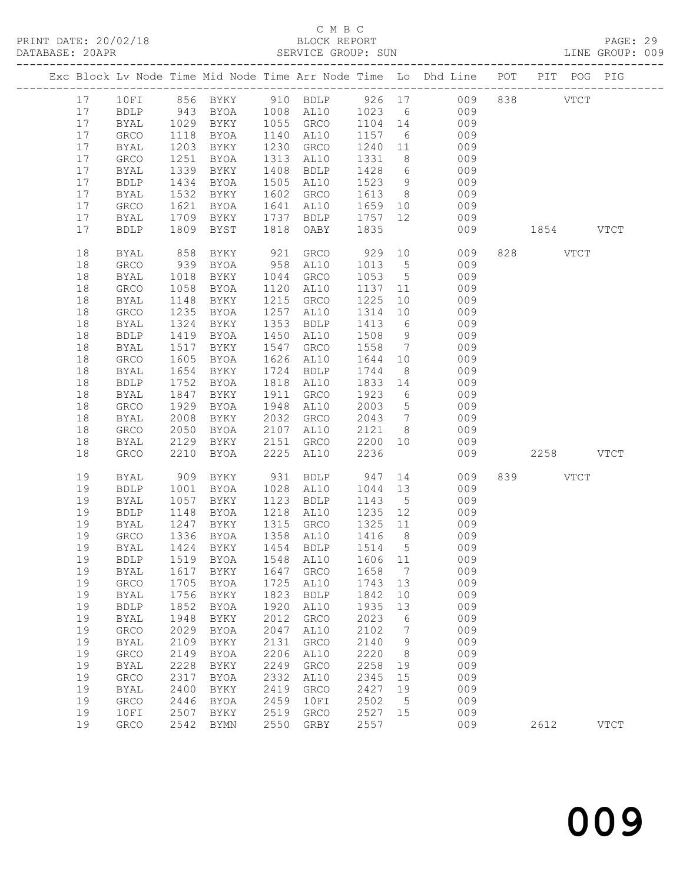C M B C
PRINT DATE: 20/02/18 BLOCK REPORT
DATABASE: 20APR SERVICE GROUP: SUN LINE GROUP: 009

| Exc | Block | Lv | Node | Time | Mid Node | Time | Arr Node | Time | Lo | Dhd Line | POT | PIT | POG | PIG |
|---|---|---|---|---|---|---|---|---|---|---|---|---|---|---|
| | 17 | | 10FI | 856 | BYKY | 910 | BDLP | 926 | 17 | 009 | 838 | | VTCT | |
| | 17 | | BDLP | 943 | BYOA | 1008 | AL10 | 1023 | 6 | 009 | | | | |
| | 17 | | BYAL | 1029 | BYKY | 1055 | GRCO | 1104 | 14 | 009 | | | | |
| | 17 | | GRCO | 1118 | BYOA | 1140 | AL10 | 1157 | 6 | 009 | | | | |
| | 17 | | BYAL | 1203 | BYKY | 1230 | GRCO | 1240 | 11 | 009 | | | | |
| | 17 | | GRCO | 1251 | BYOA | 1313 | AL10 | 1331 | 8 | 009 | | | | |
| | 17 | | BYAL | 1339 | BYKY | 1408 | BDLP | 1428 | 6 | 009 | | | | |
| | 17 | | BDLP | 1434 | BYOA | 1505 | AL10 | 1523 | 9 | 009 | | | | |
| | 17 | | BYAL | 1532 | BYKY | 1602 | GRCO | 1613 | 8 | 009 | | | | |
| | 17 | | GRCO | 1621 | BYOA | 1641 | AL10 | 1659 | 10 | 009 | | | | |
| | 17 | | BYAL | 1709 | BYKY | 1737 | BDLP | 1757 | 12 | 009 | | | | |
| | 17 | | BDLP | 1809 | BYST | 1818 | OABY | 1835 | | 009 | | 1854 | | VTCT |
| | 18 | | BYAL | 858 | BYKY | 921 | GRCO | 929 | 10 | 009 | 828 | | VTCT | |
| | 18 | | GRCO | 939 | BYOA | 958 | AL10 | 1013 | 5 | 009 | | | | |
| | 18 | | BYAL | 1018 | BYKY | 1044 | GRCO | 1053 | 5 | 009 | | | | |
| | 18 | | GRCO | 1058 | BYOA | 1120 | AL10 | 1137 | 11 | 009 | | | | |
| | 18 | | BYAL | 1148 | BYKY | 1215 | GRCO | 1225 | 10 | 009 | | | | |
| | 18 | | GRCO | 1235 | BYOA | 1257 | AL10 | 1314 | 10 | 009 | | | | |
| | 18 | | BYAL | 1324 | BYKY | 1353 | BDLP | 1413 | 6 | 009 | | | | |
| | 18 | | BDLP | 1419 | BYOA | 1450 | AL10 | 1508 | 9 | 009 | | | | |
| | 18 | | BYAL | 1517 | BYKY | 1547 | GRCO | 1558 | 7 | 009 | | | | |
| | 18 | | GRCO | 1605 | BYOA | 1626 | AL10 | 1644 | 10 | 009 | | | | |
| | 18 | | BYAL | 1654 | BYKY | 1724 | BDLP | 1744 | 8 | 009 | | | | |
| | 18 | | BDLP | 1752 | BYOA | 1818 | AL10 | 1833 | 14 | 009 | | | | |
| | 18 | | BYAL | 1847 | BYKY | 1911 | GRCO | 1923 | 6 | 009 | | | | |
| | 18 | | GRCO | 1929 | BYOA | 1948 | AL10 | 2003 | 5 | 009 | | | | |
| | 18 | | BYAL | 2008 | BYKY | 2032 | GRCO | 2043 | 7 | 009 | | | | |
| | 18 | | GRCO | 2050 | BYOA | 2107 | AL10 | 2121 | 8 | 009 | | | | |
| | 18 | | BYAL | 2129 | BYKY | 2151 | GRCO | 2200 | 10 | 009 | | | | |
| | 18 | | GRCO | 2210 | BYOA | 2225 | AL10 | 2236 | | 009 | | 2258 | | VTCT |
| | 19 | | BYAL | 909 | BYKY | 931 | BDLP | 947 | 14 | 009 | 839 | | VTCT | |
| | 19 | | BDLP | 1001 | BYOA | 1028 | AL10 | 1044 | 13 | 009 | | | | |
| | 19 | | BYAL | 1057 | BYKY | 1123 | BDLP | 1143 | 5 | 009 | | | | |
| | 19 | | BDLP | 1148 | BYOA | 1218 | AL10 | 1235 | 12 | 009 | | | | |
| | 19 | | BYAL | 1247 | BYKY | 1315 | GRCO | 1325 | 11 | 009 | | | | |
| | 19 | | GRCO | 1336 | BYOA | 1358 | AL10 | 1416 | 8 | 009 | | | | |
| | 19 | | BYAL | 1424 | BYKY | 1454 | BDLP | 1514 | 5 | 009 | | | | |
| | 19 | | BDLP | 1519 | BYOA | 1548 | AL10 | 1606 | 11 | 009 | | | | |
| | 19 | | BYAL | 1617 | BYKY | 1647 | GRCO | 1658 | 7 | 009 | | | | |
| | 19 | | GRCO | 1705 | BYOA | 1725 | AL10 | 1743 | 13 | 009 | | | | |
| | 19 | | BYAL | 1756 | BYKY | 1823 | BDLP | 1842 | 10 | 009 | | | | |
| | 19 | | BDLP | 1852 | BYOA | 1920 | AL10 | 1935 | 13 | 009 | | | | |
| | 19 | | BYAL | 1948 | BYKY | 2012 | GRCO | 2023 | 6 | 009 | | | | |
| | 19 | | GRCO | 2029 | BYOA | 2047 | AL10 | 2102 | 7 | 009 | | | | |
| | 19 | | BYAL | 2109 | BYKY | 2131 | GRCO | 2140 | 9 | 009 | | | | |
| | 19 | | GRCO | 2149 | BYOA | 2206 | AL10 | 2220 | 8 | 009 | | | | |
| | 19 | | BYAL | 2228 | BYKY | 2249 | GRCO | 2258 | 19 | 009 | | | | |
| | 19 | | GRCO | 2317 | BYOA | 2332 | AL10 | 2345 | 15 | 009 | | | | |
| | 19 | | BYAL | 2400 | BYKY | 2419 | GRCO | 2427 | 19 | 009 | | | | |
| | 19 | | GRCO | 2446 | BYOA | 2459 | 10FI | 2502 | 5 | 009 | | | | |
| | 19 | | 10FI | 2507 | BYKY | 2519 | GRCO | 2527 | 15 | 009 | | | | |
| | 19 | | GRCO | 2542 | BYMN | 2550 | GRBY | 2557 | | 009 | | 2612 | | VTCT |

009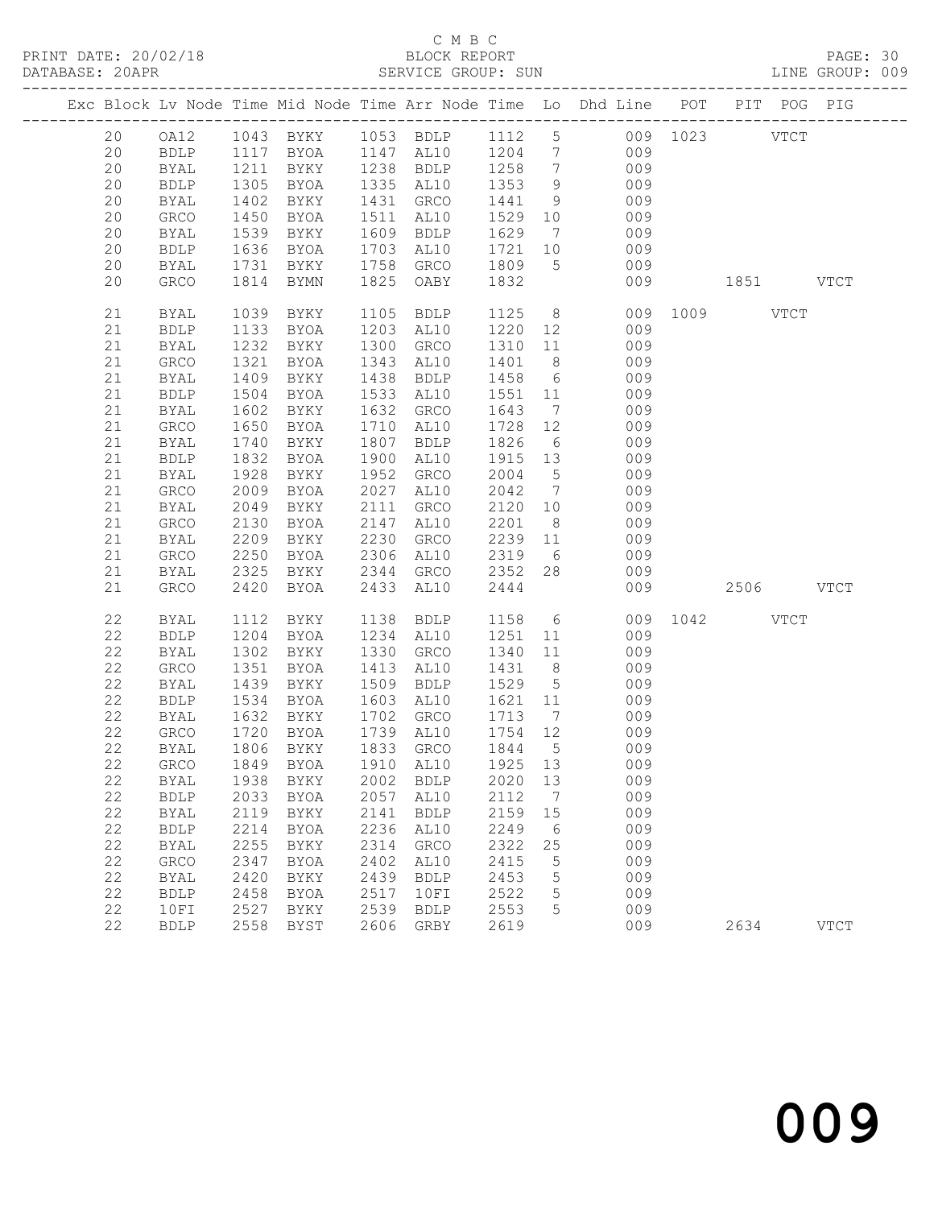C M B C

PRINT DATE: 20/02/18 BLOCK REPORT

DATABASE: 20APR SERVICE GROUP: SUN LINE GROUP: 009

| Exc | Block | Lv | Node | Time | Mid Node | Time | Arr Node | Time | Lo | Dhd Line | POT | PIT | POG | PIG |
|---|---|---|---|---|---|---|---|---|---|---|---|---|---|---|
| | 20 | | OA12 | 1043 | BYKY | 1053 | BDLP | 1112 | 5 | 009 | 1023 | | VTCT | |
| | 20 | | BDLP | 1117 | BYOA | 1147 | AL10 | 1204 | 7 | 009 | | | | |
| | 20 | | BYAL | 1211 | BYKY | 1238 | BDLP | 1258 | 7 | 009 | | | | |
| | 20 | | BDLP | 1305 | BYOA | 1335 | AL10 | 1353 | 9 | 009 | | | | |
| | 20 | | BYAL | 1402 | BYKY | 1431 | GRCO | 1441 | 9 | 009 | | | | |
| | 20 | | GRCO | 1450 | BYOA | 1511 | AL10 | 1529 | 10 | 009 | | | | |
| | 20 | | BYAL | 1539 | BYKY | 1609 | BDLP | 1629 | 7 | 009 | | | | |
| | 20 | | BDLP | 1636 | BYOA | 1703 | AL10 | 1721 | 10 | 009 | | | | |
| | 20 | | BYAL | 1731 | BYKY | 1758 | GRCO | 1809 | 5 | 009 | | | | |
| | 20 | | GRCO | 1814 | BYMN | 1825 | OABY | 1832 | | 009 | | 1851 | | VTCT |
| | 21 | | BYAL | 1039 | BYKY | 1105 | BDLP | 1125 | 8 | 009 | 1009 | | VTCT | |
| | 21 | | BDLP | 1133 | BYOA | 1203 | AL10 | 1220 | 12 | 009 | | | | |
| | 21 | | BYAL | 1232 | BYKY | 1300 | GRCO | 1310 | 11 | 009 | | | | |
| | 21 | | GRCO | 1321 | BYOA | 1343 | AL10 | 1401 | 8 | 009 | | | | |
| | 21 | | BYAL | 1409 | BYKY | 1438 | BDLP | 1458 | 6 | 009 | | | | |
| | 21 | | BDLP | 1504 | BYOA | 1533 | AL10 | 1551 | 11 | 009 | | | | |
| | 21 | | BYAL | 1602 | BYKY | 1632 | GRCO | 1643 | 7 | 009 | | | | |
| | 21 | | GRCO | 1650 | BYOA | 1710 | AL10 | 1728 | 12 | 009 | | | | |
| | 21 | | BYAL | 1740 | BYKY | 1807 | BDLP | 1826 | 6 | 009 | | | | |
| | 21 | | BDLP | 1832 | BYOA | 1900 | AL10 | 1915 | 13 | 009 | | | | |
| | 21 | | BYAL | 1928 | BYKY | 1952 | GRCO | 2004 | 5 | 009 | | | | |
| | 21 | | GRCO | 2009 | BYOA | 2027 | AL10 | 2042 | 7 | 009 | | | | |
| | 21 | | BYAL | 2049 | BYKY | 2111 | GRCO | 2120 | 10 | 009 | | | | |
| | 21 | | GRCO | 2130 | BYOA | 2147 | AL10 | 2201 | 8 | 009 | | | | |
| | 21 | | BYAL | 2209 | BYKY | 2230 | GRCO | 2239 | 11 | 009 | | | | |
| | 21 | | GRCO | 2250 | BYOA | 2306 | AL10 | 2319 | 6 | 009 | | | | |
| | 21 | | BYAL | 2325 | BYKY | 2344 | GRCO | 2352 | 28 | 009 | | | | |
| | 21 | | GRCO | 2420 | BYOA | 2433 | AL10 | 2444 | | 009 | | 2506 | | VTCT |
| | 22 | | BYAL | 1112 | BYKY | 1138 | BDLP | 1158 | 6 | 009 | 1042 | | VTCT | |
| | 22 | | BDLP | 1204 | BYOA | 1234 | AL10 | 1251 | 11 | 009 | | | | |
| | 22 | | BYAL | 1302 | BYKY | 1330 | GRCO | 1340 | 11 | 009 | | | | |
| | 22 | | GRCO | 1351 | BYOA | 1413 | AL10 | 1431 | 8 | 009 | | | | |
| | 22 | | BYAL | 1439 | BYKY | 1509 | BDLP | 1529 | 5 | 009 | | | | |
| | 22 | | BDLP | 1534 | BYOA | 1603 | AL10 | 1621 | 11 | 009 | | | | |
| | 22 | | BYAL | 1632 | BYKY | 1702 | GRCO | 1713 | 7 | 009 | | | | |
| | 22 | | GRCO | 1720 | BYOA | 1739 | AL10 | 1754 | 12 | 009 | | | | |
| | 22 | | BYAL | 1806 | BYKY | 1833 | GRCO | 1844 | 5 | 009 | | | | |
| | 22 | | GRCO | 1849 | BYOA | 1910 | AL10 | 1925 | 13 | 009 | | | | |
| | 22 | | BYAL | 1938 | BYKY | 2002 | BDLP | 2020 | 13 | 009 | | | | |
| | 22 | | BDLP | 2033 | BYOA | 2057 | AL10 | 2112 | 7 | 009 | | | | |
| | 22 | | BYAL | 2119 | BYKY | 2141 | BDLP | 2159 | 15 | 009 | | | | |
| | 22 | | BDLP | 2214 | BYOA | 2236 | AL10 | 2249 | 6 | 009 | | | | |
| | 22 | | BYAL | 2255 | BYKY | 2314 | GRCO | 2322 | 25 | 009 | | | | |
| | 22 | | GRCO | 2347 | BYOA | 2402 | AL10 | 2415 | 5 | 009 | | | | |
| | 22 | | BYAL | 2420 | BYKY | 2439 | BDLP | 2453 | 5 | 009 | | | | |
| | 22 | | BDLP | 2458 | BYOA | 2517 | 10FI | 2522 | 5 | 009 | | | | |
| | 22 | | 10FI | 2527 | BYKY | 2539 | BDLP | 2553 | 5 | 009 | | | | |
| | 22 | | BDLP | 2558 | BYST | 2606 | GRBY | 2619 | | 009 | | 2634 | | VTCT |

009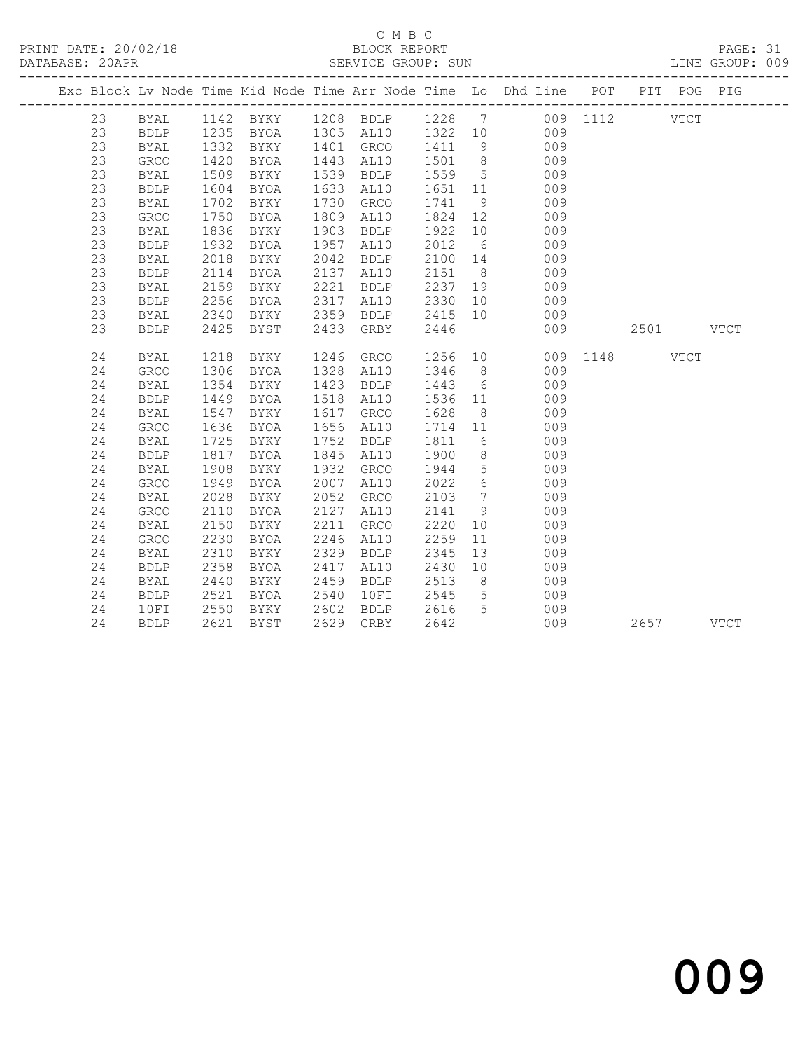C M B C

PRINT DATE: 20/02/18 BLOCK REPORT

DATABASE: 20APR SERVICE GROUP: SUN LINE GROUP: 009

| Exc | Block | Lv | Node | Time | Mid Node | Time | Arr Node | Time | Lo | Dhd Line | POT | PIT | POG | PIG |
|---|---|---|---|---|---|---|---|---|---|---|---|---|---|---|
| | 23 | | BYAL | 1142 | BYKY | 1208 | BDLP | 1228 | 7 | 009 | 1112 | | VTCT | |
| | 23 | | BDLP | 1235 | BYOA | 1305 | AL10 | 1322 | 10 | 009 | | | | |
| | 23 | | BYAL | 1332 | BYKY | 1401 | GRCO | 1411 | 9 | 009 | | | | |
| | 23 | | GRCO | 1420 | BYOA | 1443 | AL10 | 1501 | 8 | 009 | | | | |
| | 23 | | BYAL | 1509 | BYKY | 1539 | BDLP | 1559 | 5 | 009 | | | | |
| | 23 | | BDLP | 1604 | BYOA | 1633 | AL10 | 1651 | 11 | 009 | | | | |
| | 23 | | BYAL | 1702 | BYKY | 1730 | GRCO | 1741 | 9 | 009 | | | | |
| | 23 | | GRCO | 1750 | BYOA | 1809 | AL10 | 1824 | 12 | 009 | | | | |
| | 23 | | BYAL | 1836 | BYKY | 1903 | BDLP | 1922 | 10 | 009 | | | | |
| | 23 | | BDLP | 1932 | BYOA | 1957 | AL10 | 2012 | 6 | 009 | | | | |
| | 23 | | BYAL | 2018 | BYKY | 2042 | BDLP | 2100 | 14 | 009 | | | | |
| | 23 | | BDLP | 2114 | BYOA | 2137 | AL10 | 2151 | 8 | 009 | | | | |
| | 23 | | BYAL | 2159 | BYKY | 2221 | BDLP | 2237 | 19 | 009 | | | | |
| | 23 | | BDLP | 2256 | BYOA | 2317 | AL10 | 2330 | 10 | 009 | | | | |
| | 23 | | BYAL | 2340 | BYKY | 2359 | BDLP | 2415 | 10 | 009 | | | | |
| | 23 | | BDLP | 2425 | BYST | 2433 | GRBY | 2446 | | 009 | | 2501 | | VTCT |
| | 24 | | BYAL | 1218 | BYKY | 1246 | GRCO | 1256 | 10 | 009 | 1148 | | VTCT | |
| | 24 | | GRCO | 1306 | BYOA | 1328 | AL10 | 1346 | 8 | 009 | | | | |
| | 24 | | BYAL | 1354 | BYKY | 1423 | BDLP | 1443 | 6 | 009 | | | | |
| | 24 | | BDLP | 1449 | BYOA | 1518 | AL10 | 1536 | 11 | 009 | | | | |
| | 24 | | BYAL | 1547 | BYKY | 1617 | GRCO | 1628 | 8 | 009 | | | | |
| | 24 | | GRCO | 1636 | BYOA | 1656 | AL10 | 1714 | 11 | 009 | | | | |
| | 24 | | BYAL | 1725 | BYKY | 1752 | BDLP | 1811 | 6 | 009 | | | | |
| | 24 | | BDLP | 1817 | BYOA | 1845 | AL10 | 1900 | 8 | 009 | | | | |
| | 24 | | BYAL | 1908 | BYKY | 1932 | GRCO | 1944 | 5 | 009 | | | | |
| | 24 | | GRCO | 1949 | BYOA | 2007 | AL10 | 2022 | 6 | 009 | | | | |
| | 24 | | BYAL | 2028 | BYKY | 2052 | GRCO | 2103 | 7 | 009 | | | | |
| | 24 | | GRCO | 2110 | BYOA | 2127 | AL10 | 2141 | 9 | 009 | | | | |
| | 24 | | BYAL | 2150 | BYKY | 2211 | GRCO | 2220 | 10 | 009 | | | | |
| | 24 | | GRCO | 2230 | BYOA | 2246 | AL10 | 2259 | 11 | 009 | | | | |
| | 24 | | BYAL | 2310 | BYKY | 2329 | BDLP | 2345 | 13 | 009 | | | | |
| | 24 | | BDLP | 2358 | BYOA | 2417 | AL10 | 2430 | 10 | 009 | | | | |
| | 24 | | BYAL | 2440 | BYKY | 2459 | BDLP | 2513 | 8 | 009 | | | | |
| | 24 | | BDLP | 2521 | BYOA | 2540 | 10FI | 2545 | 5 | 009 | | | | |
| | 24 | | 10FI | 2550 | BYKY | 2602 | BDLP | 2616 | 5 | 009 | | | | |
| | 24 | | BDLP | 2621 | BYST | 2629 | GRBY | 2642 | | 009 | | 2657 | | VTCT |

009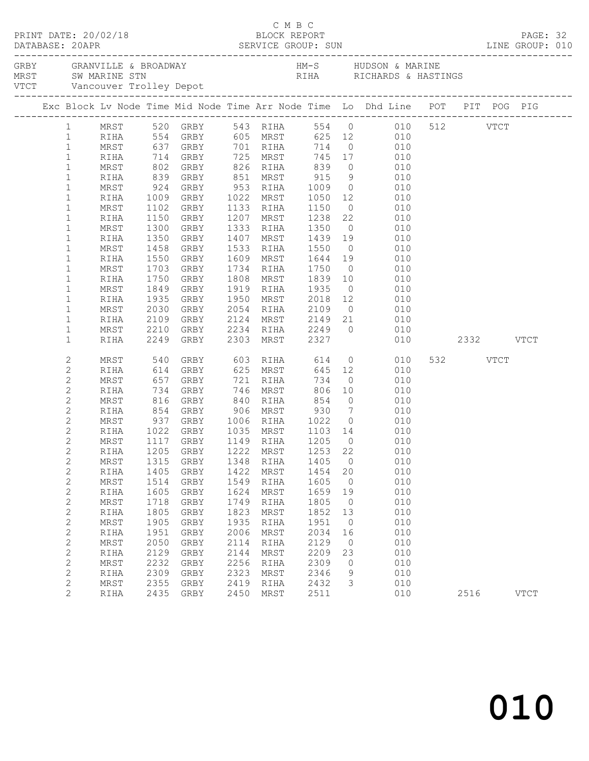C M B C

BLOCK REPORT

PRINT DATE: 20/02/18 DATABASE: 20APR SERVICE GROUP: SUN LINE GROUP: 010

GRBY GRANVILLE & BROADWAY HM-S HUDSON & MARINE
MRST SW MARINE STN RIHA RICHARDS & HASTINGS
VTCT Vancouver Trolley Depot

| Exc | Block | Lv Node | Time | Mid Node | Time | Arr Node | Time | Lo | Dhd Line | POT | PIT | POG | PIG |
|---|---|---|---|---|---|---|---|---|---|---|---|---|---|
| | 1 | MRST | 520 | GRBY | 543 | RIHA | 554 | 0 | 010 | 512 | | VTCT | |
| | 1 | RIHA | 554 | GRBY | 605 | MRST | 625 | 12 | 010 | | | | |
| | 1 | MRST | 637 | GRBY | 701 | RIHA | 714 | 0 | 010 | | | | |
| | 1 | RIHA | 714 | GRBY | 725 | MRST | 745 | 17 | 010 | | | | |
| | 1 | MRST | 802 | GRBY | 826 | RIHA | 839 | 0 | 010 | | | | |
| | 1 | RIHA | 839 | GRBY | 851 | MRST | 915 | 9 | 010 | | | | |
| | 1 | MRST | 924 | GRBY | 953 | RIHA | 1009 | 0 | 010 | | | | |
| | 1 | RIHA | 1009 | GRBY | 1022 | MRST | 1050 | 12 | 010 | | | | |
| | 1 | MRST | 1102 | GRBY | 1133 | RIHA | 1150 | 0 | 010 | | | | |
| | 1 | RIHA | 1150 | GRBY | 1207 | MRST | 1238 | 22 | 010 | | | | |
| | 1 | MRST | 1300 | GRBY | 1333 | RIHA | 1350 | 0 | 010 | | | | |
| | 1 | RIHA | 1350 | GRBY | 1407 | MRST | 1439 | 19 | 010 | | | | |
| | 1 | MRST | 1458 | GRBY | 1533 | RIHA | 1550 | 0 | 010 | | | | |
| | 1 | RIHA | 1550 | GRBY | 1609 | MRST | 1644 | 19 | 010 | | | | |
| | 1 | MRST | 1703 | GRBY | 1734 | RIHA | 1750 | 0 | 010 | | | | |
| | 1 | RIHA | 1750 | GRBY | 1808 | MRST | 1839 | 10 | 010 | | | | |
| | 1 | MRST | 1849 | GRBY | 1919 | RIHA | 1935 | 0 | 010 | | | | |
| | 1 | RIHA | 1935 | GRBY | 1950 | MRST | 2018 | 12 | 010 | | | | |
| | 1 | MRST | 2030 | GRBY | 2054 | RIHA | 2109 | 0 | 010 | | | | |
| | 1 | RIHA | 2109 | GRBY | 2124 | MRST | 2149 | 21 | 010 | | | | |
| | 1 | MRST | 2210 | GRBY | 2234 | RIHA | 2249 | 0 | 010 | | | | |
| | 1 | RIHA | 2249 | GRBY | 2303 | MRST | 2327 | | 010 | | 2332 | | VTCT |
| | 2 | MRST | 540 | GRBY | 603 | RIHA | 614 | 0 | 010 | 532 | | VTCT | |
| | 2 | RIHA | 614 | GRBY | 625 | MRST | 645 | 12 | 010 | | | | |
| | 2 | MRST | 657 | GRBY | 721 | RIHA | 734 | 0 | 010 | | | | |
| | 2 | RIHA | 734 | GRBY | 746 | MRST | 806 | 10 | 010 | | | | |
| | 2 | MRST | 816 | GRBY | 840 | RIHA | 854 | 0 | 010 | | | | |
| | 2 | RIHA | 854 | GRBY | 906 | MRST | 930 | 7 | 010 | | | | |
| | 2 | MRST | 937 | GRBY | 1006 | RIHA | 1022 | 0 | 010 | | | | |
| | 2 | RIHA | 1022 | GRBY | 1035 | MRST | 1103 | 14 | 010 | | | | |
| | 2 | MRST | 1117 | GRBY | 1149 | RIHA | 1205 | 0 | 010 | | | | |
| | 2 | RIHA | 1205 | GRBY | 1222 | MRST | 1253 | 22 | 010 | | | | |
| | 2 | MRST | 1315 | GRBY | 1348 | RIHA | 1405 | 0 | 010 | | | | |
| | 2 | RIHA | 1405 | GRBY | 1422 | MRST | 1454 | 20 | 010 | | | | |
| | 2 | MRST | 1514 | GRBY | 1549 | RIHA | 1605 | 0 | 010 | | | | |
| | 2 | RIHA | 1605 | GRBY | 1624 | MRST | 1659 | 19 | 010 | | | | |
| | 2 | MRST | 1718 | GRBY | 1749 | RIHA | 1805 | 0 | 010 | | | | |
| | 2 | RIHA | 1805 | GRBY | 1823 | MRST | 1852 | 13 | 010 | | | | |
| | 2 | MRST | 1905 | GRBY | 1935 | RIHA | 1951 | 0 | 010 | | | | |
| | 2 | RIHA | 1951 | GRBY | 2006 | MRST | 2034 | 16 | 010 | | | | |
| | 2 | MRST | 2050 | GRBY | 2114 | RIHA | 2129 | 0 | 010 | | | | |
| | 2 | RIHA | 2129 | GRBY | 2144 | MRST | 2209 | 23 | 010 | | | | |
| | 2 | MRST | 2232 | GRBY | 2256 | RIHA | 2309 | 0 | 010 | | | | |
| | 2 | RIHA | 2309 | GRBY | 2323 | MRST | 2346 | 9 | 010 | | | | |
| | 2 | MRST | 2355 | GRBY | 2419 | RIHA | 2432 | 3 | 010 | | | | |
| | 2 | RIHA | 2435 | GRBY | 2450 | MRST | 2511 | | 010 | | 2516 | | VTCT |

010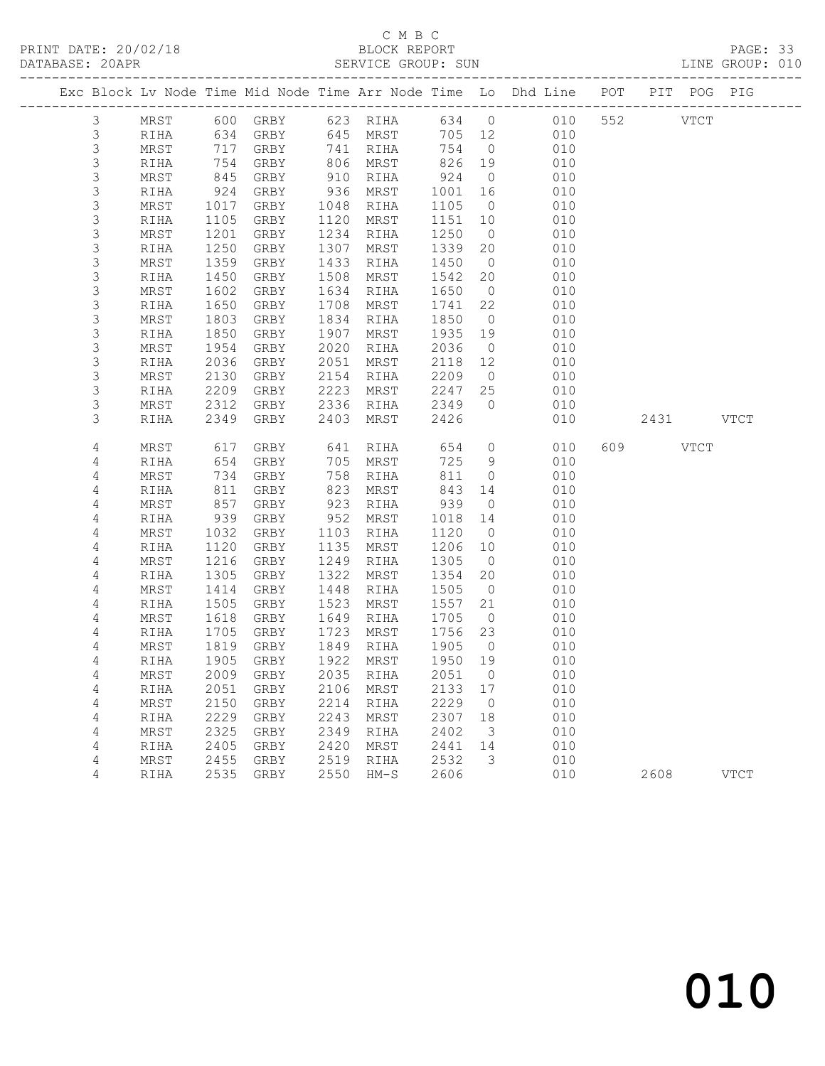C M B C

PRINT DATE: 20/02/18 BLOCK REPORT

DATABASE: 20APR SERVICE GROUP: SUN LINE GROUP: 010

| Exc | Block | Lv | Node | Time | Mid Node | Time | Arr Node | Time | Lo | Dhd Line | POT | PIT | POG | PIG |
|---|---|---|---|---|---|---|---|---|---|---|---|---|---|---|
| | 3 | | MRST | 600 | GRBY | 623 | RIHA | 634 | 0 | 010 | 552 | | VTCT | |
| | 3 | | RIHA | 634 | GRBY | 645 | MRST | 705 | 12 | 010 | | | | |
| | 3 | | MRST | 717 | GRBY | 741 | RIHA | 754 | 0 | 010 | | | | |
| | 3 | | RIHA | 754 | GRBY | 806 | MRST | 826 | 19 | 010 | | | | |
| | 3 | | MRST | 845 | GRBY | 910 | RIHA | 924 | 0 | 010 | | | | |
| | 3 | | RIHA | 924 | GRBY | 936 | MRST | 1001 | 16 | 010 | | | | |
| | 3 | | MRST | 1017 | GRBY | 1048 | RIHA | 1105 | 0 | 010 | | | | |
| | 3 | | RIHA | 1105 | GRBY | 1120 | MRST | 1151 | 10 | 010 | | | | |
| | 3 | | MRST | 1201 | GRBY | 1234 | RIHA | 1250 | 0 | 010 | | | | |
| | 3 | | RIHA | 1250 | GRBY | 1307 | MRST | 1339 | 20 | 010 | | | | |
| | 3 | | MRST | 1359 | GRBY | 1433 | RIHA | 1450 | 0 | 010 | | | | |
| | 3 | | RIHA | 1450 | GRBY | 1508 | MRST | 1542 | 20 | 010 | | | | |
| | 3 | | MRST | 1602 | GRBY | 1634 | RIHA | 1650 | 0 | 010 | | | | |
| | 3 | | RIHA | 1650 | GRBY | 1708 | MRST | 1741 | 22 | 010 | | | | |
| | 3 | | MRST | 1803 | GRBY | 1834 | RIHA | 1850 | 0 | 010 | | | | |
| | 3 | | RIHA | 1850 | GRBY | 1907 | MRST | 1935 | 19 | 010 | | | | |
| | 3 | | MRST | 1954 | GRBY | 2020 | RIHA | 2036 | 0 | 010 | | | | |
| | 3 | | RIHA | 2036 | GRBY | 2051 | MRST | 2118 | 12 | 010 | | | | |
| | 3 | | MRST | 2130 | GRBY | 2154 | RIHA | 2209 | 0 | 010 | | | | |
| | 3 | | RIHA | 2209 | GRBY | 2223 | MRST | 2247 | 25 | 010 | | | | |
| | 3 | | MRST | 2312 | GRBY | 2336 | RIHA | 2349 | 0 | 010 | | | | |
| | 3 | | RIHA | 2349 | GRBY | 2403 | MRST | 2426 | | 010 | | 2431 | | VTCT |
| | 4 | | MRST | 617 | GRBY | 641 | RIHA | 654 | 0 | 010 | 609 | | VTCT | |
| | 4 | | RIHA | 654 | GRBY | 705 | MRST | 725 | 9 | 010 | | | | |
| | 4 | | MRST | 734 | GRBY | 758 | RIHA | 811 | 0 | 010 | | | | |
| | 4 | | RIHA | 811 | GRBY | 823 | MRST | 843 | 14 | 010 | | | | |
| | 4 | | MRST | 857 | GRBY | 923 | RIHA | 939 | 0 | 010 | | | | |
| | 4 | | RIHA | 939 | GRBY | 952 | MRST | 1018 | 14 | 010 | | | | |
| | 4 | | MRST | 1032 | GRBY | 1103 | RIHA | 1120 | 0 | 010 | | | | |
| | 4 | | RIHA | 1120 | GRBY | 1135 | MRST | 1206 | 10 | 010 | | | | |
| | 4 | | MRST | 1216 | GRBY | 1249 | RIHA | 1305 | 0 | 010 | | | | |
| | 4 | | RIHA | 1305 | GRBY | 1322 | MRST | 1354 | 20 | 010 | | | | |
| | 4 | | MRST | 1414 | GRBY | 1448 | RIHA | 1505 | 0 | 010 | | | | |
| | 4 | | RIHA | 1505 | GRBY | 1523 | MRST | 1557 | 21 | 010 | | | | |
| | 4 | | MRST | 1618 | GRBY | 1649 | RIHA | 1705 | 0 | 010 | | | | |
| | 4 | | RIHA | 1705 | GRBY | 1723 | MRST | 1756 | 23 | 010 | | | | |
| | 4 | | MRST | 1819 | GRBY | 1849 | RIHA | 1905 | 0 | 010 | | | | |
| | 4 | | RIHA | 1905 | GRBY | 1922 | MRST | 1950 | 19 | 010 | | | | |
| | 4 | | MRST | 2009 | GRBY | 2035 | RIHA | 2051 | 0 | 010 | | | | |
| | 4 | | RIHA | 2051 | GRBY | 2106 | MRST | 2133 | 17 | 010 | | | | |
| | 4 | | MRST | 2150 | GRBY | 2214 | RIHA | 2229 | 0 | 010 | | | | |
| | 4 | | RIHA | 2229 | GRBY | 2243 | MRST | 2307 | 18 | 010 | | | | |
| | 4 | | MRST | 2325 | GRBY | 2349 | RIHA | 2402 | 3 | 010 | | | | |
| | 4 | | RIHA | 2405 | GRBY | 2420 | MRST | 2441 | 14 | 010 | | | | |
| | 4 | | MRST | 2455 | GRBY | 2519 | RIHA | 2532 | 3 | 010 | | | | |
| | 4 | | RIHA | 2535 | GRBY | 2550 | HM-S | 2606 | | 010 | | 2608 | | VTCT |

010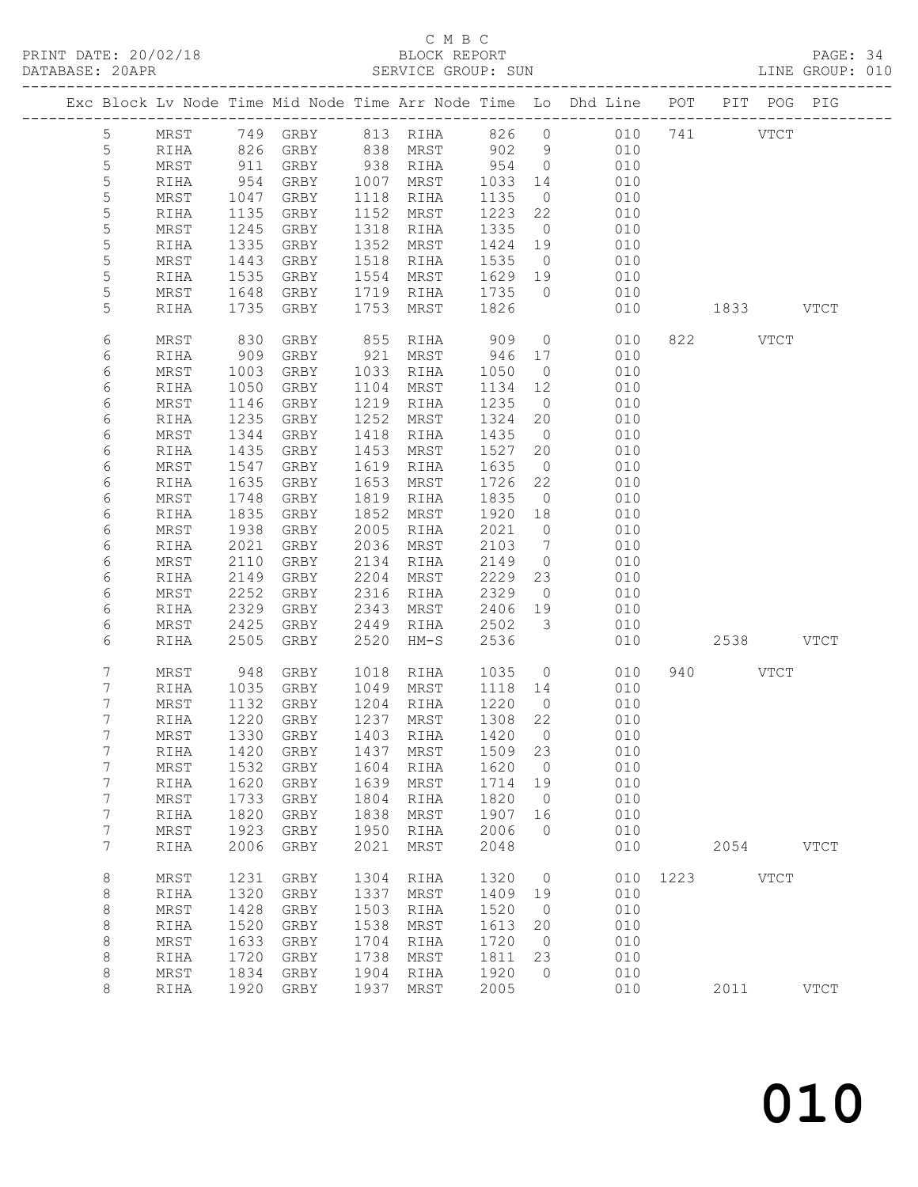C M B C

PRINT DATE: 20/02/18 BLOCK REPORT

DATABASE: 20APR SERVICE GROUP: SUN LINE GROUP: 010

| Exc | Block | Lv | Node | Time | Mid Node | Time | Arr Node | Time | Lo | Dhd Line | POT | PIT | POG | PIG |
|---|---|---|---|---|---|---|---|---|---|---|---|---|---|---|
| | 5 | | MRST | 749 | GRBY | 813 | RIHA | 826 | 0 | 010 | 741 | | VTCT | |
| | 5 | | RIHA | 826 | GRBY | 838 | MRST | 902 | 9 | 010 | | | | |
| | 5 | | MRST | 911 | GRBY | 938 | RIHA | 954 | 0 | 010 | | | | |
| | 5 | | RIHA | 954 | GRBY | 1007 | MRST | 1033 | 14 | 010 | | | | |
| | 5 | | MRST | 1047 | GRBY | 1118 | RIHA | 1135 | 0 | 010 | | | | |
| | 5 | | RIHA | 1135 | GRBY | 1152 | MRST | 1223 | 22 | 010 | | | | |
| | 5 | | MRST | 1245 | GRBY | 1318 | RIHA | 1335 | 0 | 010 | | | | |
| | 5 | | RIHA | 1335 | GRBY | 1352 | MRST | 1424 | 19 | 010 | | | | |
| | 5 | | MRST | 1443 | GRBY | 1518 | RIHA | 1535 | 0 | 010 | | | | |
| | 5 | | RIHA | 1535 | GRBY | 1554 | MRST | 1629 | 19 | 010 | | | | |
| | 5 | | MRST | 1648 | GRBY | 1719 | RIHA | 1735 | 0 | 010 | | | | |
| | 5 | | RIHA | 1735 | GRBY | 1753 | MRST | 1826 | | 010 | | 1833 | | VTCT |
| | 6 | | MRST | 830 | GRBY | 855 | RIHA | 909 | 0 | 010 | 822 | | VTCT | |
| | 6 | | RIHA | 909 | GRBY | 921 | MRST | 946 | 17 | 010 | | | | |
| | 6 | | MRST | 1003 | GRBY | 1033 | RIHA | 1050 | 0 | 010 | | | | |
| | 6 | | RIHA | 1050 | GRBY | 1104 | MRST | 1134 | 12 | 010 | | | | |
| | 6 | | MRST | 1146 | GRBY | 1219 | RIHA | 1235 | 0 | 010 | | | | |
| | 6 | | RIHA | 1235 | GRBY | 1252 | MRST | 1324 | 20 | 010 | | | | |
| | 6 | | MRST | 1344 | GRBY | 1418 | RIHA | 1435 | 0 | 010 | | | | |
| | 6 | | RIHA | 1435 | GRBY | 1453 | MRST | 1527 | 20 | 010 | | | | |
| | 6 | | MRST | 1547 | GRBY | 1619 | RIHA | 1635 | 0 | 010 | | | | |
| | 6 | | RIHA | 1635 | GRBY | 1653 | MRST | 1726 | 22 | 010 | | | | |
| | 6 | | MRST | 1748 | GRBY | 1819 | RIHA | 1835 | 0 | 010 | | | | |
| | 6 | | RIHA | 1835 | GRBY | 1852 | MRST | 1920 | 18 | 010 | | | | |
| | 6 | | MRST | 1938 | GRBY | 2005 | RIHA | 2021 | 0 | 010 | | | | |
| | 6 | | RIHA | 2021 | GRBY | 2036 | MRST | 2103 | 7 | 010 | | | | |
| | 6 | | MRST | 2110 | GRBY | 2134 | RIHA | 2149 | 0 | 010 | | | | |
| | 6 | | RIHA | 2149 | GRBY | 2204 | MRST | 2229 | 23 | 010 | | | | |
| | 6 | | MRST | 2252 | GRBY | 2316 | RIHA | 2329 | 0 | 010 | | | | |
| | 6 | | RIHA | 2329 | GRBY | 2343 | MRST | 2406 | 19 | 010 | | | | |
| | 6 | | MRST | 2425 | GRBY | 2449 | RIHA | 2502 | 3 | 010 | | | | |
| | 6 | | RIHA | 2505 | GRBY | 2520 | HM-S | 2536 | | 010 | | 2538 | | VTCT |
| | 7 | | MRST | 948 | GRBY | 1018 | RIHA | 1035 | 0 | 010 | 940 | | VTCT | |
| | 7 | | RIHA | 1035 | GRBY | 1049 | MRST | 1118 | 14 | 010 | | | | |
| | 7 | | MRST | 1132 | GRBY | 1204 | RIHA | 1220 | 0 | 010 | | | | |
| | 7 | | RIHA | 1220 | GRBY | 1237 | MRST | 1308 | 22 | 010 | | | | |
| | 7 | | MRST | 1330 | GRBY | 1403 | RIHA | 1420 | 0 | 010 | | | | |
| | 7 | | RIHA | 1420 | GRBY | 1437 | MRST | 1509 | 23 | 010 | | | | |
| | 7 | | MRST | 1532 | GRBY | 1604 | RIHA | 1620 | 0 | 010 | | | | |
| | 7 | | RIHA | 1620 | GRBY | 1639 | MRST | 1714 | 19 | 010 | | | | |
| | 7 | | MRST | 1733 | GRBY | 1804 | RIHA | 1820 | 0 | 010 | | | | |
| | 7 | | RIHA | 1820 | GRBY | 1838 | MRST | 1907 | 16 | 010 | | | | |
| | 7 | | MRST | 1923 | GRBY | 1950 | RIHA | 2006 | 0 | 010 | | | | |
| | 7 | | RIHA | 2006 | GRBY | 2021 | MRST | 2048 | | 010 | | 2054 | | VTCT |
| | 8 | | MRST | 1231 | GRBY | 1304 | RIHA | 1320 | 0 | 010 | 1223 | | VTCT | |
| | 8 | | RIHA | 1320 | GRBY | 1337 | MRST | 1409 | 19 | 010 | | | | |
| | 8 | | MRST | 1428 | GRBY | 1503 | RIHA | 1520 | 0 | 010 | | | | |
| | 8 | | RIHA | 1520 | GRBY | 1538 | MRST | 1613 | 20 | 010 | | | | |
| | 8 | | MRST | 1633 | GRBY | 1704 | RIHA | 1720 | 0 | 010 | | | | |
| | 8 | | RIHA | 1720 | GRBY | 1738 | MRST | 1811 | 23 | 010 | | | | |
| | 8 | | MRST | 1834 | GRBY | 1904 | RIHA | 1920 | 0 | 010 | | | | |
| | 8 | | RIHA | 1920 | GRBY | 1937 | MRST | 2005 | | 010 | | 2011 | | VTCT |

010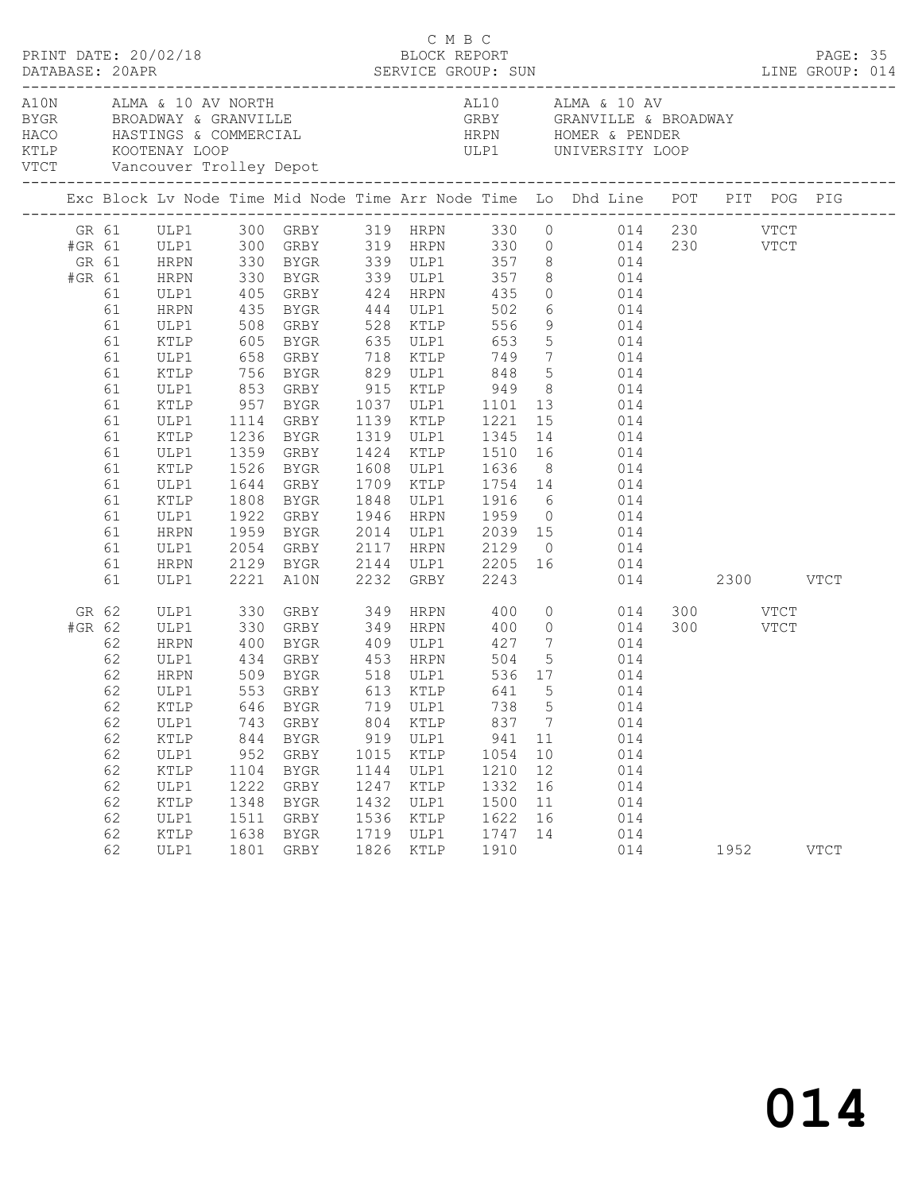C M B C

PRINT DATE: 20/02/18 BLOCK REPORT
DATABASE: 20APR SERVICE GROUP: SUN LINE GROUP: 014

| Code | Location | Code | Location |
|---|---|---|---|
| A10N | ALMA & 10 AV NORTH | AL10 | ALMA & 10 AV |
| BYGR | BROADWAY & GRANVILLE | GRBY | GRANVILLE & BROADWAY |
| HACO | HASTINGS & COMMERCIAL | HRPN | HOMER & PENDER |
| KTLP | KOOTENAY LOOP | ULP1 | UNIVERSITY LOOP |
| VTCT | Vancouver Trolley Depot | | |

| Exc | Block | Lv Node | Time | Mid Node | Time | Arr Node | Time | Lo | Dhd Line | POT | PIT | POG | PIG |
|---|---|---|---|---|---|---|---|---|---|---|---|---|---|
| GR | 61 | ULP1 | 300 | GRBY | 319 | HRPN | 330 | 0 | 014 | 230 | | VTCT | |
| #GR | 61 | ULP1 | 300 | GRBY | 319 | HRPN | 330 | 0 | 014 | 230 | | VTCT | |
| GR | 61 | HRPN | 330 | BYGR | 339 | ULP1 | 357 | 8 | 014 | | | | |
| #GR | 61 | HRPN | 330 | BYGR | 339 | ULP1 | 357 | 8 | 014 | | | | |
| | 61 | ULP1 | 405 | GRBY | 424 | HRPN | 435 | 0 | 014 | | | | |
| | 61 | HRPN | 435 | BYGR | 444 | ULP1 | 502 | 6 | 014 | | | | |
| | 61 | ULP1 | 508 | GRBY | 528 | KTLP | 556 | 9 | 014 | | | | |
| | 61 | KTLP | 605 | BYGR | 635 | ULP1 | 653 | 5 | 014 | | | | |
| | 61 | ULP1 | 658 | GRBY | 718 | KTLP | 749 | 7 | 014 | | | | |
| | 61 | KTLP | 756 | BYGR | 829 | ULP1 | 848 | 5 | 014 | | | | |
| | 61 | ULP1 | 853 | GRBY | 915 | KTLP | 949 | 8 | 014 | | | | |
| | 61 | KTLP | 957 | BYGR | 1037 | ULP1 | 1101 | 13 | 014 | | | | |
| | 61 | ULP1 | 1114 | GRBY | 1139 | KTLP | 1221 | 15 | 014 | | | | |
| | 61 | KTLP | 1236 | BYGR | 1319 | ULP1 | 1345 | 14 | 014 | | | | |
| | 61 | ULP1 | 1359 | GRBY | 1424 | KTLP | 1510 | 16 | 014 | | | | |
| | 61 | KTLP | 1526 | BYGR | 1608 | ULP1 | 1636 | 8 | 014 | | | | |
| | 61 | ULP1 | 1644 | GRBY | 1709 | KTLP | 1754 | 14 | 014 | | | | |
| | 61 | KTLP | 1808 | BYGR | 1848 | ULP1 | 1916 | 6 | 014 | | | | |
| | 61 | ULP1 | 1922 | GRBY | 1946 | HRPN | 1959 | 0 | 014 | | | | |
| | 61 | HRPN | 1959 | BYGR | 2014 | ULP1 | 2039 | 15 | 014 | | | | |
| | 61 | ULP1 | 2054 | GRBY | 2117 | HRPN | 2129 | 0 | 014 | | | | |
| | 61 | HRPN | 2129 | BYGR | 2144 | ULP1 | 2205 | 16 | 014 | | | | |
| | 61 | ULP1 | 2221 | A10N | 2232 | GRBY | 2243 | | 014 | | 2300 | | VTCT |
| GR | 62 | ULP1 | 330 | GRBY | 349 | HRPN | 400 | 0 | 014 | 300 | | VTCT | |
| #GR | 62 | ULP1 | 330 | GRBY | 349 | HRPN | 400 | 0 | 014 | 300 | | VTCT | |
| | 62 | HRPN | 400 | BYGR | 409 | ULP1 | 427 | 7 | 014 | | | | |
| | 62 | ULP1 | 434 | GRBY | 453 | HRPN | 504 | 5 | 014 | | | | |
| | 62 | HRPN | 509 | BYGR | 518 | ULP1 | 536 | 17 | 014 | | | | |
| | 62 | ULP1 | 553 | GRBY | 613 | KTLP | 641 | 5 | 014 | | | | |
| | 62 | KTLP | 646 | BYGR | 719 | ULP1 | 738 | 5 | 014 | | | | |
| | 62 | ULP1 | 743 | GRBY | 804 | KTLP | 837 | 7 | 014 | | | | |
| | 62 | KTLP | 844 | BYGR | 919 | ULP1 | 941 | 11 | 014 | | | | |
| | 62 | ULP1 | 952 | GRBY | 1015 | KTLP | 1054 | 10 | 014 | | | | |
| | 62 | KTLP | 1104 | BYGR | 1144 | ULP1 | 1210 | 12 | 014 | | | | |
| | 62 | ULP1 | 1222 | GRBY | 1247 | KTLP | 1332 | 16 | 014 | | | | |
| | 62 | KTLP | 1348 | BYGR | 1432 | ULP1 | 1500 | 11 | 014 | | | | |
| | 62 | ULP1 | 1511 | GRBY | 1536 | KTLP | 1622 | 16 | 014 | | | | |
| | 62 | KTLP | 1638 | BYGR | 1719 | ULP1 | 1747 | 14 | 014 | | | | |
| | 62 | ULP1 | 1801 | GRBY | 1826 | KTLP | 1910 | | 014 | | 1952 | | VTCT |

014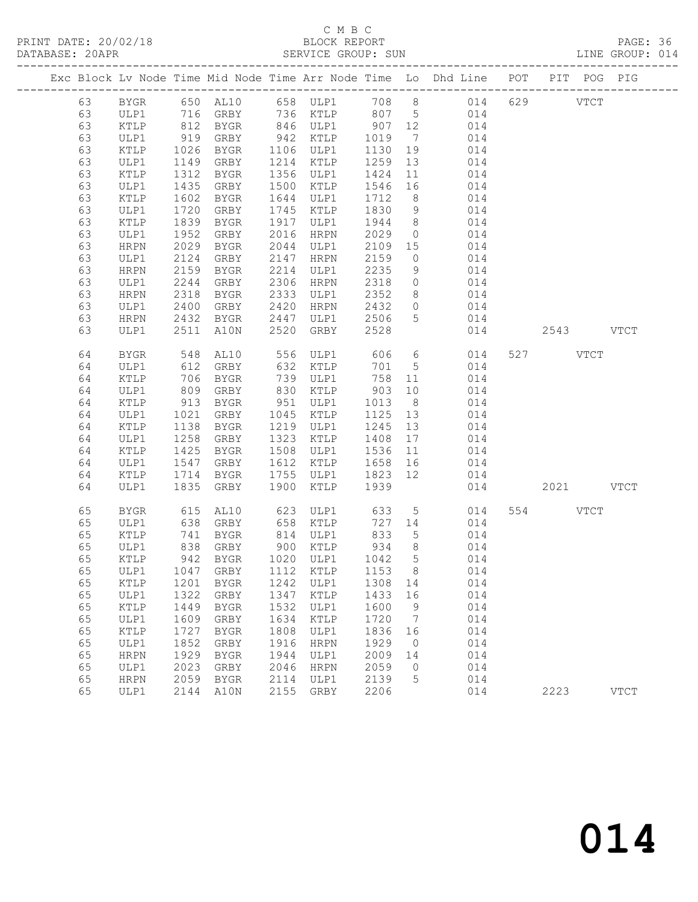C M B C

PRINT DATE: 20/02/18 BLOCK REPORT

DATABASE: 20APR SERVICE GROUP: SUN LINE GROUP: 014

| Exc | Block | Lv | Node | Time | Mid Node | Time | Arr Node | Time | Lo | Dhd Line | POT | PIT | POG | PIG |
|---|---|---|---|---|---|---|---|---|---|---|---|---|---|---|
| | 63 | | BYGR | 650 | AL10 | 658 | ULP1 | 708 | 8 | 014 | 629 | | VTCT | |
| | 63 | | ULP1 | 716 | GRBY | 736 | KTLP | 807 | 5 | 014 | | | | |
| | 63 | | KTLP | 812 | BYGR | 846 | ULP1 | 907 | 12 | 014 | | | | |
| | 63 | | ULP1 | 919 | GRBY | 942 | KTLP | 1019 | 7 | 014 | | | | |
| | 63 | | KTLP | 1026 | BYGR | 1106 | ULP1 | 1130 | 19 | 014 | | | | |
| | 63 | | ULP1 | 1149 | GRBY | 1214 | KTLP | 1259 | 13 | 014 | | | | |
| | 63 | | KTLP | 1312 | BYGR | 1356 | ULP1 | 1424 | 11 | 014 | | | | |
| | 63 | | ULP1 | 1435 | GRBY | 1500 | KTLP | 1546 | 16 | 014 | | | | |
| | 63 | | KTLP | 1602 | BYGR | 1644 | ULP1 | 1712 | 8 | 014 | | | | |
| | 63 | | ULP1 | 1720 | GRBY | 1745 | KTLP | 1830 | 9 | 014 | | | | |
| | 63 | | KTLP | 1839 | BYGR | 1917 | ULP1 | 1944 | 8 | 014 | | | | |
| | 63 | | ULP1 | 1952 | GRBY | 2016 | HRPN | 2029 | 0 | 014 | | | | |
| | 63 | | HRPN | 2029 | BYGR | 2044 | ULP1 | 2109 | 15 | 014 | | | | |
| | 63 | | ULP1 | 2124 | GRBY | 2147 | HRPN | 2159 | 0 | 014 | | | | |
| | 63 | | HRPN | 2159 | BYGR | 2214 | ULP1 | 2235 | 9 | 014 | | | | |
| | 63 | | ULP1 | 2244 | GRBY | 2306 | HRPN | 2318 | 0 | 014 | | | | |
| | 63 | | HRPN | 2318 | BYGR | 2333 | ULP1 | 2352 | 8 | 014 | | | | |
| | 63 | | ULP1 | 2400 | GRBY | 2420 | HRPN | 2432 | 0 | 014 | | | | |
| | 63 | | HRPN | 2432 | BYGR | 2447 | ULP1 | 2506 | 5 | 014 | | | | |
| | 63 | | ULP1 | 2511 | A10N | 2520 | GRBY | 2528 | | 014 | | 2543 | | VTCT |
| | 64 | | BYGR | 548 | AL10 | 556 | ULP1 | 606 | 6 | 014 | 527 | | VTCT | |
| | 64 | | ULP1 | 612 | GRBY | 632 | KTLP | 701 | 5 | 014 | | | | |
| | 64 | | KTLP | 706 | BYGR | 739 | ULP1 | 758 | 11 | 014 | | | | |
| | 64 | | ULP1 | 809 | GRBY | 830 | KTLP | 903 | 10 | 014 | | | | |
| | 64 | | KTLP | 913 | BYGR | 951 | ULP1 | 1013 | 8 | 014 | | | | |
| | 64 | | ULP1 | 1021 | GRBY | 1045 | KTLP | 1125 | 13 | 014 | | | | |
| | 64 | | KTLP | 1138 | BYGR | 1219 | ULP1 | 1245 | 13 | 014 | | | | |
| | 64 | | ULP1 | 1258 | GRBY | 1323 | KTLP | 1408 | 17 | 014 | | | | |
| | 64 | | KTLP | 1425 | BYGR | 1508 | ULP1 | 1536 | 11 | 014 | | | | |
| | 64 | | ULP1 | 1547 | GRBY | 1612 | KTLP | 1658 | 16 | 014 | | | | |
| | 64 | | KTLP | 1714 | BYGR | 1755 | ULP1 | 1823 | 12 | 014 | | | | |
| | 64 | | ULP1 | 1835 | GRBY | 1900 | KTLP | 1939 | | 014 | | 2021 | | VTCT |
| | 65 | | BYGR | 615 | AL10 | 623 | ULP1 | 633 | 5 | 014 | 554 | | VTCT | |
| | 65 | | ULP1 | 638 | GRBY | 658 | KTLP | 727 | 14 | 014 | | | | |
| | 65 | | KTLP | 741 | BYGR | 814 | ULP1 | 833 | 5 | 014 | | | | |
| | 65 | | ULP1 | 838 | GRBY | 900 | KTLP | 934 | 8 | 014 | | | | |
| | 65 | | KTLP | 942 | BYGR | 1020 | ULP1 | 1042 | 5 | 014 | | | | |
| | 65 | | ULP1 | 1047 | GRBY | 1112 | KTLP | 1153 | 8 | 014 | | | | |
| | 65 | | KTLP | 1201 | BYGR | 1242 | ULP1 | 1308 | 14 | 014 | | | | |
| | 65 | | ULP1 | 1322 | GRBY | 1347 | KTLP | 1433 | 16 | 014 | | | | |
| | 65 | | KTLP | 1449 | BYGR | 1532 | ULP1 | 1600 | 9 | 014 | | | | |
| | 65 | | ULP1 | 1609 | GRBY | 1634 | KTLP | 1720 | 7 | 014 | | | | |
| | 65 | | KTLP | 1727 | BYGR | 1808 | ULP1 | 1836 | 16 | 014 | | | | |
| | 65 | | ULP1 | 1852 | GRBY | 1916 | HRPN | 1929 | 0 | 014 | | | | |
| | 65 | | HRPN | 1929 | BYGR | 1944 | ULP1 | 2009 | 14 | 014 | | | | |
| | 65 | | ULP1 | 2023 | GRBY | 2046 | HRPN | 2059 | 0 | 014 | | | | |
| | 65 | | HRPN | 2059 | BYGR | 2114 | ULP1 | 2139 | 5 | 014 | | | | |
| | 65 | | ULP1 | 2144 | A10N | 2155 | GRBY | 2206 | | 014 | | 2223 | | VTCT |

014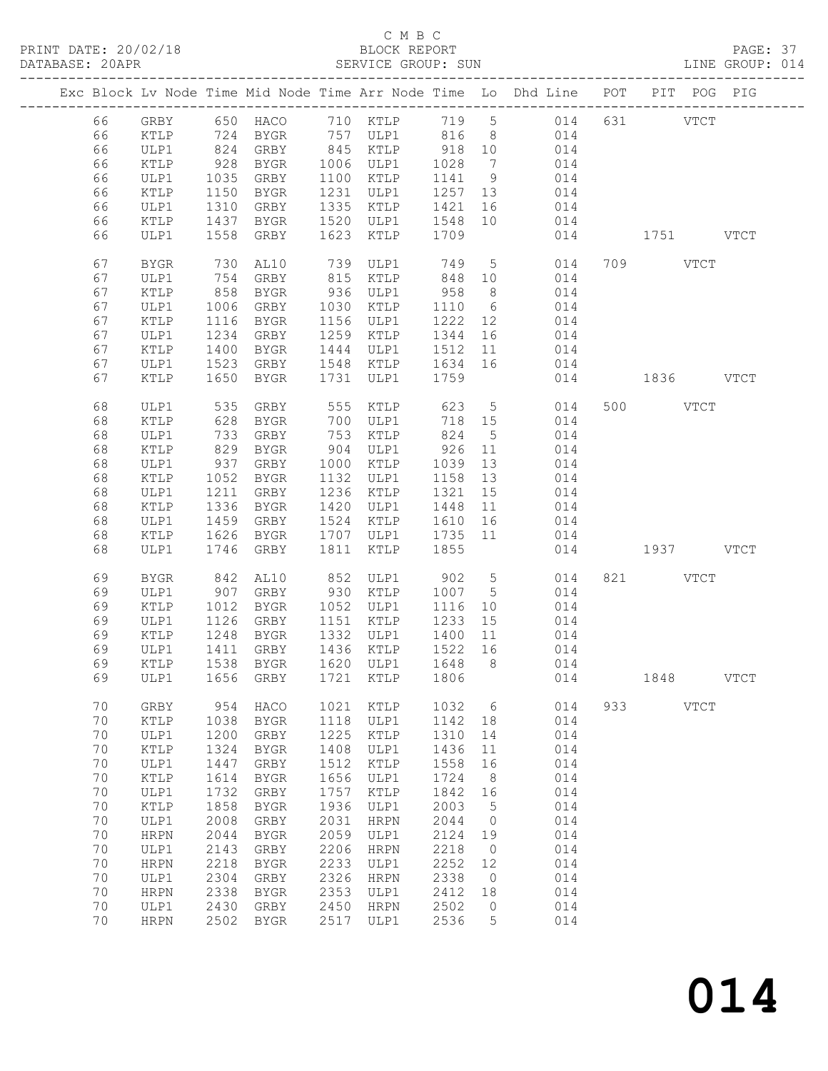C M B C

PRINT DATE: 20/02/18 BLOCK REPORT

DATABASE: 20APR SERVICE GROUP: SUN LINE GROUP: 014

| Exc | Block | Lv | Node | Time | Mid Node | Time | Arr Node | Time | Lo | Dhd Line | POT | PIT | POG | PIG |
|---|---|---|---|---|---|---|---|---|---|---|---|---|---|---|
| | 66 | | GRBY | 650 | HACO | 710 | KTLP | 719 | 5 | 014 | 631 | | VTCT | |
| | 66 | | KTLP | 724 | BYGR | 757 | ULP1 | 816 | 8 | 014 | | | | |
| | 66 | | ULP1 | 824 | GRBY | 845 | KTLP | 918 | 10 | 014 | | | | |
| | 66 | | KTLP | 928 | BYGR | 1006 | ULP1 | 1028 | 7 | 014 | | | | |
| | 66 | | ULP1 | 1035 | GRBY | 1100 | KTLP | 1141 | 9 | 014 | | | | |
| | 66 | | KTLP | 1150 | BYGR | 1231 | ULP1 | 1257 | 13 | 014 | | | | |
| | 66 | | ULP1 | 1310 | GRBY | 1335 | KTLP | 1421 | 16 | 014 | | | | |
| | 66 | | KTLP | 1437 | BYGR | 1520 | ULP1 | 1548 | 10 | 014 | | | | |
| | 66 | | ULP1 | 1558 | GRBY | 1623 | KTLP | 1709 | | 014 | | 1751 | | VTCT |
| | 67 | | BYGR | 730 | AL10 | 739 | ULP1 | 749 | 5 | 014 | 709 | | VTCT | |
| | 67 | | ULP1 | 754 | GRBY | 815 | KTLP | 848 | 10 | 014 | | | | |
| | 67 | | KTLP | 858 | BYGR | 936 | ULP1 | 958 | 8 | 014 | | | | |
| | 67 | | ULP1 | 1006 | GRBY | 1030 | KTLP | 1110 | 6 | 014 | | | | |
| | 67 | | KTLP | 1116 | BYGR | 1156 | ULP1 | 1222 | 12 | 014 | | | | |
| | 67 | | ULP1 | 1234 | GRBY | 1259 | KTLP | 1344 | 16 | 014 | | | | |
| | 67 | | KTLP | 1400 | BYGR | 1444 | ULP1 | 1512 | 11 | 014 | | | | |
| | 67 | | ULP1 | 1523 | GRBY | 1548 | KTLP | 1634 | 16 | 014 | | | | |
| | 67 | | KTLP | 1650 | BYGR | 1731 | ULP1 | 1759 | | 014 | | 1836 | | VTCT |
| | 68 | | ULP1 | 535 | GRBY | 555 | KTLP | 623 | 5 | 014 | 500 | | VTCT | |
| | 68 | | KTLP | 628 | BYGR | 700 | ULP1 | 718 | 15 | 014 | | | | |
| | 68 | | ULP1 | 733 | GRBY | 753 | KTLP | 824 | 5 | 014 | | | | |
| | 68 | | KTLP | 829 | BYGR | 904 | ULP1 | 926 | 11 | 014 | | | | |
| | 68 | | ULP1 | 937 | GRBY | 1000 | KTLP | 1039 | 13 | 014 | | | | |
| | 68 | | KTLP | 1052 | BYGR | 1132 | ULP1 | 1158 | 13 | 014 | | | | |
| | 68 | | ULP1 | 1211 | GRBY | 1236 | KTLP | 1321 | 15 | 014 | | | | |
| | 68 | | KTLP | 1336 | BYGR | 1420 | ULP1 | 1448 | 11 | 014 | | | | |
| | 68 | | ULP1 | 1459 | GRBY | 1524 | KTLP | 1610 | 16 | 014 | | | | |
| | 68 | | KTLP | 1626 | BYGR | 1707 | ULP1 | 1735 | 11 | 014 | | | | |
| | 68 | | ULP1 | 1746 | GRBY | 1811 | KTLP | 1855 | | 014 | | 1937 | | VTCT |
| | 69 | | BYGR | 842 | AL10 | 852 | ULP1 | 902 | 5 | 014 | 821 | | VTCT | |
| | 69 | | ULP1 | 907 | GRBY | 930 | KTLP | 1007 | 5 | 014 | | | | |
| | 69 | | KTLP | 1012 | BYGR | 1052 | ULP1 | 1116 | 10 | 014 | | | | |
| | 69 | | ULP1 | 1126 | GRBY | 1151 | KTLP | 1233 | 15 | 014 | | | | |
| | 69 | | KTLP | 1248 | BYGR | 1332 | ULP1 | 1400 | 11 | 014 | | | | |
| | 69 | | ULP1 | 1411 | GRBY | 1436 | KTLP | 1522 | 16 | 014 | | | | |
| | 69 | | KTLP | 1538 | BYGR | 1620 | ULP1 | 1648 | 8 | 014 | | | | |
| | 69 | | ULP1 | 1656 | GRBY | 1721 | KTLP | 1806 | | 014 | | 1848 | | VTCT |
| | 70 | | GRBY | 954 | HACO | 1021 | KTLP | 1032 | 6 | 014 | 933 | | VTCT | |
| | 70 | | KTLP | 1038 | BYGR | 1118 | ULP1 | 1142 | 18 | 014 | | | | |
| | 70 | | ULP1 | 1200 | GRBY | 1225 | KTLP | 1310 | 14 | 014 | | | | |
| | 70 | | KTLP | 1324 | BYGR | 1408 | ULP1 | 1436 | 11 | 014 | | | | |
| | 70 | | ULP1 | 1447 | GRBY | 1512 | KTLP | 1558 | 16 | 014 | | | | |
| | 70 | | KTLP | 1614 | BYGR | 1656 | ULP1 | 1724 | 8 | 014 | | | | |
| | 70 | | ULP1 | 1732 | GRBY | 1757 | KTLP | 1842 | 16 | 014 | | | | |
| | 70 | | KTLP | 1858 | BYGR | 1936 | ULP1 | 2003 | 5 | 014 | | | | |
| | 70 | | ULP1 | 2008 | GRBY | 2031 | HRPN | 2044 | 0 | 014 | | | | |
| | 70 | | HRPN | 2044 | BYGR | 2059 | ULP1 | 2124 | 19 | 014 | | | | |
| | 70 | | ULP1 | 2143 | GRBY | 2206 | HRPN | 2218 | 0 | 014 | | | | |
| | 70 | | HRPN | 2218 | BYGR | 2233 | ULP1 | 2252 | 12 | 014 | | | | |
| | 70 | | ULP1 | 2304 | GRBY | 2326 | HRPN | 2338 | 0 | 014 | | | | |
| | 70 | | HRPN | 2338 | BYGR | 2353 | ULP1 | 2412 | 18 | 014 | | | | |
| | 70 | | ULP1 | 2430 | GRBY | 2450 | HRPN | 2502 | 0 | 014 | | | | |
| | 70 | | HRPN | 2502 | BYGR | 2517 | ULP1 | 2536 | 5 | 014 | | | | |

# 014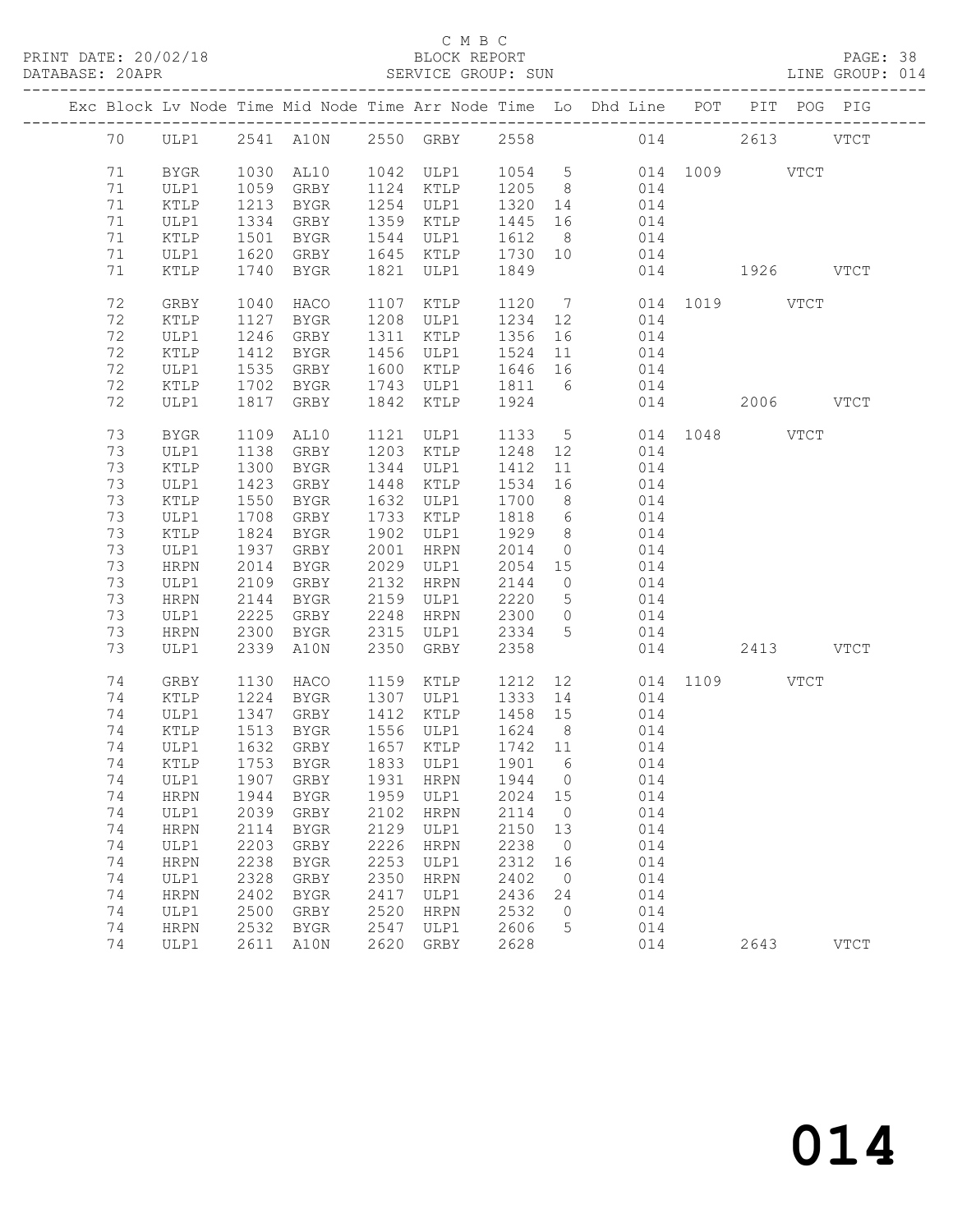C M B C

BLOCK REPORT

SERVICE GROUP: SUN

PRINT DATE: 20/02/18

DATABASE: 20APR

LINE GROUP: 014

| Exc | Block | Lv | Node | Time | Mid Node | Time | Arr Node | Time | Lo | Dhd Line | POT | PIT | POG | PIG |
|---|---|---|---|---|---|---|---|---|---|---|---|---|---|---|
| | 70 | | ULP1 | 2541 | A10N | 2550 | GRBY | 2558 | | 014 | | 2613 | | VTCT |
| | 71 | | BYGR | 1030 | AL10 | 1042 | ULP1 | 1054 | 5 | 014 | 1009 | | VTCT | |
| | 71 | | ULP1 | 1059 | GRBY | 1124 | KTLP | 1205 | 8 | 014 | | | | |
| | 71 | | KTLP | 1213 | BYGR | 1254 | ULP1 | 1320 | 14 | 014 | | | | |
| | 71 | | ULP1 | 1334 | GRBY | 1359 | KTLP | 1445 | 16 | 014 | | | | |
| | 71 | | KTLP | 1501 | BYGR | 1544 | ULP1 | 1612 | 8 | 014 | | | | |
| | 71 | | ULP1 | 1620 | GRBY | 1645 | KTLP | 1730 | 10 | 014 | | | | |
| | 71 | | KTLP | 1740 | BYGR | 1821 | ULP1 | 1849 | | 014 | | 1926 | | VTCT |
| | 72 | | GRBY | 1040 | HACO | 1107 | KTLP | 1120 | 7 | 014 | 1019 | | VTCT | |
| | 72 | | KTLP | 1127 | BYGR | 1208 | ULP1 | 1234 | 12 | 014 | | | | |
| | 72 | | ULP1 | 1246 | GRBY | 1311 | KTLP | 1356 | 16 | 014 | | | | |
| | 72 | | KTLP | 1412 | BYGR | 1456 | ULP1 | 1524 | 11 | 014 | | | | |
| | 72 | | ULP1 | 1535 | GRBY | 1600 | KTLP | 1646 | 16 | 014 | | | | |
| | 72 | | KTLP | 1702 | BYGR | 1743 | ULP1 | 1811 | 6 | 014 | | | | |
| | 72 | | ULP1 | 1817 | GRBY | 1842 | KTLP | 1924 | | 014 | | 2006 | | VTCT |
| | 73 | | BYGR | 1109 | AL10 | 1121 | ULP1 | 1133 | 5 | 014 | 1048 | | VTCT | |
| | 73 | | ULP1 | 1138 | GRBY | 1203 | KTLP | 1248 | 12 | 014 | | | | |
| | 73 | | KTLP | 1300 | BYGR | 1344 | ULP1 | 1412 | 11 | 014 | | | | |
| | 73 | | ULP1 | 1423 | GRBY | 1448 | KTLP | 1534 | 16 | 014 | | | | |
| | 73 | | KTLP | 1550 | BYGR | 1632 | ULP1 | 1700 | 8 | 014 | | | | |
| | 73 | | ULP1 | 1708 | GRBY | 1733 | KTLP | 1818 | 6 | 014 | | | | |
| | 73 | | KTLP | 1824 | BYGR | 1902 | ULP1 | 1929 | 8 | 014 | | | | |
| | 73 | | ULP1 | 1937 | GRBY | 2001 | HRPN | 2014 | 0 | 014 | | | | |
| | 73 | | HRPN | 2014 | BYGR | 2029 | ULP1 | 2054 | 15 | 014 | | | | |
| | 73 | | ULP1 | 2109 | GRBY | 2132 | HRPN | 2144 | 0 | 014 | | | | |
| | 73 | | HRPN | 2144 | BYGR | 2159 | ULP1 | 2220 | 5 | 014 | | | | |
| | 73 | | ULP1 | 2225 | GRBY | 2248 | HRPN | 2300 | 0 | 014 | | | | |
| | 73 | | HRPN | 2300 | BYGR | 2315 | ULP1 | 2334 | 5 | 014 | | | | |
| | 73 | | ULP1 | 2339 | A10N | 2350 | GRBY | 2358 | | 014 | | 2413 | | VTCT |
| | 74 | | GRBY | 1130 | HACO | 1159 | KTLP | 1212 | 12 | 014 | 1109 | | VTCT | |
| | 74 | | KTLP | 1224 | BYGR | 1307 | ULP1 | 1333 | 14 | 014 | | | | |
| | 74 | | ULP1 | 1347 | GRBY | 1412 | KTLP | 1458 | 15 | 014 | | | | |
| | 74 | | KTLP | 1513 | BYGR | 1556 | ULP1 | 1624 | 8 | 014 | | | | |
| | 74 | | ULP1 | 1632 | GRBY | 1657 | KTLP | 1742 | 11 | 014 | | | | |
| | 74 | | KTLP | 1753 | BYGR | 1833 | ULP1 | 1901 | 6 | 014 | | | | |
| | 74 | | ULP1 | 1907 | GRBY | 1931 | HRPN | 1944 | 0 | 014 | | | | |
| | 74 | | HRPN | 1944 | BYGR | 1959 | ULP1 | 2024 | 15 | 014 | | | | |
| | 74 | | ULP1 | 2039 | GRBY | 2102 | HRPN | 2114 | 0 | 014 | | | | |
| | 74 | | HRPN | 2114 | BYGR | 2129 | ULP1 | 2150 | 13 | 014 | | | | |
| | 74 | | ULP1 | 2203 | GRBY | 2226 | HRPN | 2238 | 0 | 014 | | | | |
| | 74 | | HRPN | 2238 | BYGR | 2253 | ULP1 | 2312 | 16 | 014 | | | | |
| | 74 | | ULP1 | 2328 | GRBY | 2350 | HRPN | 2402 | 0 | 014 | | | | |
| | 74 | | HRPN | 2402 | BYGR | 2417 | ULP1 | 2436 | 24 | 014 | | | | |
| | 74 | | ULP1 | 2500 | GRBY | 2520 | HRPN | 2532 | 0 | 014 | | | | |
| | 74 | | HRPN | 2532 | BYGR | 2547 | ULP1 | 2606 | 5 | 014 | | | | |
| | 74 | | ULP1 | 2611 | A10N | 2620 | GRBY | 2628 | | 014 | | 2643 | | VTCT |

# 014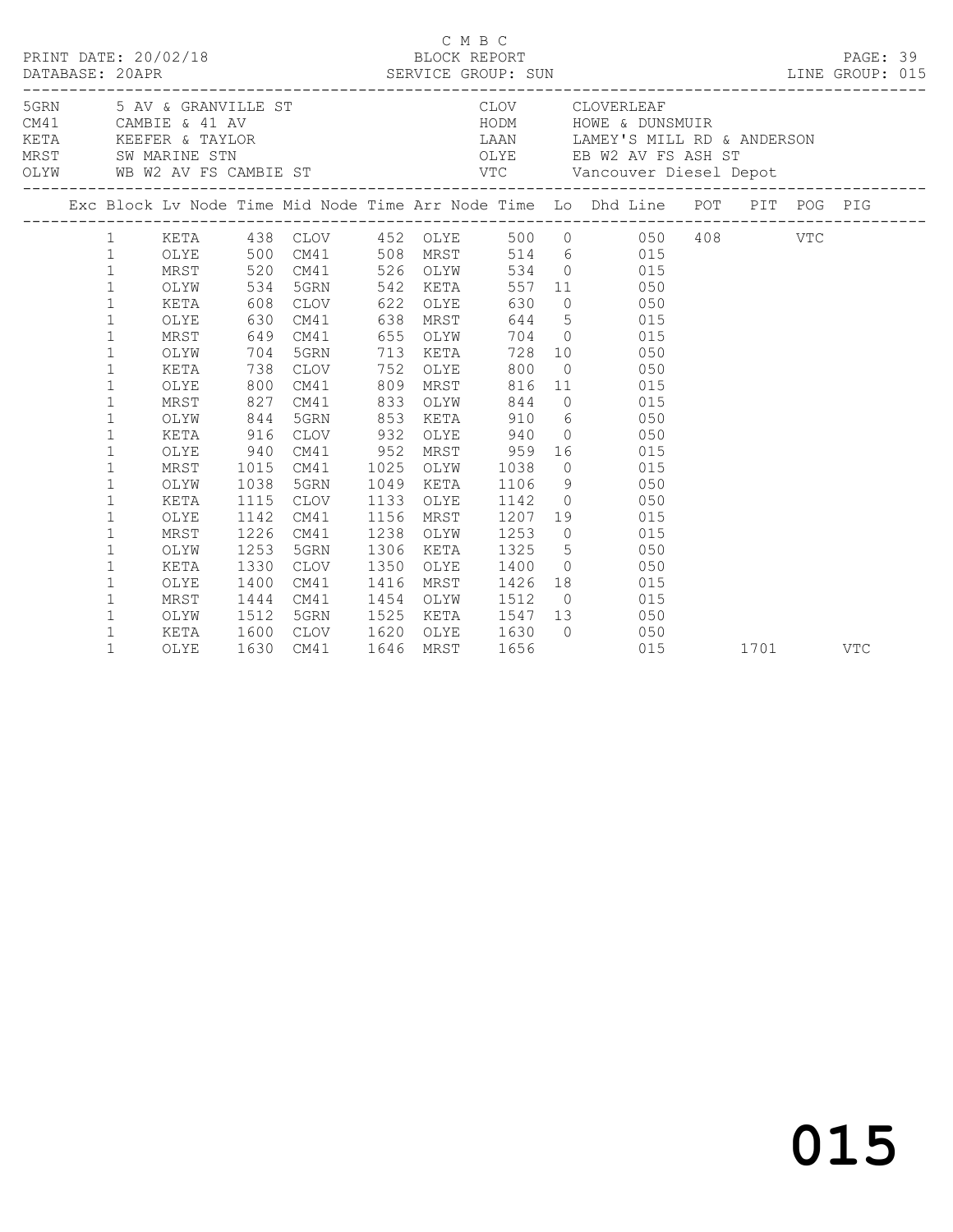C M B C

PRINT DATE: 20/02/18 BLOCK REPORT

DATABASE: 20APR SERVICE GROUP: SUN LINE GROUP: 015

| Code | Description | Code | Description |
|---|---|---|---|
| 5GRN | 5 AV & GRANVILLE ST | CLOV | CLOVERLEAF |
| CM41 | CAMBIE & 41 AV | HODM | HOWE & DUNSMUIR |
| KETA | KEEFER & TAYLOR | LAAN | LAMEY'S MILL RD & ANDERSON |
| MRST | SW MARINE STN | OLYE | EB W2 AV FS ASH ST |
| OLYW | WB W2 AV FS CAMBIE ST | VTC | Vancouver Diesel Depot |

| Exc | Block | Lv Node | Time | Mid Node | Time | Arr Node | Time | Lo | Dhd Line | POT | PIT | POG | PIG |
|---|---|---|---|---|---|---|---|---|---|---|---|---|---|
| | 1 | KETA | 438 | CLOV | 452 | OLYE | 500 | 0 | 050 | 408 | | VTC | |
| | 1 | OLYE | 500 | CM41 | 508 | MRST | 514 | 6 | 015 | | | | |
| | 1 | MRST | 520 | CM41 | 526 | OLYW | 534 | 0 | 015 | | | | |
| | 1 | OLYW | 534 | 5GRN | 542 | KETA | 557 | 11 | 050 | | | | |
| | 1 | KETA | 608 | CLOV | 622 | OLYE | 630 | 0 | 050 | | | | |
| | 1 | OLYE | 630 | CM41 | 638 | MRST | 644 | 5 | 015 | | | | |
| | 1 | MRST | 649 | CM41 | 655 | OLYW | 704 | 0 | 015 | | | | |
| | 1 | OLYW | 704 | 5GRN | 713 | KETA | 728 | 10 | 050 | | | | |
| | 1 | KETA | 738 | CLOV | 752 | OLYE | 800 | 0 | 050 | | | | |
| | 1 | OLYE | 800 | CM41 | 809 | MRST | 816 | 11 | 015 | | | | |
| | 1 | MRST | 827 | CM41 | 833 | OLYW | 844 | 0 | 015 | | | | |
| | 1 | OLYW | 844 | 5GRN | 853 | KETA | 910 | 6 | 050 | | | | |
| | 1 | KETA | 916 | CLOV | 932 | OLYE | 940 | 0 | 050 | | | | |
| | 1 | OLYE | 940 | CM41 | 952 | MRST | 959 | 16 | 015 | | | | |
| | 1 | MRST | 1015 | CM41 | 1025 | OLYW | 1038 | 0 | 015 | | | | |
| | 1 | OLYW | 1038 | 5GRN | 1049 | KETA | 1106 | 9 | 050 | | | | |
| | 1 | KETA | 1115 | CLOV | 1133 | OLYE | 1142 | 0 | 050 | | | | |
| | 1 | OLYE | 1142 | CM41 | 1156 | MRST | 1207 | 19 | 015 | | | | |
| | 1 | MRST | 1226 | CM41 | 1238 | OLYW | 1253 | 0 | 015 | | | | |
| | 1 | OLYW | 1253 | 5GRN | 1306 | KETA | 1325 | 5 | 050 | | | | |
| | 1 | KETA | 1330 | CLOV | 1350 | OLYE | 1400 | 0 | 050 | | | | |
| | 1 | OLYE | 1400 | CM41 | 1416 | MRST | 1426 | 18 | 015 | | | | |
| | 1 | MRST | 1444 | CM41 | 1454 | OLYW | 1512 | 0 | 015 | | | | |
| | 1 | OLYW | 1512 | 5GRN | 1525 | KETA | 1547 | 13 | 050 | | | | |
| | 1 | KETA | 1600 | CLOV | 1620 | OLYE | 1630 | 0 | 050 | | | | |
| | 1 | OLYE | 1630 | CM41 | 1646 | MRST | 1656 | | 015 | | 1701 | | VTC |

# 015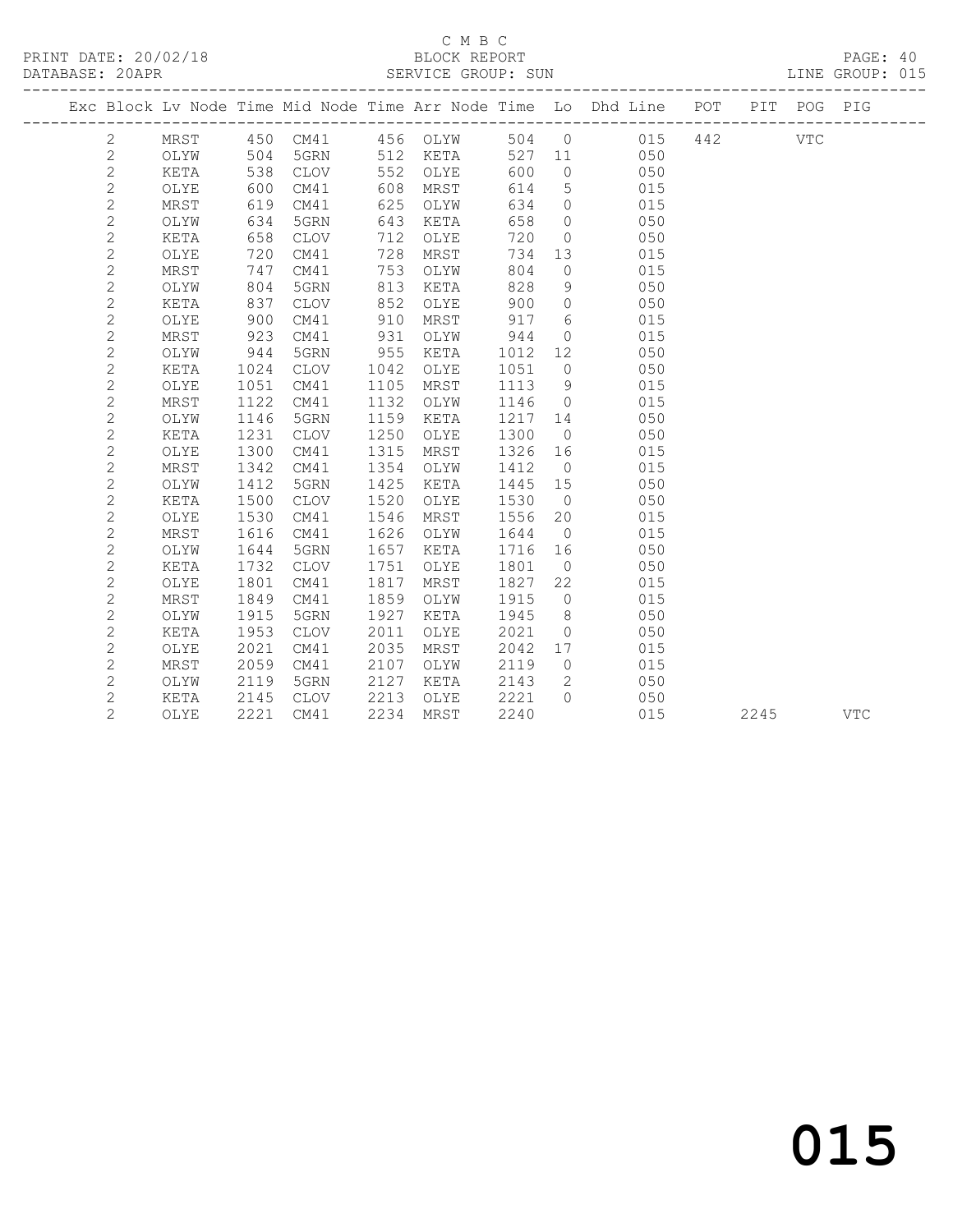C M B C

PRINT DATE: 20/02/18 BLOCK REPORT

DATABASE: 20APR SERVICE GROUP: SUN LINE GROUP: 015

| Exc | Block | Lv | Node | Time | Mid Node | Time | Arr Node | Time | Lo | Dhd Line | POT | PIT | POG | PIG |
|---|---|---|---|---|---|---|---|---|---|---|---|---|---|---|
| | 2 | | MRST | 450 | CM41 | 456 | OLYW | 504 | 0 | 015 | 442 | | VTC | |
| | 2 | | OLYW | 504 | 5GRN | 512 | KETA | 527 | 11 | 050 | | | | |
| | 2 | | KETA | 538 | CLOV | 552 | OLYE | 600 | 0 | 050 | | | | |
| | 2 | | OLYE | 600 | CM41 | 608 | MRST | 614 | 5 | 015 | | | | |
| | 2 | | MRST | 619 | CM41 | 625 | OLYW | 634 | 0 | 015 | | | | |
| | 2 | | OLYW | 634 | 5GRN | 643 | KETA | 658 | 0 | 050 | | | | |
| | 2 | | KETA | 658 | CLOV | 712 | OLYE | 720 | 0 | 050 | | | | |
| | 2 | | OLYE | 720 | CM41 | 728 | MRST | 734 | 13 | 015 | | | | |
| | 2 | | MRST | 747 | CM41 | 753 | OLYW | 804 | 0 | 015 | | | | |
| | 2 | | OLYW | 804 | 5GRN | 813 | KETA | 828 | 9 | 050 | | | | |
| | 2 | | KETA | 837 | CLOV | 852 | OLYE | 900 | 0 | 050 | | | | |
| | 2 | | OLYE | 900 | CM41 | 910 | MRST | 917 | 6 | 015 | | | | |
| | 2 | | MRST | 923 | CM41 | 931 | OLYW | 944 | 0 | 015 | | | | |
| | 2 | | OLYW | 944 | 5GRN | 955 | KETA | 1012 | 12 | 050 | | | | |
| | 2 | | KETA | 1024 | CLOV | 1042 | OLYE | 1051 | 0 | 050 | | | | |
| | 2 | | OLYE | 1051 | CM41 | 1105 | MRST | 1113 | 9 | 015 | | | | |
| | 2 | | MRST | 1122 | CM41 | 1132 | OLYW | 1146 | 0 | 015 | | | | |
| | 2 | | OLYW | 1146 | 5GRN | 1159 | KETA | 1217 | 14 | 050 | | | | |
| | 2 | | KETA | 1231 | CLOV | 1250 | OLYE | 1300 | 0 | 050 | | | | |
| | 2 | | OLYE | 1300 | CM41 | 1315 | MRST | 1326 | 16 | 015 | | | | |
| | 2 | | MRST | 1342 | CM41 | 1354 | OLYW | 1412 | 0 | 015 | | | | |
| | 2 | | OLYW | 1412 | 5GRN | 1425 | KETA | 1445 | 15 | 050 | | | | |
| | 2 | | KETA | 1500 | CLOV | 1520 | OLYE | 1530 | 0 | 050 | | | | |
| | 2 | | OLYE | 1530 | CM41 | 1546 | MRST | 1556 | 20 | 015 | | | | |
| | 2 | | MRST | 1616 | CM41 | 1626 | OLYW | 1644 | 0 | 015 | | | | |
| | 2 | | OLYW | 1644 | 5GRN | 1657 | KETA | 1716 | 16 | 050 | | | | |
| | 2 | | KETA | 1732 | CLOV | 1751 | OLYE | 1801 | 0 | 050 | | | | |
| | 2 | | OLYE | 1801 | CM41 | 1817 | MRST | 1827 | 22 | 015 | | | | |
| | 2 | | MRST | 1849 | CM41 | 1859 | OLYW | 1915 | 0 | 015 | | | | |
| | 2 | | OLYW | 1915 | 5GRN | 1927 | KETA | 1945 | 8 | 050 | | | | |
| | 2 | | KETA | 1953 | CLOV | 2011 | OLYE | 2021 | 0 | 050 | | | | |
| | 2 | | OLYE | 2021 | CM41 | 2035 | MRST | 2042 | 17 | 015 | | | | |
| | 2 | | MRST | 2059 | CM41 | 2107 | OLYW | 2119 | 0 | 015 | | | | |
| | 2 | | OLYW | 2119 | 5GRN | 2127 | KETA | 2143 | 2 | 050 | | | | |
| | 2 | | KETA | 2145 | CLOV | 2213 | OLYE | 2221 | 0 | 050 | | | | |
| | 2 | | OLYE | 2221 | CM41 | 2234 | MRST | 2240 | | 015 | | 2245 | | VTC |

015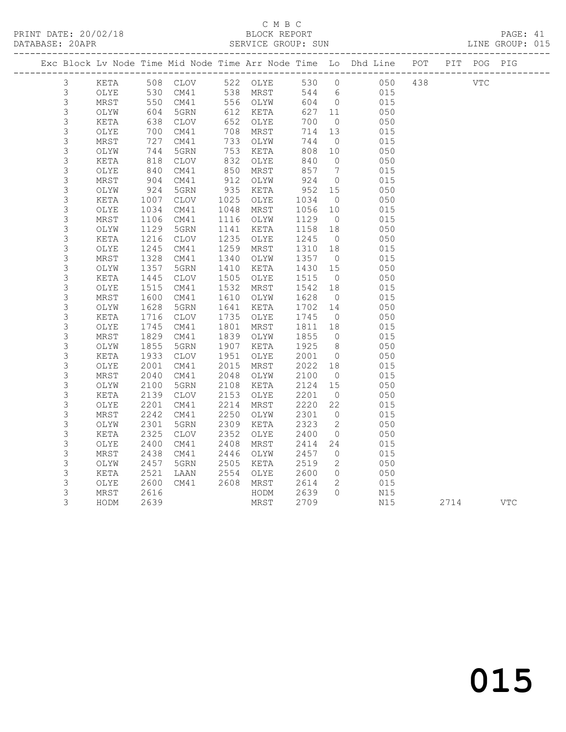C M B C

PRINT DATE: 20/02/18 BLOCK REPORT
DATABASE: 20APR SERVICE GROUP: SUN LINE GROUP: 015

| Exc | Block | Lv | Node | Time | Mid Node | Time | Arr Node | Time | Lo | Dhd Line | POT | PIT | POG | PIG |
|---|---|---|---|---|---|---|---|---|---|---|---|---|---|---|
| | 3 | | KETA | 508 | CLOV | 522 | OLYE | 530 | 0 | 050 | 438 | | VTC | |
| | 3 | | OLYE | 530 | CM41 | 538 | MRST | 544 | 6 | 015 | | | | |
| | 3 | | MRST | 550 | CM41 | 556 | OLYW | 604 | 0 | 015 | | | | |
| | 3 | | OLYW | 604 | 5GRN | 612 | KETA | 627 | 11 | 050 | | | | |
| | 3 | | KETA | 638 | CLOV | 652 | OLYE | 700 | 0 | 050 | | | | |
| | 3 | | OLYE | 700 | CM41 | 708 | MRST | 714 | 13 | 015 | | | | |
| | 3 | | MRST | 727 | CM41 | 733 | OLYW | 744 | 0 | 015 | | | | |
| | 3 | | OLYW | 744 | 5GRN | 753 | KETA | 808 | 10 | 050 | | | | |
| | 3 | | KETA | 818 | CLOV | 832 | OLYE | 840 | 0 | 050 | | | | |
| | 3 | | OLYE | 840 | CM41 | 850 | MRST | 857 | 7 | 015 | | | | |
| | 3 | | MRST | 904 | CM41 | 912 | OLYW | 924 | 0 | 015 | | | | |
| | 3 | | OLYW | 924 | 5GRN | 935 | KETA | 952 | 15 | 050 | | | | |
| | 3 | | KETA | 1007 | CLOV | 1025 | OLYE | 1034 | 0 | 050 | | | | |
| | 3 | | OLYE | 1034 | CM41 | 1048 | MRST | 1056 | 10 | 015 | | | | |
| | 3 | | MRST | 1106 | CM41 | 1116 | OLYW | 1129 | 0 | 015 | | | | |
| | 3 | | OLYW | 1129 | 5GRN | 1141 | KETA | 1158 | 18 | 050 | | | | |
| | 3 | | KETA | 1216 | CLOV | 1235 | OLYE | 1245 | 0 | 050 | | | | |
| | 3 | | OLYE | 1245 | CM41 | 1259 | MRST | 1310 | 18 | 015 | | | | |
| | 3 | | MRST | 1328 | CM41 | 1340 | OLYW | 1357 | 0 | 015 | | | | |
| | 3 | | OLYW | 1357 | 5GRN | 1410 | KETA | 1430 | 15 | 050 | | | | |
| | 3 | | KETA | 1445 | CLOV | 1505 | OLYE | 1515 | 0 | 050 | | | | |
| | 3 | | OLYE | 1515 | CM41 | 1532 | MRST | 1542 | 18 | 015 | | | | |
| | 3 | | MRST | 1600 | CM41 | 1610 | OLYW | 1628 | 0 | 015 | | | | |
| | 3 | | OLYW | 1628 | 5GRN | 1641 | KETA | 1702 | 14 | 050 | | | | |
| | 3 | | KETA | 1716 | CLOV | 1735 | OLYE | 1745 | 0 | 050 | | | | |
| | 3 | | OLYE | 1745 | CM41 | 1801 | MRST | 1811 | 18 | 015 | | | | |
| | 3 | | MRST | 1829 | CM41 | 1839 | OLYW | 1855 | 0 | 015 | | | | |
| | 3 | | OLYW | 1855 | 5GRN | 1907 | KETA | 1925 | 8 | 050 | | | | |
| | 3 | | KETA | 1933 | CLOV | 1951 | OLYE | 2001 | 0 | 050 | | | | |
| | 3 | | OLYE | 2001 | CM41 | 2015 | MRST | 2022 | 18 | 015 | | | | |
| | 3 | | MRST | 2040 | CM41 | 2048 | OLYW | 2100 | 0 | 015 | | | | |
| | 3 | | OLYW | 2100 | 5GRN | 2108 | KETA | 2124 | 15 | 050 | | | | |
| | 3 | | KETA | 2139 | CLOV | 2153 | OLYE | 2201 | 0 | 050 | | | | |
| | 3 | | OLYE | 2201 | CM41 | 2214 | MRST | 2220 | 22 | 015 | | | | |
| | 3 | | MRST | 2242 | CM41 | 2250 | OLYW | 2301 | 0 | 015 | | | | |
| | 3 | | OLYW | 2301 | 5GRN | 2309 | KETA | 2323 | 2 | 050 | | | | |
| | 3 | | KETA | 2325 | CLOV | 2352 | OLYE | 2400 | 0 | 050 | | | | |
| | 3 | | OLYE | 2400 | CM41 | 2408 | MRST | 2414 | 24 | 015 | | | | |
| | 3 | | MRST | 2438 | CM41 | 2446 | OLYW | 2457 | 0 | 015 | | | | |
| | 3 | | OLYW | 2457 | 5GRN | 2505 | KETA | 2519 | 2 | 050 | | | | |
| | 3 | | KETA | 2521 | LAAN | 2554 | OLYE | 2600 | 0 | 050 | | | | |
| | 3 | | OLYE | 2600 | CM41 | 2608 | MRST | 2614 | 2 | 015 | | | | |
| | 3 | | MRST | 2616 | | | HODM | 2639 | 0 | N15 | | | | |
| | 3 | | HODM | 2639 | | | MRST | 2709 | | N15 | | 2714 | | VTC |

015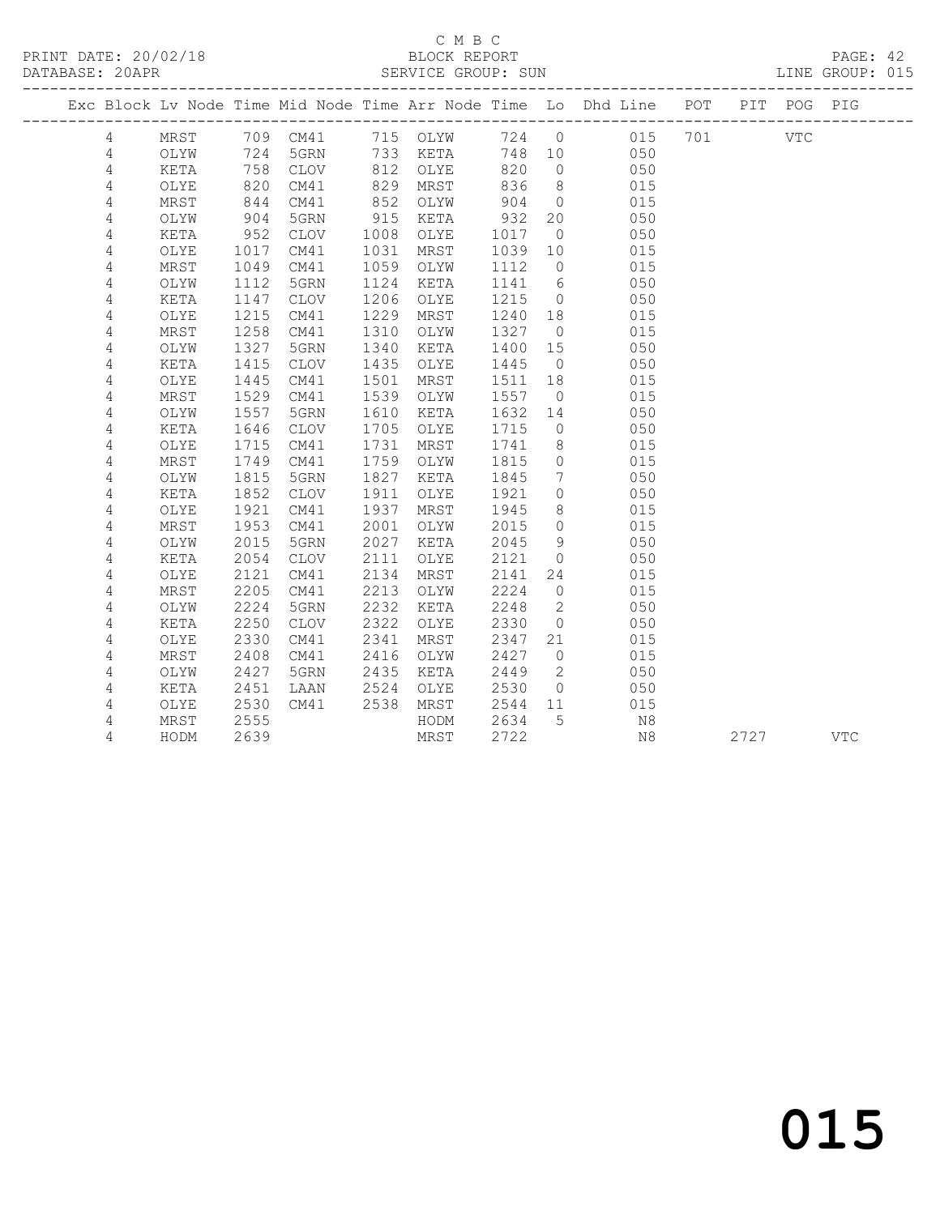C M B C

PRINT DATE: 20/02/18 BLOCK REPORT

DATABASE: 20APR SERVICE GROUP: SUN LINE GROUP: 015

| Exc | Block | Lv | Node | Time | Mid Node | Time | Arr Node | Time | Lo | Dhd Line | POT | PIT | POG | PIG |
|---|---|---|---|---|---|---|---|---|---|---|---|---|---|---|
| | 4 | | MRST | 709 | CM41 | 715 | OLYW | 724 | 0 | 015 | 701 | | VTC | |
| | 4 | | OLYW | 724 | 5GRN | 733 | KETA | 748 | 10 | 050 | | | | |
| | 4 | | KETA | 758 | CLOV | 812 | OLYE | 820 | 0 | 050 | | | | |
| | 4 | | OLYE | 820 | CM41 | 829 | MRST | 836 | 8 | 015 | | | | |
| | 4 | | MRST | 844 | CM41 | 852 | OLYW | 904 | 0 | 015 | | | | |
| | 4 | | OLYW | 904 | 5GRN | 915 | KETA | 932 | 20 | 050 | | | | |
| | 4 | | KETA | 952 | CLOV | 1008 | OLYE | 1017 | 0 | 050 | | | | |
| | 4 | | OLYE | 1017 | CM41 | 1031 | MRST | 1039 | 10 | 015 | | | | |
| | 4 | | MRST | 1049 | CM41 | 1059 | OLYW | 1112 | 0 | 015 | | | | |
| | 4 | | OLYW | 1112 | 5GRN | 1124 | KETA | 1141 | 6 | 050 | | | | |
| | 4 | | KETA | 1147 | CLOV | 1206 | OLYE | 1215 | 0 | 050 | | | | |
| | 4 | | OLYE | 1215 | CM41 | 1229 | MRST | 1240 | 18 | 015 | | | | |
| | 4 | | MRST | 1258 | CM41 | 1310 | OLYW | 1327 | 0 | 015 | | | | |
| | 4 | | OLYW | 1327 | 5GRN | 1340 | KETA | 1400 | 15 | 050 | | | | |
| | 4 | | KETA | 1415 | CLOV | 1435 | OLYE | 1445 | 0 | 050 | | | | |
| | 4 | | OLYE | 1445 | CM41 | 1501 | MRST | 1511 | 18 | 015 | | | | |
| | 4 | | MRST | 1529 | CM41 | 1539 | OLYW | 1557 | 0 | 015 | | | | |
| | 4 | | OLYW | 1557 | 5GRN | 1610 | KETA | 1632 | 14 | 050 | | | | |
| | 4 | | KETA | 1646 | CLOV | 1705 | OLYE | 1715 | 0 | 050 | | | | |
| | 4 | | OLYE | 1715 | CM41 | 1731 | MRST | 1741 | 8 | 015 | | | | |
| | 4 | | MRST | 1749 | CM41 | 1759 | OLYW | 1815 | 0 | 015 | | | | |
| | 4 | | OLYW | 1815 | 5GRN | 1827 | KETA | 1845 | 7 | 050 | | | | |
| | 4 | | KETA | 1852 | CLOV | 1911 | OLYE | 1921 | 0 | 050 | | | | |
| | 4 | | OLYE | 1921 | CM41 | 1937 | MRST | 1945 | 8 | 015 | | | | |
| | 4 | | MRST | 1953 | CM41 | 2001 | OLYW | 2015 | 0 | 015 | | | | |
| | 4 | | OLYW | 2015 | 5GRN | 2027 | KETA | 2045 | 9 | 050 | | | | |
| | 4 | | KETA | 2054 | CLOV | 2111 | OLYE | 2121 | 0 | 050 | | | | |
| | 4 | | OLYE | 2121 | CM41 | 2134 | MRST | 2141 | 24 | 015 | | | | |
| | 4 | | MRST | 2205 | CM41 | 2213 | OLYW | 2224 | 0 | 015 | | | | |
| | 4 | | OLYW | 2224 | 5GRN | 2232 | KETA | 2248 | 2 | 050 | | | | |
| | 4 | | KETA | 2250 | CLOV | 2322 | OLYE | 2330 | 0 | 050 | | | | |
| | 4 | | OLYE | 2330 | CM41 | 2341 | MRST | 2347 | 21 | 015 | | | | |
| | 4 | | MRST | 2408 | CM41 | 2416 | OLYW | 2427 | 0 | 015 | | | | |
| | 4 | | OLYW | 2427 | 5GRN | 2435 | KETA | 2449 | 2 | 050 | | | | |
| | 4 | | KETA | 2451 | LAAN | 2524 | OLYE | 2530 | 0 | 050 | | | | |
| | 4 | | OLYE | 2530 | CM41 | 2538 | MRST | 2544 | 11 | 015 | | | | |
| | 4 | | MRST | 2555 | | | HODM | 2634 | 5 | N8 | | | | |
| | 4 | | HODM | 2639 | | | MRST | 2722 | | N8 | | 2727 | | VTC |

015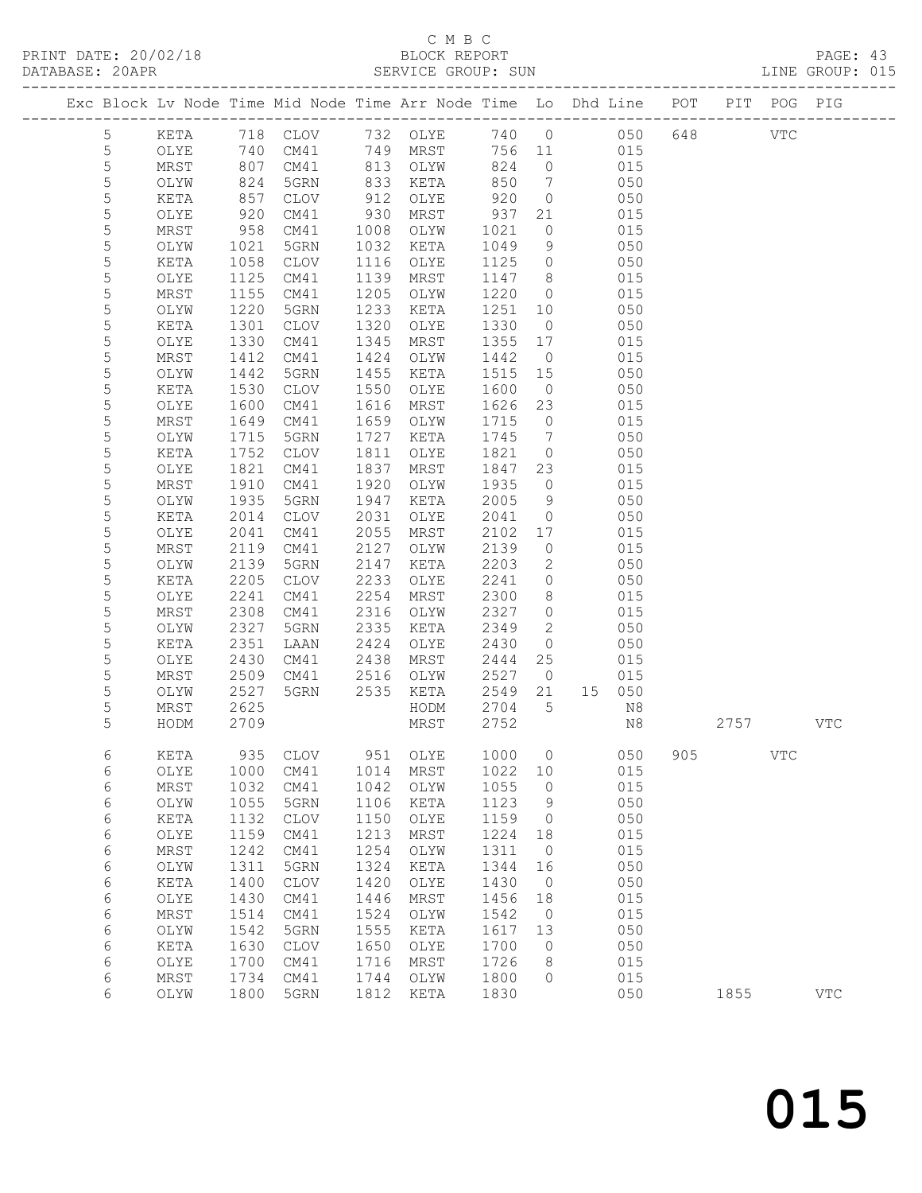C M B C

PRINT DATE: 20/02/18 BLOCK REPORT

DATABASE: 20APR SERVICE GROUP: SUN LINE GROUP: 015

| Exc | Block | Lv | Node | Time | Mid Node | Time | Arr Node | Time | Lo | Dhd Line | POT | PIT | POG | PIG |
|---|---|---|---|---|---|---|---|---|---|---|---|---|---|---|
| | 5 | | KETA | 718 | CLOV | 732 | OLYE | 740 | 0 | 050 | 648 | | VTC | |
| | 5 | | OLYE | 740 | CM41 | 749 | MRST | 756 | 11 | 015 | | | | |
| | 5 | | MRST | 807 | CM41 | 813 | OLYW | 824 | 0 | 015 | | | | |
| | 5 | | OLYW | 824 | 5GRN | 833 | KETA | 850 | 7 | 050 | | | | |
| | 5 | | KETA | 857 | CLOV | 912 | OLYE | 920 | 0 | 050 | | | | |
| | 5 | | OLYE | 920 | CM41 | 930 | MRST | 937 | 21 | 015 | | | | |
| | 5 | | MRST | 958 | CM41 | 1008 | OLYW | 1021 | 0 | 015 | | | | |
| | 5 | | OLYW | 1021 | 5GRN | 1032 | KETA | 1049 | 9 | 050 | | | | |
| | 5 | | KETA | 1058 | CLOV | 1116 | OLYE | 1125 | 0 | 050 | | | | |
| | 5 | | OLYE | 1125 | CM41 | 1139 | MRST | 1147 | 8 | 015 | | | | |
| | 5 | | MRST | 1155 | CM41 | 1205 | OLYW | 1220 | 0 | 015 | | | | |
| | 5 | | OLYW | 1220 | 5GRN | 1233 | KETA | 1251 | 10 | 050 | | | | |
| | 5 | | KETA | 1301 | CLOV | 1320 | OLYE | 1330 | 0 | 050 | | | | |
| | 5 | | OLYE | 1330 | CM41 | 1345 | MRST | 1355 | 17 | 015 | | | | |
| | 5 | | MRST | 1412 | CM41 | 1424 | OLYW | 1442 | 0 | 015 | | | | |
| | 5 | | OLYW | 1442 | 5GRN | 1455 | KETA | 1515 | 15 | 050 | | | | |
| | 5 | | KETA | 1530 | CLOV | 1550 | OLYE | 1600 | 0 | 050 | | | | |
| | 5 | | OLYE | 1600 | CM41 | 1616 | MRST | 1626 | 23 | 015 | | | | |
| | 5 | | MRST | 1649 | CM41 | 1659 | OLYW | 1715 | 0 | 015 | | | | |
| | 5 | | OLYW | 1715 | 5GRN | 1727 | KETA | 1745 | 7 | 050 | | | | |
| | 5 | | KETA | 1752 | CLOV | 1811 | OLYE | 1821 | 0 | 050 | | | | |
| | 5 | | OLYE | 1821 | CM41 | 1837 | MRST | 1847 | 23 | 015 | | | | |
| | 5 | | MRST | 1910 | CM41 | 1920 | OLYW | 1935 | 0 | 015 | | | | |
| | 5 | | OLYW | 1935 | 5GRN | 1947 | KETA | 2005 | 9 | 050 | | | | |
| | 5 | | KETA | 2014 | CLOV | 2031 | OLYE | 2041 | 0 | 050 | | | | |
| | 5 | | OLYE | 2041 | CM41 | 2055 | MRST | 2102 | 17 | 015 | | | | |
| | 5 | | MRST | 2119 | CM41 | 2127 | OLYW | 2139 | 0 | 015 | | | | |
| | 5 | | OLYW | 2139 | 5GRN | 2147 | KETA | 2203 | 2 | 050 | | | | |
| | 5 | | KETA | 2205 | CLOV | 2233 | OLYE | 2241 | 0 | 050 | | | | |
| | 5 | | OLYE | 2241 | CM41 | 2254 | MRST | 2300 | 8 | 015 | | | | |
| | 5 | | MRST | 2308 | CM41 | 2316 | OLYW | 2327 | 0 | 015 | | | | |
| | 5 | | OLYW | 2327 | 5GRN | 2335 | KETA | 2349 | 2 | 050 | | | | |
| | 5 | | KETA | 2351 | LAAN | 2424 | OLYE | 2430 | 0 | 050 | | | | |
| | 5 | | OLYE | 2430 | CM41 | 2438 | MRST | 2444 | 25 | 015 | | | | |
| | 5 | | MRST | 2509 | CM41 | 2516 | OLYW | 2527 | 0 | 015 | | | | |
| | 5 | | OLYW | 2527 | 5GRN | 2535 | KETA | 2549 | 21 | 15 050 | | | | |
| | 5 | | MRST | 2625 | | | HODM | 2704 | 5 | N8 | | | | |
| | 5 | | HODM | 2709 | | | MRST | 2752 | | N8 | | 2757 | | VTC |
| | 6 | | KETA | 935 | CLOV | 951 | OLYE | 1000 | 0 | 050 | 905 | | VTC | |
| | 6 | | OLYE | 1000 | CM41 | 1014 | MRST | 1022 | 10 | 015 | | | | |
| | 6 | | MRST | 1032 | CM41 | 1042 | OLYW | 1055 | 0 | 015 | | | | |
| | 6 | | OLYW | 1055 | 5GRN | 1106 | KETA | 1123 | 9 | 050 | | | | |
| | 6 | | KETA | 1132 | CLOV | 1150 | OLYE | 1159 | 0 | 050 | | | | |
| | 6 | | OLYE | 1159 | CM41 | 1213 | MRST | 1224 | 18 | 015 | | | | |
| | 6 | | MRST | 1242 | CM41 | 1254 | OLYW | 1311 | 0 | 015 | | | | |
| | 6 | | OLYW | 1311 | 5GRN | 1324 | KETA | 1344 | 16 | 050 | | | | |
| | 6 | | KETA | 1400 | CLOV | 1420 | OLYE | 1430 | 0 | 050 | | | | |
| | 6 | | OLYE | 1430 | CM41 | 1446 | MRST | 1456 | 18 | 015 | | | | |
| | 6 | | MRST | 1514 | CM41 | 1524 | OLYW | 1542 | 0 | 015 | | | | |
| | 6 | | OLYW | 1542 | 5GRN | 1555 | KETA | 1617 | 13 | 050 | | | | |
| | 6 | | KETA | 1630 | CLOV | 1650 | OLYE | 1700 | 0 | 050 | | | | |
| | 6 | | OLYE | 1700 | CM41 | 1716 | MRST | 1726 | 8 | 015 | | | | |
| | 6 | | MRST | 1734 | CM41 | 1744 | OLYW | 1800 | 0 | 015 | | | | |
| | 6 | | OLYW | 1800 | 5GRN | 1812 | KETA | 1830 | | 050 | | 1855 | | VTC |

015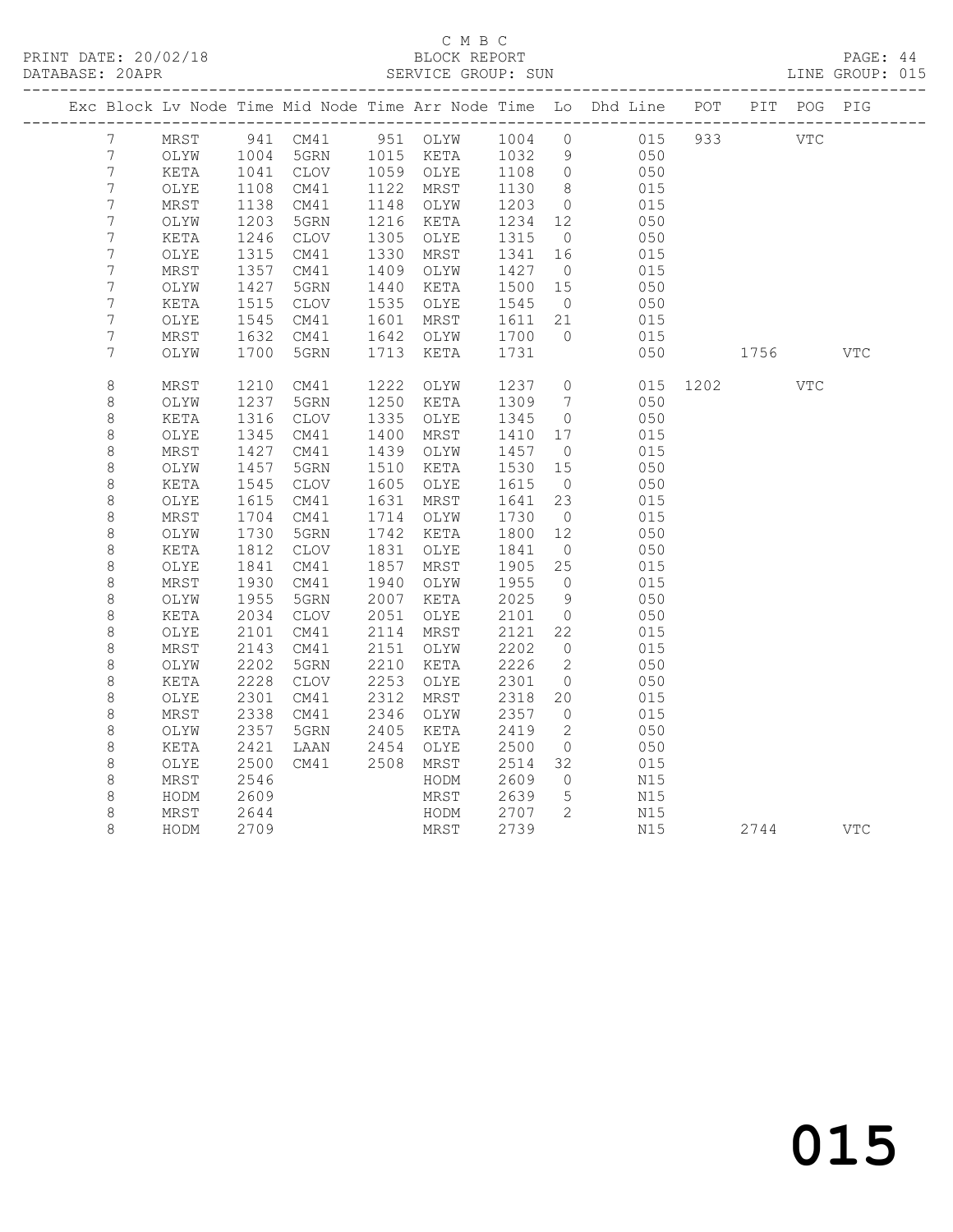C M B C
BLOCK REPORT
SERVICE GROUP: SUN

PRINT DATE: 20/02/18
DATABASE: 20APR
LINE GROUP: 015

| Exc | Block | Lv Node | Time | Mid Node | Time | Arr Node | Time | Lo | Dhd Line | POT | PIT | POG | PIG |
|---|---|---|---|---|---|---|---|---|---|---|---|---|---|
| | 7 | MRST | 941 | CM41 | 951 | OLYW | 1004 | 0 | 015 | 933 | | VTC | |
| | 7 | OLYW | 1004 | 5GRN | 1015 | KETA | 1032 | 9 | 050 | | | | |
| | 7 | KETA | 1041 | CLOV | 1059 | OLYE | 1108 | 0 | 050 | | | | |
| | 7 | OLYE | 1108 | CM41 | 1122 | MRST | 1130 | 8 | 015 | | | | |
| | 7 | MRST | 1138 | CM41 | 1148 | OLYW | 1203 | 0 | 015 | | | | |
| | 7 | OLYW | 1203 | 5GRN | 1216 | KETA | 1234 | 12 | 050 | | | | |
| | 7 | KETA | 1246 | CLOV | 1305 | OLYE | 1315 | 0 | 050 | | | | |
| | 7 | OLYE | 1315 | CM41 | 1330 | MRST | 1341 | 16 | 015 | | | | |
| | 7 | MRST | 1357 | CM41 | 1409 | OLYW | 1427 | 0 | 015 | | | | |
| | 7 | OLYW | 1427 | 5GRN | 1440 | KETA | 1500 | 15 | 050 | | | | |
| | 7 | KETA | 1515 | CLOV | 1535 | OLYE | 1545 | 0 | 050 | | | | |
| | 7 | OLYE | 1545 | CM41 | 1601 | MRST | 1611 | 21 | 015 | | | | |
| | 7 | MRST | 1632 | CM41 | 1642 | OLYW | 1700 | 0 | 015 | | | | |
| | 7 | OLYW | 1700 | 5GRN | 1713 | KETA | 1731 | | 050 | | 1756 | | VTC |
| | 8 | MRST | 1210 | CM41 | 1222 | OLYW | 1237 | 0 | 015 | 1202 | | VTC | |
| | 8 | OLYW | 1237 | 5GRN | 1250 | KETA | 1309 | 7 | 050 | | | | |
| | 8 | KETA | 1316 | CLOV | 1335 | OLYE | 1345 | 0 | 050 | | | | |
| | 8 | OLYE | 1345 | CM41 | 1400 | MRST | 1410 | 17 | 015 | | | | |
| | 8 | MRST | 1427 | CM41 | 1439 | OLYW | 1457 | 0 | 015 | | | | |
| | 8 | OLYW | 1457 | 5GRN | 1510 | KETA | 1530 | 15 | 050 | | | | |
| | 8 | KETA | 1545 | CLOV | 1605 | OLYE | 1615 | 0 | 050 | | | | |
| | 8 | OLYE | 1615 | CM41 | 1631 | MRST | 1641 | 23 | 015 | | | | |
| | 8 | MRST | 1704 | CM41 | 1714 | OLYW | 1730 | 0 | 015 | | | | |
| | 8 | OLYW | 1730 | 5GRN | 1742 | KETA | 1800 | 12 | 050 | | | | |
| | 8 | KETA | 1812 | CLOV | 1831 | OLYE | 1841 | 0 | 050 | | | | |
| | 8 | OLYE | 1841 | CM41 | 1857 | MRST | 1905 | 25 | 015 | | | | |
| | 8 | MRST | 1930 | CM41 | 1940 | OLYW | 1955 | 0 | 015 | | | | |
| | 8 | OLYW | 1955 | 5GRN | 2007 | KETA | 2025 | 9 | 050 | | | | |
| | 8 | KETA | 2034 | CLOV | 2051 | OLYE | 2101 | 0 | 050 | | | | |
| | 8 | OLYE | 2101 | CM41 | 2114 | MRST | 2121 | 22 | 015 | | | | |
| | 8 | MRST | 2143 | CM41 | 2151 | OLYW | 2202 | 0 | 015 | | | | |
| | 8 | OLYW | 2202 | 5GRN | 2210 | KETA | 2226 | 2 | 050 | | | | |
| | 8 | KETA | 2228 | CLOV | 2253 | OLYE | 2301 | 0 | 050 | | | | |
| | 8 | OLYE | 2301 | CM41 | 2312 | MRST | 2318 | 20 | 015 | | | | |
| | 8 | MRST | 2338 | CM41 | 2346 | OLYW | 2357 | 0 | 015 | | | | |
| | 8 | OLYW | 2357 | 5GRN | 2405 | KETA | 2419 | 2 | 050 | | | | |
| | 8 | KETA | 2421 | LAAN | 2454 | OLYE | 2500 | 0 | 050 | | | | |
| | 8 | OLYE | 2500 | CM41 | 2508 | MRST | 2514 | 32 | 015 | | | | |
| | 8 | MRST | 2546 | | | HODM | 2609 | 0 | N15 | | | | |
| | 8 | HODM | 2609 | | | MRST | 2639 | 5 | N15 | | | | |
| | 8 | MRST | 2644 | | | HODM | 2707 | 2 | N15 | | | | |
| | 8 | HODM | 2709 | | | MRST | 2739 | | N15 | | 2744 | | VTC |

015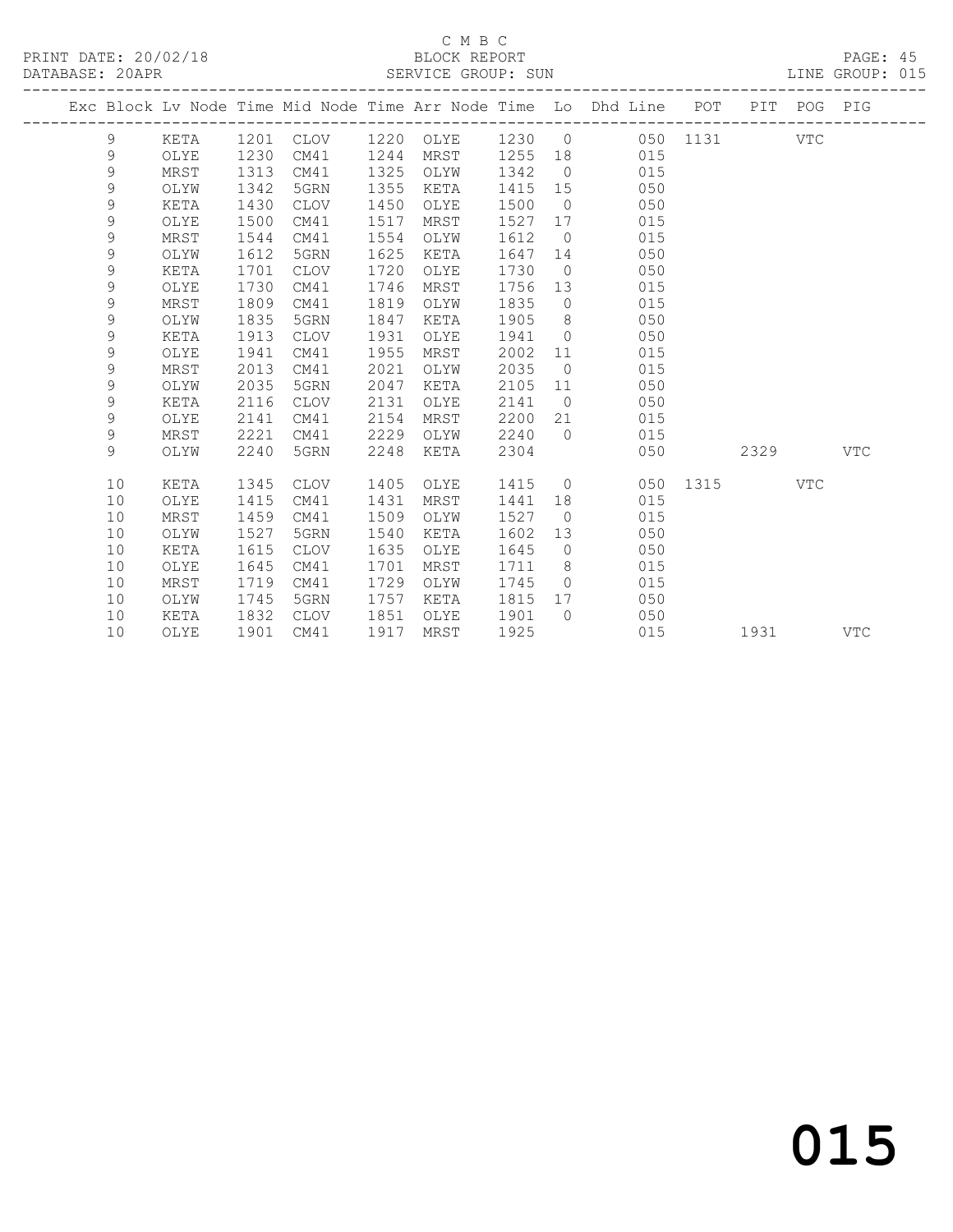C M B C

PRINT DATE: 20/02/18 BLOCK REPORT

DATABASE: 20APR SERVICE GROUP: SUN LINE GROUP: 015

| Exc | Block | Lv | Node | Time | Mid Node | Time | Arr Node | Time | Lo | Dhd Line | POT | PIT | POG | PIG |
|---|---|---|---|---|---|---|---|---|---|---|---|---|---|---|
| | 9 | | KETA | 1201 | CLOV | 1220 | OLYE | 1230 | 0 | 050 | 1131 | | VTC | |
| | 9 | | OLYE | 1230 | CM41 | 1244 | MRST | 1255 | 18 | 015 | | | | |
| | 9 | | MRST | 1313 | CM41 | 1325 | OLYW | 1342 | 0 | 015 | | | | |
| | 9 | | OLYW | 1342 | 5GRN | 1355 | KETA | 1415 | 15 | 050 | | | | |
| | 9 | | KETA | 1430 | CLOV | 1450 | OLYE | 1500 | 0 | 050 | | | | |
| | 9 | | OLYE | 1500 | CM41 | 1517 | MRST | 1527 | 17 | 015 | | | | |
| | 9 | | MRST | 1544 | CM41 | 1554 | OLYW | 1612 | 0 | 015 | | | | |
| | 9 | | OLYW | 1612 | 5GRN | 1625 | KETA | 1647 | 14 | 050 | | | | |
| | 9 | | KETA | 1701 | CLOV | 1720 | OLYE | 1730 | 0 | 050 | | | | |
| | 9 | | OLYE | 1730 | CM41 | 1746 | MRST | 1756 | 13 | 015 | | | | |
| | 9 | | MRST | 1809 | CM41 | 1819 | OLYW | 1835 | 0 | 015 | | | | |
| | 9 | | OLYW | 1835 | 5GRN | 1847 | KETA | 1905 | 8 | 050 | | | | |
| | 9 | | KETA | 1913 | CLOV | 1931 | OLYE | 1941 | 0 | 050 | | | | |
| | 9 | | OLYE | 1941 | CM41 | 1955 | MRST | 2002 | 11 | 015 | | | | |
| | 9 | | MRST | 2013 | CM41 | 2021 | OLYW | 2035 | 0 | 015 | | | | |
| | 9 | | OLYW | 2035 | 5GRN | 2047 | KETA | 2105 | 11 | 050 | | | | |
| | 9 | | KETA | 2116 | CLOV | 2131 | OLYE | 2141 | 0 | 050 | | | | |
| | 9 | | OLYE | 2141 | CM41 | 2154 | MRST | 2200 | 21 | 015 | | | | |
| | 9 | | MRST | 2221 | CM41 | 2229 | OLYW | 2240 | 0 | 015 | | | | |
| | 9 | | OLYW | 2240 | 5GRN | 2248 | KETA | 2304 | | 050 | | 2329 | | VTC |
| | 10 | | KETA | 1345 | CLOV | 1405 | OLYE | 1415 | 0 | 050 | 1315 | | VTC | |
| | 10 | | OLYE | 1415 | CM41 | 1431 | MRST | 1441 | 18 | 015 | | | | |
| | 10 | | MRST | 1459 | CM41 | 1509 | OLYW | 1527 | 0 | 015 | | | | |
| | 10 | | OLYW | 1527 | 5GRN | 1540 | KETA | 1602 | 13 | 050 | | | | |
| | 10 | | KETA | 1615 | CLOV | 1635 | OLYE | 1645 | 0 | 050 | | | | |
| | 10 | | OLYE | 1645 | CM41 | 1701 | MRST | 1711 | 8 | 015 | | | | |
| | 10 | | MRST | 1719 | CM41 | 1729 | OLYW | 1745 | 0 | 015 | | | | |
| | 10 | | OLYW | 1745 | 5GRN | 1757 | KETA | 1815 | 17 | 050 | | | | |
| | 10 | | KETA | 1832 | CLOV | 1851 | OLYE | 1901 | 0 | 050 | | | | |
| | 10 | | OLYE | 1901 | CM41 | 1917 | MRST | 1925 | | 015 | | 1931 | | VTC |

015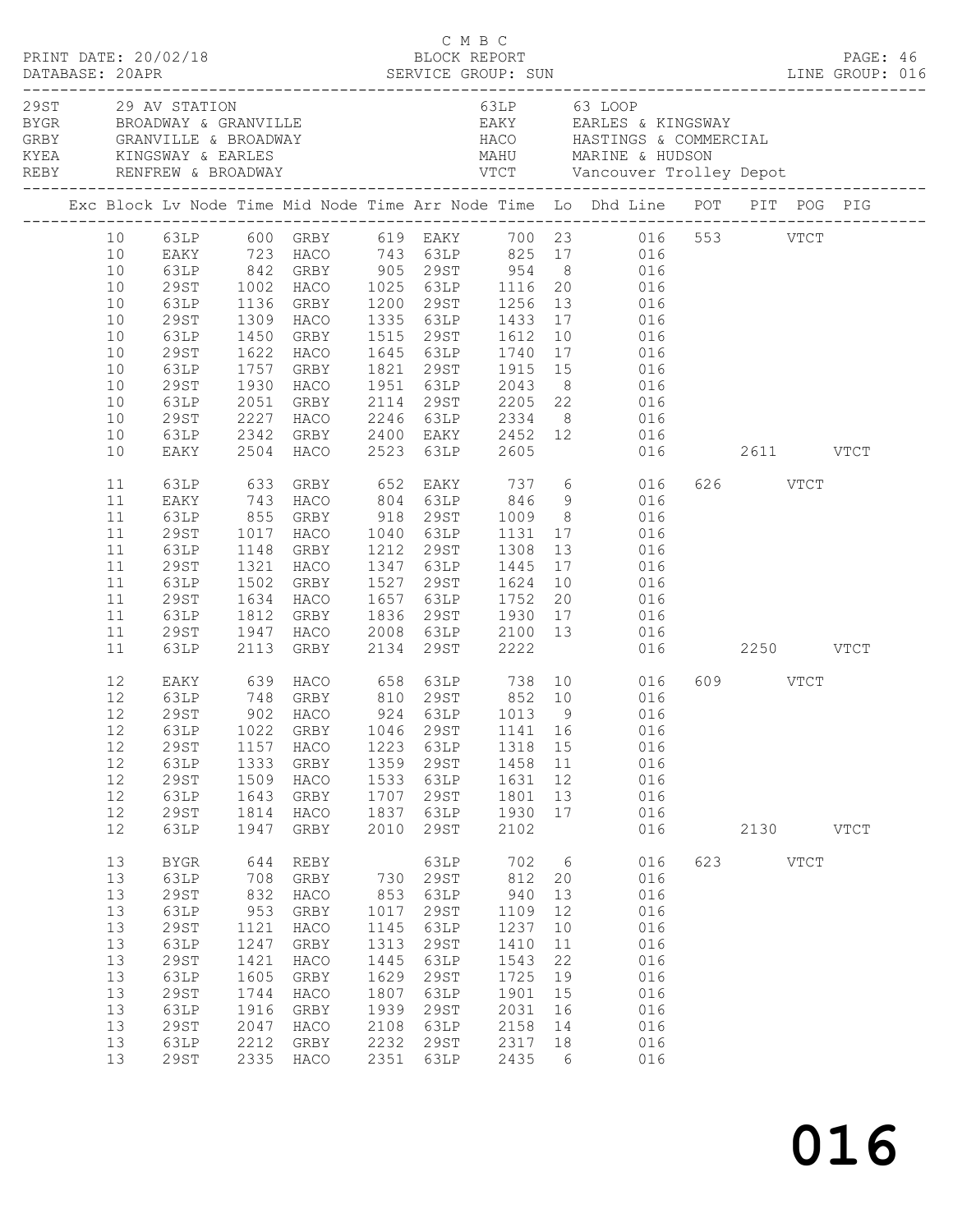C M B C
PRINT DATE: 20/02/18 BLOCK REPORT
DATABASE: 20APR SERVICE GROUP: SUN LINE GROUP: 016

| Code | Description | Code | Description |
|---|---|---|---|
| 29ST | 29 AV STATION | 63LP | 63 LOOP |
| BYGR | BROADWAY & GRANVILLE | EAKY | EARLES & KINGSWAY |
| GRBY | GRANVILLE & BROADWAY | HACO | HASTINGS & COMMERCIAL |
| KYEA | KINGSWAY & EARLES | MAHU | MARINE & HUDSON |
| REBY | RENFREW & BROADWAY | VTCT | Vancouver Trolley Depot |

| Exc | Block | Lv Node | Time | Mid Node | Time | Arr Node | Time | Lo | Dhd Line | POT | PIT | POG | PIG |
|---|---|---|---|---|---|---|---|---|---|---|---|---|---|
| | 10 | 63LP | 600 | GRBY | 619 | EAKY | 700 | 23 | 016 | 553 | | VTCT | |
| | 10 | EAKY | 723 | HACO | 743 | 63LP | 825 | 17 | 016 | | | | |
| | 10 | 63LP | 842 | GRBY | 905 | 29ST | 954 | 8 | 016 | | | | |
| | 10 | 29ST | 1002 | HACO | 1025 | 63LP | 1116 | 20 | 016 | | | | |
| | 10 | 63LP | 1136 | GRBY | 1200 | 29ST | 1256 | 13 | 016 | | | | |
| | 10 | 29ST | 1309 | HACO | 1335 | 63LP | 1433 | 17 | 016 | | | | |
| | 10 | 63LP | 1450 | GRBY | 1515 | 29ST | 1612 | 10 | 016 | | | | |
| | 10 | 29ST | 1622 | HACO | 1645 | 63LP | 1740 | 17 | 016 | | | | |
| | 10 | 63LP | 1757 | GRBY | 1821 | 29ST | 1915 | 15 | 016 | | | | |
| | 10 | 29ST | 1930 | HACO | 1951 | 63LP | 2043 | 8 | 016 | | | | |
| | 10 | 63LP | 2051 | GRBY | 2114 | 29ST | 2205 | 22 | 016 | | | | |
| | 10 | 29ST | 2227 | HACO | 2246 | 63LP | 2334 | 8 | 016 | | | | |
| | 10 | 63LP | 2342 | GRBY | 2400 | EAKY | 2452 | 12 | 016 | | | | |
| | 10 | EAKY | 2504 | HACO | 2523 | 63LP | 2605 | | 016 | | 2611 | | VTCT |
| | 11 | 63LP | 633 | GRBY | 652 | EAKY | 737 | 6 | 016 | 626 | | VTCT | |
| | 11 | EAKY | 743 | HACO | 804 | 63LP | 846 | 9 | 016 | | | | |
| | 11 | 63LP | 855 | GRBY | 918 | 29ST | 1009 | 8 | 016 | | | | |
| | 11 | 29ST | 1017 | HACO | 1040 | 63LP | 1131 | 17 | 016 | | | | |
| | 11 | 63LP | 1148 | GRBY | 1212 | 29ST | 1308 | 13 | 016 | | | | |
| | 11 | 29ST | 1321 | HACO | 1347 | 63LP | 1445 | 17 | 016 | | | | |
| | 11 | 63LP | 1502 | GRBY | 1527 | 29ST | 1624 | 10 | 016 | | | | |
| | 11 | 29ST | 1634 | HACO | 1657 | 63LP | 1752 | 20 | 016 | | | | |
| | 11 | 63LP | 1812 | GRBY | 1836 | 29ST | 1930 | 17 | 016 | | | | |
| | 11 | 29ST | 1947 | HACO | 2008 | 63LP | 2100 | 13 | 016 | | | | |
| | 11 | 63LP | 2113 | GRBY | 2134 | 29ST | 2222 | | 016 | | 2250 | | VTCT |
| | 12 | EAKY | 639 | HACO | 658 | 63LP | 738 | 10 | 016 | 609 | | VTCT | |
| | 12 | 63LP | 748 | GRBY | 810 | 29ST | 852 | 10 | 016 | | | | |
| | 12 | 29ST | 902 | HACO | 924 | 63LP | 1013 | 9 | 016 | | | | |
| | 12 | 63LP | 1022 | GRBY | 1046 | 29ST | 1141 | 16 | 016 | | | | |
| | 12 | 29ST | 1157 | HACO | 1223 | 63LP | 1318 | 15 | 016 | | | | |
| | 12 | 63LP | 1333 | GRBY | 1359 | 29ST | 1458 | 11 | 016 | | | | |
| | 12 | 29ST | 1509 | HACO | 1533 | 63LP | 1631 | 12 | 016 | | | | |
| | 12 | 63LP | 1643 | GRBY | 1707 | 29ST | 1801 | 13 | 016 | | | | |
| | 12 | 29ST | 1814 | HACO | 1837 | 63LP | 1930 | 17 | 016 | | | | |
| | 12 | 63LP | 1947 | GRBY | 2010 | 29ST | 2102 | | 016 | | 2130 | | VTCT |
| | 13 | BYGR | 644 | REBY | | 63LP | 702 | 6 | 016 | 623 | | VTCT | |
| | 13 | 63LP | 708 | GRBY | 730 | 29ST | 812 | 20 | 016 | | | | |
| | 13 | 29ST | 832 | HACO | 853 | 63LP | 940 | 13 | 016 | | | | |
| | 13 | 63LP | 953 | GRBY | 1017 | 29ST | 1109 | 12 | 016 | | | | |
| | 13 | 29ST | 1121 | HACO | 1145 | 63LP | 1237 | 10 | 016 | | | | |
| | 13 | 63LP | 1247 | GRBY | 1313 | 29ST | 1410 | 11 | 016 | | | | |
| | 13 | 29ST | 1421 | HACO | 1445 | 63LP | 1543 | 22 | 016 | | | | |
| | 13 | 63LP | 1605 | GRBY | 1629 | 29ST | 1725 | 19 | 016 | | | | |
| | 13 | 29ST | 1744 | HACO | 1807 | 63LP | 1901 | 15 | 016 | | | | |
| | 13 | 63LP | 1916 | GRBY | 1939 | 29ST | 2031 | 16 | 016 | | | | |
| | 13 | 29ST | 2047 | HACO | 2108 | 63LP | 2158 | 14 | 016 | | | | |
| | 13 | 63LP | 2212 | GRBY | 2232 | 29ST | 2317 | 18 | 016 | | | | |
| | 13 | 29ST | 2335 | HACO | 2351 | 63LP | 2435 | 6 | 016 | | | | |

016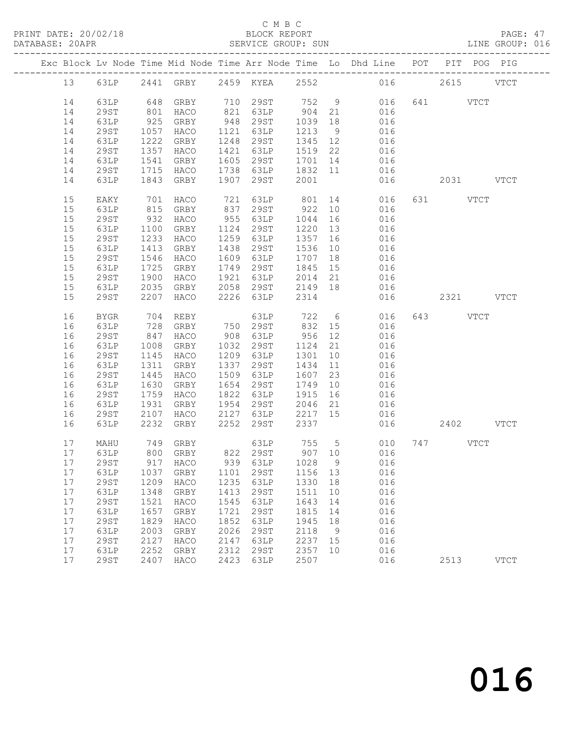C M B C

PRINT DATE: 20/02/18 BLOCK REPORT PAGE: 47
DATABASE: 20APR SERVICE GROUP: SUN LINE GROUP: 016

| Exc | Block | Lv Node | Time | Mid Node | Time | Arr Node | Time | Lo | Dhd Line | POT | PIT | POG | PIG |
|---|---|---|---|---|---|---|---|---|---|---|---|---|---|
| | 13 | 63LP | 2441 | GRBY | 2459 | KYEA | 2552 | | 016 | | 2615 | | VTCT |
| | 14 | 63LP | 648 | GRBY | 710 | 29ST | 752 | 9 | 016 | 641 | | VTCT | |
| | 14 | 29ST | 801 | HACO | 821 | 63LP | 904 | 21 | 016 | | | | |
| | 14 | 63LP | 925 | GRBY | 948 | 29ST | 1039 | 18 | 016 | | | | |
| | 14 | 29ST | 1057 | HACO | 1121 | 63LP | 1213 | 9 | 016 | | | | |
| | 14 | 63LP | 1222 | GRBY | 1248 | 29ST | 1345 | 12 | 016 | | | | |
| | 14 | 29ST | 1357 | HACO | 1421 | 63LP | 1519 | 22 | 016 | | | | |
| | 14 | 63LP | 1541 | GRBY | 1605 | 29ST | 1701 | 14 | 016 | | | | |
| | 14 | 29ST | 1715 | HACO | 1738 | 63LP | 1832 | 11 | 016 | | | | |
| | 14 | 63LP | 1843 | GRBY | 1907 | 29ST | 2001 | | 016 | | 2031 | | VTCT |
| | 15 | EAKY | 701 | HACO | 721 | 63LP | 801 | 14 | 016 | 631 | | VTCT | |
| | 15 | 63LP | 815 | GRBY | 837 | 29ST | 922 | 10 | 016 | | | | |
| | 15 | 29ST | 932 | HACO | 955 | 63LP | 1044 | 16 | 016 | | | | |
| | 15 | 63LP | 1100 | GRBY | 1124 | 29ST | 1220 | 13 | 016 | | | | |
| | 15 | 29ST | 1233 | HACO | 1259 | 63LP | 1357 | 16 | 016 | | | | |
| | 15 | 63LP | 1413 | GRBY | 1438 | 29ST | 1536 | 10 | 016 | | | | |
| | 15 | 29ST | 1546 | HACO | 1609 | 63LP | 1707 | 18 | 016 | | | | |
| | 15 | 63LP | 1725 | GRBY | 1749 | 29ST | 1845 | 15 | 016 | | | | |
| | 15 | 29ST | 1900 | HACO | 1921 | 63LP | 2014 | 21 | 016 | | | | |
| | 15 | 63LP | 2035 | GRBY | 2058 | 29ST | 2149 | 18 | 016 | | | | |
| | 15 | 29ST | 2207 | HACO | 2226 | 63LP | 2314 | | 016 | | 2321 | | VTCT |
| | 16 | BYGR | 704 | REBY | | 63LP | 722 | 6 | 016 | 643 | | VTCT | |
| | 16 | 63LP | 728 | GRBY | 750 | 29ST | 832 | 15 | 016 | | | | |
| | 16 | 29ST | 847 | HACO | 908 | 63LP | 956 | 12 | 016 | | | | |
| | 16 | 63LP | 1008 | GRBY | 1032 | 29ST | 1124 | 21 | 016 | | | | |
| | 16 | 29ST | 1145 | HACO | 1209 | 63LP | 1301 | 10 | 016 | | | | |
| | 16 | 63LP | 1311 | GRBY | 1337 | 29ST | 1434 | 11 | 016 | | | | |
| | 16 | 29ST | 1445 | HACO | 1509 | 63LP | 1607 | 23 | 016 | | | | |
| | 16 | 63LP | 1630 | GRBY | 1654 | 29ST | 1749 | 10 | 016 | | | | |
| | 16 | 29ST | 1759 | HACO | 1822 | 63LP | 1915 | 16 | 016 | | | | |
| | 16 | 63LP | 1931 | GRBY | 1954 | 29ST | 2046 | 21 | 016 | | | | |
| | 16 | 29ST | 2107 | HACO | 2127 | 63LP | 2217 | 15 | 016 | | | | |
| | 16 | 63LP | 2232 | GRBY | 2252 | 29ST | 2337 | | 016 | | 2402 | | VTCT |
| | 17 | MAHU | 749 | GRBY | | 63LP | 755 | 5 | 010 | 747 | | VTCT | |
| | 17 | 63LP | 800 | GRBY | 822 | 29ST | 907 | 10 | 016 | | | | |
| | 17 | 29ST | 917 | HACO | 939 | 63LP | 1028 | 9 | 016 | | | | |
| | 17 | 63LP | 1037 | GRBY | 1101 | 29ST | 1156 | 13 | 016 | | | | |
| | 17 | 29ST | 1209 | HACO | 1235 | 63LP | 1330 | 18 | 016 | | | | |
| | 17 | 63LP | 1348 | GRBY | 1413 | 29ST | 1511 | 10 | 016 | | | | |
| | 17 | 29ST | 1521 | HACO | 1545 | 63LP | 1643 | 14 | 016 | | | | |
| | 17 | 63LP | 1657 | GRBY | 1721 | 29ST | 1815 | 14 | 016 | | | | |
| | 17 | 29ST | 1829 | HACO | 1852 | 63LP | 1945 | 18 | 016 | | | | |
| | 17 | 63LP | 2003 | GRBY | 2026 | 29ST | 2118 | 9 | 016 | | | | |
| | 17 | 29ST | 2127 | HACO | 2147 | 63LP | 2237 | 15 | 016 | | | | |
| | 17 | 63LP | 2252 | GRBY | 2312 | 29ST | 2357 | 10 | 016 | | | | |
| | 17 | 29ST | 2407 | HACO | 2423 | 63LP | 2507 | | 016 | | 2513 | | VTCT |

016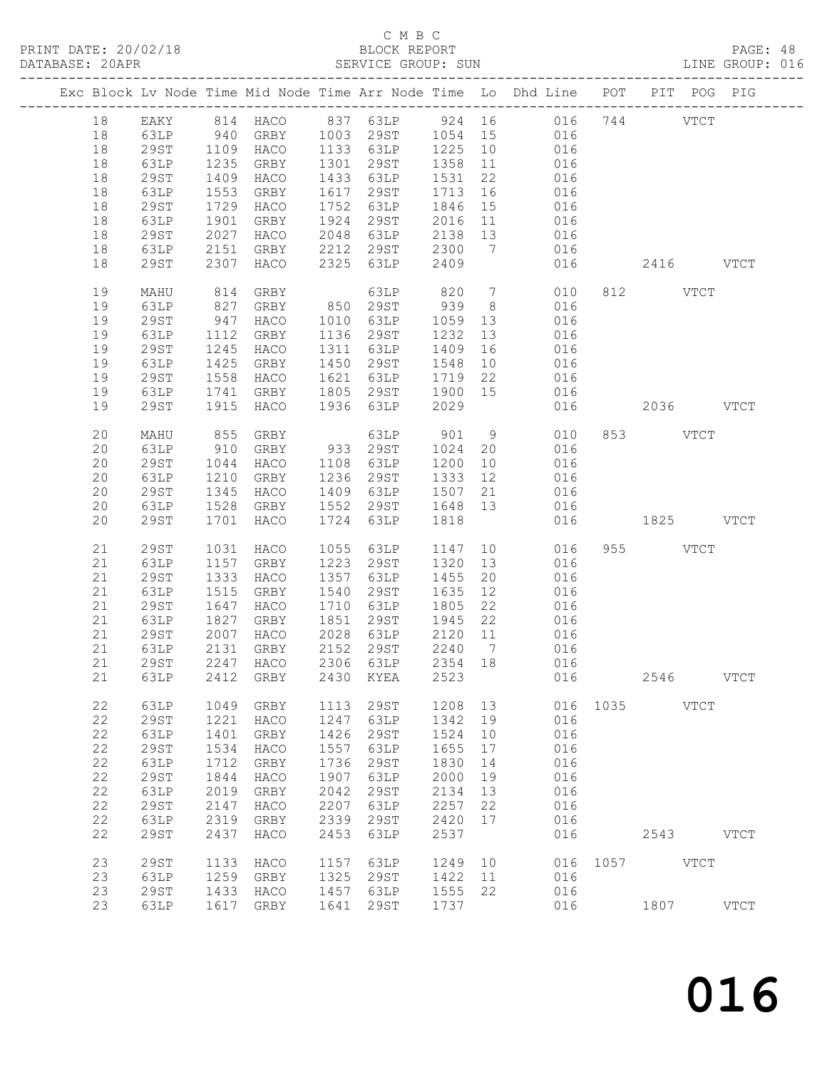C M B C

PRINT DATE: 20/02/18 BLOCK REPORT

DATABASE: 20APR SERVICE GROUP: SUN LINE GROUP: 016

| Exc | Block | Lv | Node | Time | Mid | Node | Time | Arr | Node | Time | Lo | Dhd | Line | POT | PIT | POG | PIG |
|---|---|---|---|---|---|---|---|---|---|---|---|---|---|---|---|---|---|
| | 18 | | EAKY | 814 | | HACO | 837 | | 63LP | 924 | 16 | | 016 | 744 | | VTCT | |
| | 18 | | 63LP | 940 | | GRBY | 1003 | | 29ST | 1054 | 15 | | 016 | | | | |
| | 18 | | 29ST | 1109 | | HACO | 1133 | | 63LP | 1225 | 10 | | 016 | | | | |
| | 18 | | 63LP | 1235 | | GRBY | 1301 | | 29ST | 1358 | 11 | | 016 | | | | |
| | 18 | | 29ST | 1409 | | HACO | 1433 | | 63LP | 1531 | 22 | | 016 | | | | |
| | 18 | | 63LP | 1553 | | GRBY | 1617 | | 29ST | 1713 | 16 | | 016 | | | | |
| | 18 | | 29ST | 1729 | | HACO | 1752 | | 63LP | 1846 | 15 | | 016 | | | | |
| | 18 | | 63LP | 1901 | | GRBY | 1924 | | 29ST | 2016 | 11 | | 016 | | | | |
| | 18 | | 29ST | 2027 | | HACO | 2048 | | 63LP | 2138 | 13 | | 016 | | | | |
| | 18 | | 63LP | 2151 | | GRBY | 2212 | | 29ST | 2300 | 7 | | 016 | | | | |
| | 18 | | 29ST | 2307 | | HACO | 2325 | | 63LP | 2409 | | | 016 | | 2416 | | VTCT |
| | 19 | | MAHU | 814 | | GRBY | | | 63LP | 820 | 7 | | 010 | 812 | | VTCT | |
| | 19 | | 63LP | 827 | | GRBY | 850 | | 29ST | 939 | 8 | | 016 | | | | |
| | 19 | | 29ST | 947 | | HACO | 1010 | | 63LP | 1059 | 13 | | 016 | | | | |
| | 19 | | 63LP | 1112 | | GRBY | 1136 | | 29ST | 1232 | 13 | | 016 | | | | |
| | 19 | | 29ST | 1245 | | HACO | 1311 | | 63LP | 1409 | 16 | | 016 | | | | |
| | 19 | | 63LP | 1425 | | GRBY | 1450 | | 29ST | 1548 | 10 | | 016 | | | | |
| | 19 | | 29ST | 1558 | | HACO | 1621 | | 63LP | 1719 | 22 | | 016 | | | | |
| | 19 | | 63LP | 1741 | | GRBY | 1805 | | 29ST | 1900 | 15 | | 016 | | | | |
| | 19 | | 29ST | 1915 | | HACO | 1936 | | 63LP | 2029 | | | 016 | | 2036 | | VTCT |
| | 20 | | MAHU | 855 | | GRBY | | | 63LP | 901 | 9 | | 010 | 853 | | VTCT | |
| | 20 | | 63LP | 910 | | GRBY | 933 | | 29ST | 1024 | 20 | | 016 | | | | |
| | 20 | | 29ST | 1044 | | HACO | 1108 | | 63LP | 1200 | 10 | | 016 | | | | |
| | 20 | | 63LP | 1210 | | GRBY | 1236 | | 29ST | 1333 | 12 | | 016 | | | | |
| | 20 | | 29ST | 1345 | | HACO | 1409 | | 63LP | 1507 | 21 | | 016 | | | | |
| | 20 | | 63LP | 1528 | | GRBY | 1552 | | 29ST | 1648 | 13 | | 016 | | | | |
| | 20 | | 29ST | 1701 | | HACO | 1724 | | 63LP | 1818 | | | 016 | | 1825 | | VTCT |
| | 21 | | 29ST | 1031 | | HACO | 1055 | | 63LP | 1147 | 10 | | 016 | 955 | | VTCT | |
| | 21 | | 63LP | 1157 | | GRBY | 1223 | | 29ST | 1320 | 13 | | 016 | | | | |
| | 21 | | 29ST | 1333 | | HACO | 1357 | | 63LP | 1455 | 20 | | 016 | | | | |
| | 21 | | 63LP | 1515 | | GRBY | 1540 | | 29ST | 1635 | 12 | | 016 | | | | |
| | 21 | | 29ST | 1647 | | HACO | 1710 | | 63LP | 1805 | 22 | | 016 | | | | |
| | 21 | | 63LP | 1827 | | GRBY | 1851 | | 29ST | 1945 | 22 | | 016 | | | | |
| | 21 | | 29ST | 2007 | | HACO | 2028 | | 63LP | 2120 | 11 | | 016 | | | | |
| | 21 | | 63LP | 2131 | | GRBY | 2152 | | 29ST | 2240 | 7 | | 016 | | | | |
| | 21 | | 29ST | 2247 | | HACO | 2306 | | 63LP | 2354 | 18 | | 016 | | | | |
| | 21 | | 63LP | 2412 | | GRBY | 2430 | | KYEA | 2523 | | | 016 | | 2546 | | VTCT |
| | 22 | | 63LP | 1049 | | GRBY | 1113 | | 29ST | 1208 | 13 | | 016 | 1035 | | VTCT | |
| | 22 | | 29ST | 1221 | | HACO | 1247 | | 63LP | 1342 | 19 | | 016 | | | | |
| | 22 | | 63LP | 1401 | | GRBY | 1426 | | 29ST | 1524 | 10 | | 016 | | | | |
| | 22 | | 29ST | 1534 | | HACO | 1557 | | 63LP | 1655 | 17 | | 016 | | | | |
| | 22 | | 63LP | 1712 | | GRBY | 1736 | | 29ST | 1830 | 14 | | 016 | | | | |
| | 22 | | 29ST | 1844 | | HACO | 1907 | | 63LP | 2000 | 19 | | 016 | | | | |
| | 22 | | 63LP | 2019 | | GRBY | 2042 | | 29ST | 2134 | 13 | | 016 | | | | |
| | 22 | | 29ST | 2147 | | HACO | 2207 | | 63LP | 2257 | 22 | | 016 | | | | |
| | 22 | | 63LP | 2319 | | GRBY | 2339 | | 29ST | 2420 | 17 | | 016 | | | | |
| | 22 | | 29ST | 2437 | | HACO | 2453 | | 63LP | 2537 | | | 016 | | 2543 | | VTCT |
| | 23 | | 29ST | 1133 | | HACO | 1157 | | 63LP | 1249 | 10 | | 016 | 1057 | | VTCT | |
| | 23 | | 63LP | 1259 | | GRBY | 1325 | | 29ST | 1422 | 11 | | 016 | | | | |
| | 23 | | 29ST | 1433 | | HACO | 1457 | | 63LP | 1555 | 22 | | 016 | | | | |
| | 23 | | 63LP | 1617 | | GRBY | 1641 | | 29ST | 1737 | | | 016 | | 1807 | | VTCT |

016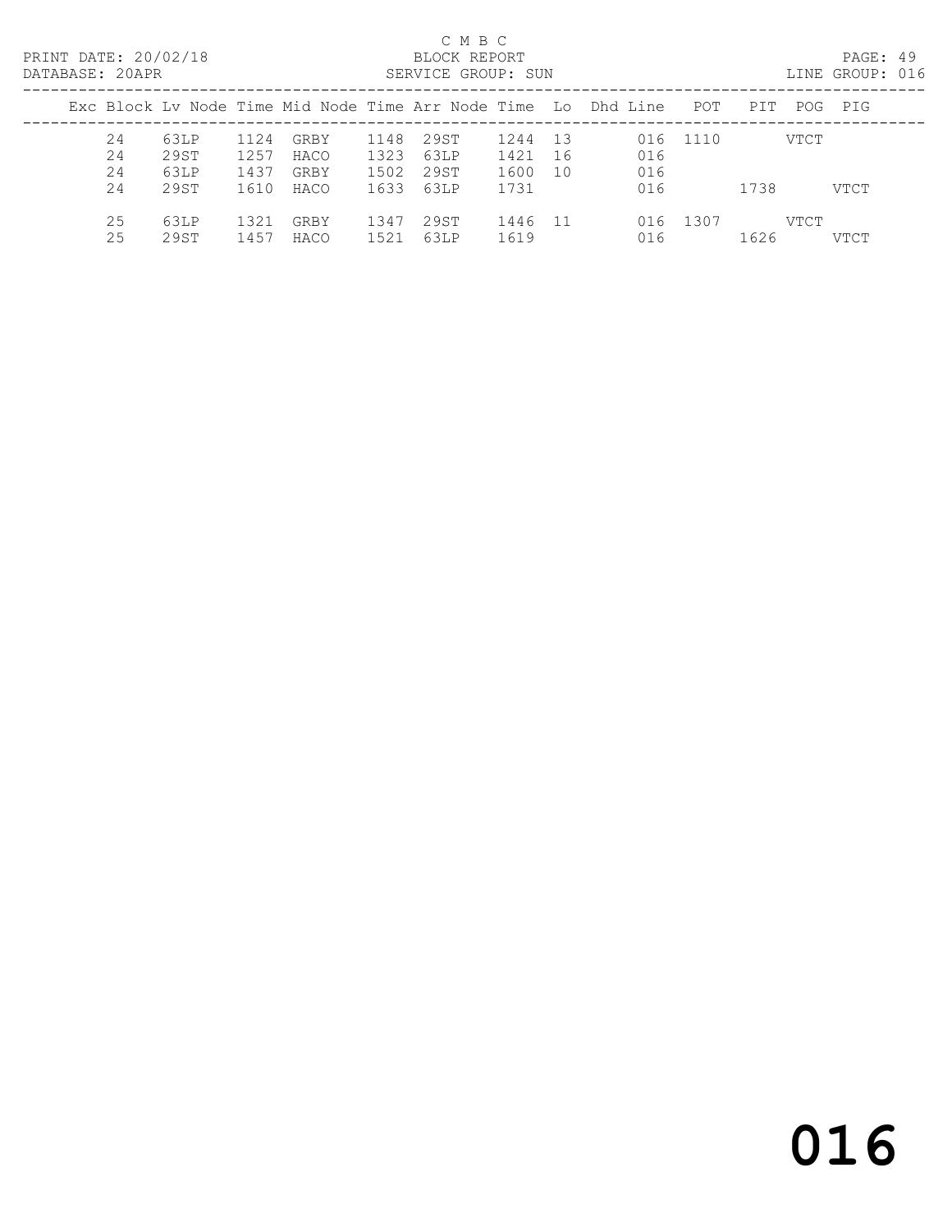PRINT DATE: 20/02/18 C M B C BLOCK REPORT PAGE: 49
DATABASE: 20APR SERVICE GROUP: SUN LINE GROUP: 016

| Exc | Block | Lv | Node | Time | Mid Node | Time | Arr Node | Time | Lo | Dhd | Line | POT | PIT | POG | PIG |
|---|---|---|---|---|---|---|---|---|---|---|---|---|---|---|---|
| | 24 | | 63LP | 1124 | GRBY | 1148 | 29ST | 1244 | 13 | | 016 | 1110 | | VTCT | |
| | 24 | | 29ST | 1257 | HACO | 1323 | 63LP | 1421 | 16 | | 016 | | | | |
| | 24 | | 63LP | 1437 | GRBY | 1502 | 29ST | 1600 | 10 | | 016 | | | | |
| | 24 | | 29ST | 1610 | HACO | 1633 | 63LP | 1731 | | | 016 | | 1738 | | VTCT |
| | 25 | | 63LP | 1321 | GRBY | 1347 | 29ST | 1446 | 11 | | 016 | 1307 | | VTCT | |
| | 25 | | 29ST | 1457 | HACO | 1521 | 63LP | 1619 | | | 016 | | 1626 | | VTCT |

# 016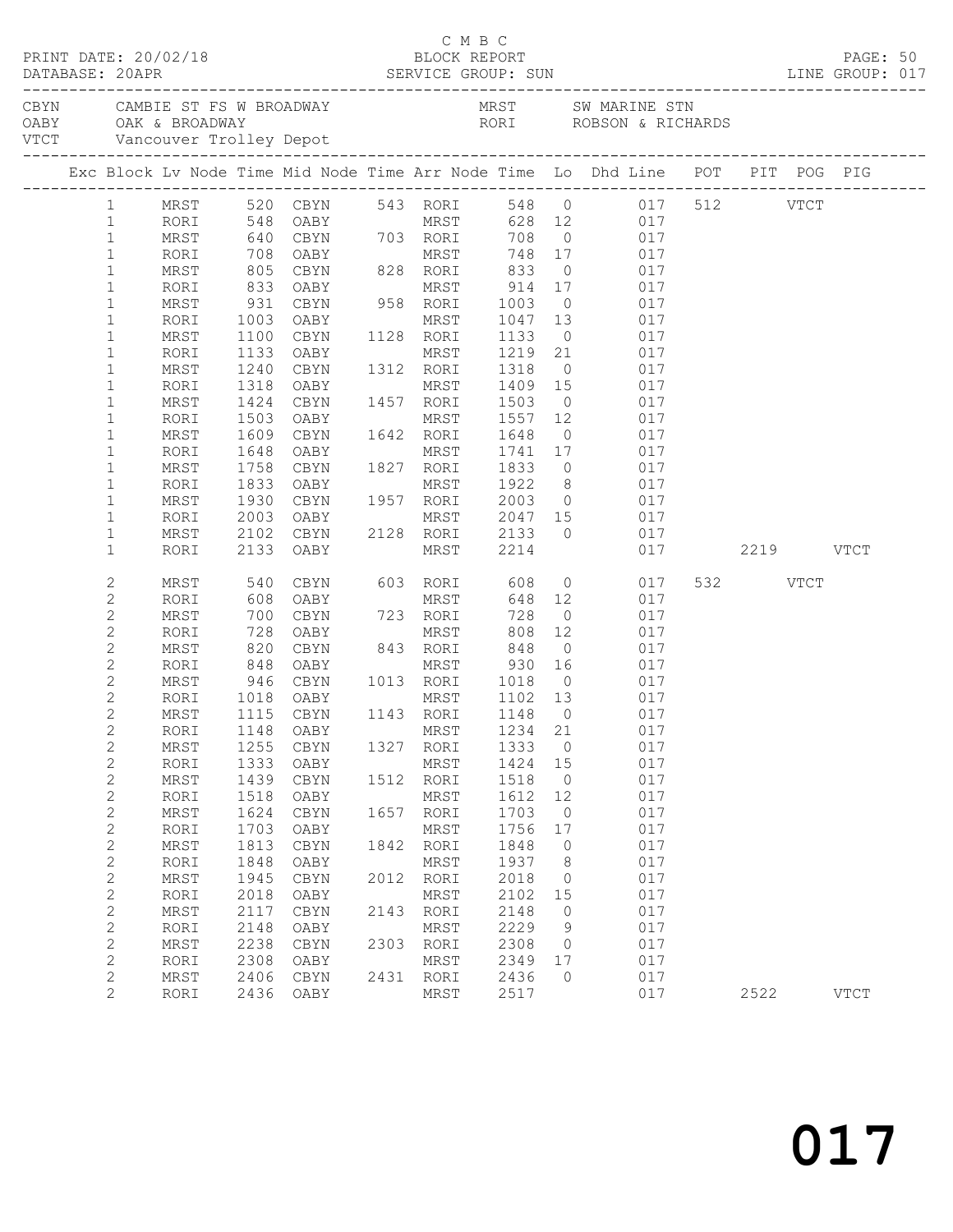C M B C

PRINT DATE: 20/02/18 BLOCK REPORT PAGE: 50
DATABASE: 20APR SERVICE GROUP: SUN LINE GROUP: 017

| | | | |
|---|---|---|---|
| CBYN | CAMBIE ST FS W BROADWAY | MRST | SW MARINE STN |
| OABY | OAK & BROADWAY | RORI | ROBSON & RICHARDS |
| VTCT | Vancouver Trolley Depot | | |

| Exc | Block | Lv Node | Time | Mid Node | Time | Arr Node | Time | Lo | Dhd Line | POT | PIT | POG | PIG |
|---|---|---|---|---|---|---|---|---|---|---|---|---|---|
| | 1 | MRST | 520 | CBYN | 543 | RORI | 548 | 0 | 017 | 512 | | VTCT | |
| | 1 | RORI | 548 | OABY | | MRST | 628 | 12 | 017 | | | | |
| | 1 | MRST | 640 | CBYN | 703 | RORI | 708 | 0 | 017 | | | | |
| | 1 | RORI | 708 | OABY | | MRST | 748 | 17 | 017 | | | | |
| | 1 | MRST | 805 | CBYN | 828 | RORI | 833 | 0 | 017 | | | | |
| | 1 | RORI | 833 | OABY | | MRST | 914 | 17 | 017 | | | | |
| | 1 | MRST | 931 | CBYN | 958 | RORI | 1003 | 0 | 017 | | | | |
| | 1 | RORI | 1003 | OABY | | MRST | 1047 | 13 | 017 | | | | |
| | 1 | MRST | 1100 | CBYN | 1128 | RORI | 1133 | 0 | 017 | | | | |
| | 1 | RORI | 1133 | OABY | | MRST | 1219 | 21 | 017 | | | | |
| | 1 | MRST | 1240 | CBYN | 1312 | RORI | 1318 | 0 | 017 | | | | |
| | 1 | RORI | 1318 | OABY | | MRST | 1409 | 15 | 017 | | | | |
| | 1 | MRST | 1424 | CBYN | 1457 | RORI | 1503 | 0 | 017 | | | | |
| | 1 | RORI | 1503 | OABY | | MRST | 1557 | 12 | 017 | | | | |
| | 1 | MRST | 1609 | CBYN | 1642 | RORI | 1648 | 0 | 017 | | | | |
| | 1 | RORI | 1648 | OABY | | MRST | 1741 | 17 | 017 | | | | |
| | 1 | MRST | 1758 | CBYN | 1827 | RORI | 1833 | 0 | 017 | | | | |
| | 1 | RORI | 1833 | OABY | | MRST | 1922 | 8 | 017 | | | | |
| | 1 | MRST | 1930 | CBYN | 1957 | RORI | 2003 | 0 | 017 | | | | |
| | 1 | RORI | 2003 | OABY | | MRST | 2047 | 15 | 017 | | | | |
| | 1 | MRST | 2102 | CBYN | 2128 | RORI | 2133 | 0 | 017 | | | | |
| | 1 | RORI | 2133 | OABY | | MRST | 2214 | | 017 | | 2219 | | VTCT |
| | 2 | MRST | 540 | CBYN | 603 | RORI | 608 | 0 | 017 | 532 | | VTCT | |
| | 2 | RORI | 608 | OABY | | MRST | 648 | 12 | 017 | | | | |
| | 2 | MRST | 700 | CBYN | 723 | RORI | 728 | 0 | 017 | | | | |
| | 2 | RORI | 728 | OABY | | MRST | 808 | 12 | 017 | | | | |
| | 2 | MRST | 820 | CBYN | 843 | RORI | 848 | 0 | 017 | | | | |
| | 2 | RORI | 848 | OABY | | MRST | 930 | 16 | 017 | | | | |
| | 2 | MRST | 946 | CBYN | 1013 | RORI | 1018 | 0 | 017 | | | | |
| | 2 | RORI | 1018 | OABY | | MRST | 1102 | 13 | 017 | | | | |
| | 2 | MRST | 1115 | CBYN | 1143 | RORI | 1148 | 0 | 017 | | | | |
| | 2 | RORI | 1148 | OABY | | MRST | 1234 | 21 | 017 | | | | |
| | 2 | MRST | 1255 | CBYN | 1327 | RORI | 1333 | 0 | 017 | | | | |
| | 2 | RORI | 1333 | OABY | | MRST | 1424 | 15 | 017 | | | | |
| | 2 | MRST | 1439 | CBYN | 1512 | RORI | 1518 | 0 | 017 | | | | |
| | 2 | RORI | 1518 | OABY | | MRST | 1612 | 12 | 017 | | | | |
| | 2 | MRST | 1624 | CBYN | 1657 | RORI | 1703 | 0 | 017 | | | | |
| | 2 | RORI | 1703 | OABY | | MRST | 1756 | 17 | 017 | | | | |
| | 2 | MRST | 1813 | CBYN | 1842 | RORI | 1848 | 0 | 017 | | | | |
| | 2 | RORI | 1848 | OABY | | MRST | 1937 | 8 | 017 | | | | |
| | 2 | MRST | 1945 | CBYN | 2012 | RORI | 2018 | 0 | 017 | | | | |
| | 2 | RORI | 2018 | OABY | | MRST | 2102 | 15 | 017 | | | | |
| | 2 | MRST | 2117 | CBYN | 2143 | RORI | 2148 | 0 | 017 | | | | |
| | 2 | RORI | 2148 | OABY | | MRST | 2229 | 9 | 017 | | | | |
| | 2 | MRST | 2238 | CBYN | 2303 | RORI | 2308 | 0 | 017 | | | | |
| | 2 | RORI | 2308 | OABY | | MRST | 2349 | 17 | 017 | | | | |
| | 2 | MRST | 2406 | CBYN | 2431 | RORI | 2436 | 0 | 017 | | | | |
| | 2 | RORI | 2436 | OABY | | MRST | 2517 | | 017 | | 2522 | | VTCT |

017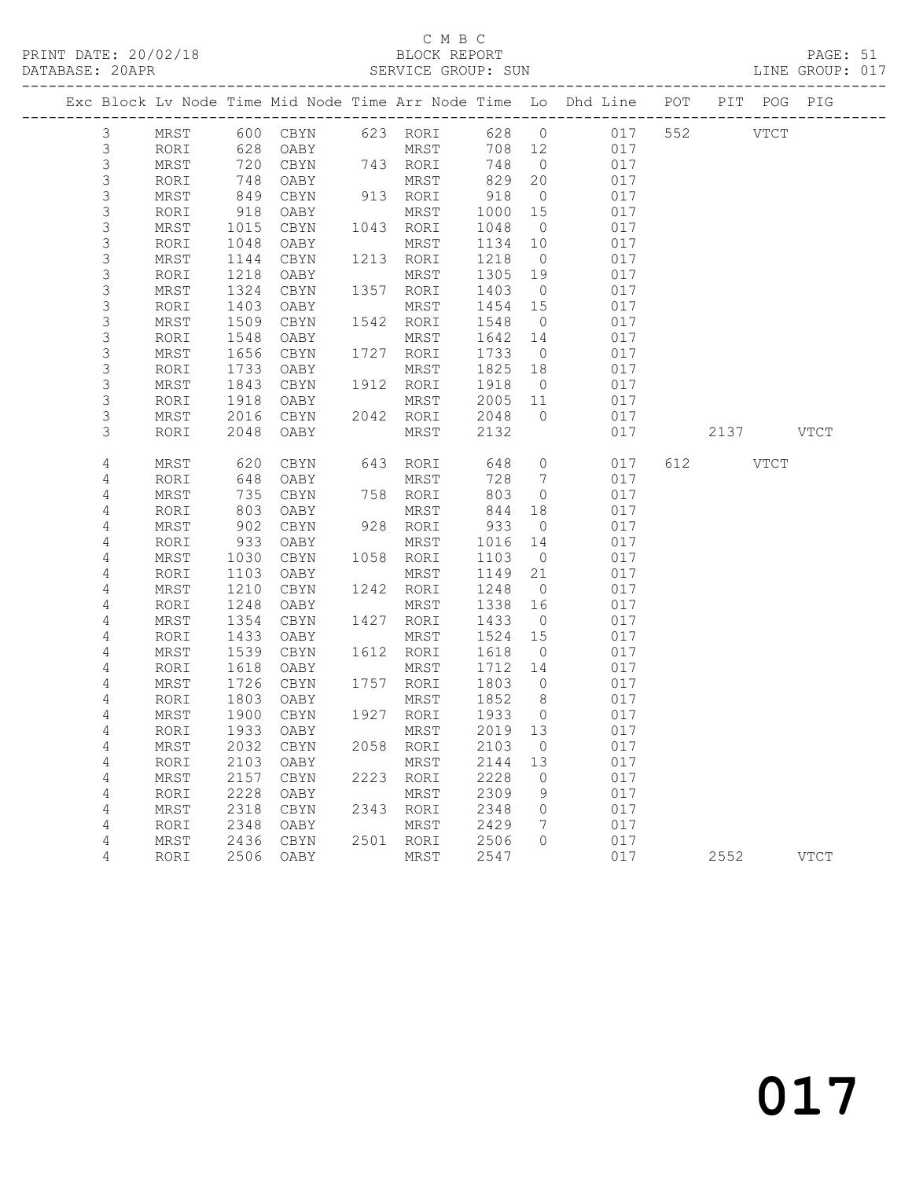C M B C

PRINT DATE: 20/02/18 BLOCK REPORT

DATABASE: 20APR SERVICE GROUP: SUN LINE GROUP: 017

| Exc | Block | Lv | Node | Time | Mid Node | Time | Arr Node | Time | Lo | Dhd Line | POT | PIT | POG | PIG |
|---|---|---|---|---|---|---|---|---|---|---|---|---|---|---|
| | 3 | | MRST | 600 | CBYN | 623 | RORI | 628 | 0 | 017 | 552 | | VTCT | |
| | 3 | | RORI | 628 | OABY | | MRST | 708 | 12 | 017 | | | | |
| | 3 | | MRST | 720 | CBYN | 743 | RORI | 748 | 0 | 017 | | | | |
| | 3 | | RORI | 748 | OABY | | MRST | 829 | 20 | 017 | | | | |
| | 3 | | MRST | 849 | CBYN | 913 | RORI | 918 | 0 | 017 | | | | |
| | 3 | | RORI | 918 | OABY | | MRST | 1000 | 15 | 017 | | | | |
| | 3 | | MRST | 1015 | CBYN | 1043 | RORI | 1048 | 0 | 017 | | | | |
| | 3 | | RORI | 1048 | OABY | | MRST | 1134 | 10 | 017 | | | | |
| | 3 | | MRST | 1144 | CBYN | 1213 | RORI | 1218 | 0 | 017 | | | | |
| | 3 | | RORI | 1218 | OABY | | MRST | 1305 | 19 | 017 | | | | |
| | 3 | | MRST | 1324 | CBYN | 1357 | RORI | 1403 | 0 | 017 | | | | |
| | 3 | | RORI | 1403 | OABY | | MRST | 1454 | 15 | 017 | | | | |
| | 3 | | MRST | 1509 | CBYN | 1542 | RORI | 1548 | 0 | 017 | | | | |
| | 3 | | RORI | 1548 | OABY | | MRST | 1642 | 14 | 017 | | | | |
| | 3 | | MRST | 1656 | CBYN | 1727 | RORI | 1733 | 0 | 017 | | | | |
| | 3 | | RORI | 1733 | OABY | | MRST | 1825 | 18 | 017 | | | | |
| | 3 | | MRST | 1843 | CBYN | 1912 | RORI | 1918 | 0 | 017 | | | | |
| | 3 | | RORI | 1918 | OABY | | MRST | 2005 | 11 | 017 | | | | |
| | 3 | | MRST | 2016 | CBYN | 2042 | RORI | 2048 | 0 | 017 | | | | |
| | 3 | | RORI | 2048 | OABY | | MRST | 2132 | | 017 | | 2137 | | VTCT |
| | 4 | | MRST | 620 | CBYN | 643 | RORI | 648 | 0 | 017 | 612 | | VTCT | |
| | 4 | | RORI | 648 | OABY | | MRST | 728 | 7 | 017 | | | | |
| | 4 | | MRST | 735 | CBYN | 758 | RORI | 803 | 0 | 017 | | | | |
| | 4 | | RORI | 803 | OABY | | MRST | 844 | 18 | 017 | | | | |
| | 4 | | MRST | 902 | CBYN | 928 | RORI | 933 | 0 | 017 | | | | |
| | 4 | | RORI | 933 | OABY | | MRST | 1016 | 14 | 017 | | | | |
| | 4 | | MRST | 1030 | CBYN | 1058 | RORI | 1103 | 0 | 017 | | | | |
| | 4 | | RORI | 1103 | OABY | | MRST | 1149 | 21 | 017 | | | | |
| | 4 | | MRST | 1210 | CBYN | 1242 | RORI | 1248 | 0 | 017 | | | | |
| | 4 | | RORI | 1248 | OABY | | MRST | 1338 | 16 | 017 | | | | |
| | 4 | | MRST | 1354 | CBYN | 1427 | RORI | 1433 | 0 | 017 | | | | |
| | 4 | | RORI | 1433 | OABY | | MRST | 1524 | 15 | 017 | | | | |
| | 4 | | MRST | 1539 | CBYN | 1612 | RORI | 1618 | 0 | 017 | | | | |
| | 4 | | RORI | 1618 | OABY | | MRST | 1712 | 14 | 017 | | | | |
| | 4 | | MRST | 1726 | CBYN | 1757 | RORI | 1803 | 0 | 017 | | | | |
| | 4 | | RORI | 1803 | OABY | | MRST | 1852 | 8 | 017 | | | | |
| | 4 | | MRST | 1900 | CBYN | 1927 | RORI | 1933 | 0 | 017 | | | | |
| | 4 | | RORI | 1933 | OABY | | MRST | 2019 | 13 | 017 | | | | |
| | 4 | | MRST | 2032 | CBYN | 2058 | RORI | 2103 | 0 | 017 | | | | |
| | 4 | | RORI | 2103 | OABY | | MRST | 2144 | 13 | 017 | | | | |
| | 4 | | MRST | 2157 | CBYN | 2223 | RORI | 2228 | 0 | 017 | | | | |
| | 4 | | RORI | 2228 | OABY | | MRST | 2309 | 9 | 017 | | | | |
| | 4 | | MRST | 2318 | CBYN | 2343 | RORI | 2348 | 0 | 017 | | | | |
| | 4 | | RORI | 2348 | OABY | | MRST | 2429 | 7 | 017 | | | | |
| | 4 | | MRST | 2436 | CBYN | 2501 | RORI | 2506 | 0 | 017 | | | | |
| | 4 | | RORI | 2506 | OABY | | MRST | 2547 | | 017 | | 2552 | | VTCT |

017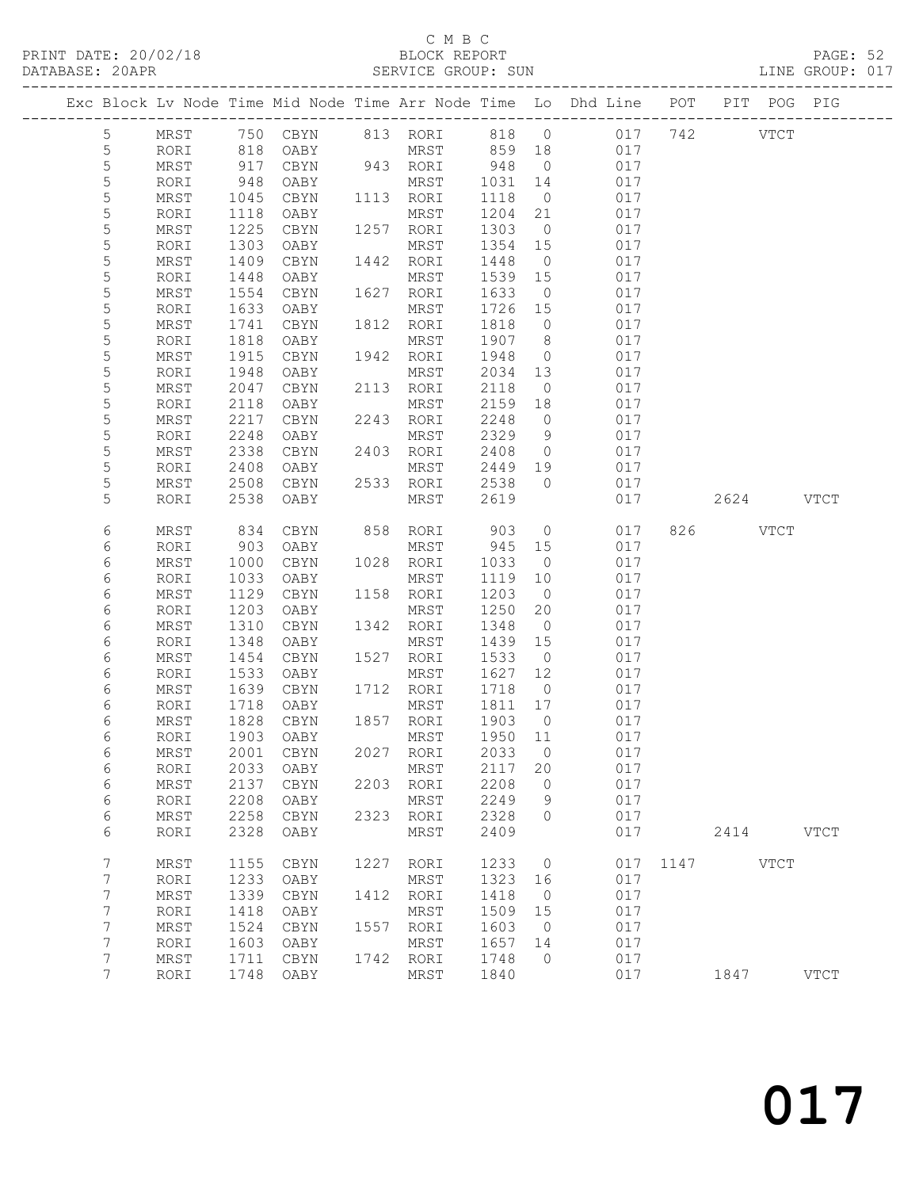C M B C

PRINT DATE: 20/02/18 BLOCK REPORT

DATABASE: 20APR SERVICE GROUP: SUN LINE GROUP: 017

| Exc | Block | Lv | Node | Time | Mid Node | Time | Arr Node | Time | Lo | Dhd Line | POT | PIT | POG | PIG |
|---|---|---|---|---|---|---|---|---|---|---|---|---|---|---|
| | 5 | | MRST | 750 | CBYN | 813 | RORI | 818 | 0 | 017 | 742 | | VTCT | |
| | 5 | | RORI | 818 | OABY | | MRST | 859 | 18 | 017 | | | | |
| | 5 | | MRST | 917 | CBYN | 943 | RORI | 948 | 0 | 017 | | | | |
| | 5 | | RORI | 948 | OABY | | MRST | 1031 | 14 | 017 | | | | |
| | 5 | | MRST | 1045 | CBYN | 1113 | RORI | 1118 | 0 | 017 | | | | |
| | 5 | | RORI | 1118 | OABY | | MRST | 1204 | 21 | 017 | | | | |
| | 5 | | MRST | 1225 | CBYN | 1257 | RORI | 1303 | 0 | 017 | | | | |
| | 5 | | RORI | 1303 | OABY | | MRST | 1354 | 15 | 017 | | | | |
| | 5 | | MRST | 1409 | CBYN | 1442 | RORI | 1448 | 0 | 017 | | | | |
| | 5 | | RORI | 1448 | OABY | | MRST | 1539 | 15 | 017 | | | | |
| | 5 | | MRST | 1554 | CBYN | 1627 | RORI | 1633 | 0 | 017 | | | | |
| | 5 | | RORI | 1633 | OABY | | MRST | 1726 | 15 | 017 | | | | |
| | 5 | | MRST | 1741 | CBYN | 1812 | RORI | 1818 | 0 | 017 | | | | |
| | 5 | | RORI | 1818 | OABY | | MRST | 1907 | 8 | 017 | | | | |
| | 5 | | MRST | 1915 | CBYN | 1942 | RORI | 1948 | 0 | 017 | | | | |
| | 5 | | RORI | 1948 | OABY | | MRST | 2034 | 13 | 017 | | | | |
| | 5 | | MRST | 2047 | CBYN | 2113 | RORI | 2118 | 0 | 017 | | | | |
| | 5 | | RORI | 2118 | OABY | | MRST | 2159 | 18 | 017 | | | | |
| | 5 | | MRST | 2217 | CBYN | 2243 | RORI | 2248 | 0 | 017 | | | | |
| | 5 | | RORI | 2248 | OABY | | MRST | 2329 | 9 | 017 | | | | |
| | 5 | | MRST | 2338 | CBYN | 2403 | RORI | 2408 | 0 | 017 | | | | |
| | 5 | | RORI | 2408 | OABY | | MRST | 2449 | 19 | 017 | | | | |
| | 5 | | MRST | 2508 | CBYN | 2533 | RORI | 2538 | 0 | 017 | | | | |
| | 5 | | RORI | 2538 | OABY | | MRST | 2619 | | 017 | | 2624 | | VTCT |
| | 6 | | MRST | 834 | CBYN | 858 | RORI | 903 | 0 | 017 | 826 | | VTCT | |
| | 6 | | RORI | 903 | OABY | | MRST | 945 | 15 | 017 | | | | |
| | 6 | | MRST | 1000 | CBYN | 1028 | RORI | 1033 | 0 | 017 | | | | |
| | 6 | | RORI | 1033 | OABY | | MRST | 1119 | 10 | 017 | | | | |
| | 6 | | MRST | 1129 | CBYN | 1158 | RORI | 1203 | 0 | 017 | | | | |
| | 6 | | RORI | 1203 | OABY | | MRST | 1250 | 20 | 017 | | | | |
| | 6 | | MRST | 1310 | CBYN | 1342 | RORI | 1348 | 0 | 017 | | | | |
| | 6 | | RORI | 1348 | OABY | | MRST | 1439 | 15 | 017 | | | | |
| | 6 | | MRST | 1454 | CBYN | 1527 | RORI | 1533 | 0 | 017 | | | | |
| | 6 | | RORI | 1533 | OABY | | MRST | 1627 | 12 | 017 | | | | |
| | 6 | | MRST | 1639 | CBYN | 1712 | RORI | 1718 | 0 | 017 | | | | |
| | 6 | | RORI | 1718 | OABY | | MRST | 1811 | 17 | 017 | | | | |
| | 6 | | MRST | 1828 | CBYN | 1857 | RORI | 1903 | 0 | 017 | | | | |
| | 6 | | RORI | 1903 | OABY | | MRST | 1950 | 11 | 017 | | | | |
| | 6 | | MRST | 2001 | CBYN | 2027 | RORI | 2033 | 0 | 017 | | | | |
| | 6 | | RORI | 2033 | OABY | | MRST | 2117 | 20 | 017 | | | | |
| | 6 | | MRST | 2137 | CBYN | 2203 | RORI | 2208 | 0 | 017 | | | | |
| | 6 | | RORI | 2208 | OABY | | MRST | 2249 | 9 | 017 | | | | |
| | 6 | | MRST | 2258 | CBYN | 2323 | RORI | 2328 | 0 | 017 | | | | |
| | 6 | | RORI | 2328 | OABY | | MRST | 2409 | | 017 | | 2414 | | VTCT |
| | 7 | | MRST | 1155 | CBYN | 1227 | RORI | 1233 | 0 | 017 | 1147 | | VTCT | |
| | 7 | | RORI | 1233 | OABY | | MRST | 1323 | 16 | 017 | | | | |
| | 7 | | MRST | 1339 | CBYN | 1412 | RORI | 1418 | 0 | 017 | | | | |
| | 7 | | RORI | 1418 | OABY | | MRST | 1509 | 15 | 017 | | | | |
| | 7 | | MRST | 1524 | CBYN | 1557 | RORI | 1603 | 0 | 017 | | | | |
| | 7 | | RORI | 1603 | OABY | | MRST | 1657 | 14 | 017 | | | | |
| | 7 | | MRST | 1711 | CBYN | 1742 | RORI | 1748 | 0 | 017 | | | | |
| | 7 | | RORI | 1748 | OABY | | MRST | 1840 | | 017 | | 1847 | | VTCT |

017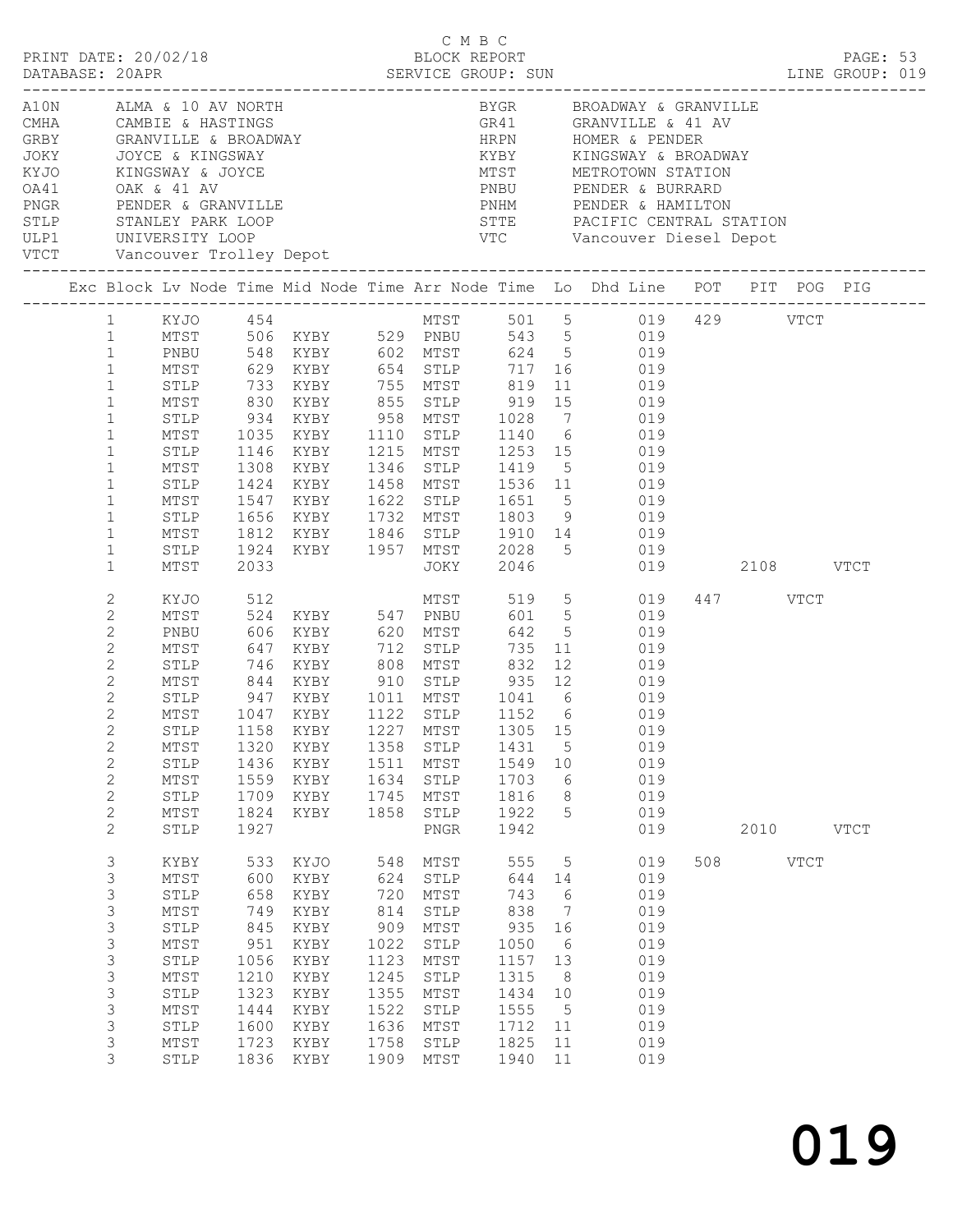C M B C

PRINT DATE: 20/02/18 BLOCK REPORT
DATABASE: 20APR SERVICE GROUP: SUN LINE GROUP: 019

| Code | Description | Code | Description |
|---|---|---|---|
| A10N | ALMA & 10 AV NORTH | BYGR | BROADWAY & GRANVILLE |
| CMHA | CAMBIE & HASTINGS | GR41 | GRANVILLE & 41 AV |
| GRBY | GRANVILLE & BROADWAY | HRPN | HOMER & PENDER |
| JOKY | JOYCE & KINGSWAY | KYBY | KINGSWAY & BROADWAY |
| KYJO | KINGSWAY & JOYCE | MTST | METROTOWN STATION |
| OA41 | OAK & 41 AV | PNBU | PENDER & BURRARD |
| PNGR | PENDER & GRANVILLE | PNHM | PENDER & HAMILTON |
| STLP | STANLEY PARK LOOP | STTE | PACIFIC CENTRAL STATION |
| ULP1 | UNIVERSITY LOOP | VTC | Vancouver Diesel Depot |
| VTCT | Vancouver Trolley Depot | | |

| Exc | Block | Lv Node | Time | Mid Node | Time | Arr Node | Time | Lo | Dhd Line | POT | PIT | POG | PIG |
|---|---|---|---|---|---|---|---|---|---|---|---|---|---|
| | 1 | KYJO | 454 | | | MTST | 501 | 5 | 019 | 429 | | VTCT | |
| | 1 | MTST | 506 | KYBY | 529 | PNBU | 543 | 5 | 019 | | | | |
| | 1 | PNBU | 548 | KYBY | 602 | MTST | 624 | 5 | 019 | | | | |
| | 1 | MTST | 629 | KYBY | 654 | STLP | 717 | 16 | 019 | | | | |
| | 1 | STLP | 733 | KYBY | 755 | MTST | 819 | 11 | 019 | | | | |
| | 1 | MTST | 830 | KYBY | 855 | STLP | 919 | 15 | 019 | | | | |
| | 1 | STLP | 934 | KYBY | 958 | MTST | 1028 | 7 | 019 | | | | |
| | 1 | MTST | 1035 | KYBY | 1110 | STLP | 1140 | 6 | 019 | | | | |
| | 1 | STLP | 1146 | KYBY | 1215 | MTST | 1253 | 15 | 019 | | | | |
| | 1 | MTST | 1308 | KYBY | 1346 | STLP | 1419 | 5 | 019 | | | | |
| | 1 | STLP | 1424 | KYBY | 1458 | MTST | 1536 | 11 | 019 | | | | |
| | 1 | MTST | 1547 | KYBY | 1622 | STLP | 1651 | 5 | 019 | | | | |
| | 1 | STLP | 1656 | KYBY | 1732 | MTST | 1803 | 9 | 019 | | | | |
| | 1 | MTST | 1812 | KYBY | 1846 | STLP | 1910 | 14 | 019 | | | | |
| | 1 | STLP | 1924 | KYBY | 1957 | MTST | 2028 | 5 | 019 | | | | |
| | 1 | MTST | 2033 | | | JOKY | 2046 | | 019 | | 2108 | | VTCT |
| | 2 | KYJO | 512 | | | MTST | 519 | 5 | 019 | 447 | | VTCT | |
| | 2 | MTST | 524 | KYBY | 547 | PNBU | 601 | 5 | 019 | | | | |
| | 2 | PNBU | 606 | KYBY | 620 | MTST | 642 | 5 | 019 | | | | |
| | 2 | MTST | 647 | KYBY | 712 | STLP | 735 | 11 | 019 | | | | |
| | 2 | STLP | 746 | KYBY | 808 | MTST | 832 | 12 | 019 | | | | |
| | 2 | MTST | 844 | KYBY | 910 | STLP | 935 | 12 | 019 | | | | |
| | 2 | STLP | 947 | KYBY | 1011 | MTST | 1041 | 6 | 019 | | | | |
| | 2 | MTST | 1047 | KYBY | 1122 | STLP | 1152 | 6 | 019 | | | | |
| | 2 | STLP | 1158 | KYBY | 1227 | MTST | 1305 | 15 | 019 | | | | |
| | 2 | MTST | 1320 | KYBY | 1358 | STLP | 1431 | 5 | 019 | | | | |
| | 2 | STLP | 1436 | KYBY | 1511 | MTST | 1549 | 10 | 019 | | | | |
| | 2 | MTST | 1559 | KYBY | 1634 | STLP | 1703 | 6 | 019 | | | | |
| | 2 | STLP | 1709 | KYBY | 1745 | MTST | 1816 | 8 | 019 | | | | |
| | 2 | MTST | 1824 | KYBY | 1858 | STLP | 1922 | 5 | 019 | | | | |
| | 2 | STLP | 1927 | | | PNGR | 1942 | | 019 | | 2010 | | VTCT |
| | 3 | KYBY | 533 | KYJO | 548 | MTST | 555 | 5 | 019 | 508 | | VTCT | |
| | 3 | MTST | 600 | KYBY | 624 | STLP | 644 | 14 | 019 | | | | |
| | 3 | STLP | 658 | KYBY | 720 | MTST | 743 | 6 | 019 | | | | |
| | 3 | MTST | 749 | KYBY | 814 | STLP | 838 | 7 | 019 | | | | |
| | 3 | STLP | 845 | KYBY | 909 | MTST | 935 | 16 | 019 | | | | |
| | 3 | MTST | 951 | KYBY | 1022 | STLP | 1050 | 6 | 019 | | | | |
| | 3 | STLP | 1056 | KYBY | 1123 | MTST | 1157 | 13 | 019 | | | | |
| | 3 | MTST | 1210 | KYBY | 1245 | STLP | 1315 | 8 | 019 | | | | |
| | 3 | STLP | 1323 | KYBY | 1355 | MTST | 1434 | 10 | 019 | | | | |
| | 3 | MTST | 1444 | KYBY | 1522 | STLP | 1555 | 5 | 019 | | | | |
| | 3 | STLP | 1600 | KYBY | 1636 | MTST | 1712 | 11 | 019 | | | | |
| | 3 | MTST | 1723 | KYBY | 1758 | STLP | 1825 | 11 | 019 | | | | |
| | 3 | STLP | 1836 | KYBY | 1909 | MTST | 1940 | 11 | 019 | | | | |

019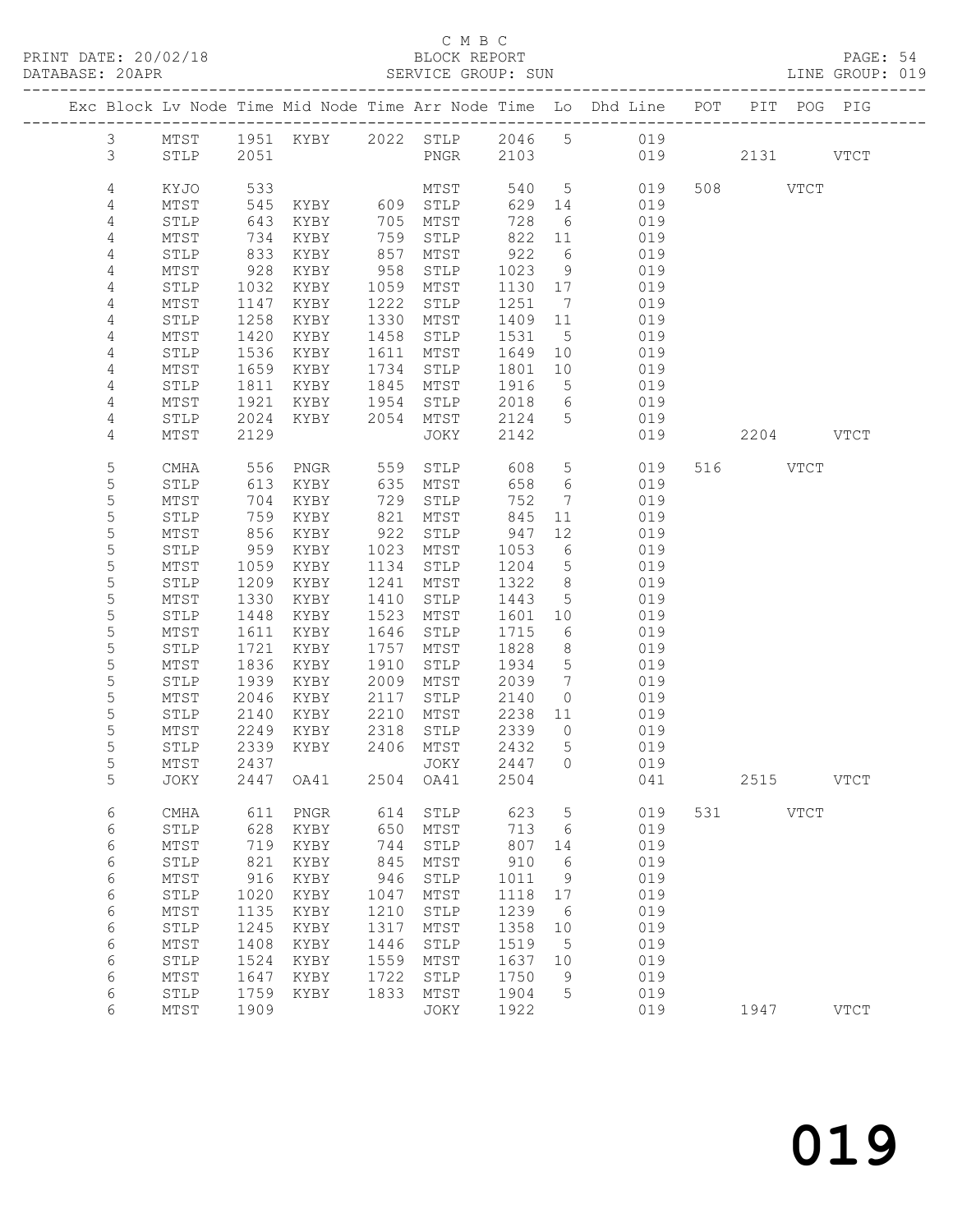C M B C
PRINT DATE: 20/02/18 BLOCK REPORT
DATABASE: 20APR SERVICE GROUP: SUN LINE GROUP: 019

| Exc | Block | Lv | Node | Time | Mid Node | Time | Arr Node | Time | Lo | Dhd Line | POT | PIT | POG | PIG |
|---|---|---|---|---|---|---|---|---|---|---|---|---|---|---|
| | 3 | | MTST | 1951 | KYBY | 2022 | STLP | 2046 | 5 | 019 | | | | |
| | 3 | | STLP | 2051 | | | PNGR | 2103 | | 019 | | 2131 | | VTCT |
| | 4 | | KYJO | 533 | | | MTST | 540 | 5 | 019 | 508 | | VTCT | |
| | 4 | | MTST | 545 | KYBY | 609 | STLP | 629 | 14 | 019 | | | | |
| | 4 | | STLP | 643 | KYBY | 705 | MTST | 728 | 6 | 019 | | | | |
| | 4 | | MTST | 734 | KYBY | 759 | STLP | 822 | 11 | 019 | | | | |
| | 4 | | STLP | 833 | KYBY | 857 | MTST | 922 | 6 | 019 | | | | |
| | 4 | | MTST | 928 | KYBY | 958 | STLP | 1023 | 9 | 019 | | | | |
| | 4 | | STLP | 1032 | KYBY | 1059 | MTST | 1130 | 17 | 019 | | | | |
| | 4 | | MTST | 1147 | KYBY | 1222 | STLP | 1251 | 7 | 019 | | | | |
| | 4 | | STLP | 1258 | KYBY | 1330 | MTST | 1409 | 11 | 019 | | | | |
| | 4 | | MTST | 1420 | KYBY | 1458 | STLP | 1531 | 5 | 019 | | | | |
| | 4 | | STLP | 1536 | KYBY | 1611 | MTST | 1649 | 10 | 019 | | | | |
| | 4 | | MTST | 1659 | KYBY | 1734 | STLP | 1801 | 10 | 019 | | | | |
| | 4 | | STLP | 1811 | KYBY | 1845 | MTST | 1916 | 5 | 019 | | | | |
| | 4 | | MTST | 1921 | KYBY | 1954 | STLP | 2018 | 6 | 019 | | | | |
| | 4 | | STLP | 2024 | KYBY | 2054 | MTST | 2124 | 5 | 019 | | | | |
| | 4 | | MTST | 2129 | | | JOKY | 2142 | | 019 | | 2204 | | VTCT |
| | 5 | | CMHA | 556 | PNGR | 559 | STLP | 608 | 5 | 019 | 516 | | VTCT | |
| | 5 | | STLP | 613 | KYBY | 635 | MTST | 658 | 6 | 019 | | | | |
| | 5 | | MTST | 704 | KYBY | 729 | STLP | 752 | 7 | 019 | | | | |
| | 5 | | STLP | 759 | KYBY | 821 | MTST | 845 | 11 | 019 | | | | |
| | 5 | | MTST | 856 | KYBY | 922 | STLP | 947 | 12 | 019 | | | | |
| | 5 | | STLP | 959 | KYBY | 1023 | MTST | 1053 | 6 | 019 | | | | |
| | 5 | | MTST | 1059 | KYBY | 1134 | STLP | 1204 | 5 | 019 | | | | |
| | 5 | | STLP | 1209 | KYBY | 1241 | MTST | 1322 | 8 | 019 | | | | |
| | 5 | | MTST | 1330 | KYBY | 1410 | STLP | 1443 | 5 | 019 | | | | |
| | 5 | | STLP | 1448 | KYBY | 1523 | MTST | 1601 | 10 | 019 | | | | |
| | 5 | | MTST | 1611 | KYBY | 1646 | STLP | 1715 | 6 | 019 | | | | |
| | 5 | | STLP | 1721 | KYBY | 1757 | MTST | 1828 | 8 | 019 | | | | |
| | 5 | | MTST | 1836 | KYBY | 1910 | STLP | 1934 | 5 | 019 | | | | |
| | 5 | | STLP | 1939 | KYBY | 2009 | MTST | 2039 | 7 | 019 | | | | |
| | 5 | | MTST | 2046 | KYBY | 2117 | STLP | 2140 | 0 | 019 | | | | |
| | 5 | | STLP | 2140 | KYBY | 2210 | MTST | 2238 | 11 | 019 | | | | |
| | 5 | | MTST | 2249 | KYBY | 2318 | STLP | 2339 | 0 | 019 | | | | |
| | 5 | | STLP | 2339 | KYBY | 2406 | MTST | 2432 | 5 | 019 | | | | |
| | 5 | | MTST | 2437 | | | JOKY | 2447 | 0 | 019 | | | | |
| | 5 | | JOKY | 2447 | OA41 | 2504 | OA41 | 2504 | | 041 | | 2515 | | VTCT |
| | 6 | | CMHA | 611 | PNGR | 614 | STLP | 623 | 5 | 019 | 531 | | VTCT | |
| | 6 | | STLP | 628 | KYBY | 650 | MTST | 713 | 6 | 019 | | | | |
| | 6 | | MTST | 719 | KYBY | 744 | STLP | 807 | 14 | 019 | | | | |
| | 6 | | STLP | 821 | KYBY | 845 | MTST | 910 | 6 | 019 | | | | |
| | 6 | | MTST | 916 | KYBY | 946 | STLP | 1011 | 9 | 019 | | | | |
| | 6 | | STLP | 1020 | KYBY | 1047 | MTST | 1118 | 17 | 019 | | | | |
| | 6 | | MTST | 1135 | KYBY | 1210 | STLP | 1239 | 6 | 019 | | | | |
| | 6 | | STLP | 1245 | KYBY | 1317 | MTST | 1358 | 10 | 019 | | | | |
| | 6 | | MTST | 1408 | KYBY | 1446 | STLP | 1519 | 5 | 019 | | | | |
| | 6 | | STLP | 1524 | KYBY | 1559 | MTST | 1637 | 10 | 019 | | | | |
| | 6 | | MTST | 1647 | KYBY | 1722 | STLP | 1750 | 9 | 019 | | | | |
| | 6 | | STLP | 1759 | KYBY | 1833 | MTST | 1904 | 5 | 019 | | | | |
| | 6 | | MTST | 1909 | | | JOKY | 1922 | | 019 | | 1947 | | VTCT |

019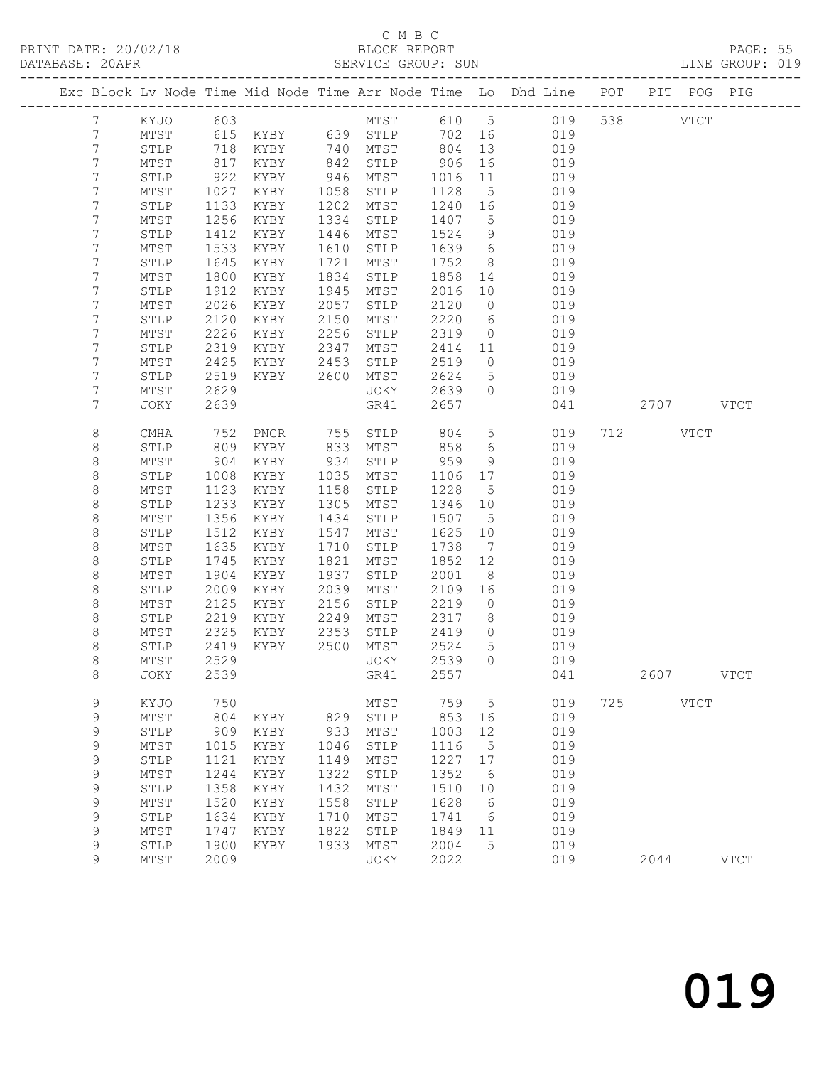C M B C

PRINT DATE: 20/02/18 BLOCK REPORT

DATABASE: 20APR SERVICE GROUP: SUN LINE GROUP: 019

| Exc | Block | Lv | Node | Time | Mid Node | Time | Arr Node | Time | Lo | Dhd Line | POT | PIT | POG | PIG |
|---|---|---|---|---|---|---|---|---|---|---|---|---|---|---|
| | 7 | | KYJO | 603 | | | MTST | 610 | 5 | 019 | 538 | | VTCT | |
| | 7 | | MTST | 615 | KYBY | 639 | STLP | 702 | 16 | 019 | | | | |
| | 7 | | STLP | 718 | KYBY | 740 | MTST | 804 | 13 | 019 | | | | |
| | 7 | | MTST | 817 | KYBY | 842 | STLP | 906 | 16 | 019 | | | | |
| | 7 | | STLP | 922 | KYBY | 946 | MTST | 1016 | 11 | 019 | | | | |
| | 7 | | MTST | 1027 | KYBY | 1058 | STLP | 1128 | 5 | 019 | | | | |
| | 7 | | STLP | 1133 | KYBY | 1202 | MTST | 1240 | 16 | 019 | | | | |
| | 7 | | MTST | 1256 | KYBY | 1334 | STLP | 1407 | 5 | 019 | | | | |
| | 7 | | STLP | 1412 | KYBY | 1446 | MTST | 1524 | 9 | 019 | | | | |
| | 7 | | MTST | 1533 | KYBY | 1610 | STLP | 1639 | 6 | 019 | | | | |
| | 7 | | STLP | 1645 | KYBY | 1721 | MTST | 1752 | 8 | 019 | | | | |
| | 7 | | MTST | 1800 | KYBY | 1834 | STLP | 1858 | 14 | 019 | | | | |
| | 7 | | STLP | 1912 | KYBY | 1945 | MTST | 2016 | 10 | 019 | | | | |
| | 7 | | MTST | 2026 | KYBY | 2057 | STLP | 2120 | 0 | 019 | | | | |
| | 7 | | STLP | 2120 | KYBY | 2150 | MTST | 2220 | 6 | 019 | | | | |
| | 7 | | MTST | 2226 | KYBY | 2256 | STLP | 2319 | 0 | 019 | | | | |
| | 7 | | STLP | 2319 | KYBY | 2347 | MTST | 2414 | 11 | 019 | | | | |
| | 7 | | MTST | 2425 | KYBY | 2453 | STLP | 2519 | 0 | 019 | | | | |
| | 7 | | STLP | 2519 | KYBY | 2600 | MTST | 2624 | 5 | 019 | | | | |
| | 7 | | MTST | 2629 | | | JOKY | 2639 | 0 | 019 | | | | |
| | 7 | | JOKY | 2639 | | | GR41 | 2657 | | 041 | | 2707 | | VTCT |
| | 8 | | CMHA | 752 | PNGR | 755 | STLP | 804 | 5 | 019 | 712 | | VTCT | |
| | 8 | | STLP | 809 | KYBY | 833 | MTST | 858 | 6 | 019 | | | | |
| | 8 | | MTST | 904 | KYBY | 934 | STLP | 959 | 9 | 019 | | | | |
| | 8 | | STLP | 1008 | KYBY | 1035 | MTST | 1106 | 17 | 019 | | | | |
| | 8 | | MTST | 1123 | KYBY | 1158 | STLP | 1228 | 5 | 019 | | | | |
| | 8 | | STLP | 1233 | KYBY | 1305 | MTST | 1346 | 10 | 019 | | | | |
| | 8 | | MTST | 1356 | KYBY | 1434 | STLP | 1507 | 5 | 019 | | | | |
| | 8 | | STLP | 1512 | KYBY | 1547 | MTST | 1625 | 10 | 019 | | | | |
| | 8 | | MTST | 1635 | KYBY | 1710 | STLP | 1738 | 7 | 019 | | | | |
| | 8 | | STLP | 1745 | KYBY | 1821 | MTST | 1852 | 12 | 019 | | | | |
| | 8 | | MTST | 1904 | KYBY | 1937 | STLP | 2001 | 8 | 019 | | | | |
| | 8 | | STLP | 2009 | KYBY | 2039 | MTST | 2109 | 16 | 019 | | | | |
| | 8 | | MTST | 2125 | KYBY | 2156 | STLP | 2219 | 0 | 019 | | | | |
| | 8 | | STLP | 2219 | KYBY | 2249 | MTST | 2317 | 8 | 019 | | | | |
| | 8 | | MTST | 2325 | KYBY | 2353 | STLP | 2419 | 0 | 019 | | | | |
| | 8 | | STLP | 2419 | KYBY | 2500 | MTST | 2524 | 5 | 019 | | | | |
| | 8 | | MTST | 2529 | | | JOKY | 2539 | 0 | 019 | | | | |
| | 8 | | JOKY | 2539 | | | GR41 | 2557 | | 041 | | 2607 | | VTCT |
| | 9 | | KYJO | 750 | | | MTST | 759 | 5 | 019 | 725 | | VTCT | |
| | 9 | | MTST | 804 | KYBY | 829 | STLP | 853 | 16 | 019 | | | | |
| | 9 | | STLP | 909 | KYBY | 933 | MTST | 1003 | 12 | 019 | | | | |
| | 9 | | MTST | 1015 | KYBY | 1046 | STLP | 1116 | 5 | 019 | | | | |
| | 9 | | STLP | 1121 | KYBY | 1149 | MTST | 1227 | 17 | 019 | | | | |
| | 9 | | MTST | 1244 | KYBY | 1322 | STLP | 1352 | 6 | 019 | | | | |
| | 9 | | STLP | 1358 | KYBY | 1432 | MTST | 1510 | 10 | 019 | | | | |
| | 9 | | MTST | 1520 | KYBY | 1558 | STLP | 1628 | 6 | 019 | | | | |
| | 9 | | STLP | 1634 | KYBY | 1710 | MTST | 1741 | 6 | 019 | | | | |
| | 9 | | MTST | 1747 | KYBY | 1822 | STLP | 1849 | 11 | 019 | | | | |
| | 9 | | STLP | 1900 | KYBY | 1933 | MTST | 2004 | 5 | 019 | | | | |
| | 9 | | MTST | 2009 | | | JOKY | 2022 | | 019 | | 2044 | | VTCT |

019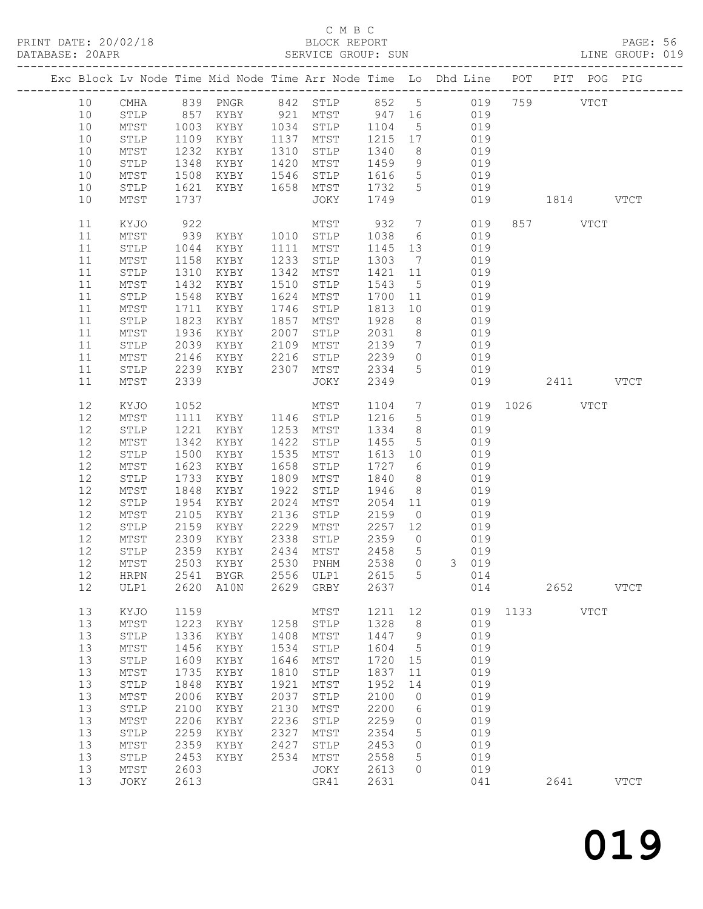C M B C

PRINT DATE: 20/02/18 BLOCK REPORT PAGE: 56
DATABASE: 20APR SERVICE GROUP: SUN LINE GROUP: 019

| Exc | Block | Lv | Node | Time | Mid Node | Time | Arr Node | Time | Lo | Dhd Line | POT | PIT | POG | PIG |
|---|---|---|---|---|---|---|---|---|---|---|---|---|---|---|
| | 10 | | CMHA | 839 | PNGR | 842 | STLP | 852 | 5 | 019 | 759 | | VTCT | |
| | 10 | | STLP | 857 | KYBY | 921 | MTST | 947 | 16 | 019 | | | | |
| | 10 | | MTST | 1003 | KYBY | 1034 | STLP | 1104 | 5 | 019 | | | | |
| | 10 | | STLP | 1109 | KYBY | 1137 | MTST | 1215 | 17 | 019 | | | | |
| | 10 | | MTST | 1232 | KYBY | 1310 | STLP | 1340 | 8 | 019 | | | | |
| | 10 | | STLP | 1348 | KYBY | 1420 | MTST | 1459 | 9 | 019 | | | | |
| | 10 | | MTST | 1508 | KYBY | 1546 | STLP | 1616 | 5 | 019 | | | | |
| | 10 | | STLP | 1621 | KYBY | 1658 | MTST | 1732 | 5 | 019 | | | | |
| | 10 | | MTST | 1737 | | | JOKY | 1749 | | 019 | | 1814 | | VTCT |
| | 11 | | KYJO | 922 | | | MTST | 932 | 7 | 019 | 857 | | VTCT | |
| | 11 | | MTST | 939 | KYBY | 1010 | STLP | 1038 | 6 | 019 | | | | |
| | 11 | | STLP | 1044 | KYBY | 1111 | MTST | 1145 | 13 | 019 | | | | |
| | 11 | | MTST | 1158 | KYBY | 1233 | STLP | 1303 | 7 | 019 | | | | |
| | 11 | | STLP | 1310 | KYBY | 1342 | MTST | 1421 | 11 | 019 | | | | |
| | 11 | | MTST | 1432 | KYBY | 1510 | STLP | 1543 | 5 | 019 | | | | |
| | 11 | | STLP | 1548 | KYBY | 1624 | MTST | 1700 | 11 | 019 | | | | |
| | 11 | | MTST | 1711 | KYBY | 1746 | STLP | 1813 | 10 | 019 | | | | |
| | 11 | | STLP | 1823 | KYBY | 1857 | MTST | 1928 | 8 | 019 | | | | |
| | 11 | | MTST | 1936 | KYBY | 2007 | STLP | 2031 | 8 | 019 | | | | |
| | 11 | | STLP | 2039 | KYBY | 2109 | MTST | 2139 | 7 | 019 | | | | |
| | 11 | | MTST | 2146 | KYBY | 2216 | STLP | 2239 | 0 | 019 | | | | |
| | 11 | | STLP | 2239 | KYBY | 2307 | MTST | 2334 | 5 | 019 | | | | |
| | 11 | | MTST | 2339 | | | JOKY | 2349 | | 019 | | 2411 | | VTCT |
| | 12 | | KYJO | 1052 | | | MTST | 1104 | 7 | 019 | 1026 | | VTCT | |
| | 12 | | MTST | 1111 | KYBY | 1146 | STLP | 1216 | 5 | 019 | | | | |
| | 12 | | STLP | 1221 | KYBY | 1253 | MTST | 1334 | 8 | 019 | | | | |
| | 12 | | MTST | 1342 | KYBY | 1422 | STLP | 1455 | 5 | 019 | | | | |
| | 12 | | STLP | 1500 | KYBY | 1535 | MTST | 1613 | 10 | 019 | | | | |
| | 12 | | MTST | 1623 | KYBY | 1658 | STLP | 1727 | 6 | 019 | | | | |
| | 12 | | STLP | 1733 | KYBY | 1809 | MTST | 1840 | 8 | 019 | | | | |
| | 12 | | MTST | 1848 | KYBY | 1922 | STLP | 1946 | 8 | 019 | | | | |
| | 12 | | STLP | 1954 | KYBY | 2024 | MTST | 2054 | 11 | 019 | | | | |
| | 12 | | MTST | 2105 | KYBY | 2136 | STLP | 2159 | 0 | 019 | | | | |
| | 12 | | STLP | 2159 | KYBY | 2229 | MTST | 2257 | 12 | 019 | | | | |
| | 12 | | MTST | 2309 | KYBY | 2338 | STLP | 2359 | 0 | 019 | | | | |
| | 12 | | STLP | 2359 | KYBY | 2434 | MTST | 2458 | 5 | 019 | | | | |
| | 12 | | MTST | 2503 | KYBY | 2530 | PNHM | 2538 | 0 | 3 019 | | | | |
| | 12 | | HRPN | 2541 | BYGR | 2556 | ULP1 | 2615 | 5 | 014 | | | | |
| | 12 | | ULP1 | 2620 | A10N | 2629 | GRBY | 2637 | | 014 | | 2652 | | VTCT |
| | 13 | | KYJO | 1159 | | | MTST | 1211 | 12 | 019 | 1133 | | VTCT | |
| | 13 | | MTST | 1223 | KYBY | 1258 | STLP | 1328 | 8 | 019 | | | | |
| | 13 | | STLP | 1336 | KYBY | 1408 | MTST | 1447 | 9 | 019 | | | | |
| | 13 | | MTST | 1456 | KYBY | 1534 | STLP | 1604 | 5 | 019 | | | | |
| | 13 | | STLP | 1609 | KYBY | 1646 | MTST | 1720 | 15 | 019 | | | | |
| | 13 | | MTST | 1735 | KYBY | 1810 | STLP | 1837 | 11 | 019 | | | | |
| | 13 | | STLP | 1848 | KYBY | 1921 | MTST | 1952 | 14 | 019 | | | | |
| | 13 | | MTST | 2006 | KYBY | 2037 | STLP | 2100 | 0 | 019 | | | | |
| | 13 | | STLP | 2100 | KYBY | 2130 | MTST | 2200 | 6 | 019 | | | | |
| | 13 | | MTST | 2206 | KYBY | 2236 | STLP | 2259 | 0 | 019 | | | | |
| | 13 | | STLP | 2259 | KYBY | 2327 | MTST | 2354 | 5 | 019 | | | | |
| | 13 | | MTST | 2359 | KYBY | 2427 | STLP | 2453 | 0 | 019 | | | | |
| | 13 | | STLP | 2453 | KYBY | 2534 | MTST | 2558 | 5 | 019 | | | | |
| | 13 | | MTST | 2603 | | | JOKY | 2613 | 0 | 019 | | | | |
| | 13 | | JOKY | 2613 | | | GR41 | 2631 | | 041 | | 2641 | | VTCT |

# 019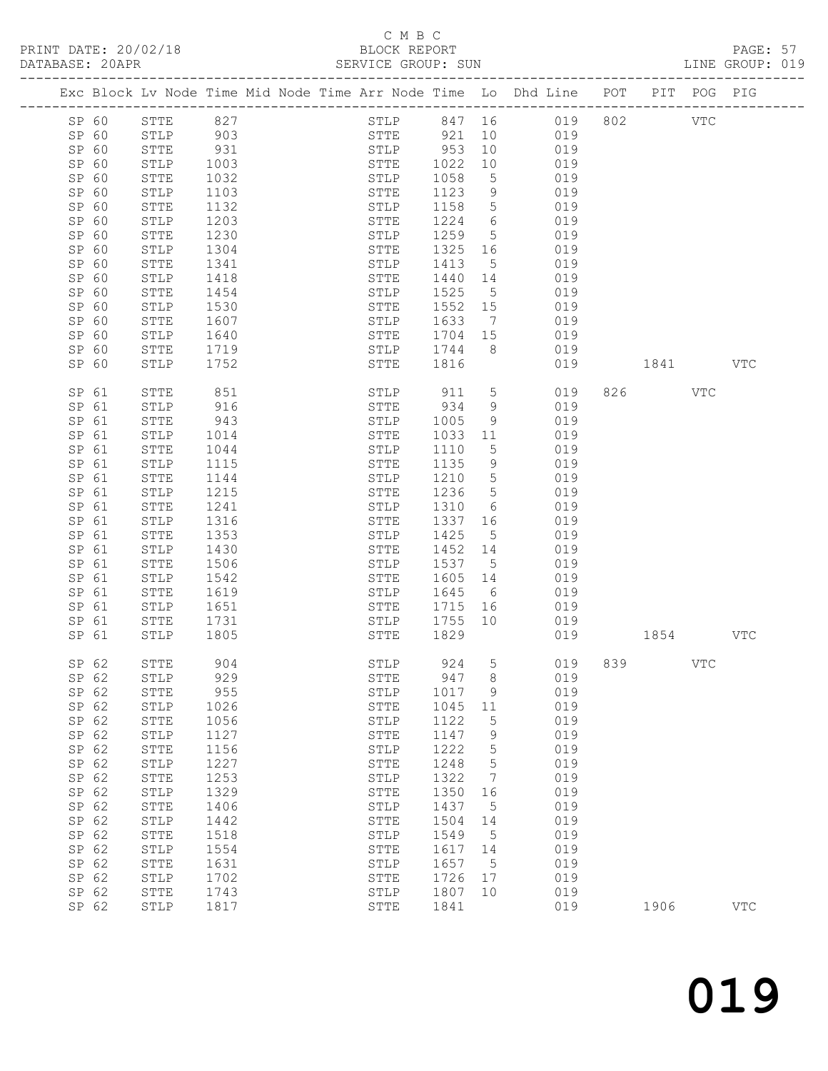C M B C
PRINT DATE: 20/02/18 BLOCK REPORT
DATABASE: 20APR SERVICE GROUP: SUN LINE GROUP: 019

| Exc | Block | Lv | Node | Time | Mid Node | Time | Arr Node | Time | Lo | Dhd Line | POT | PIT | POG | PIG |
|---|---|---|---|---|---|---|---|---|---|---|---|---|---|---|
| | SP 60 | | STTE | 827 | | | STLP | 847 | 16 | 019 | 802 | | VTC | |
| | SP 60 | | STLP | 903 | | | STTE | 921 | 10 | 019 | | | | |
| | SP 60 | | STTE | 931 | | | STLP | 953 | 10 | 019 | | | | |
| | SP 60 | | STLP | 1003 | | | STTE | 1022 | 10 | 019 | | | | |
| | SP 60 | | STTE | 1032 | | | STLP | 1058 | 5 | 019 | | | | |
| | SP 60 | | STLP | 1103 | | | STTE | 1123 | 9 | 019 | | | | |
| | SP 60 | | STTE | 1132 | | | STLP | 1158 | 5 | 019 | | | | |
| | SP 60 | | STLP | 1203 | | | STTE | 1224 | 6 | 019 | | | | |
| | SP 60 | | STTE | 1230 | | | STLP | 1259 | 5 | 019 | | | | |
| | SP 60 | | STLP | 1304 | | | STTE | 1325 | 16 | 019 | | | | |
| | SP 60 | | STTE | 1341 | | | STLP | 1413 | 5 | 019 | | | | |
| | SP 60 | | STLP | 1418 | | | STTE | 1440 | 14 | 019 | | | | |
| | SP 60 | | STTE | 1454 | | | STLP | 1525 | 5 | 019 | | | | |
| | SP 60 | | STLP | 1530 | | | STTE | 1552 | 15 | 019 | | | | |
| | SP 60 | | STTE | 1607 | | | STLP | 1633 | 7 | 019 | | | | |
| | SP 60 | | STLP | 1640 | | | STTE | 1704 | 15 | 019 | | | | |
| | SP 60 | | STTE | 1719 | | | STLP | 1744 | 8 | 019 | | | | |
| | SP 60 | | STLP | 1752 | | | STTE | 1816 | | 019 | | 1841 | | VTC |
| | SP 61 | | STTE | 851 | | | STLP | 911 | 5 | 019 | 826 | | VTC | |
| | SP 61 | | STLP | 916 | | | STTE | 934 | 9 | 019 | | | | |
| | SP 61 | | STTE | 943 | | | STLP | 1005 | 9 | 019 | | | | |
| | SP 61 | | STLP | 1014 | | | STTE | 1033 | 11 | 019 | | | | |
| | SP 61 | | STTE | 1044 | | | STLP | 1110 | 5 | 019 | | | | |
| | SP 61 | | STLP | 1115 | | | STTE | 1135 | 9 | 019 | | | | |
| | SP 61 | | STTE | 1144 | | | STLP | 1210 | 5 | 019 | | | | |
| | SP 61 | | STLP | 1215 | | | STTE | 1236 | 5 | 019 | | | | |
| | SP 61 | | STTE | 1241 | | | STLP | 1310 | 6 | 019 | | | | |
| | SP 61 | | STLP | 1316 | | | STTE | 1337 | 16 | 019 | | | | |
| | SP 61 | | STTE | 1353 | | | STLP | 1425 | 5 | 019 | | | | |
| | SP 61 | | STLP | 1430 | | | STTE | 1452 | 14 | 019 | | | | |
| | SP 61 | | STTE | 1506 | | | STLP | 1537 | 5 | 019 | | | | |
| | SP 61 | | STLP | 1542 | | | STTE | 1605 | 14 | 019 | | | | |
| | SP 61 | | STTE | 1619 | | | STLP | 1645 | 6 | 019 | | | | |
| | SP 61 | | STLP | 1651 | | | STTE | 1715 | 16 | 019 | | | | |
| | SP 61 | | STTE | 1731 | | | STLP | 1755 | 10 | 019 | | | | |
| | SP 61 | | STLP | 1805 | | | STTE | 1829 | | 019 | | 1854 | | VTC |
| | SP 62 | | STTE | 904 | | | STLP | 924 | 5 | 019 | 839 | | VTC | |
| | SP 62 | | STLP | 929 | | | STTE | 947 | 8 | 019 | | | | |
| | SP 62 | | STTE | 955 | | | STLP | 1017 | 9 | 019 | | | | |
| | SP 62 | | STLP | 1026 | | | STTE | 1045 | 11 | 019 | | | | |
| | SP 62 | | STTE | 1056 | | | STLP | 1122 | 5 | 019 | | | | |
| | SP 62 | | STLP | 1127 | | | STTE | 1147 | 9 | 019 | | | | |
| | SP 62 | | STTE | 1156 | | | STLP | 1222 | 5 | 019 | | | | |
| | SP 62 | | STLP | 1227 | | | STTE | 1248 | 5 | 019 | | | | |
| | SP 62 | | STTE | 1253 | | | STLP | 1322 | 7 | 019 | | | | |
| | SP 62 | | STLP | 1329 | | | STTE | 1350 | 16 | 019 | | | | |
| | SP 62 | | STTE | 1406 | | | STLP | 1437 | 5 | 019 | | | | |
| | SP 62 | | STLP | 1442 | | | STTE | 1504 | 14 | 019 | | | | |
| | SP 62 | | STTE | 1518 | | | STLP | 1549 | 5 | 019 | | | | |
| | SP 62 | | STLP | 1554 | | | STTE | 1617 | 14 | 019 | | | | |
| | SP 62 | | STTE | 1631 | | | STLP | 1657 | 5 | 019 | | | | |
| | SP 62 | | STLP | 1702 | | | STTE | 1726 | 17 | 019 | | | | |
| | SP 62 | | STTE | 1743 | | | STLP | 1807 | 10 | 019 | | | | |
| | SP 62 | | STLP | 1817 | | | STTE | 1841 | | 019 | | 1906 | | VTC |

019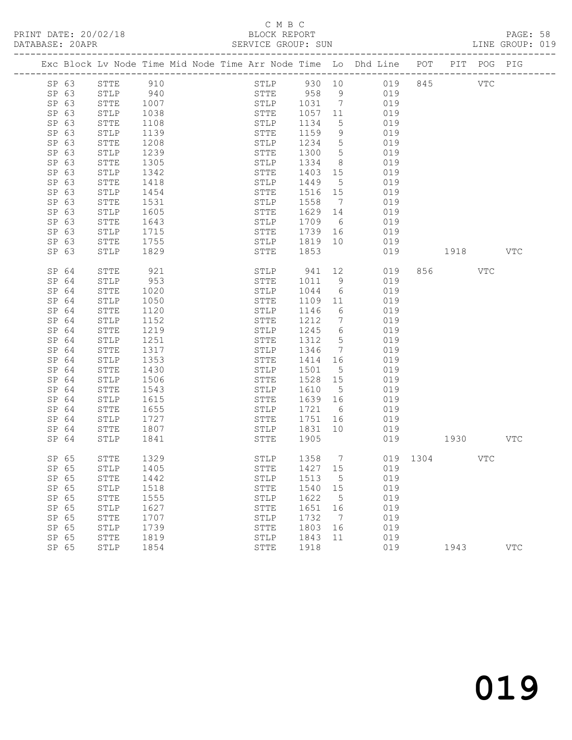C M B C

PRINT DATE: 20/02/18 BLOCK REPORT

DATABASE: 20APR SERVICE GROUP: SUN LINE GROUP: 019

| Exc | Block | Lv | Node | Time | Mid Node | Time | Arr Node | Time | Lo | Dhd Line | POT | PIT | POG | PIG |
|---|---|---|---|---|---|---|---|---|---|---|---|---|---|---|
| | SP 63 | | STTE | 910 | | | STLP | 930 | 10 | 019 | 845 | | VTC | |
| | SP 63 | | STLP | 940 | | | STTE | 958 | 9 | 019 | | | | |
| | SP 63 | | STTE | 1007 | | | STLP | 1031 | 7 | 019 | | | | |
| | SP 63 | | STLP | 1038 | | | STTE | 1057 | 11 | 019 | | | | |
| | SP 63 | | STTE | 1108 | | | STLP | 1134 | 5 | 019 | | | | |
| | SP 63 | | STLP | 1139 | | | STTE | 1159 | 9 | 019 | | | | |
| | SP 63 | | STTE | 1208 | | | STLP | 1234 | 5 | 019 | | | | |
| | SP 63 | | STLP | 1239 | | | STTE | 1300 | 5 | 019 | | | | |
| | SP 63 | | STTE | 1305 | | | STLP | 1334 | 8 | 019 | | | | |
| | SP 63 | | STLP | 1342 | | | STTE | 1403 | 15 | 019 | | | | |
| | SP 63 | | STTE | 1418 | | | STLP | 1449 | 5 | 019 | | | | |
| | SP 63 | | STLP | 1454 | | | STTE | 1516 | 15 | 019 | | | | |
| | SP 63 | | STTE | 1531 | | | STLP | 1558 | 7 | 019 | | | | |
| | SP 63 | | STLP | 1605 | | | STTE | 1629 | 14 | 019 | | | | |
| | SP 63 | | STTE | 1643 | | | STLP | 1709 | 6 | 019 | | | | |
| | SP 63 | | STLP | 1715 | | | STTE | 1739 | 16 | 019 | | | | |
| | SP 63 | | STTE | 1755 | | | STLP | 1819 | 10 | 019 | | | | |
| | SP 63 | | STLP | 1829 | | | STTE | 1853 | | 019 | | 1918 | | VTC |
| | SP 64 | | STTE | 921 | | | STLP | 941 | 12 | 019 | 856 | | VTC | |
| | SP 64 | | STLP | 953 | | | STTE | 1011 | 9 | 019 | | | | |
| | SP 64 | | STTE | 1020 | | | STLP | 1044 | 6 | 019 | | | | |
| | SP 64 | | STLP | 1050 | | | STTE | 1109 | 11 | 019 | | | | |
| | SP 64 | | STTE | 1120 | | | STLP | 1146 | 6 | 019 | | | | |
| | SP 64 | | STLP | 1152 | | | STTE | 1212 | 7 | 019 | | | | |
| | SP 64 | | STTE | 1219 | | | STLP | 1245 | 6 | 019 | | | | |
| | SP 64 | | STLP | 1251 | | | STTE | 1312 | 5 | 019 | | | | |
| | SP 64 | | STTE | 1317 | | | STLP | 1346 | 7 | 019 | | | | |
| | SP 64 | | STLP | 1353 | | | STTE | 1414 | 16 | 019 | | | | |
| | SP 64 | | STTE | 1430 | | | STLP | 1501 | 5 | 019 | | | | |
| | SP 64 | | STLP | 1506 | | | STTE | 1528 | 15 | 019 | | | | |
| | SP 64 | | STTE | 1543 | | | STLP | 1610 | 5 | 019 | | | | |
| | SP 64 | | STLP | 1615 | | | STTE | 1639 | 16 | 019 | | | | |
| | SP 64 | | STTE | 1655 | | | STLP | 1721 | 6 | 019 | | | | |
| | SP 64 | | STLP | 1727 | | | STTE | 1751 | 16 | 019 | | | | |
| | SP 64 | | STTE | 1807 | | | STLP | 1831 | 10 | 019 | | | | |
| | SP 64 | | STLP | 1841 | | | STTE | 1905 | | 019 | | 1930 | | VTC |
| | SP 65 | | STTE | 1329 | | | STLP | 1358 | 7 | 019 | 1304 | | VTC | |
| | SP 65 | | STLP | 1405 | | | STTE | 1427 | 15 | 019 | | | | |
| | SP 65 | | STTE | 1442 | | | STLP | 1513 | 5 | 019 | | | | |
| | SP 65 | | STLP | 1518 | | | STTE | 1540 | 15 | 019 | | | | |
| | SP 65 | | STTE | 1555 | | | STLP | 1622 | 5 | 019 | | | | |
| | SP 65 | | STLP | 1627 | | | STTE | 1651 | 16 | 019 | | | | |
| | SP 65 | | STTE | 1707 | | | STLP | 1732 | 7 | 019 | | | | |
| | SP 65 | | STLP | 1739 | | | STTE | 1803 | 16 | 019 | | | | |
| | SP 65 | | STTE | 1819 | | | STLP | 1843 | 11 | 019 | | | | |
| | SP 65 | | STLP | 1854 | | | STTE | 1918 | | 019 | | 1943 | | VTC |

019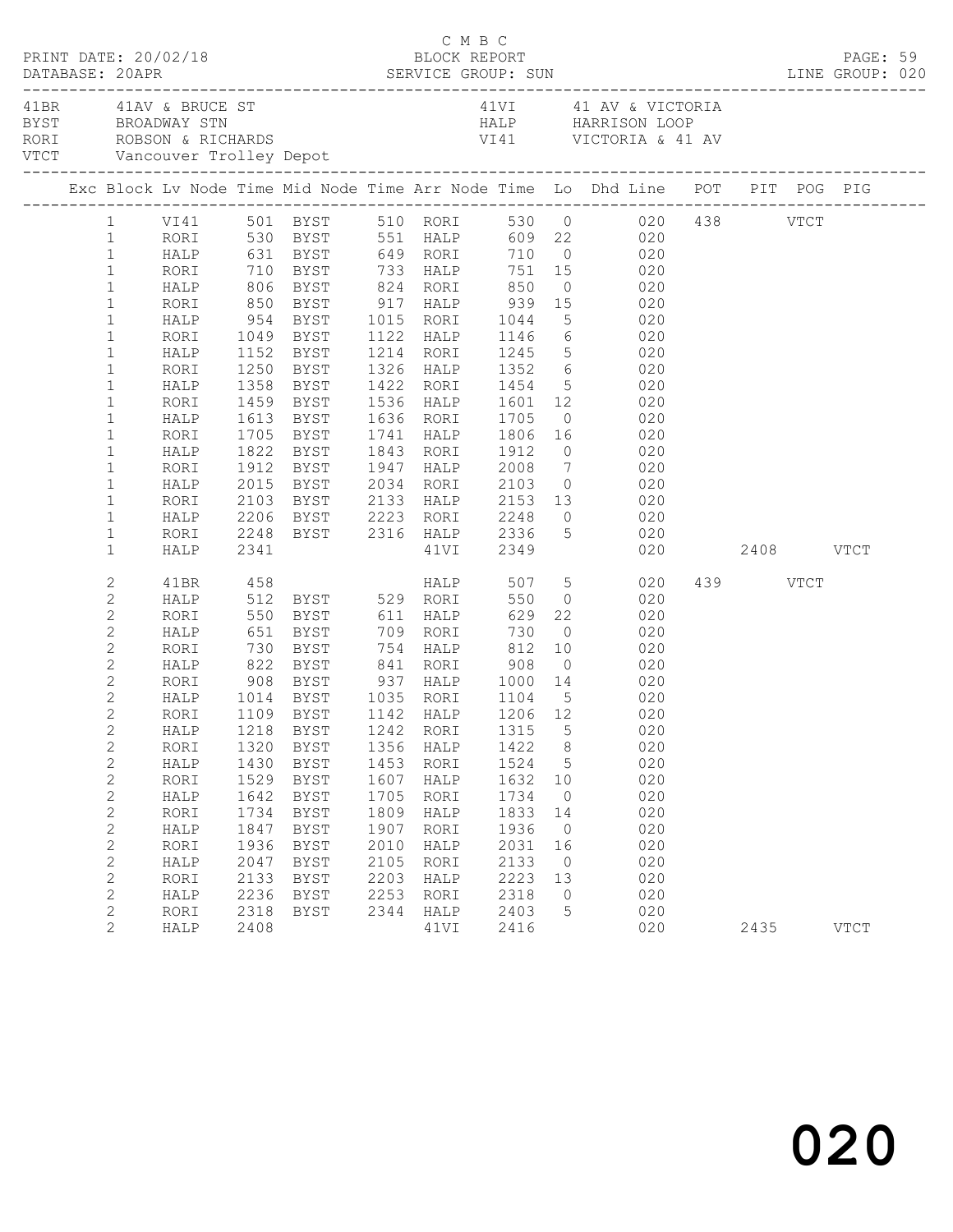C M B C
PRINT DATE: 20/02/18 BLOCK REPORT
DATABASE: 20APR SERVICE GROUP: SUN LINE GROUP: 020

| Code | Description | Code | Description |
|---|---|---|---|
| 41BR | 41AV & BRUCE ST | 41VI | 41 AV & VICTORIA |
| BYST | BROADWAY STN | HALP | HARRISON LOOP |
| RORI | ROBSON & RICHARDS | VI41 | VICTORIA & 41 AV |
| VTCT | Vancouver Trolley Depot | | |

| Exc | Block | Lv Node | Time | Mid Node | Time | Arr Node | Time | Lo | Dhd Line | POT | PIT | POG | PIG |
|---|---|---|---|---|---|---|---|---|---|---|---|---|---|
| | 1 | VI41 | 501 | BYST | 510 | RORI | 530 | 0 | 020 | 438 | | VTCT | |
| | 1 | RORI | 530 | BYST | 551 | HALP | 609 | 22 | 020 | | | | |
| | 1 | HALP | 631 | BYST | 649 | RORI | 710 | 0 | 020 | | | | |
| | 1 | RORI | 710 | BYST | 733 | HALP | 751 | 15 | 020 | | | | |
| | 1 | HALP | 806 | BYST | 824 | RORI | 850 | 0 | 020 | | | | |
| | 1 | RORI | 850 | BYST | 917 | HALP | 939 | 15 | 020 | | | | |
| | 1 | HALP | 954 | BYST | 1015 | RORI | 1044 | 5 | 020 | | | | |
| | 1 | RORI | 1049 | BYST | 1122 | HALP | 1146 | 6 | 020 | | | | |
| | 1 | HALP | 1152 | BYST | 1214 | RORI | 1245 | 5 | 020 | | | | |
| | 1 | RORI | 1250 | BYST | 1326 | HALP | 1352 | 6 | 020 | | | | |
| | 1 | HALP | 1358 | BYST | 1422 | RORI | 1454 | 5 | 020 | | | | |
| | 1 | RORI | 1459 | BYST | 1536 | HALP | 1601 | 12 | 020 | | | | |
| | 1 | HALP | 1613 | BYST | 1636 | RORI | 1705 | 0 | 020 | | | | |
| | 1 | RORI | 1705 | BYST | 1741 | HALP | 1806 | 16 | 020 | | | | |
| | 1 | HALP | 1822 | BYST | 1843 | RORI | 1912 | 0 | 020 | | | | |
| | 1 | RORI | 1912 | BYST | 1947 | HALP | 2008 | 7 | 020 | | | | |
| | 1 | HALP | 2015 | BYST | 2034 | RORI | 2103 | 0 | 020 | | | | |
| | 1 | RORI | 2103 | BYST | 2133 | HALP | 2153 | 13 | 020 | | | | |
| | 1 | HALP | 2206 | BYST | 2223 | RORI | 2248 | 0 | 020 | | | | |
| | 1 | RORI | 2248 | BYST | 2316 | HALP | 2336 | 5 | 020 | | | | |
| | 1 | HALP | 2341 | | | 41VI | 2349 | | 020 | | 2408 | | VTCT |
| | 2 | 41BR | 458 | | | HALP | 507 | 5 | 020 | 439 | | VTCT | |
| | 2 | HALP | 512 | BYST | 529 | RORI | 550 | 0 | 020 | | | | |
| | 2 | RORI | 550 | BYST | 611 | HALP | 629 | 22 | 020 | | | | |
| | 2 | HALP | 651 | BYST | 709 | RORI | 730 | 0 | 020 | | | | |
| | 2 | RORI | 730 | BYST | 754 | HALP | 812 | 10 | 020 | | | | |
| | 2 | HALP | 822 | BYST | 841 | RORI | 908 | 0 | 020 | | | | |
| | 2 | RORI | 908 | BYST | 937 | HALP | 1000 | 14 | 020 | | | | |
| | 2 | HALP | 1014 | BYST | 1035 | RORI | 1104 | 5 | 020 | | | | |
| | 2 | RORI | 1109 | BYST | 1142 | HALP | 1206 | 12 | 020 | | | | |
| | 2 | HALP | 1218 | BYST | 1242 | RORI | 1315 | 5 | 020 | | | | |
| | 2 | RORI | 1320 | BYST | 1356 | HALP | 1422 | 8 | 020 | | | | |
| | 2 | HALP | 1430 | BYST | 1453 | RORI | 1524 | 5 | 020 | | | | |
| | 2 | RORI | 1529 | BYST | 1607 | HALP | 1632 | 10 | 020 | | | | |
| | 2 | HALP | 1642 | BYST | 1705 | RORI | 1734 | 0 | 020 | | | | |
| | 2 | RORI | 1734 | BYST | 1809 | HALP | 1833 | 14 | 020 | | | | |
| | 2 | HALP | 1847 | BYST | 1907 | RORI | 1936 | 0 | 020 | | | | |
| | 2 | RORI | 1936 | BYST | 2010 | HALP | 2031 | 16 | 020 | | | | |
| | 2 | HALP | 2047 | BYST | 2105 | RORI | 2133 | 0 | 020 | | | | |
| | 2 | RORI | 2133 | BYST | 2203 | HALP | 2223 | 13 | 020 | | | | |
| | 2 | HALP | 2236 | BYST | 2253 | RORI | 2318 | 0 | 020 | | | | |
| | 2 | RORI | 2318 | BYST | 2344 | HALP | 2403 | 5 | 020 | | | | |
| | 2 | HALP | 2408 | | | 41VI | 2416 | | 020 | | 2435 | | VTCT |

020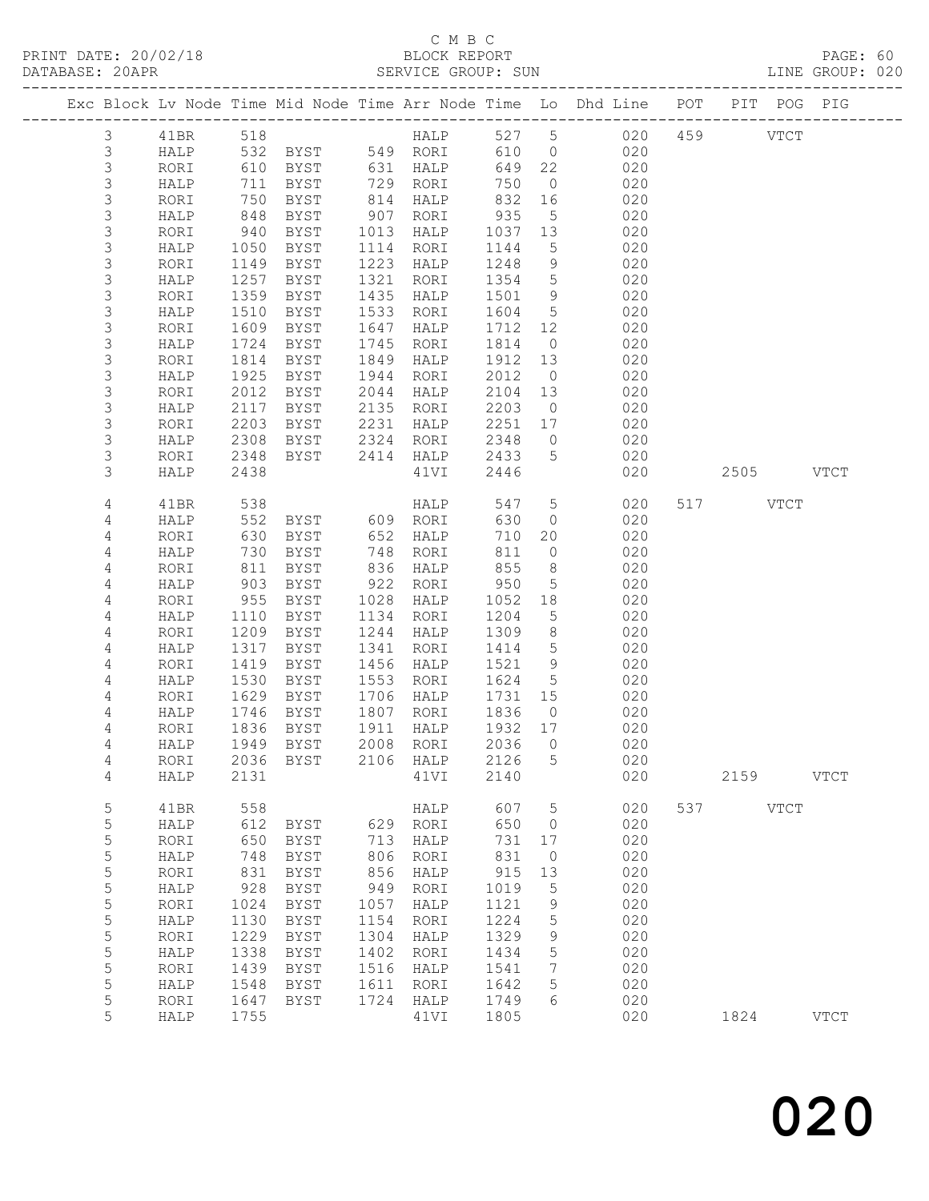C M B C

PRINT DATE: 20/02/18 BLOCK REPORT

DATABASE: 20APR SERVICE GROUP: SUN LINE GROUP: 020

| Exc | Block | Lv | Node | Time | Mid Node | Time | Arr Node | Time | Lo | Dhd Line | POT | PIT | POG | PIG |
|---|---|---|---|---|---|---|---|---|---|---|---|---|---|---|
| | 3 | | 41BR | 518 | | | HALP | 527 | 5 | 020 | 459 | | VTCT | |
| | 3 | | HALP | 532 | BYST | 549 | RORI | 610 | 0 | 020 | | | | |
| | 3 | | RORI | 610 | BYST | 631 | HALP | 649 | 22 | 020 | | | | |
| | 3 | | HALP | 711 | BYST | 729 | RORI | 750 | 0 | 020 | | | | |
| | 3 | | RORI | 750 | BYST | 814 | HALP | 832 | 16 | 020 | | | | |
| | 3 | | HALP | 848 | BYST | 907 | RORI | 935 | 5 | 020 | | | | |
| | 3 | | RORI | 940 | BYST | 1013 | HALP | 1037 | 13 | 020 | | | | |
| | 3 | | HALP | 1050 | BYST | 1114 | RORI | 1144 | 5 | 020 | | | | |
| | 3 | | RORI | 1149 | BYST | 1223 | HALP | 1248 | 9 | 020 | | | | |
| | 3 | | HALP | 1257 | BYST | 1321 | RORI | 1354 | 5 | 020 | | | | |
| | 3 | | RORI | 1359 | BYST | 1435 | HALP | 1501 | 9 | 020 | | | | |
| | 3 | | HALP | 1510 | BYST | 1533 | RORI | 1604 | 5 | 020 | | | | |
| | 3 | | RORI | 1609 | BYST | 1647 | HALP | 1712 | 12 | 020 | | | | |
| | 3 | | HALP | 1724 | BYST | 1745 | RORI | 1814 | 0 | 020 | | | | |
| | 3 | | RORI | 1814 | BYST | 1849 | HALP | 1912 | 13 | 020 | | | | |
| | 3 | | HALP | 1925 | BYST | 1944 | RORI | 2012 | 0 | 020 | | | | |
| | 3 | | RORI | 2012 | BYST | 2044 | HALP | 2104 | 13 | 020 | | | | |
| | 3 | | HALP | 2117 | BYST | 2135 | RORI | 2203 | 0 | 020 | | | | |
| | 3 | | RORI | 2203 | BYST | 2231 | HALP | 2251 | 17 | 020 | | | | |
| | 3 | | HALP | 2308 | BYST | 2324 | RORI | 2348 | 0 | 020 | | | | |
| | 3 | | RORI | 2348 | BYST | 2414 | HALP | 2433 | 5 | 020 | | | | |
| | 3 | | HALP | 2438 | | | 41VI | 2446 | | 020 | | 2505 | | VTCT |
| | 4 | | 41BR | 538 | | | HALP | 547 | 5 | 020 | 517 | | VTCT | |
| | 4 | | HALP | 552 | BYST | 609 | RORI | 630 | 0 | 020 | | | | |
| | 4 | | RORI | 630 | BYST | 652 | HALP | 710 | 20 | 020 | | | | |
| | 4 | | HALP | 730 | BYST | 748 | RORI | 811 | 0 | 020 | | | | |
| | 4 | | RORI | 811 | BYST | 836 | HALP | 855 | 8 | 020 | | | | |
| | 4 | | HALP | 903 | BYST | 922 | RORI | 950 | 5 | 020 | | | | |
| | 4 | | RORI | 955 | BYST | 1028 | HALP | 1052 | 18 | 020 | | | | |
| | 4 | | HALP | 1110 | BYST | 1134 | RORI | 1204 | 5 | 020 | | | | |
| | 4 | | RORI | 1209 | BYST | 1244 | HALP | 1309 | 8 | 020 | | | | |
| | 4 | | HALP | 1317 | BYST | 1341 | RORI | 1414 | 5 | 020 | | | | |
| | 4 | | RORI | 1419 | BYST | 1456 | HALP | 1521 | 9 | 020 | | | | |
| | 4 | | HALP | 1530 | BYST | 1553 | RORI | 1624 | 5 | 020 | | | | |
| | 4 | | RORI | 1629 | BYST | 1706 | HALP | 1731 | 15 | 020 | | | | |
| | 4 | | HALP | 1746 | BYST | 1807 | RORI | 1836 | 0 | 020 | | | | |
| | 4 | | RORI | 1836 | BYST | 1911 | HALP | 1932 | 17 | 020 | | | | |
| | 4 | | HALP | 1949 | BYST | 2008 | RORI | 2036 | 0 | 020 | | | | |
| | 4 | | RORI | 2036 | BYST | 2106 | HALP | 2126 | 5 | 020 | | | | |
| | 4 | | HALP | 2131 | | | 41VI | 2140 | | 020 | | 2159 | | VTCT |
| | 5 | | 41BR | 558 | | | HALP | 607 | 5 | 020 | 537 | | VTCT | |
| | 5 | | HALP | 612 | BYST | 629 | RORI | 650 | 0 | 020 | | | | |
| | 5 | | RORI | 650 | BYST | 713 | HALP | 731 | 17 | 020 | | | | |
| | 5 | | HALP | 748 | BYST | 806 | RORI | 831 | 0 | 020 | | | | |
| | 5 | | RORI | 831 | BYST | 856 | HALP | 915 | 13 | 020 | | | | |
| | 5 | | HALP | 928 | BYST | 949 | RORI | 1019 | 5 | 020 | | | | |
| | 5 | | RORI | 1024 | BYST | 1057 | HALP | 1121 | 9 | 020 | | | | |
| | 5 | | HALP | 1130 | BYST | 1154 | RORI | 1224 | 5 | 020 | | | | |
| | 5 | | RORI | 1229 | BYST | 1304 | HALP | 1329 | 9 | 020 | | | | |
| | 5 | | HALP | 1338 | BYST | 1402 | RORI | 1434 | 5 | 020 | | | | |
| | 5 | | RORI | 1439 | BYST | 1516 | HALP | 1541 | 7 | 020 | | | | |
| | 5 | | HALP | 1548 | BYST | 1611 | RORI | 1642 | 5 | 020 | | | | |
| | 5 | | RORI | 1647 | BYST | 1724 | HALP | 1749 | 6 | 020 | | | | |
| | 5 | | HALP | 1755 | | | 41VI | 1805 | | 020 | | 1824 | | VTCT |

020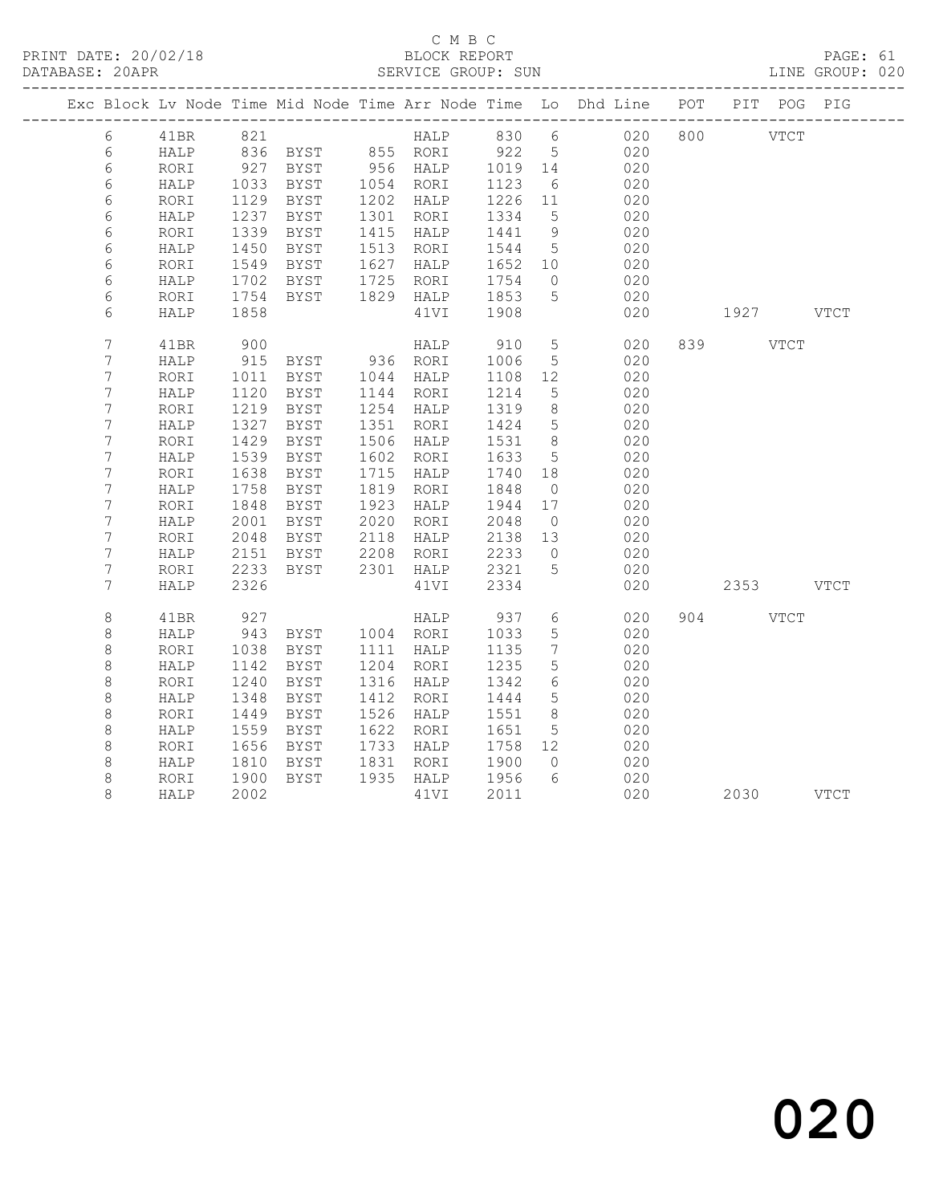C M B C

BLOCK REPORT

PRINT DATE: 20/02/18 DATABASE: 20APR SERVICE GROUP: SUN LINE GROUP: 020

| Exc | Block | Lv | Node | Time | Mid Node | Time | Arr Node | Time | Lo | Dhd Line | POT | PIT | POG | PIG |
|---|---|---|---|---|---|---|---|---|---|---|---|---|---|---|
| | 6 | | 41BR | 821 | | | HALP | 830 | 6 | 020 | 800 | | VTCT | |
| | 6 | | HALP | 836 | BYST | 855 | RORI | 922 | 5 | 020 | | | | |
| | 6 | | RORI | 927 | BYST | 956 | HALP | 1019 | 14 | 020 | | | | |
| | 6 | | HALP | 1033 | BYST | 1054 | RORI | 1123 | 6 | 020 | | | | |
| | 6 | | RORI | 1129 | BYST | 1202 | HALP | 1226 | 11 | 020 | | | | |
| | 6 | | HALP | 1237 | BYST | 1301 | RORI | 1334 | 5 | 020 | | | | |
| | 6 | | RORI | 1339 | BYST | 1415 | HALP | 1441 | 9 | 020 | | | | |
| | 6 | | HALP | 1450 | BYST | 1513 | RORI | 1544 | 5 | 020 | | | | |
| | 6 | | RORI | 1549 | BYST | 1627 | HALP | 1652 | 10 | 020 | | | | |
| | 6 | | HALP | 1702 | BYST | 1725 | RORI | 1754 | 0 | 020 | | | | |
| | 6 | | RORI | 1754 | BYST | 1829 | HALP | 1853 | 5 | 020 | | | | |
| | 6 | | HALP | 1858 | | | 41VI | 1908 | | 020 | | 1927 | | VTCT |
| | 7 | | 41BR | 900 | | | HALP | 910 | 5 | 020 | 839 | | VTCT | |
| | 7 | | HALP | 915 | BYST | 936 | RORI | 1006 | 5 | 020 | | | | |
| | 7 | | RORI | 1011 | BYST | 1044 | HALP | 1108 | 12 | 020 | | | | |
| | 7 | | HALP | 1120 | BYST | 1144 | RORI | 1214 | 5 | 020 | | | | |
| | 7 | | RORI | 1219 | BYST | 1254 | HALP | 1319 | 8 | 020 | | | | |
| | 7 | | HALP | 1327 | BYST | 1351 | RORI | 1424 | 5 | 020 | | | | |
| | 7 | | RORI | 1429 | BYST | 1506 | HALP | 1531 | 8 | 020 | | | | |
| | 7 | | HALP | 1539 | BYST | 1602 | RORI | 1633 | 5 | 020 | | | | |
| | 7 | | RORI | 1638 | BYST | 1715 | HALP | 1740 | 18 | 020 | | | | |
| | 7 | | HALP | 1758 | BYST | 1819 | RORI | 1848 | 0 | 020 | | | | |
| | 7 | | RORI | 1848 | BYST | 1923 | HALP | 1944 | 17 | 020 | | | | |
| | 7 | | HALP | 2001 | BYST | 2020 | RORI | 2048 | 0 | 020 | | | | |
| | 7 | | RORI | 2048 | BYST | 2118 | HALP | 2138 | 13 | 020 | | | | |
| | 7 | | HALP | 2151 | BYST | 2208 | RORI | 2233 | 0 | 020 | | | | |
| | 7 | | RORI | 2233 | BYST | 2301 | HALP | 2321 | 5 | 020 | | | | |
| | 7 | | HALP | 2326 | | | 41VI | 2334 | | 020 | | 2353 | | VTCT |
| | 8 | | 41BR | 927 | | | HALP | 937 | 6 | 020 | 904 | | VTCT | |
| | 8 | | HALP | 943 | BYST | 1004 | RORI | 1033 | 5 | 020 | | | | |
| | 8 | | RORI | 1038 | BYST | 1111 | HALP | 1135 | 7 | 020 | | | | |
| | 8 | | HALP | 1142 | BYST | 1204 | RORI | 1235 | 5 | 020 | | | | |
| | 8 | | RORI | 1240 | BYST | 1316 | HALP | 1342 | 6 | 020 | | | | |
| | 8 | | HALP | 1348 | BYST | 1412 | RORI | 1444 | 5 | 020 | | | | |
| | 8 | | RORI | 1449 | BYST | 1526 | HALP | 1551 | 8 | 020 | | | | |
| | 8 | | HALP | 1559 | BYST | 1622 | RORI | 1651 | 5 | 020 | | | | |
| | 8 | | RORI | 1656 | BYST | 1733 | HALP | 1758 | 12 | 020 | | | | |
| | 8 | | HALP | 1810 | BYST | 1831 | RORI | 1900 | 0 | 020 | | | | |
| | 8 | | RORI | 1900 | BYST | 1935 | HALP | 1956 | 6 | 020 | | | | |
| | 8 | | HALP | 2002 | | | 41VI | 2011 | | 020 | | 2030 | | VTCT |

020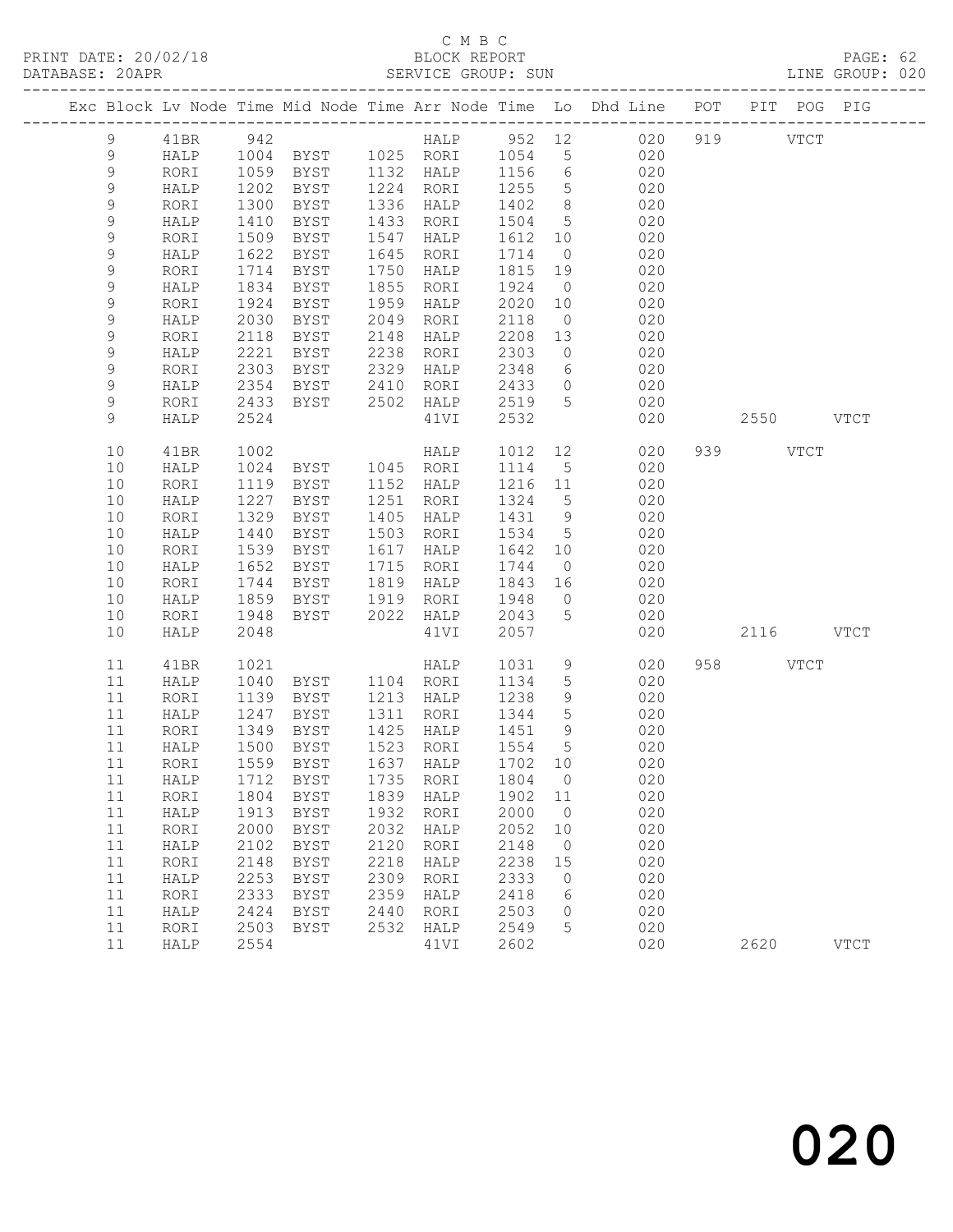C M B C
PRINT DATE: 20/02/18 BLOCK REPORT
DATABASE: 20APR SERVICE GROUP: SUN LINE GROUP: 020

| Exc | Block | Lv | Node | Time | Mid Node | Time | Arr Node | Time | Lo | Dhd Line | POT | PIT | POG | PIG |
|---|---|---|---|---|---|---|---|---|---|---|---|---|---|---|
| | 9 | | 41BR | 942 | | | HALP | 952 | 12 | 020 | 919 | | VTCT | |
| | 9 | | HALP | 1004 | BYST | 1025 | RORI | 1054 | 5 | 020 | | | | |
| | 9 | | RORI | 1059 | BYST | 1132 | HALP | 1156 | 6 | 020 | | | | |
| | 9 | | HALP | 1202 | BYST | 1224 | RORI | 1255 | 5 | 020 | | | | |
| | 9 | | RORI | 1300 | BYST | 1336 | HALP | 1402 | 8 | 020 | | | | |
| | 9 | | HALP | 1410 | BYST | 1433 | RORI | 1504 | 5 | 020 | | | | |
| | 9 | | RORI | 1509 | BYST | 1547 | HALP | 1612 | 10 | 020 | | | | |
| | 9 | | HALP | 1622 | BYST | 1645 | RORI | 1714 | 0 | 020 | | | | |
| | 9 | | RORI | 1714 | BYST | 1750 | HALP | 1815 | 19 | 020 | | | | |
| | 9 | | HALP | 1834 | BYST | 1855 | RORI | 1924 | 0 | 020 | | | | |
| | 9 | | RORI | 1924 | BYST | 1959 | HALP | 2020 | 10 | 020 | | | | |
| | 9 | | HALP | 2030 | BYST | 2049 | RORI | 2118 | 0 | 020 | | | | |
| | 9 | | RORI | 2118 | BYST | 2148 | HALP | 2208 | 13 | 020 | | | | |
| | 9 | | HALP | 2221 | BYST | 2238 | RORI | 2303 | 0 | 020 | | | | |
| | 9 | | RORI | 2303 | BYST | 2329 | HALP | 2348 | 6 | 020 | | | | |
| | 9 | | HALP | 2354 | BYST | 2410 | RORI | 2433 | 0 | 020 | | | | |
| | 9 | | RORI | 2433 | BYST | 2502 | HALP | 2519 | 5 | 020 | | | | |
| | 9 | | HALP | 2524 | | | 41VI | 2532 | | 020 | | 2550 | | VTCT |
| | 10 | | 41BR | 1002 | | | HALP | 1012 | 12 | 020 | 939 | | VTCT | |
| | 10 | | HALP | 1024 | BYST | 1045 | RORI | 1114 | 5 | 020 | | | | |
| | 10 | | RORI | 1119 | BYST | 1152 | HALP | 1216 | 11 | 020 | | | | |
| | 10 | | HALP | 1227 | BYST | 1251 | RORI | 1324 | 5 | 020 | | | | |
| | 10 | | RORI | 1329 | BYST | 1405 | HALP | 1431 | 9 | 020 | | | | |
| | 10 | | HALP | 1440 | BYST | 1503 | RORI | 1534 | 5 | 020 | | | | |
| | 10 | | RORI | 1539 | BYST | 1617 | HALP | 1642 | 10 | 020 | | | | |
| | 10 | | HALP | 1652 | BYST | 1715 | RORI | 1744 | 0 | 020 | | | | |
| | 10 | | RORI | 1744 | BYST | 1819 | HALP | 1843 | 16 | 020 | | | | |
| | 10 | | HALP | 1859 | BYST | 1919 | RORI | 1948 | 0 | 020 | | | | |
| | 10 | | RORI | 1948 | BYST | 2022 | HALP | 2043 | 5 | 020 | | | | |
| | 10 | | HALP | 2048 | | | 41VI | 2057 | | 020 | | 2116 | | VTCT |
| | 11 | | 41BR | 1021 | | | HALP | 1031 | 9 | 020 | 958 | | VTCT | |
| | 11 | | HALP | 1040 | BYST | 1104 | RORI | 1134 | 5 | 020 | | | | |
| | 11 | | RORI | 1139 | BYST | 1213 | HALP | 1238 | 9 | 020 | | | | |
| | 11 | | HALP | 1247 | BYST | 1311 | RORI | 1344 | 5 | 020 | | | | |
| | 11 | | RORI | 1349 | BYST | 1425 | HALP | 1451 | 9 | 020 | | | | |
| | 11 | | HALP | 1500 | BYST | 1523 | RORI | 1554 | 5 | 020 | | | | |
| | 11 | | RORI | 1559 | BYST | 1637 | HALP | 1702 | 10 | 020 | | | | |
| | 11 | | HALP | 1712 | BYST | 1735 | RORI | 1804 | 0 | 020 | | | | |
| | 11 | | RORI | 1804 | BYST | 1839 | HALP | 1902 | 11 | 020 | | | | |
| | 11 | | HALP | 1913 | BYST | 1932 | RORI | 2000 | 0 | 020 | | | | |
| | 11 | | RORI | 2000 | BYST | 2032 | HALP | 2052 | 10 | 020 | | | | |
| | 11 | | HALP | 2102 | BYST | 2120 | RORI | 2148 | 0 | 020 | | | | |
| | 11 | | RORI | 2148 | BYST | 2218 | HALP | 2238 | 15 | 020 | | | | |
| | 11 | | HALP | 2253 | BYST | 2309 | RORI | 2333 | 0 | 020 | | | | |
| | 11 | | RORI | 2333 | BYST | 2359 | HALP | 2418 | 6 | 020 | | | | |
| | 11 | | HALP | 2424 | BYST | 2440 | RORI | 2503 | 0 | 020 | | | | |
| | 11 | | RORI | 2503 | BYST | 2532 | HALP | 2549 | 5 | 020 | | | | |
| | 11 | | HALP | 2554 | | | 41VI | 2602 | | 020 | | 2620 | | VTCT |

020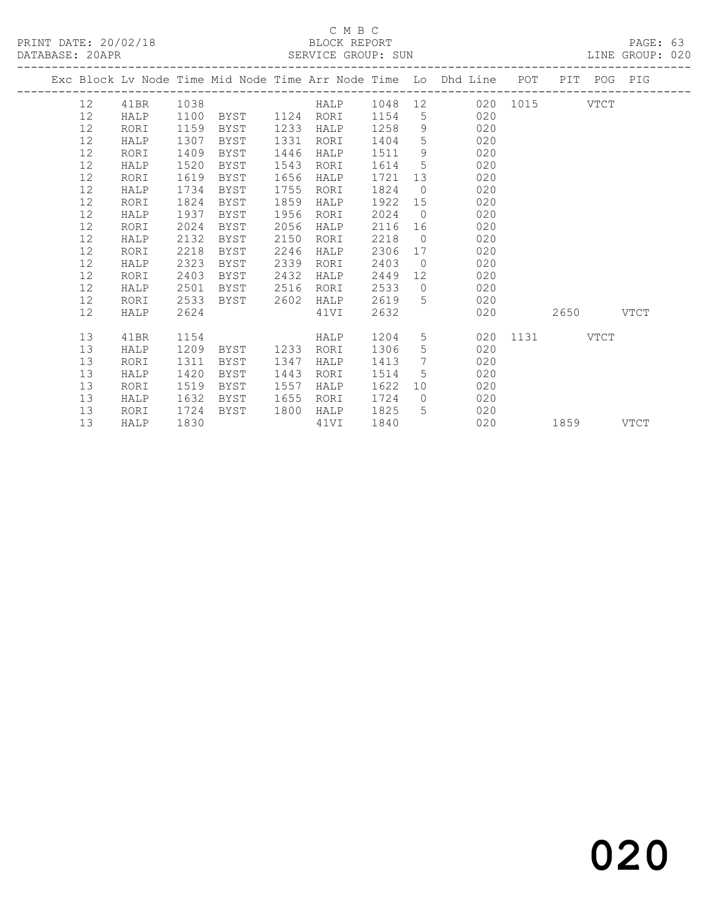C M B C

PRINT DATE: 20/02/18 BLOCK REPORT PAGE: 63
DATABASE: 20APR SERVICE GROUP: SUN LINE GROUP: 020

| Exc | Block | Lv Node | Time | Mid Node | Time | Arr Node | Time | Lo | Dhd Line | POT | PIT | POG | PIG |
|---|---|---|---|---|---|---|---|---|---|---|---|---|---|
| | 12 | 41BR | 1038 | | | HALP | 1048 | 12 | 020 | 1015 | | VTCT | |
| | 12 | HALP | 1100 | BYST | 1124 | RORI | 1154 | 5 | 020 | | | | |
| | 12 | RORI | 1159 | BYST | 1233 | HALP | 1258 | 9 | 020 | | | | |
| | 12 | HALP | 1307 | BYST | 1331 | RORI | 1404 | 5 | 020 | | | | |
| | 12 | RORI | 1409 | BYST | 1446 | HALP | 1511 | 9 | 020 | | | | |
| | 12 | HALP | 1520 | BYST | 1543 | RORI | 1614 | 5 | 020 | | | | |
| | 12 | RORI | 1619 | BYST | 1656 | HALP | 1721 | 13 | 020 | | | | |
| | 12 | HALP | 1734 | BYST | 1755 | RORI | 1824 | 0 | 020 | | | | |
| | 12 | RORI | 1824 | BYST | 1859 | HALP | 1922 | 15 | 020 | | | | |
| | 12 | HALP | 1937 | BYST | 1956 | RORI | 2024 | 0 | 020 | | | | |
| | 12 | RORI | 2024 | BYST | 2056 | HALP | 2116 | 16 | 020 | | | | |
| | 12 | HALP | 2132 | BYST | 2150 | RORI | 2218 | 0 | 020 | | | | |
| | 12 | RORI | 2218 | BYST | 2246 | HALP | 2306 | 17 | 020 | | | | |
| | 12 | HALP | 2323 | BYST | 2339 | RORI | 2403 | 0 | 020 | | | | |
| | 12 | RORI | 2403 | BYST | 2432 | HALP | 2449 | 12 | 020 | | | | |
| | 12 | HALP | 2501 | BYST | 2516 | RORI | 2533 | 0 | 020 | | | | |
| | 12 | RORI | 2533 | BYST | 2602 | HALP | 2619 | 5 | 020 | | | | |
| | 12 | HALP | 2624 | | | 41VI | 2632 | | 020 | | 2650 | | VTCT |
| | 13 | 41BR | 1154 | | | HALP | 1204 | 5 | 020 | 1131 | | VTCT | |
| | 13 | HALP | 1209 | BYST | 1233 | RORI | 1306 | 5 | 020 | | | | |
| | 13 | RORI | 1311 | BYST | 1347 | HALP | 1413 | 7 | 020 | | | | |
| | 13 | HALP | 1420 | BYST | 1443 | RORI | 1514 | 5 | 020 | | | | |
| | 13 | RORI | 1519 | BYST | 1557 | HALP | 1622 | 10 | 020 | | | | |
| | 13 | HALP | 1632 | BYST | 1655 | RORI | 1724 | 0 | 020 | | | | |
| | 13 | RORI | 1724 | BYST | 1800 | HALP | 1825 | 5 | 020 | | | | |
| | 13 | HALP | 1830 | | | 41VI | 1840 | | 020 | | 1859 | | VTCT |

020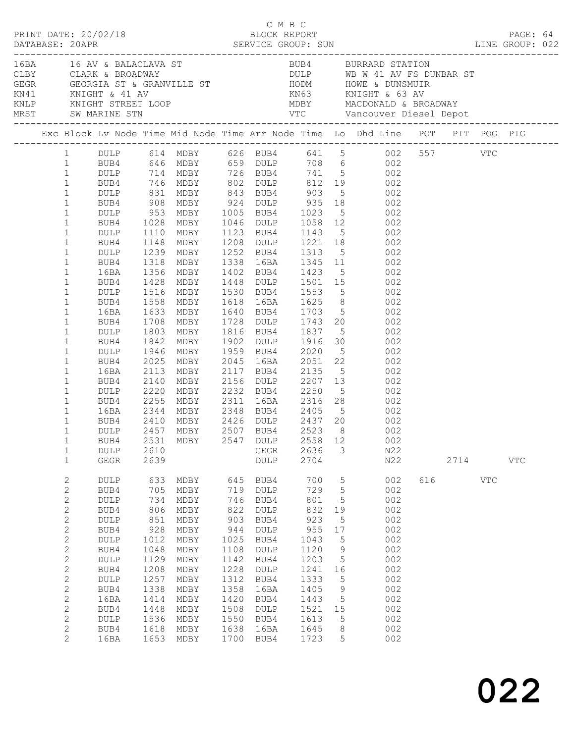C M B C
PRINT DATE: 20/02/18 BLOCK REPORT
DATABASE: 20APR SERVICE GROUP: SUN LINE GROUP: 022

| Code | Description | Code | Description |
|---|---|---|---|
| 16BA | 16 AV & BALACLAVA ST | BUB4 | BURRARD STATION |
| CLBY | CLARK & BROADWAY | DULP | WB W 41 AV FS DUNBAR ST |
| GEGR | GEORGIA ST & GRANVILLE ST | HODM | HOWE & DUNSMUIR |
| KN41 | KNIGHT & 41 AV | KN63 | KNIGHT & 63 AV |
| KNLP | KNIGHT STREET LOOP | MDBY | MACDONALD & BROADWAY |
| MRST | SW MARINE STN | VTC | Vancouver Diesel Depot |

| Exc | Block | Lv Node | Time | Mid Node | Time | Arr Node | Time | Lo | Dhd Line | POT | PIT | POG | PIG |
|---|---|---|---|---|---|---|---|---|---|---|---|---|---|
| | 1 | DULP | 614 | MDBY | 626 | BUB4 | 641 | 5 | 002 | 557 | | VTC | |
| | 1 | BUB4 | 646 | MDBY | 659 | DULP | 708 | 6 | 002 | | | | |
| | 1 | DULP | 714 | MDBY | 726 | BUB4 | 741 | 5 | 002 | | | | |
| | 1 | BUB4 | 746 | MDBY | 802 | DULP | 812 | 19 | 002 | | | | |
| | 1 | DULP | 831 | MDBY | 843 | BUB4 | 903 | 5 | 002 | | | | |
| | 1 | BUB4 | 908 | MDBY | 924 | DULP | 935 | 18 | 002 | | | | |
| | 1 | DULP | 953 | MDBY | 1005 | BUB4 | 1023 | 5 | 002 | | | | |
| | 1 | BUB4 | 1028 | MDBY | 1046 | DULP | 1058 | 12 | 002 | | | | |
| | 1 | DULP | 1110 | MDBY | 1123 | BUB4 | 1143 | 5 | 002 | | | | |
| | 1 | BUB4 | 1148 | MDBY | 1208 | DULP | 1221 | 18 | 002 | | | | |
| | 1 | DULP | 1239 | MDBY | 1252 | BUB4 | 1313 | 5 | 002 | | | | |
| | 1 | BUB4 | 1318 | MDBY | 1338 | 16BA | 1345 | 11 | 002 | | | | |
| | 1 | 16BA | 1356 | MDBY | 1402 | BUB4 | 1423 | 5 | 002 | | | | |
| | 1 | BUB4 | 1428 | MDBY | 1448 | DULP | 1501 | 15 | 002 | | | | |
| | 1 | DULP | 1516 | MDBY | 1530 | BUB4 | 1553 | 5 | 002 | | | | |
| | 1 | BUB4 | 1558 | MDBY | 1618 | 16BA | 1625 | 8 | 002 | | | | |
| | 1 | 16BA | 1633 | MDBY | 1640 | BUB4 | 1703 | 5 | 002 | | | | |
| | 1 | BUB4 | 1708 | MDBY | 1728 | DULP | 1743 | 20 | 002 | | | | |
| | 1 | DULP | 1803 | MDBY | 1816 | BUB4 | 1837 | 5 | 002 | | | | |
| | 1 | BUB4 | 1842 | MDBY | 1902 | DULP | 1916 | 30 | 002 | | | | |
| | 1 | DULP | 1946 | MDBY | 1959 | BUB4 | 2020 | 5 | 002 | | | | |
| | 1 | BUB4 | 2025 | MDBY | 2045 | 16BA | 2051 | 22 | 002 | | | | |
| | 1 | 16BA | 2113 | MDBY | 2117 | BUB4 | 2135 | 5 | 002 | | | | |
| | 1 | BUB4 | 2140 | MDBY | 2156 | DULP | 2207 | 13 | 002 | | | | |
| | 1 | DULP | 2220 | MDBY | 2232 | BUB4 | 2250 | 5 | 002 | | | | |
| | 1 | BUB4 | 2255 | MDBY | 2311 | 16BA | 2316 | 28 | 002 | | | | |
| | 1 | 16BA | 2344 | MDBY | 2348 | BUB4 | 2405 | 5 | 002 | | | | |
| | 1 | BUB4 | 2410 | MDBY | 2426 | DULP | 2437 | 20 | 002 | | | | |
| | 1 | DULP | 2457 | MDBY | 2507 | BUB4 | 2523 | 8 | 002 | | | | |
| | 1 | BUB4 | 2531 | MDBY | 2547 | DULP | 2558 | 12 | 002 | | | | |
| | 1 | DULP | 2610 | | | GEGR | 2636 | 3 | N22 | | | | |
| | 1 | GEGR | 2639 | | | DULP | 2704 | | N22 | | 2714 | | VTC |
| | 2 | DULP | 633 | MDBY | 645 | BUB4 | 700 | 5 | 002 | 616 | | VTC | |
| | 2 | BUB4 | 705 | MDBY | 719 | DULP | 729 | 5 | 002 | | | | |
| | 2 | DULP | 734 | MDBY | 746 | BUB4 | 801 | 5 | 002 | | | | |
| | 2 | BUB4 | 806 | MDBY | 822 | DULP | 832 | 19 | 002 | | | | |
| | 2 | DULP | 851 | MDBY | 903 | BUB4 | 923 | 5 | 002 | | | | |
| | 2 | BUB4 | 928 | MDBY | 944 | DULP | 955 | 17 | 002 | | | | |
| | 2 | DULP | 1012 | MDBY | 1025 | BUB4 | 1043 | 5 | 002 | | | | |
| | 2 | BUB4 | 1048 | MDBY | 1108 | DULP | 1120 | 9 | 002 | | | | |
| | 2 | DULP | 1129 | MDBY | 1142 | BUB4 | 1203 | 5 | 002 | | | | |
| | 2 | BUB4 | 1208 | MDBY | 1228 | DULP | 1241 | 16 | 002 | | | | |
| | 2 | DULP | 1257 | MDBY | 1312 | BUB4 | 1333 | 5 | 002 | | | | |
| | 2 | BUB4 | 1338 | MDBY | 1358 | 16BA | 1405 | 9 | 002 | | | | |
| | 2 | 16BA | 1414 | MDBY | 1420 | BUB4 | 1443 | 5 | 002 | | | | |
| | 2 | BUB4 | 1448 | MDBY | 1508 | DULP | 1521 | 15 | 002 | | | | |
| | 2 | DULP | 1536 | MDBY | 1550 | BUB4 | 1613 | 5 | 002 | | | | |
| | 2 | BUB4 | 1618 | MDBY | 1638 | 16BA | 1645 | 8 | 002 | | | | |
| | 2 | 16BA | 1653 | MDBY | 1700 | BUB4 | 1723 | 5 | 002 | | | | |

022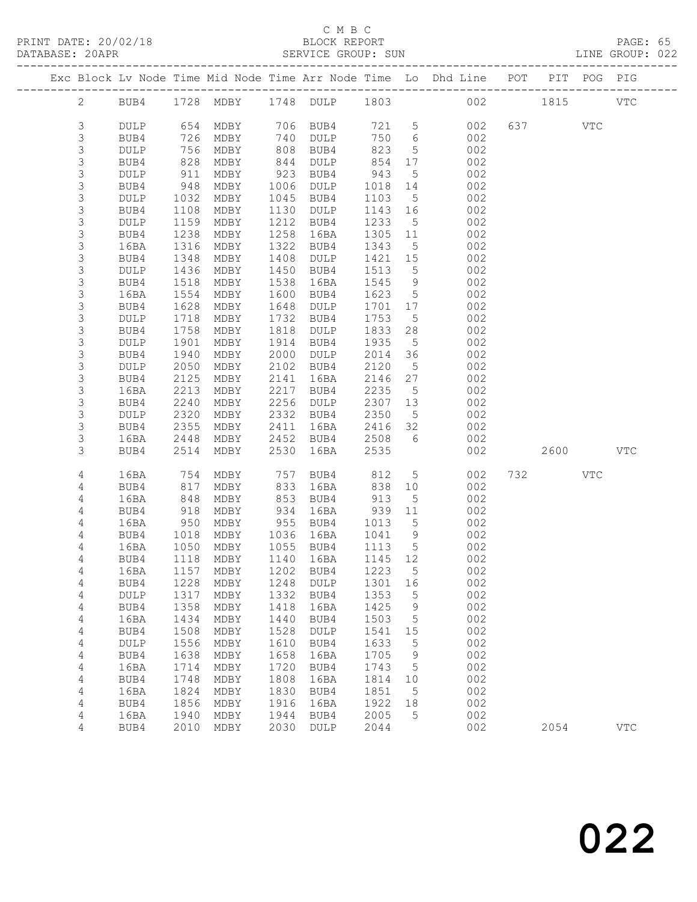C M B C
PRINT DATE: 20/02/18 BLOCK REPORT
DATABASE: 20APR SERVICE GROUP: SUN LINE GROUP: 022

| Exc | Block | Lv | Node | Time | Mid Node | Time | Arr Node | Time | Lo | Dhd Line | POT | PIT | POG | PIG |
|---|---|---|---|---|---|---|---|---|---|---|---|---|---|---|
| | 2 | | BUB4 | 1728 | MDBY | 1748 | DULP | 1803 | | 002 | | 1815 | | VTC |
| | 3 | | DULP | 654 | MDBY | 706 | BUB4 | 721 | 5 | 002 | 637 | | VTC | |
| | 3 | | BUB4 | 726 | MDBY | 740 | DULP | 750 | 6 | 002 | | | | |
| | 3 | | DULP | 756 | MDBY | 808 | BUB4 | 823 | 5 | 002 | | | | |
| | 3 | | BUB4 | 828 | MDBY | 844 | DULP | 854 | 17 | 002 | | | | |
| | 3 | | DULP | 911 | MDBY | 923 | BUB4 | 943 | 5 | 002 | | | | |
| | 3 | | BUB4 | 948 | MDBY | 1006 | DULP | 1018 | 14 | 002 | | | | |
| | 3 | | DULP | 1032 | MDBY | 1045 | BUB4 | 1103 | 5 | 002 | | | | |
| | 3 | | BUB4 | 1108 | MDBY | 1130 | DULP | 1143 | 16 | 002 | | | | |
| | 3 | | DULP | 1159 | MDBY | 1212 | BUB4 | 1233 | 5 | 002 | | | | |
| | 3 | | BUB4 | 1238 | MDBY | 1258 | 16BA | 1305 | 11 | 002 | | | | |
| | 3 | | 16BA | 1316 | MDBY | 1322 | BUB4 | 1343 | 5 | 002 | | | | |
| | 3 | | BUB4 | 1348 | MDBY | 1408 | DULP | 1421 | 15 | 002 | | | | |
| | 3 | | DULP | 1436 | MDBY | 1450 | BUB4 | 1513 | 5 | 002 | | | | |
| | 3 | | BUB4 | 1518 | MDBY | 1538 | 16BA | 1545 | 9 | 002 | | | | |
| | 3 | | 16BA | 1554 | MDBY | 1600 | BUB4 | 1623 | 5 | 002 | | | | |
| | 3 | | BUB4 | 1628 | MDBY | 1648 | DULP | 1701 | 17 | 002 | | | | |
| | 3 | | DULP | 1718 | MDBY | 1732 | BUB4 | 1753 | 5 | 002 | | | | |
| | 3 | | BUB4 | 1758 | MDBY | 1818 | DULP | 1833 | 28 | 002 | | | | |
| | 3 | | DULP | 1901 | MDBY | 1914 | BUB4 | 1935 | 5 | 002 | | | | |
| | 3 | | BUB4 | 1940 | MDBY | 2000 | DULP | 2014 | 36 | 002 | | | | |
| | 3 | | DULP | 2050 | MDBY | 2102 | BUB4 | 2120 | 5 | 002 | | | | |
| | 3 | | BUB4 | 2125 | MDBY | 2141 | 16BA | 2146 | 27 | 002 | | | | |
| | 3 | | 16BA | 2213 | MDBY | 2217 | BUB4 | 2235 | 5 | 002 | | | | |
| | 3 | | BUB4 | 2240 | MDBY | 2256 | DULP | 2307 | 13 | 002 | | | | |
| | 3 | | DULP | 2320 | MDBY | 2332 | BUB4 | 2350 | 5 | 002 | | | | |
| | 3 | | BUB4 | 2355 | MDBY | 2411 | 16BA | 2416 | 32 | 002 | | | | |
| | 3 | | 16BA | 2448 | MDBY | 2452 | BUB4 | 2508 | 6 | 002 | | | | |
| | 3 | | BUB4 | 2514 | MDBY | 2530 | 16BA | 2535 | | 002 | | 2600 | | VTC |
| | 4 | | 16BA | 754 | MDBY | 757 | BUB4 | 812 | 5 | 002 | 732 | | VTC | |
| | 4 | | BUB4 | 817 | MDBY | 833 | 16BA | 838 | 10 | 002 | | | | |
| | 4 | | 16BA | 848 | MDBY | 853 | BUB4 | 913 | 5 | 002 | | | | |
| | 4 | | BUB4 | 918 | MDBY | 934 | 16BA | 939 | 11 | 002 | | | | |
| | 4 | | 16BA | 950 | MDBY | 955 | BUB4 | 1013 | 5 | 002 | | | | |
| | 4 | | BUB4 | 1018 | MDBY | 1036 | 16BA | 1041 | 9 | 002 | | | | |
| | 4 | | 16BA | 1050 | MDBY | 1055 | BUB4 | 1113 | 5 | 002 | | | | |
| | 4 | | BUB4 | 1118 | MDBY | 1140 | 16BA | 1145 | 12 | 002 | | | | |
| | 4 | | 16BA | 1157 | MDBY | 1202 | BUB4 | 1223 | 5 | 002 | | | | |
| | 4 | | BUB4 | 1228 | MDBY | 1248 | DULP | 1301 | 16 | 002 | | | | |
| | 4 | | DULP | 1317 | MDBY | 1332 | BUB4 | 1353 | 5 | 002 | | | | |
| | 4 | | BUB4 | 1358 | MDBY | 1418 | 16BA | 1425 | 9 | 002 | | | | |
| | 4 | | 16BA | 1434 | MDBY | 1440 | BUB4 | 1503 | 5 | 002 | | | | |
| | 4 | | BUB4 | 1508 | MDBY | 1528 | DULP | 1541 | 15 | 002 | | | | |
| | 4 | | DULP | 1556 | MDBY | 1610 | BUB4 | 1633 | 5 | 002 | | | | |
| | 4 | | BUB4 | 1638 | MDBY | 1658 | 16BA | 1705 | 9 | 002 | | | | |
| | 4 | | 16BA | 1714 | MDBY | 1720 | BUB4 | 1743 | 5 | 002 | | | | |
| | 4 | | BUB4 | 1748 | MDBY | 1808 | 16BA | 1814 | 10 | 002 | | | | |
| | 4 | | 16BA | 1824 | MDBY | 1830 | BUB4 | 1851 | 5 | 002 | | | | |
| | 4 | | BUB4 | 1856 | MDBY | 1916 | 16BA | 1922 | 18 | 002 | | | | |
| | 4 | | 16BA | 1940 | MDBY | 1944 | BUB4 | 2005 | 5 | 002 | | | | |
| | 4 | | BUB4 | 2010 | MDBY | 2030 | DULP | 2044 | | 002 | | 2054 | | VTC |

022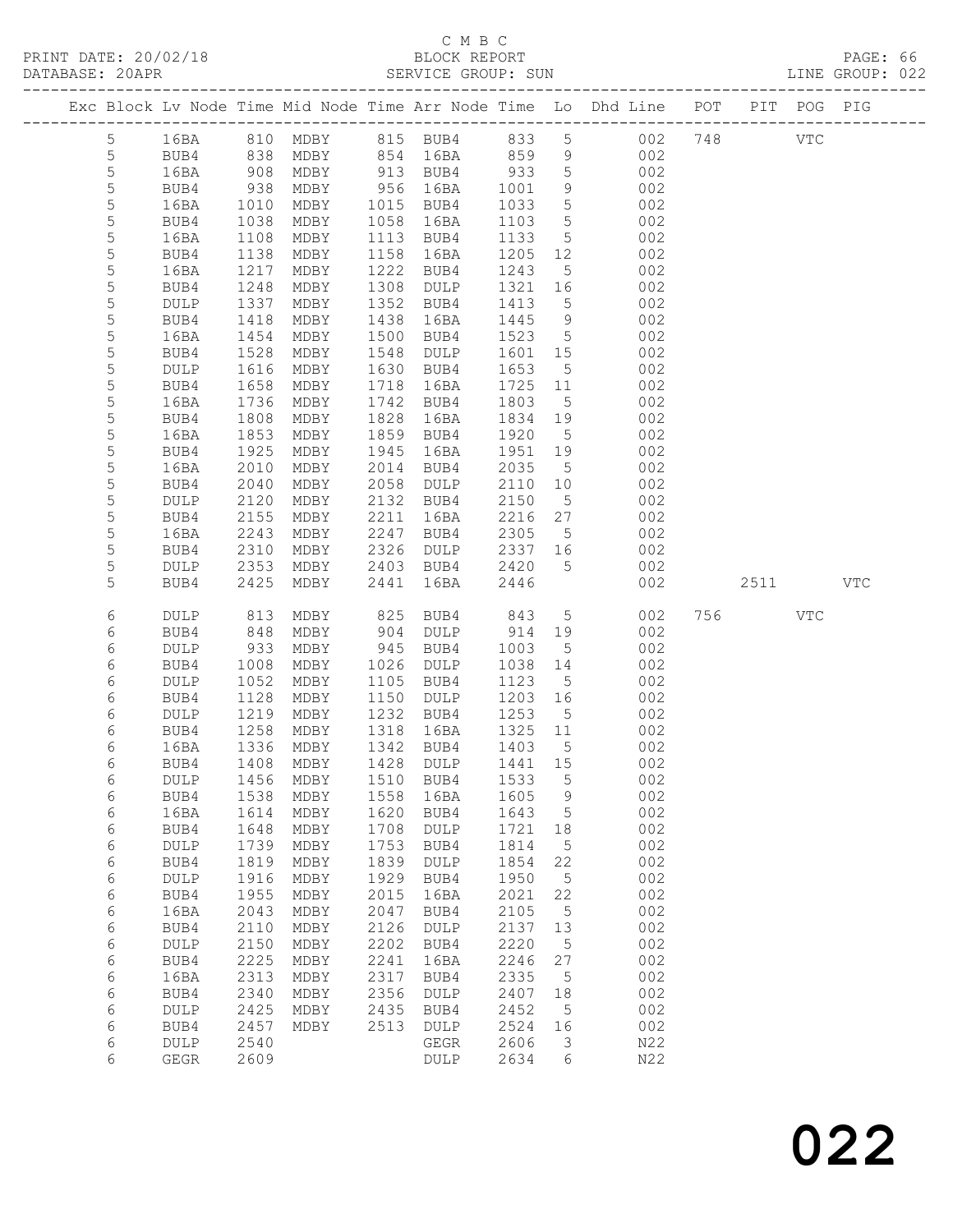C M B C

BLOCK REPORT

SERVICE GROUP: SUN

PRINT DATE: 20/02/18
DATABASE: 20APR
LINE GROUP: 022

| Exc | Block | Lv | Node | Time | Mid Node | Time | Arr Node | Time | Lo | Dhd Line | POT | PIT | POG | PIG |
|---|---|---|---|---|---|---|---|---|---|---|---|---|---|---|
| | 5 | | 16BA | 810 | MDBY | 815 | BUB4 | 833 | 5 | 002 | 748 | | VTC | |
| | 5 | | BUB4 | 838 | MDBY | 854 | 16BA | 859 | 9 | 002 | | | | |
| | 5 | | 16BA | 908 | MDBY | 913 | BUB4 | 933 | 5 | 002 | | | | |
| | 5 | | BUB4 | 938 | MDBY | 956 | 16BA | 1001 | 9 | 002 | | | | |
| | 5 | | 16BA | 1010 | MDBY | 1015 | BUB4 | 1033 | 5 | 002 | | | | |
| | 5 | | BUB4 | 1038 | MDBY | 1058 | 16BA | 1103 | 5 | 002 | | | | |
| | 5 | | 16BA | 1108 | MDBY | 1113 | BUB4 | 1133 | 5 | 002 | | | | |
| | 5 | | BUB4 | 1138 | MDBY | 1158 | 16BA | 1205 | 12 | 002 | | | | |
| | 5 | | 16BA | 1217 | MDBY | 1222 | BUB4 | 1243 | 5 | 002 | | | | |
| | 5 | | BUB4 | 1248 | MDBY | 1308 | DULP | 1321 | 16 | 002 | | | | |
| | 5 | | DULP | 1337 | MDBY | 1352 | BUB4 | 1413 | 5 | 002 | | | | |
| | 5 | | BUB4 | 1418 | MDBY | 1438 | 16BA | 1445 | 9 | 002 | | | | |
| | 5 | | 16BA | 1454 | MDBY | 1500 | BUB4 | 1523 | 5 | 002 | | | | |
| | 5 | | BUB4 | 1528 | MDBY | 1548 | DULP | 1601 | 15 | 002 | | | | |
| | 5 | | DULP | 1616 | MDBY | 1630 | BUB4 | 1653 | 5 | 002 | | | | |
| | 5 | | BUB4 | 1658 | MDBY | 1718 | 16BA | 1725 | 11 | 002 | | | | |
| | 5 | | 16BA | 1736 | MDBY | 1742 | BUB4 | 1803 | 5 | 002 | | | | |
| | 5 | | BUB4 | 1808 | MDBY | 1828 | 16BA | 1834 | 19 | 002 | | | | |
| | 5 | | 16BA | 1853 | MDBY | 1859 | BUB4 | 1920 | 5 | 002 | | | | |
| | 5 | | BUB4 | 1925 | MDBY | 1945 | 16BA | 1951 | 19 | 002 | | | | |
| | 5 | | 16BA | 2010 | MDBY | 2014 | BUB4 | 2035 | 5 | 002 | | | | |
| | 5 | | BUB4 | 2040 | MDBY | 2058 | DULP | 2110 | 10 | 002 | | | | |
| | 5 | | DULP | 2120 | MDBY | 2132 | BUB4 | 2150 | 5 | 002 | | | | |
| | 5 | | BUB4 | 2155 | MDBY | 2211 | 16BA | 2216 | 27 | 002 | | | | |
| | 5 | | 16BA | 2243 | MDBY | 2247 | BUB4 | 2305 | 5 | 002 | | | | |
| | 5 | | BUB4 | 2310 | MDBY | 2326 | DULP | 2337 | 16 | 002 | | | | |
| | 5 | | DULP | 2353 | MDBY | 2403 | BUB4 | 2420 | 5 | 002 | | | | |
| | 5 | | BUB4 | 2425 | MDBY | 2441 | 16BA | 2446 | | 002 | | 2511 | | VTC |
| | 6 | | DULP | 813 | MDBY | 825 | BUB4 | 843 | 5 | 002 | 756 | | VTC | |
| | 6 | | BUB4 | 848 | MDBY | 904 | DULP | 914 | 19 | 002 | | | | |
| | 6 | | DULP | 933 | MDBY | 945 | BUB4 | 1003 | 5 | 002 | | | | |
| | 6 | | BUB4 | 1008 | MDBY | 1026 | DULP | 1038 | 14 | 002 | | | | |
| | 6 | | DULP | 1052 | MDBY | 1105 | BUB4 | 1123 | 5 | 002 | | | | |
| | 6 | | BUB4 | 1128 | MDBY | 1150 | DULP | 1203 | 16 | 002 | | | | |
| | 6 | | DULP | 1219 | MDBY | 1232 | BUB4 | 1253 | 5 | 002 | | | | |
| | 6 | | BUB4 | 1258 | MDBY | 1318 | 16BA | 1325 | 11 | 002 | | | | |
| | 6 | | 16BA | 1336 | MDBY | 1342 | BUB4 | 1403 | 5 | 002 | | | | |
| | 6 | | BUB4 | 1408 | MDBY | 1428 | DULP | 1441 | 15 | 002 | | | | |
| | 6 | | DULP | 1456 | MDBY | 1510 | BUB4 | 1533 | 5 | 002 | | | | |
| | 6 | | BUB4 | 1538 | MDBY | 1558 | 16BA | 1605 | 9 | 002 | | | | |
| | 6 | | 16BA | 1614 | MDBY | 1620 | BUB4 | 1643 | 5 | 002 | | | | |
| | 6 | | BUB4 | 1648 | MDBY | 1708 | DULP | 1721 | 18 | 002 | | | | |
| | 6 | | DULP | 1739 | MDBY | 1753 | BUB4 | 1814 | 5 | 002 | | | | |
| | 6 | | BUB4 | 1819 | MDBY | 1839 | DULP | 1854 | 22 | 002 | | | | |
| | 6 | | DULP | 1916 | MDBY | 1929 | BUB4 | 1950 | 5 | 002 | | | | |
| | 6 | | BUB4 | 1955 | MDBY | 2015 | 16BA | 2021 | 22 | 002 | | | | |
| | 6 | | 16BA | 2043 | MDBY | 2047 | BUB4 | 2105 | 5 | 002 | | | | |
| | 6 | | BUB4 | 2110 | MDBY | 2126 | DULP | 2137 | 13 | 002 | | | | |
| | 6 | | DULP | 2150 | MDBY | 2202 | BUB4 | 2220 | 5 | 002 | | | | |
| | 6 | | BUB4 | 2225 | MDBY | 2241 | 16BA | 2246 | 27 | 002 | | | | |
| | 6 | | 16BA | 2313 | MDBY | 2317 | BUB4 | 2335 | 5 | 002 | | | | |
| | 6 | | BUB4 | 2340 | MDBY | 2356 | DULP | 2407 | 18 | 002 | | | | |
| | 6 | | DULP | 2425 | MDBY | 2435 | BUB4 | 2452 | 5 | 002 | | | | |
| | 6 | | BUB4 | 2457 | MDBY | 2513 | DULP | 2524 | 16 | 002 | | | | |
| | 6 | | DULP | 2540 | | | GEGR | 2606 | 3 | N22 | | | | |
| | 6 | | GEGR | 2609 | | | DULP | 2634 | 6 | N22 | | | | |

022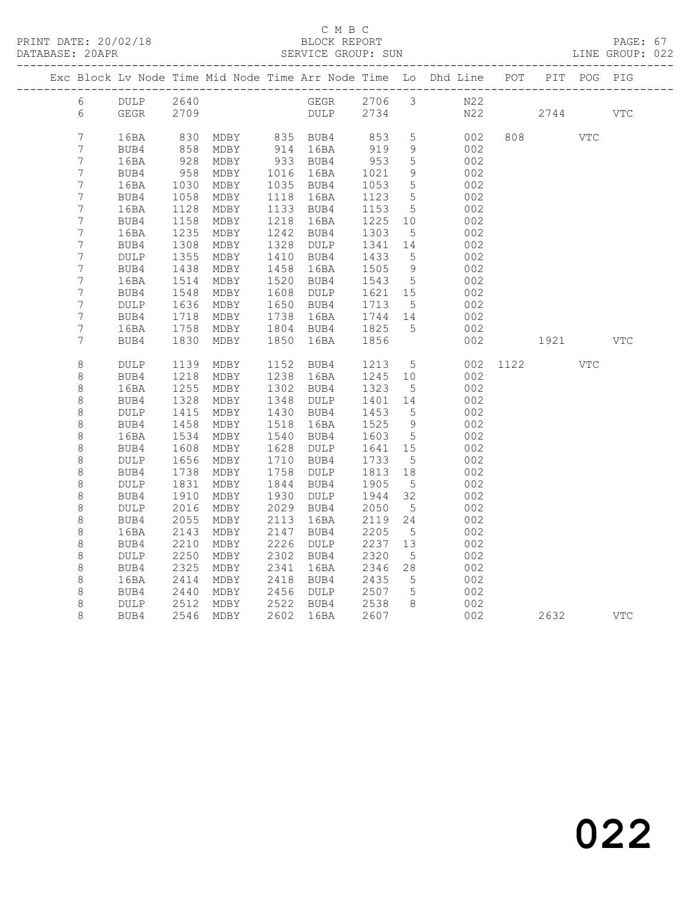C M B C

PRINT DATE: 20/02/18 BLOCK REPORT

DATABASE: 20APR SERVICE GROUP: SUN LINE GROUP: 022

| Exc | Block | Lv | Node | Time | Mid Node | Time | Arr Node | Time | Lo | Dhd Line | POT | PIT | POG | PIG |
|---|---|---|---|---|---|---|---|---|---|---|---|---|---|---|
| | 6 | | DULP | 2640 | | | GEGR | 2706 | 3 | N22 | | | | |
| | 6 | | GEGR | 2709 | | | DULP | 2734 | | N22 | | 2744 | | VTC |
| | 7 | | 16BA | 830 | MDBY | 835 | BUB4 | 853 | 5 | 002 | 808 | | VTC | |
| | 7 | | BUB4 | 858 | MDBY | 914 | 16BA | 919 | 9 | 002 | | | | |
| | 7 | | 16BA | 928 | MDBY | 933 | BUB4 | 953 | 5 | 002 | | | | |
| | 7 | | BUB4 | 958 | MDBY | 1016 | 16BA | 1021 | 9 | 002 | | | | |
| | 7 | | 16BA | 1030 | MDBY | 1035 | BUB4 | 1053 | 5 | 002 | | | | |
| | 7 | | BUB4 | 1058 | MDBY | 1118 | 16BA | 1123 | 5 | 002 | | | | |
| | 7 | | 16BA | 1128 | MDBY | 1133 | BUB4 | 1153 | 5 | 002 | | | | |
| | 7 | | BUB4 | 1158 | MDBY | 1218 | 16BA | 1225 | 10 | 002 | | | | |
| | 7 | | 16BA | 1235 | MDBY | 1242 | BUB4 | 1303 | 5 | 002 | | | | |
| | 7 | | BUB4 | 1308 | MDBY | 1328 | DULP | 1341 | 14 | 002 | | | | |
| | 7 | | DULP | 1355 | MDBY | 1410 | BUB4 | 1433 | 5 | 002 | | | | |
| | 7 | | BUB4 | 1438 | MDBY | 1458 | 16BA | 1505 | 9 | 002 | | | | |
| | 7 | | 16BA | 1514 | MDBY | 1520 | BUB4 | 1543 | 5 | 002 | | | | |
| | 7 | | BUB4 | 1548 | MDBY | 1608 | DULP | 1621 | 15 | 002 | | | | |
| | 7 | | DULP | 1636 | MDBY | 1650 | BUB4 | 1713 | 5 | 002 | | | | |
| | 7 | | BUB4 | 1718 | MDBY | 1738 | 16BA | 1744 | 14 | 002 | | | | |
| | 7 | | 16BA | 1758 | MDBY | 1804 | BUB4 | 1825 | 5 | 002 | | | | |
| | 7 | | BUB4 | 1830 | MDBY | 1850 | 16BA | 1856 | | 002 | | 1921 | | VTC |
| | 8 | | DULP | 1139 | MDBY | 1152 | BUB4 | 1213 | 5 | 002 | 1122 | | VTC | |
| | 8 | | BUB4 | 1218 | MDBY | 1238 | 16BA | 1245 | 10 | 002 | | | | |
| | 8 | | 16BA | 1255 | MDBY | 1302 | BUB4 | 1323 | 5 | 002 | | | | |
| | 8 | | BUB4 | 1328 | MDBY | 1348 | DULP | 1401 | 14 | 002 | | | | |
| | 8 | | DULP | 1415 | MDBY | 1430 | BUB4 | 1453 | 5 | 002 | | | | |
| | 8 | | BUB4 | 1458 | MDBY | 1518 | 16BA | 1525 | 9 | 002 | | | | |
| | 8 | | 16BA | 1534 | MDBY | 1540 | BUB4 | 1603 | 5 | 002 | | | | |
| | 8 | | BUB4 | 1608 | MDBY | 1628 | DULP | 1641 | 15 | 002 | | | | |
| | 8 | | DULP | 1656 | MDBY | 1710 | BUB4 | 1733 | 5 | 002 | | | | |
| | 8 | | BUB4 | 1738 | MDBY | 1758 | DULP | 1813 | 18 | 002 | | | | |
| | 8 | | DULP | 1831 | MDBY | 1844 | BUB4 | 1905 | 5 | 002 | | | | |
| | 8 | | BUB4 | 1910 | MDBY | 1930 | DULP | 1944 | 32 | 002 | | | | |
| | 8 | | DULP | 2016 | MDBY | 2029 | BUB4 | 2050 | 5 | 002 | | | | |
| | 8 | | BUB4 | 2055 | MDBY | 2113 | 16BA | 2119 | 24 | 002 | | | | |
| | 8 | | 16BA | 2143 | MDBY | 2147 | BUB4 | 2205 | 5 | 002 | | | | |
| | 8 | | BUB4 | 2210 | MDBY | 2226 | DULP | 2237 | 13 | 002 | | | | |
| | 8 | | DULP | 2250 | MDBY | 2302 | BUB4 | 2320 | 5 | 002 | | | | |
| | 8 | | BUB4 | 2325 | MDBY | 2341 | 16BA | 2346 | 28 | 002 | | | | |
| | 8 | | 16BA | 2414 | MDBY | 2418 | BUB4 | 2435 | 5 | 002 | | | | |
| | 8 | | BUB4 | 2440 | MDBY | 2456 | DULP | 2507 | 5 | 002 | | | | |
| | 8 | | DULP | 2512 | MDBY | 2522 | BUB4 | 2538 | 8 | 002 | | | | |
| | 8 | | BUB4 | 2546 | MDBY | 2602 | 16BA | 2607 | | 002 | | 2632 | | VTC |

022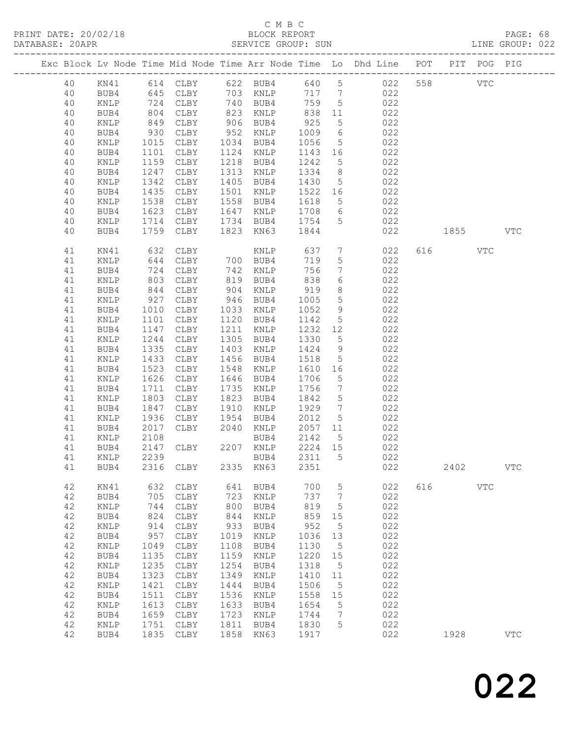C M B C

PRINT DATE: 20/02/18 BLOCK REPORT PAGE: 68
DATABASE: 20APR SERVICE GROUP: SUN LINE GROUP: 022

| Exc | Block | Lv | Node | Time | Mid Node | Time | Arr Node | Time | Lo | Dhd Line | POT | PIT | POG | PIG |
|---|---|---|---|---|---|---|---|---|---|---|---|---|---|---|
| | 40 | | KN41 | 614 | CLBY | 622 | BUB4 | 640 | 5 | 022 | 558 | | VTC | |
| | 40 | | BUB4 | 645 | CLBY | 703 | KNLP | 717 | 7 | 022 | | | | |
| | 40 | | KNLP | 724 | CLBY | 740 | BUB4 | 759 | 5 | 022 | | | | |
| | 40 | | BUB4 | 804 | CLBY | 823 | KNLP | 838 | 11 | 022 | | | | |
| | 40 | | KNLP | 849 | CLBY | 906 | BUB4 | 925 | 5 | 022 | | | | |
| | 40 | | BUB4 | 930 | CLBY | 952 | KNLP | 1009 | 6 | 022 | | | | |
| | 40 | | KNLP | 1015 | CLBY | 1034 | BUB4 | 1056 | 5 | 022 | | | | |
| | 40 | | BUB4 | 1101 | CLBY | 1124 | KNLP | 1143 | 16 | 022 | | | | |
| | 40 | | KNLP | 1159 | CLBY | 1218 | BUB4 | 1242 | 5 | 022 | | | | |
| | 40 | | BUB4 | 1247 | CLBY | 1313 | KNLP | 1334 | 8 | 022 | | | | |
| | 40 | | KNLP | 1342 | CLBY | 1405 | BUB4 | 1430 | 5 | 022 | | | | |
| | 40 | | BUB4 | 1435 | CLBY | 1501 | KNLP | 1522 | 16 | 022 | | | | |
| | 40 | | KNLP | 1538 | CLBY | 1558 | BUB4 | 1618 | 5 | 022 | | | | |
| | 40 | | BUB4 | 1623 | CLBY | 1647 | KNLP | 1708 | 6 | 022 | | | | |
| | 40 | | KNLP | 1714 | CLBY | 1734 | BUB4 | 1754 | 5 | 022 | | | | |
| | 40 | | BUB4 | 1759 | CLBY | 1823 | KN63 | 1844 | | 022 | | 1855 | | VTC |
| | 41 | | KN41 | 632 | CLBY | | KNLP | 637 | 7 | 022 | 616 | | VTC | |
| | 41 | | KNLP | 644 | CLBY | 700 | BUB4 | 719 | 5 | 022 | | | | |
| | 41 | | BUB4 | 724 | CLBY | 742 | KNLP | 756 | 7 | 022 | | | | |
| | 41 | | KNLP | 803 | CLBY | 819 | BUB4 | 838 | 6 | 022 | | | | |
| | 41 | | BUB4 | 844 | CLBY | 904 | KNLP | 919 | 8 | 022 | | | | |
| | 41 | | KNLP | 927 | CLBY | 946 | BUB4 | 1005 | 5 | 022 | | | | |
| | 41 | | BUB4 | 1010 | CLBY | 1033 | KNLP | 1052 | 9 | 022 | | | | |
| | 41 | | KNLP | 1101 | CLBY | 1120 | BUB4 | 1142 | 5 | 022 | | | | |
| | 41 | | BUB4 | 1147 | CLBY | 1211 | KNLP | 1232 | 12 | 022 | | | | |
| | 41 | | KNLP | 1244 | CLBY | 1305 | BUB4 | 1330 | 5 | 022 | | | | |
| | 41 | | BUB4 | 1335 | CLBY | 1403 | KNLP | 1424 | 9 | 022 | | | | |
| | 41 | | KNLP | 1433 | CLBY | 1456 | BUB4 | 1518 | 5 | 022 | | | | |
| | 41 | | BUB4 | 1523 | CLBY | 1548 | KNLP | 1610 | 16 | 022 | | | | |
| | 41 | | KNLP | 1626 | CLBY | 1646 | BUB4 | 1706 | 5 | 022 | | | | |
| | 41 | | BUB4 | 1711 | CLBY | 1735 | KNLP | 1756 | 7 | 022 | | | | |
| | 41 | | KNLP | 1803 | CLBY | 1823 | BUB4 | 1842 | 5 | 022 | | | | |
| | 41 | | BUB4 | 1847 | CLBY | 1910 | KNLP | 1929 | 7 | 022 | | | | |
| | 41 | | KNLP | 1936 | CLBY | 1954 | BUB4 | 2012 | 5 | 022 | | | | |
| | 41 | | BUB4 | 2017 | CLBY | 2040 | KNLP | 2057 | 11 | 022 | | | | |
| | 41 | | KNLP | 2108 | | | BUB4 | 2142 | 5 | 022 | | | | |
| | 41 | | BUB4 | 2147 | CLBY | 2207 | KNLP | 2224 | 15 | 022 | | | | |
| | 41 | | KNLP | 2239 | | | BUB4 | 2311 | 5 | 022 | | | | |
| | 41 | | BUB4 | 2316 | CLBY | 2335 | KN63 | 2351 | | 022 | | 2402 | | VTC |
| | 42 | | KN41 | 632 | CLBY | 641 | BUB4 | 700 | 5 | 022 | 616 | | VTC | |
| | 42 | | BUB4 | 705 | CLBY | 723 | KNLP | 737 | 7 | 022 | | | | |
| | 42 | | KNLP | 744 | CLBY | 800 | BUB4 | 819 | 5 | 022 | | | | |
| | 42 | | BUB4 | 824 | CLBY | 844 | KNLP | 859 | 15 | 022 | | | | |
| | 42 | | KNLP | 914 | CLBY | 933 | BUB4 | 952 | 5 | 022 | | | | |
| | 42 | | BUB4 | 957 | CLBY | 1019 | KNLP | 1036 | 13 | 022 | | | | |
| | 42 | | KNLP | 1049 | CLBY | 1108 | BUB4 | 1130 | 5 | 022 | | | | |
| | 42 | | BUB4 | 1135 | CLBY | 1159 | KNLP | 1220 | 15 | 022 | | | | |
| | 42 | | KNLP | 1235 | CLBY | 1254 | BUB4 | 1318 | 5 | 022 | | | | |
| | 42 | | BUB4 | 1323 | CLBY | 1349 | KNLP | 1410 | 11 | 022 | | | | |
| | 42 | | KNLP | 1421 | CLBY | 1444 | BUB4 | 1506 | 5 | 022 | | | | |
| | 42 | | BUB4 | 1511 | CLBY | 1536 | KNLP | 1558 | 15 | 022 | | | | |
| | 42 | | KNLP | 1613 | CLBY | 1633 | BUB4 | 1654 | 5 | 022 | | | | |
| | 42 | | BUB4 | 1659 | CLBY | 1723 | KNLP | 1744 | 7 | 022 | | | | |
| | 42 | | KNLP | 1751 | CLBY | 1811 | BUB4 | 1830 | 5 | 022 | | | | |
| | 42 | | BUB4 | 1835 | CLBY | 1858 | KN63 | 1917 | | 022 | | 1928 | | VTC |

022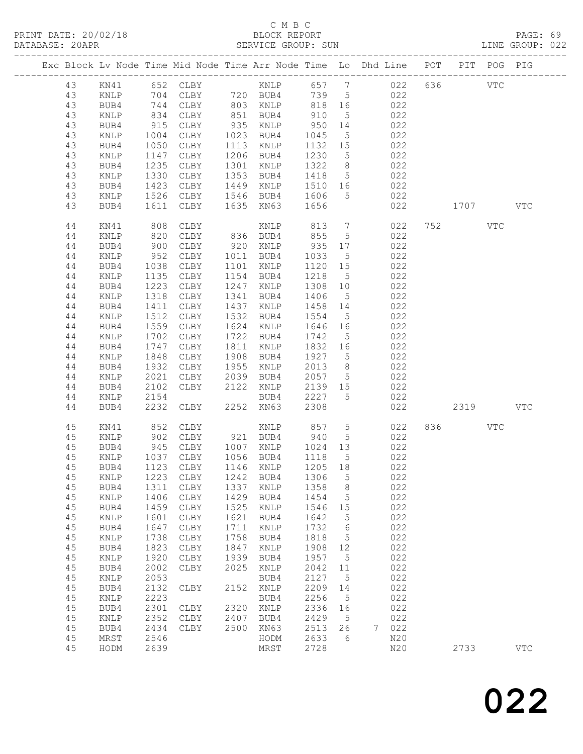C M B C
PRINT DATE: 20/02/18 BLOCK REPORT
DATABASE: 20APR SERVICE GROUP: SUN LINE GROUP: 022

| Exc | Block | Lv | Node | Time | Mid Node | Time | Arr Node | Time | Lo | Dhd Line | POT | PIT | POG | PIG |
|---|---|---|---|---|---|---|---|---|---|---|---|---|---|---|
| | 43 | | KN41 | 652 | CLBY | | KNLP | 657 | 7 | 022 | 636 | | VTC | |
| | 43 | | KNLP | 704 | CLBY | 720 | BUB4 | 739 | 5 | 022 | | | | |
| | 43 | | BUB4 | 744 | CLBY | 803 | KNLP | 818 | 16 | 022 | | | | |
| | 43 | | KNLP | 834 | CLBY | 851 | BUB4 | 910 | 5 | 022 | | | | |
| | 43 | | BUB4 | 915 | CLBY | 935 | KNLP | 950 | 14 | 022 | | | | |
| | 43 | | KNLP | 1004 | CLBY | 1023 | BUB4 | 1045 | 5 | 022 | | | | |
| | 43 | | BUB4 | 1050 | CLBY | 1113 | KNLP | 1132 | 15 | 022 | | | | |
| | 43 | | KNLP | 1147 | CLBY | 1206 | BUB4 | 1230 | 5 | 022 | | | | |
| | 43 | | BUB4 | 1235 | CLBY | 1301 | KNLP | 1322 | 8 | 022 | | | | |
| | 43 | | KNLP | 1330 | CLBY | 1353 | BUB4 | 1418 | 5 | 022 | | | | |
| | 43 | | BUB4 | 1423 | CLBY | 1449 | KNLP | 1510 | 16 | 022 | | | | |
| | 43 | | KNLP | 1526 | CLBY | 1546 | BUB4 | 1606 | 5 | 022 | | | | |
| | 43 | | BUB4 | 1611 | CLBY | 1635 | KN63 | 1656 | | 022 | | 1707 | | VTC |
| | 44 | | KN41 | 808 | CLBY | | KNLP | 813 | 7 | 022 | 752 | | VTC | |
| | 44 | | KNLP | 820 | CLBY | 836 | BUB4 | 855 | 5 | 022 | | | | |
| | 44 | | BUB4 | 900 | CLBY | 920 | KNLP | 935 | 17 | 022 | | | | |
| | 44 | | KNLP | 952 | CLBY | 1011 | BUB4 | 1033 | 5 | 022 | | | | |
| | 44 | | BUB4 | 1038 | CLBY | 1101 | KNLP | 1120 | 15 | 022 | | | | |
| | 44 | | KNLP | 1135 | CLBY | 1154 | BUB4 | 1218 | 5 | 022 | | | | |
| | 44 | | BUB4 | 1223 | CLBY | 1247 | KNLP | 1308 | 10 | 022 | | | | |
| | 44 | | KNLP | 1318 | CLBY | 1341 | BUB4 | 1406 | 5 | 022 | | | | |
| | 44 | | BUB4 | 1411 | CLBY | 1437 | KNLP | 1458 | 14 | 022 | | | | |
| | 44 | | KNLP | 1512 | CLBY | 1532 | BUB4 | 1554 | 5 | 022 | | | | |
| | 44 | | BUB4 | 1559 | CLBY | 1624 | KNLP | 1646 | 16 | 022 | | | | |
| | 44 | | KNLP | 1702 | CLBY | 1722 | BUB4 | 1742 | 5 | 022 | | | | |
| | 44 | | BUB4 | 1747 | CLBY | 1811 | KNLP | 1832 | 16 | 022 | | | | |
| | 44 | | KNLP | 1848 | CLBY | 1908 | BUB4 | 1927 | 5 | 022 | | | | |
| | 44 | | BUB4 | 1932 | CLBY | 1955 | KNLP | 2013 | 8 | 022 | | | | |
| | 44 | | KNLP | 2021 | CLBY | 2039 | BUB4 | 2057 | 5 | 022 | | | | |
| | 44 | | BUB4 | 2102 | CLBY | 2122 | KNLP | 2139 | 15 | 022 | | | | |
| | 44 | | KNLP | 2154 | | | BUB4 | 2227 | 5 | 022 | | | | |
| | 44 | | BUB4 | 2232 | CLBY | 2252 | KN63 | 2308 | | 022 | | 2319 | | VTC |
| | 45 | | KN41 | 852 | CLBY | | KNLP | 857 | 5 | 022 | 836 | | VTC | |
| | 45 | | KNLP | 902 | CLBY | 921 | BUB4 | 940 | 5 | 022 | | | | |
| | 45 | | BUB4 | 945 | CLBY | 1007 | KNLP | 1024 | 13 | 022 | | | | |
| | 45 | | KNLP | 1037 | CLBY | 1056 | BUB4 | 1118 | 5 | 022 | | | | |
| | 45 | | BUB4 | 1123 | CLBY | 1146 | KNLP | 1205 | 18 | 022 | | | | |
| | 45 | | KNLP | 1223 | CLBY | 1242 | BUB4 | 1306 | 5 | 022 | | | | |
| | 45 | | BUB4 | 1311 | CLBY | 1337 | KNLP | 1358 | 8 | 022 | | | | |
| | 45 | | KNLP | 1406 | CLBY | 1429 | BUB4 | 1454 | 5 | 022 | | | | |
| | 45 | | BUB4 | 1459 | CLBY | 1525 | KNLP | 1546 | 15 | 022 | | | | |
| | 45 | | KNLP | 1601 | CLBY | 1621 | BUB4 | 1642 | 5 | 022 | | | | |
| | 45 | | BUB4 | 1647 | CLBY | 1711 | KNLP | 1732 | 6 | 022 | | | | |
| | 45 | | KNLP | 1738 | CLBY | 1758 | BUB4 | 1818 | 5 | 022 | | | | |
| | 45 | | BUB4 | 1823 | CLBY | 1847 | KNLP | 1908 | 12 | 022 | | | | |
| | 45 | | KNLP | 1920 | CLBY | 1939 | BUB4 | 1957 | 5 | 022 | | | | |
| | 45 | | BUB4 | 2002 | CLBY | 2025 | KNLP | 2042 | 11 | 022 | | | | |
| | 45 | | KNLP | 2053 | | | BUB4 | 2127 | 5 | 022 | | | | |
| | 45 | | BUB4 | 2132 | CLBY | 2152 | KNLP | 2209 | 14 | 022 | | | | |
| | 45 | | KNLP | 2223 | | | BUB4 | 2256 | 5 | 022 | | | | |
| | 45 | | BUB4 | 2301 | CLBY | 2320 | KNLP | 2336 | 16 | 022 | | | | |
| | 45 | | KNLP | 2352 | CLBY | 2407 | BUB4 | 2429 | 5 | 022 | | | | |
| | 45 | | BUB4 | 2434 | CLBY | 2500 | KN63 | 2513 | 26 | 7 022 | | | | |
| | 45 | | MRST | 2546 | | | HODM | 2633 | 6 | N20 | | | | |
| | 45 | | HODM | 2639 | | | MRST | 2728 | | N20 | | 2733 | | VTC |

022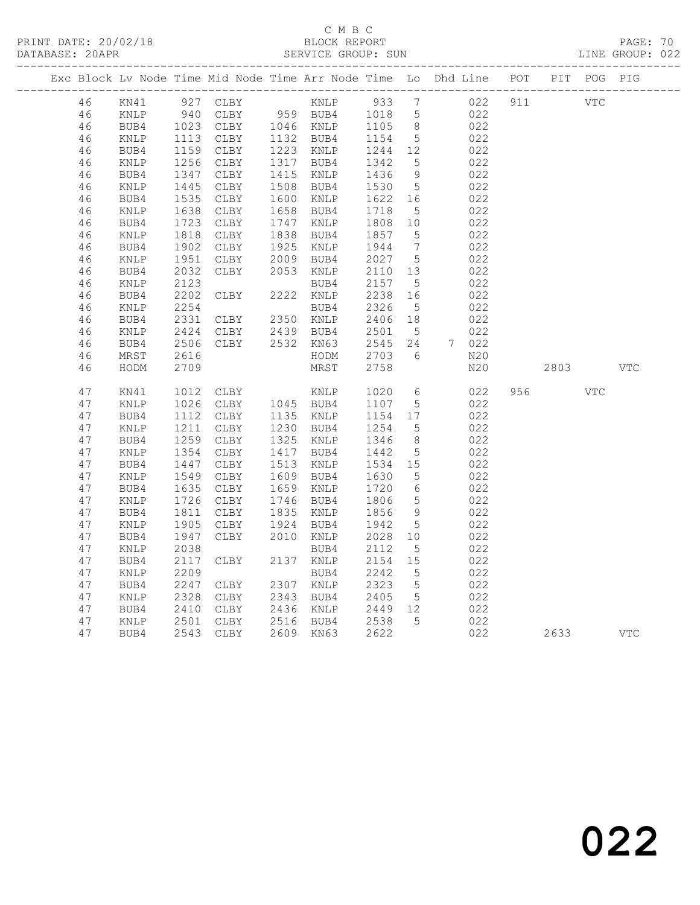C M B C

PRINT DATE: 20/02/18 BLOCK REPORT

DATABASE: 20APR SERVICE GROUP: SUN LINE GROUP: 022

| Exc | Block | Lv | Node | Time | Mid Node | Time | Arr Node | Time | Lo | Dhd | Line | POT | PIT | POG | PIG |
|---|---|---|---|---|---|---|---|---|---|---|---|---|---|---|---|
| | 46 | | KN41 | 927 | CLBY | | KNLP | 933 | 7 | | 022 | 911 | | VTC | |
| | 46 | | KNLP | 940 | CLBY | 959 | BUB4 | 1018 | 5 | | 022 | | | | |
| | 46 | | BUB4 | 1023 | CLBY | 1046 | KNLP | 1105 | 8 | | 022 | | | | |
| | 46 | | KNLP | 1113 | CLBY | 1132 | BUB4 | 1154 | 5 | | 022 | | | | |
| | 46 | | BUB4 | 1159 | CLBY | 1223 | KNLP | 1244 | 12 | | 022 | | | | |
| | 46 | | KNLP | 1256 | CLBY | 1317 | BUB4 | 1342 | 5 | | 022 | | | | |
| | 46 | | BUB4 | 1347 | CLBY | 1415 | KNLP | 1436 | 9 | | 022 | | | | |
| | 46 | | KNLP | 1445 | CLBY | 1508 | BUB4 | 1530 | 5 | | 022 | | | | |
| | 46 | | BUB4 | 1535 | CLBY | 1600 | KNLP | 1622 | 16 | | 022 | | | | |
| | 46 | | KNLP | 1638 | CLBY | 1658 | BUB4 | 1718 | 5 | | 022 | | | | |
| | 46 | | BUB4 | 1723 | CLBY | 1747 | KNLP | 1808 | 10 | | 022 | | | | |
| | 46 | | KNLP | 1818 | CLBY | 1838 | BUB4 | 1857 | 5 | | 022 | | | | |
| | 46 | | BUB4 | 1902 | CLBY | 1925 | KNLP | 1944 | 7 | | 022 | | | | |
| | 46 | | KNLP | 1951 | CLBY | 2009 | BUB4 | 2027 | 5 | | 022 | | | | |
| | 46 | | BUB4 | 2032 | CLBY | 2053 | KNLP | 2110 | 13 | | 022 | | | | |
| | 46 | | KNLP | 2123 | | | BUB4 | 2157 | 5 | | 022 | | | | |
| | 46 | | BUB4 | 2202 | CLBY | 2222 | KNLP | 2238 | 16 | | 022 | | | | |
| | 46 | | KNLP | 2254 | | | BUB4 | 2326 | 5 | | 022 | | | | |
| | 46 | | BUB4 | 2331 | CLBY | 2350 | KNLP | 2406 | 18 | | 022 | | | | |
| | 46 | | KNLP | 2424 | CLBY | 2439 | BUB4 | 2501 | 5 | | 022 | | | | |
| | 46 | | BUB4 | 2506 | CLBY | 2532 | KN63 | 2545 | 24 | 7 | 022 | | | | |
| | 46 | | MRST | 2616 | | | HODM | 2703 | 6 | | N20 | | | | |
| | 46 | | HODM | 2709 | | | MRST | 2758 | | | N20 | | 2803 | | VTC |
| | 47 | | KN41 | 1012 | CLBY | | KNLP | 1020 | 6 | | 022 | 956 | | VTC | |
| | 47 | | KNLP | 1026 | CLBY | 1045 | BUB4 | 1107 | 5 | | 022 | | | | |
| | 47 | | BUB4 | 1112 | CLBY | 1135 | KNLP | 1154 | 17 | | 022 | | | | |
| | 47 | | KNLP | 1211 | CLBY | 1230 | BUB4 | 1254 | 5 | | 022 | | | | |
| | 47 | | BUB4 | 1259 | CLBY | 1325 | KNLP | 1346 | 8 | | 022 | | | | |
| | 47 | | KNLP | 1354 | CLBY | 1417 | BUB4 | 1442 | 5 | | 022 | | | | |
| | 47 | | BUB4 | 1447 | CLBY | 1513 | KNLP | 1534 | 15 | | 022 | | | | |
| | 47 | | KNLP | 1549 | CLBY | 1609 | BUB4 | 1630 | 5 | | 022 | | | | |
| | 47 | | BUB4 | 1635 | CLBY | 1659 | KNLP | 1720 | 6 | | 022 | | | | |
| | 47 | | KNLP | 1726 | CLBY | 1746 | BUB4 | 1806 | 5 | | 022 | | | | |
| | 47 | | BUB4 | 1811 | CLBY | 1835 | KNLP | 1856 | 9 | | 022 | | | | |
| | 47 | | KNLP | 1905 | CLBY | 1924 | BUB4 | 1942 | 5 | | 022 | | | | |
| | 47 | | BUB4 | 1947 | CLBY | 2010 | KNLP | 2028 | 10 | | 022 | | | | |
| | 47 | | KNLP | 2038 | | | BUB4 | 2112 | 5 | | 022 | | | | |
| | 47 | | BUB4 | 2117 | CLBY | 2137 | KNLP | 2154 | 15 | | 022 | | | | |
| | 47 | | KNLP | 2209 | | | BUB4 | 2242 | 5 | | 022 | | | | |
| | 47 | | BUB4 | 2247 | CLBY | 2307 | KNLP | 2323 | 5 | | 022 | | | | |
| | 47 | | KNLP | 2328 | CLBY | 2343 | BUB4 | 2405 | 5 | | 022 | | | | |
| | 47 | | BUB4 | 2410 | CLBY | 2436 | KNLP | 2449 | 12 | | 022 | | | | |
| | 47 | | KNLP | 2501 | CLBY | 2516 | BUB4 | 2538 | 5 | | 022 | | | | |
| | 47 | | BUB4 | 2543 | CLBY | 2609 | KN63 | 2622 | | | 022 | | 2633 | | VTC |

022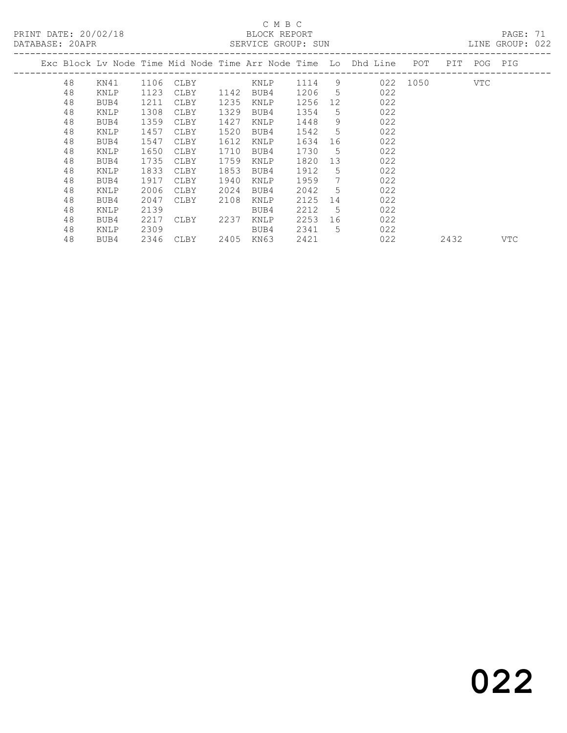C M B C
BLOCK REPORT
SERVICE GROUP: SUN

PRINT DATE: 20/02/18
DATABASE: 20APR
LINE GROUP: 022

| Exc | Block | Lv | Node | Time | Mid Node | Time | Arr Node | Time | Lo | Dhd Line | POT | PIT | POG | PIG |
|---|---|---|---|---|---|---|---|---|---|---|---|---|---|---|
| | 48 | | KN41 | 1106 | CLBY | | KNLP | 1114 | 9 | 022 | 1050 | | VTC | |
| | 48 | | KNLP | 1123 | CLBY | 1142 | BUB4 | 1206 | 5 | 022 | | | | |
| | 48 | | BUB4 | 1211 | CLBY | 1235 | KNLP | 1256 | 12 | 022 | | | | |
| | 48 | | KNLP | 1308 | CLBY | 1329 | BUB4 | 1354 | 5 | 022 | | | | |
| | 48 | | BUB4 | 1359 | CLBY | 1427 | KNLP | 1448 | 9 | 022 | | | | |
| | 48 | | KNLP | 1457 | CLBY | 1520 | BUB4 | 1542 | 5 | 022 | | | | |
| | 48 | | BUB4 | 1547 | CLBY | 1612 | KNLP | 1634 | 16 | 022 | | | | |
| | 48 | | KNLP | 1650 | CLBY | 1710 | BUB4 | 1730 | 5 | 022 | | | | |
| | 48 | | BUB4 | 1735 | CLBY | 1759 | KNLP | 1820 | 13 | 022 | | | | |
| | 48 | | KNLP | 1833 | CLBY | 1853 | BUB4 | 1912 | 5 | 022 | | | | |
| | 48 | | BUB4 | 1917 | CLBY | 1940 | KNLP | 1959 | 7 | 022 | | | | |
| | 48 | | KNLP | 2006 | CLBY | 2024 | BUB4 | 2042 | 5 | 022 | | | | |
| | 48 | | BUB4 | 2047 | CLBY | 2108 | KNLP | 2125 | 14 | 022 | | | | |
| | 48 | | KNLP | 2139 | | | BUB4 | 2212 | 5 | 022 | | | | |
| | 48 | | BUB4 | 2217 | CLBY | 2237 | KNLP | 2253 | 16 | 022 | | | | |
| | 48 | | KNLP | 2309 | | | BUB4 | 2341 | 5 | 022 | | | | |
| | 48 | | BUB4 | 2346 | CLBY | 2405 | KN63 | 2421 | | 022 | | 2432 | | VTC |

022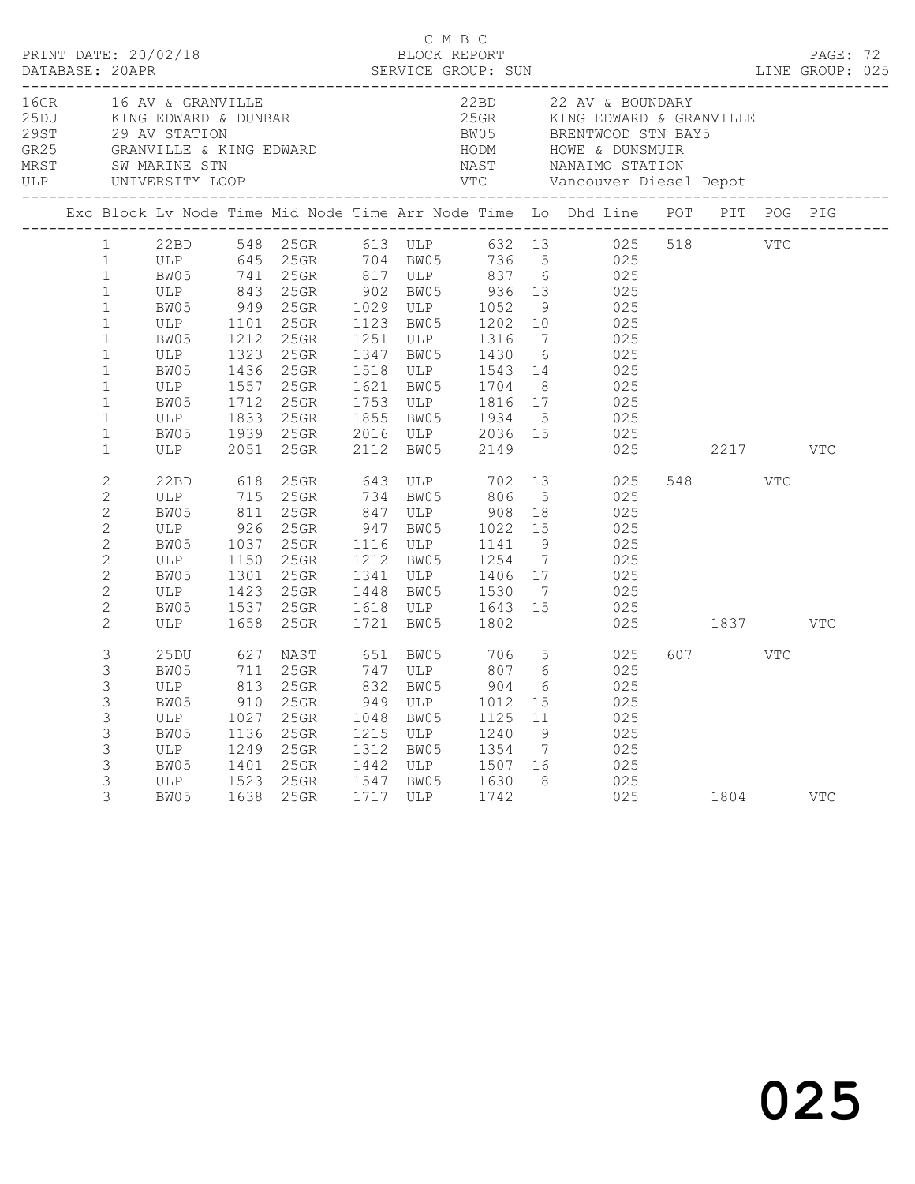C M B C

PRINT DATE: 20/02/18 BLOCK REPORT PAGE: 72
DATABASE: 20APR SERVICE GROUP: SUN LINE GROUP: 025

| Code | Location | Code | Location |
|---|---|---|---|
| 16GR | 16 AV & GRANVILLE | 22BD | 22 AV & BOUNDARY |
| 25DU | KING EDWARD & DUNBAR | 25GR | KING EDWARD & GRANVILLE |
| 29ST | 29 AV STATION | BW05 | BRENTWOOD STN BAY5 |
| GR25 | GRANVILLE & KING EDWARD | HODM | HOWE & DUNSMUIR |
| MRST | SW MARINE STN | NAST | NANAIMO STATION |
| ULP | UNIVERSITY LOOP | VTC | Vancouver Diesel Depot |

| Exc | Block | Lv Node | Time | Mid Node | Time | Arr Node | Time | Lo | Dhd Line | POT | PIT | POG | PIG |
|---|---|---|---|---|---|---|---|---|---|---|---|---|---|
| | 1 | 22BD | 548 | 25GR | 613 | ULP | 632 | 13 | 025 | 518 | | VTC | |
| | 1 | ULP | 645 | 25GR | 704 | BW05 | 736 | 5 | 025 | | | | |
| | 1 | BW05 | 741 | 25GR | 817 | ULP | 837 | 6 | 025 | | | | |
| | 1 | ULP | 843 | 25GR | 902 | BW05 | 936 | 13 | 025 | | | | |
| | 1 | BW05 | 949 | 25GR | 1029 | ULP | 1052 | 9 | 025 | | | | |
| | 1 | ULP | 1101 | 25GR | 1123 | BW05 | 1202 | 10 | 025 | | | | |
| | 1 | BW05 | 1212 | 25GR | 1251 | ULP | 1316 | 7 | 025 | | | | |
| | 1 | ULP | 1323 | 25GR | 1347 | BW05 | 1430 | 6 | 025 | | | | |
| | 1 | BW05 | 1436 | 25GR | 1518 | ULP | 1543 | 14 | 025 | | | | |
| | 1 | ULP | 1557 | 25GR | 1621 | BW05 | 1704 | 8 | 025 | | | | |
| | 1 | BW05 | 1712 | 25GR | 1753 | ULP | 1816 | 17 | 025 | | | | |
| | 1 | ULP | 1833 | 25GR | 1855 | BW05 | 1934 | 5 | 025 | | | | |
| | 1 | BW05 | 1939 | 25GR | 2016 | ULP | 2036 | 15 | 025 | | | | |
| | 1 | ULP | 2051 | 25GR | 2112 | BW05 | 2149 | | 025 | | 2217 | | VTC |
| | 2 | 22BD | 618 | 25GR | 643 | ULP | 702 | 13 | 025 | 548 | | VTC | |
| | 2 | ULP | 715 | 25GR | 734 | BW05 | 806 | 5 | 025 | | | | |
| | 2 | BW05 | 811 | 25GR | 847 | ULP | 908 | 18 | 025 | | | | |
| | 2 | ULP | 926 | 25GR | 947 | BW05 | 1022 | 15 | 025 | | | | |
| | 2 | BW05 | 1037 | 25GR | 1116 | ULP | 1141 | 9 | 025 | | | | |
| | 2 | ULP | 1150 | 25GR | 1212 | BW05 | 1254 | 7 | 025 | | | | |
| | 2 | BW05 | 1301 | 25GR | 1341 | ULP | 1406 | 17 | 025 | | | | |
| | 2 | ULP | 1423 | 25GR | 1448 | BW05 | 1530 | 7 | 025 | | | | |
| | 2 | BW05 | 1537 | 25GR | 1618 | ULP | 1643 | 15 | 025 | | | | |
| | 2 | ULP | 1658 | 25GR | 1721 | BW05 | 1802 | | 025 | | 1837 | | VTC |
| | 3 | 25DU | 627 | NAST | 651 | BW05 | 706 | 5 | 025 | 607 | | VTC | |
| | 3 | BW05 | 711 | 25GR | 747 | ULP | 807 | 6 | 025 | | | | |
| | 3 | ULP | 813 | 25GR | 832 | BW05 | 904 | 6 | 025 | | | | |
| | 3 | BW05 | 910 | 25GR | 949 | ULP | 1012 | 15 | 025 | | | | |
| | 3 | ULP | 1027 | 25GR | 1048 | BW05 | 1125 | 11 | 025 | | | | |
| | 3 | BW05 | 1136 | 25GR | 1215 | ULP | 1240 | 9 | 025 | | | | |
| | 3 | ULP | 1249 | 25GR | 1312 | BW05 | 1354 | 7 | 025 | | | | |
| | 3 | BW05 | 1401 | 25GR | 1442 | ULP | 1507 | 16 | 025 | | | | |
| | 3 | ULP | 1523 | 25GR | 1547 | BW05 | 1630 | 8 | 025 | | | | |
| | 3 | BW05 | 1638 | 25GR | 1717 | ULP | 1742 | | 025 | | 1804 | | VTC |

025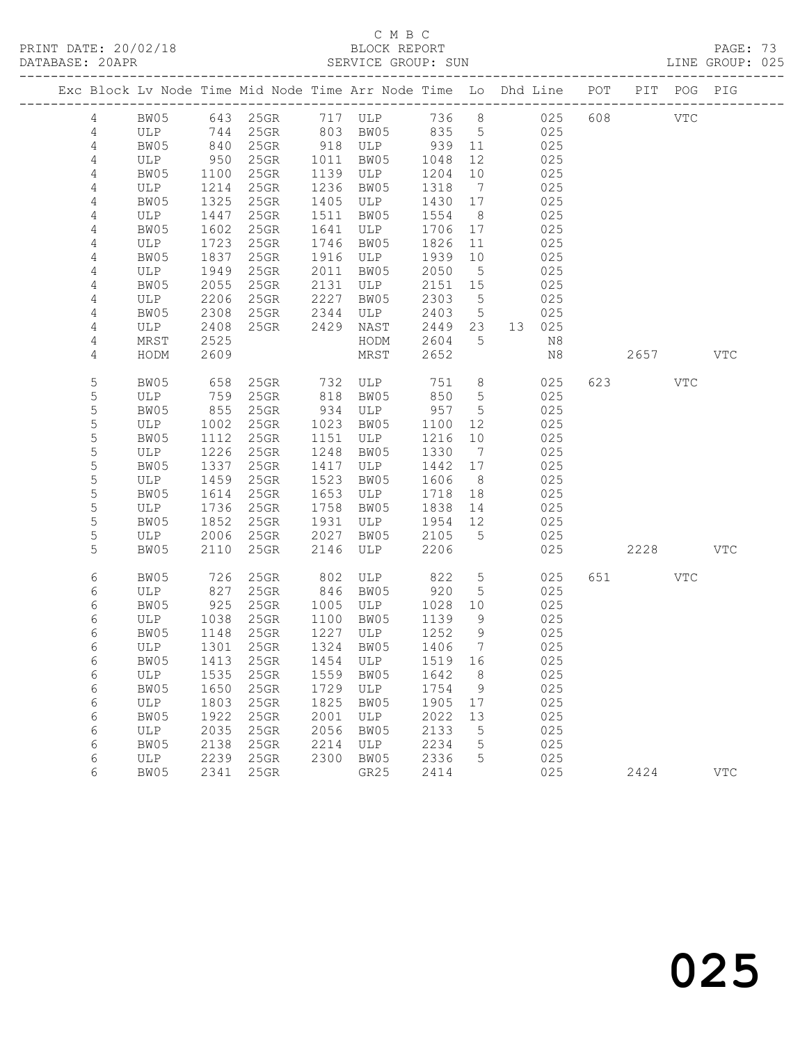C M B C
BLOCK REPORT
SERVICE GROUP: SUN

PRINT DATE: 20/02/18
DATABASE: 20APR
LINE GROUP: 025

| Exc | Block | Lv | Node | Time | Mid Node | Time | Arr Node | Time | Lo | Dhd | Line | POT | PIT | POG | PIG |
|---|---|---|---|---|---|---|---|---|---|---|---|---|---|---|---|
| | 4 | | BW05 | 643 | 25GR | 717 | ULP | 736 | 8 | | 025 | 608 | | VTC | |
| | 4 | | ULP | 744 | 25GR | 803 | BW05 | 835 | 5 | | 025 | | | | |
| | 4 | | BW05 | 840 | 25GR | 918 | ULP | 939 | 11 | | 025 | | | | |
| | 4 | | ULP | 950 | 25GR | 1011 | BW05 | 1048 | 12 | | 025 | | | | |
| | 4 | | BW05 | 1100 | 25GR | 1139 | ULP | 1204 | 10 | | 025 | | | | |
| | 4 | | ULP | 1214 | 25GR | 1236 | BW05 | 1318 | 7 | | 025 | | | | |
| | 4 | | BW05 | 1325 | 25GR | 1405 | ULP | 1430 | 17 | | 025 | | | | |
| | 4 | | ULP | 1447 | 25GR | 1511 | BW05 | 1554 | 8 | | 025 | | | | |
| | 4 | | BW05 | 1602 | 25GR | 1641 | ULP | 1706 | 17 | | 025 | | | | |
| | 4 | | ULP | 1723 | 25GR | 1746 | BW05 | 1826 | 11 | | 025 | | | | |
| | 4 | | BW05 | 1837 | 25GR | 1916 | ULP | 1939 | 10 | | 025 | | | | |
| | 4 | | ULP | 1949 | 25GR | 2011 | BW05 | 2050 | 5 | | 025 | | | | |
| | 4 | | BW05 | 2055 | 25GR | 2131 | ULP | 2151 | 15 | | 025 | | | | |
| | 4 | | ULP | 2206 | 25GR | 2227 | BW05 | 2303 | 5 | | 025 | | | | |
| | 4 | | BW05 | 2308 | 25GR | 2344 | ULP | 2403 | 5 | | 025 | | | | |
| | 4 | | ULP | 2408 | 25GR | 2429 | NAST | 2449 | 23 | 13 | 025 | | | | |
| | 4 | | MRST | 2525 | | | HODM | 2604 | 5 | | N8 | | | | |
| | 4 | | HODM | 2609 | | | MRST | 2652 | | | N8 | | 2657 | | VTC |
| | 5 | | BW05 | 658 | 25GR | 732 | ULP | 751 | 8 | | 025 | 623 | | VTC | |
| | 5 | | ULP | 759 | 25GR | 818 | BW05 | 850 | 5 | | 025 | | | | |
| | 5 | | BW05 | 855 | 25GR | 934 | ULP | 957 | 5 | | 025 | | | | |
| | 5 | | ULP | 1002 | 25GR | 1023 | BW05 | 1100 | 12 | | 025 | | | | |
| | 5 | | BW05 | 1112 | 25GR | 1151 | ULP | 1216 | 10 | | 025 | | | | |
| | 5 | | ULP | 1226 | 25GR | 1248 | BW05 | 1330 | 7 | | 025 | | | | |
| | 5 | | BW05 | 1337 | 25GR | 1417 | ULP | 1442 | 17 | | 025 | | | | |
| | 5 | | ULP | 1459 | 25GR | 1523 | BW05 | 1606 | 8 | | 025 | | | | |
| | 5 | | BW05 | 1614 | 25GR | 1653 | ULP | 1718 | 18 | | 025 | | | | |
| | 5 | | ULP | 1736 | 25GR | 1758 | BW05 | 1838 | 14 | | 025 | | | | |
| | 5 | | BW05 | 1852 | 25GR | 1931 | ULP | 1954 | 12 | | 025 | | | | |
| | 5 | | ULP | 2006 | 25GR | 2027 | BW05 | 2105 | 5 | | 025 | | | | |
| | 5 | | BW05 | 2110 | 25GR | 2146 | ULP | 2206 | | | 025 | | 2228 | | VTC |
| | 6 | | BW05 | 726 | 25GR | 802 | ULP | 822 | 5 | | 025 | 651 | | VTC | |
| | 6 | | ULP | 827 | 25GR | 846 | BW05 | 920 | 5 | | 025 | | | | |
| | 6 | | BW05 | 925 | 25GR | 1005 | ULP | 1028 | 10 | | 025 | | | | |
| | 6 | | ULP | 1038 | 25GR | 1100 | BW05 | 1139 | 9 | | 025 | | | | |
| | 6 | | BW05 | 1148 | 25GR | 1227 | ULP | 1252 | 9 | | 025 | | | | |
| | 6 | | ULP | 1301 | 25GR | 1324 | BW05 | 1406 | 7 | | 025 | | | | |
| | 6 | | BW05 | 1413 | 25GR | 1454 | ULP | 1519 | 16 | | 025 | | | | |
| | 6 | | ULP | 1535 | 25GR | 1559 | BW05 | 1642 | 8 | | 025 | | | | |
| | 6 | | BW05 | 1650 | 25GR | 1729 | ULP | 1754 | 9 | | 025 | | | | |
| | 6 | | ULP | 1803 | 25GR | 1825 | BW05 | 1905 | 17 | | 025 | | | | |
| | 6 | | BW05 | 1922 | 25GR | 2001 | ULP | 2022 | 13 | | 025 | | | | |
| | 6 | | ULP | 2035 | 25GR | 2056 | BW05 | 2133 | 5 | | 025 | | | | |
| | 6 | | BW05 | 2138 | 25GR | 2214 | ULP | 2234 | 5 | | 025 | | | | |
| | 6 | | ULP | 2239 | 25GR | 2300 | BW05 | 2336 | 5 | | 025 | | | | |
| | 6 | | BW05 | 2341 | 25GR | | GR25 | 2414 | | | 025 | | 2424 | | VTC |

025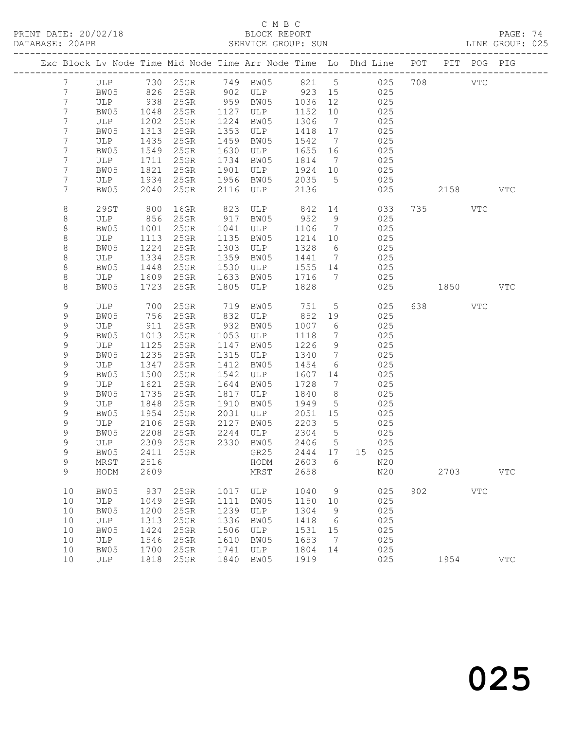C M B C
PRINT DATE: 20/02/18 BLOCK REPORT PAGE: 74
DATABASE: 20APR SERVICE GROUP: SUN LINE GROUP: 025

| Exc | Block | Lv | Node | Time | Mid Node | Time | Arr Node | Time | Lo | Dhd Line | POT | PIT | POG | PIG |
|---|---|---|---|---|---|---|---|---|---|---|---|---|---|---|
| | 7 | | ULP | 730 | 25GR | 749 | BW05 | 821 | 5 | 025 | 708 | | VTC | |
| | 7 | | BW05 | 826 | 25GR | 902 | ULP | 923 | 15 | 025 | | | | |
| | 7 | | ULP | 938 | 25GR | 959 | BW05 | 1036 | 12 | 025 | | | | |
| | 7 | | BW05 | 1048 | 25GR | 1127 | ULP | 1152 | 10 | 025 | | | | |
| | 7 | | ULP | 1202 | 25GR | 1224 | BW05 | 1306 | 7 | 025 | | | | |
| | 7 | | BW05 | 1313 | 25GR | 1353 | ULP | 1418 | 17 | 025 | | | | |
| | 7 | | ULP | 1435 | 25GR | 1459 | BW05 | 1542 | 7 | 025 | | | | |
| | 7 | | BW05 | 1549 | 25GR | 1630 | ULP | 1655 | 16 | 025 | | | | |
| | 7 | | ULP | 1711 | 25GR | 1734 | BW05 | 1814 | 7 | 025 | | | | |
| | 7 | | BW05 | 1821 | 25GR | 1901 | ULP | 1924 | 10 | 025 | | | | |
| | 7 | | ULP | 1934 | 25GR | 1956 | BW05 | 2035 | 5 | 025 | | | | |
| | 7 | | BW05 | 2040 | 25GR | 2116 | ULP | 2136 | | 025 | | 2158 | | VTC |
| | 8 | | 29ST | 800 | 16GR | 823 | ULP | 842 | 14 | 033 | 735 | | VTC | |
| | 8 | | ULP | 856 | 25GR | 917 | BW05 | 952 | 9 | 025 | | | | |
| | 8 | | BW05 | 1001 | 25GR | 1041 | ULP | 1106 | 7 | 025 | | | | |
| | 8 | | ULP | 1113 | 25GR | 1135 | BW05 | 1214 | 10 | 025 | | | | |
| | 8 | | BW05 | 1224 | 25GR | 1303 | ULP | 1328 | 6 | 025 | | | | |
| | 8 | | ULP | 1334 | 25GR | 1359 | BW05 | 1441 | 7 | 025 | | | | |
| | 8 | | BW05 | 1448 | 25GR | 1530 | ULP | 1555 | 14 | 025 | | | | |
| | 8 | | ULP | 1609 | 25GR | 1633 | BW05 | 1716 | 7 | 025 | | | | |
| | 8 | | BW05 | 1723 | 25GR | 1805 | ULP | 1828 | | 025 | | 1850 | | VTC |
| | 9 | | ULP | 700 | 25GR | 719 | BW05 | 751 | 5 | 025 | 638 | | VTC | |
| | 9 | | BW05 | 756 | 25GR | 832 | ULP | 852 | 19 | 025 | | | | |
| | 9 | | ULP | 911 | 25GR | 932 | BW05 | 1007 | 6 | 025 | | | | |
| | 9 | | BW05 | 1013 | 25GR | 1053 | ULP | 1118 | 7 | 025 | | | | |
| | 9 | | ULP | 1125 | 25GR | 1147 | BW05 | 1226 | 9 | 025 | | | | |
| | 9 | | BW05 | 1235 | 25GR | 1315 | ULP | 1340 | 7 | 025 | | | | |
| | 9 | | ULP | 1347 | 25GR | 1412 | BW05 | 1454 | 6 | 025 | | | | |
| | 9 | | BW05 | 1500 | 25GR | 1542 | ULP | 1607 | 14 | 025 | | | | |
| | 9 | | ULP | 1621 | 25GR | 1644 | BW05 | 1728 | 7 | 025 | | | | |
| | 9 | | BW05 | 1735 | 25GR | 1817 | ULP | 1840 | 8 | 025 | | | | |
| | 9 | | ULP | 1848 | 25GR | 1910 | BW05 | 1949 | 5 | 025 | | | | |
| | 9 | | BW05 | 1954 | 25GR | 2031 | ULP | 2051 | 15 | 025 | | | | |
| | 9 | | ULP | 2106 | 25GR | 2127 | BW05 | 2203 | 5 | 025 | | | | |
| | 9 | | BW05 | 2208 | 25GR | 2244 | ULP | 2304 | 5 | 025 | | | | |
| | 9 | | ULP | 2309 | 25GR | 2330 | BW05 | 2406 | 5 | 025 | | | | |
| | 9 | | BW05 | 2411 | 25GR | | GR25 | 2444 | 17 | 15 025 | | | | |
| | 9 | | MRST | 2516 | | | HODM | 2603 | 6 | N20 | | | | |
| | 9 | | HODM | 2609 | | | MRST | 2658 | | N20 | | 2703 | | VTC |
| | 10 | | BW05 | 937 | 25GR | 1017 | ULP | 1040 | 9 | 025 | 902 | | VTC | |
| | 10 | | ULP | 1049 | 25GR | 1111 | BW05 | 1150 | 10 | 025 | | | | |
| | 10 | | BW05 | 1200 | 25GR | 1239 | ULP | 1304 | 9 | 025 | | | | |
| | 10 | | ULP | 1313 | 25GR | 1336 | BW05 | 1418 | 6 | 025 | | | | |
| | 10 | | BW05 | 1424 | 25GR | 1506 | ULP | 1531 | 15 | 025 | | | | |
| | 10 | | ULP | 1546 | 25GR | 1610 | BW05 | 1653 | 7 | 025 | | | | |
| | 10 | | BW05 | 1700 | 25GR | 1741 | ULP | 1804 | 14 | 025 | | | | |
| | 10 | | ULP | 1818 | 25GR | 1840 | BW05 | 1919 | | 025 | | 1954 | | VTC |

025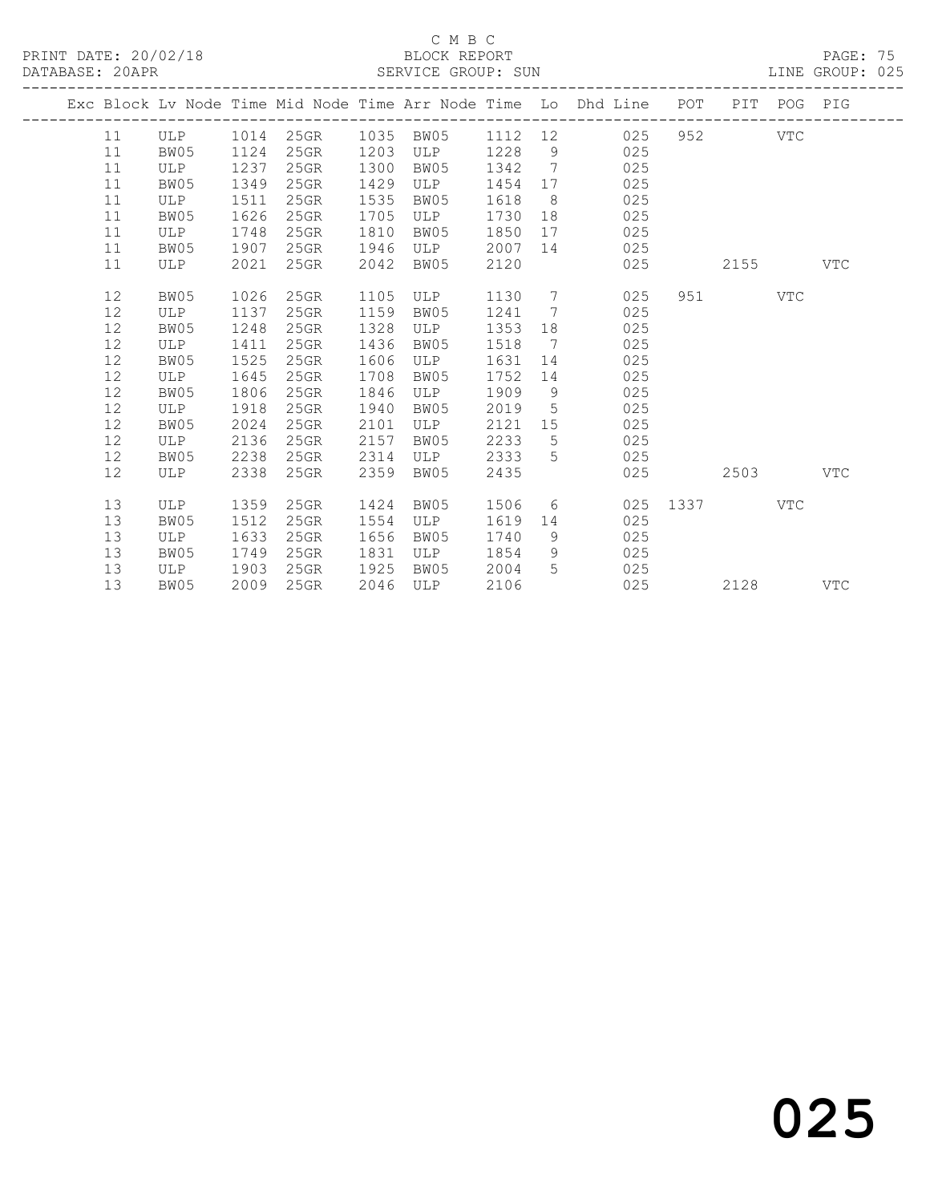C M B C

PRINT DATE: 20/02/18 BLOCK REPORT

DATABASE: 20APR SERVICE GROUP: SUN LINE GROUP: 025

| Exc | Block | Lv | Node | Time | Mid Node | Time | Arr Node | Time | Lo | Dhd Line | POT | PIT | POG | PIG |
|---|---|---|---|---|---|---|---|---|---|---|---|---|---|---|
| | 11 | | ULP | 1014 | 25GR | 1035 | BW05 | 1112 | 12 | 025 | 952 | | VTC | |
| | 11 | | BW05 | 1124 | 25GR | 1203 | ULP | 1228 | 9 | 025 | | | | |
| | 11 | | ULP | 1237 | 25GR | 1300 | BW05 | 1342 | 7 | 025 | | | | |
| | 11 | | BW05 | 1349 | 25GR | 1429 | ULP | 1454 | 17 | 025 | | | | |
| | 11 | | ULP | 1511 | 25GR | 1535 | BW05 | 1618 | 8 | 025 | | | | |
| | 11 | | BW05 | 1626 | 25GR | 1705 | ULP | 1730 | 18 | 025 | | | | |
| | 11 | | ULP | 1748 | 25GR | 1810 | BW05 | 1850 | 17 | 025 | | | | |
| | 11 | | BW05 | 1907 | 25GR | 1946 | ULP | 2007 | 14 | 025 | | | | |
| | 11 | | ULP | 2021 | 25GR | 2042 | BW05 | 2120 | | 025 | | 2155 | | VTC |
| | 12 | | BW05 | 1026 | 25GR | 1105 | ULP | 1130 | 7 | 025 | 951 | | VTC | |
| | 12 | | ULP | 1137 | 25GR | 1159 | BW05 | 1241 | 7 | 025 | | | | |
| | 12 | | BW05 | 1248 | 25GR | 1328 | ULP | 1353 | 18 | 025 | | | | |
| | 12 | | ULP | 1411 | 25GR | 1436 | BW05 | 1518 | 7 | 025 | | | | |
| | 12 | | BW05 | 1525 | 25GR | 1606 | ULP | 1631 | 14 | 025 | | | | |
| | 12 | | ULP | 1645 | 25GR | 1708 | BW05 | 1752 | 14 | 025 | | | | |
| | 12 | | BW05 | 1806 | 25GR | 1846 | ULP | 1909 | 9 | 025 | | | | |
| | 12 | | ULP | 1918 | 25GR | 1940 | BW05 | 2019 | 5 | 025 | | | | |
| | 12 | | BW05 | 2024 | 25GR | 2101 | ULP | 2121 | 15 | 025 | | | | |
| | 12 | | ULP | 2136 | 25GR | 2157 | BW05 | 2233 | 5 | 025 | | | | |
| | 12 | | BW05 | 2238 | 25GR | 2314 | ULP | 2333 | 5 | 025 | | | | |
| | 12 | | ULP | 2338 | 25GR | 2359 | BW05 | 2435 | | 025 | | 2503 | | VTC |
| | 13 | | ULP | 1359 | 25GR | 1424 | BW05 | 1506 | 6 | 025 | 1337 | | VTC | |
| | 13 | | BW05 | 1512 | 25GR | 1554 | ULP | 1619 | 14 | 025 | | | | |
| | 13 | | ULP | 1633 | 25GR | 1656 | BW05 | 1740 | 9 | 025 | | | | |
| | 13 | | BW05 | 1749 | 25GR | 1831 | ULP | 1854 | 9 | 025 | | | | |
| | 13 | | ULP | 1903 | 25GR | 1925 | BW05 | 2004 | 5 | 025 | | | | |
| | 13 | | BW05 | 2009 | 25GR | 2046 | ULP | 2106 | | 025 | | 2128 | | VTC |

025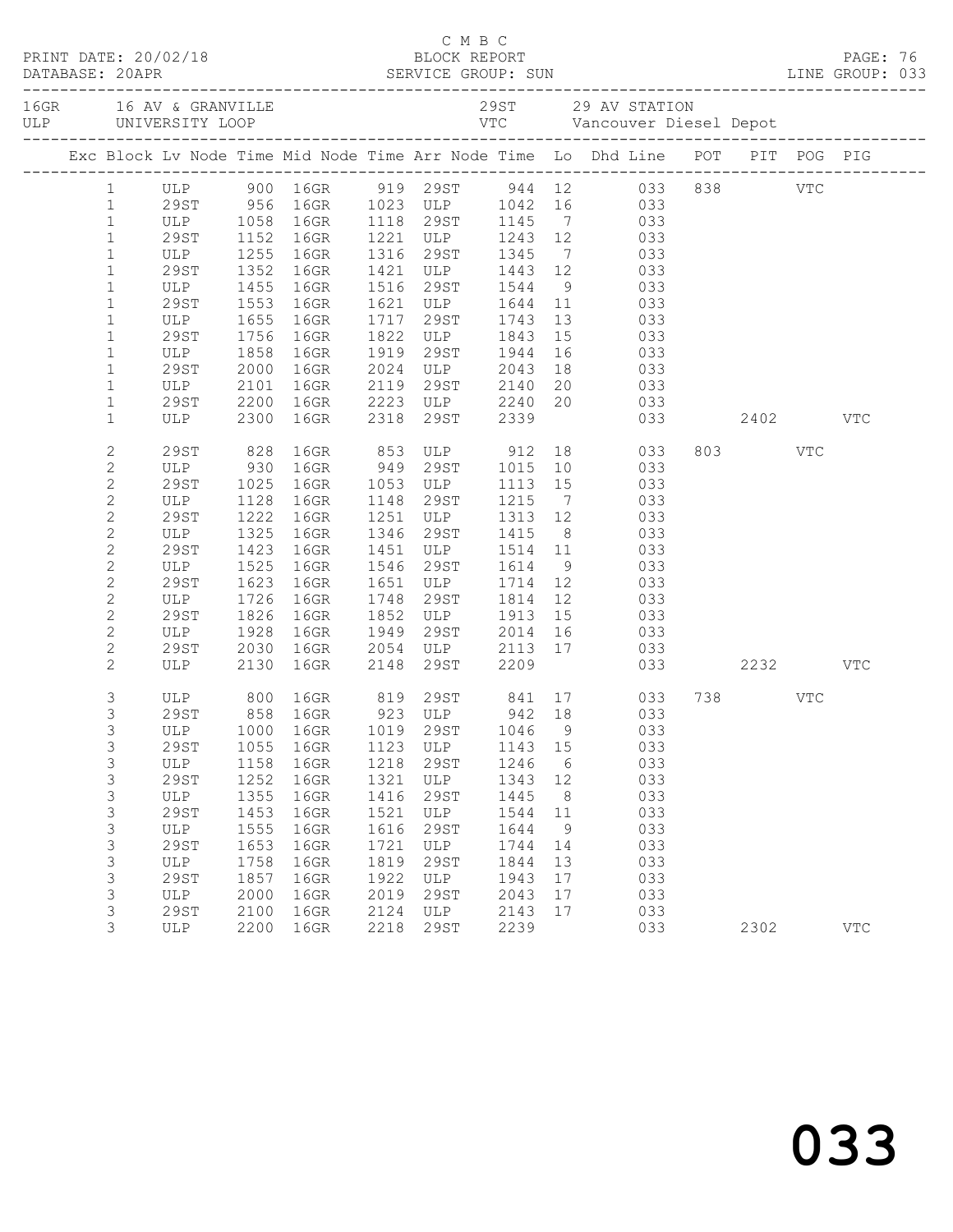C M B C

PRINT DATE: 20/02/18 BLOCK REPORT

DATABASE: 20APR SERVICE GROUP: SUN LINE GROUP: 033

16GR 16 AV & GRANVILLE 29ST 29 AV STATION
ULP UNIVERSITY LOOP VTC Vancouver Diesel Depot

| Exc | Block | Lv Node | Time | Mid Node | Time | Arr Node | Time | Lo | Dhd Line | POT | PIT | POG | PIG |
|---|---|---|---|---|---|---|---|---|---|---|---|---|---|
| | 1 | ULP | 900 | 16GR | 919 | 29ST | 944 | 12 | 033 | 838 | | VTC | |
| | 1 | 29ST | 956 | 16GR | 1023 | ULP | 1042 | 16 | 033 | | | | |
| | 1 | ULP | 1058 | 16GR | 1118 | 29ST | 1145 | 7 | 033 | | | | |
| | 1 | 29ST | 1152 | 16GR | 1221 | ULP | 1243 | 12 | 033 | | | | |
| | 1 | ULP | 1255 | 16GR | 1316 | 29ST | 1345 | 7 | 033 | | | | |
| | 1 | 29ST | 1352 | 16GR | 1421 | ULP | 1443 | 12 | 033 | | | | |
| | 1 | ULP | 1455 | 16GR | 1516 | 29ST | 1544 | 9 | 033 | | | | |
| | 1 | 29ST | 1553 | 16GR | 1621 | ULP | 1644 | 11 | 033 | | | | |
| | 1 | ULP | 1655 | 16GR | 1717 | 29ST | 1743 | 13 | 033 | | | | |
| | 1 | 29ST | 1756 | 16GR | 1822 | ULP | 1843 | 15 | 033 | | | | |
| | 1 | ULP | 1858 | 16GR | 1919 | 29ST | 1944 | 16 | 033 | | | | |
| | 1 | 29ST | 2000 | 16GR | 2024 | ULP | 2043 | 18 | 033 | | | | |
| | 1 | ULP | 2101 | 16GR | 2119 | 29ST | 2140 | 20 | 033 | | | | |
| | 1 | 29ST | 2200 | 16GR | 2223 | ULP | 2240 | 20 | 033 | | | | |
| | 1 | ULP | 2300 | 16GR | 2318 | 29ST | 2339 | | 033 | | 2402 | | VTC |
| | 2 | 29ST | 828 | 16GR | 853 | ULP | 912 | 18 | 033 | 803 | | VTC | |
| | 2 | ULP | 930 | 16GR | 949 | 29ST | 1015 | 10 | 033 | | | | |
| | 2 | 29ST | 1025 | 16GR | 1053 | ULP | 1113 | 15 | 033 | | | | |
| | 2 | ULP | 1128 | 16GR | 1148 | 29ST | 1215 | 7 | 033 | | | | |
| | 2 | 29ST | 1222 | 16GR | 1251 | ULP | 1313 | 12 | 033 | | | | |
| | 2 | ULP | 1325 | 16GR | 1346 | 29ST | 1415 | 8 | 033 | | | | |
| | 2 | 29ST | 1423 | 16GR | 1451 | ULP | 1514 | 11 | 033 | | | | |
| | 2 | ULP | 1525 | 16GR | 1546 | 29ST | 1614 | 9 | 033 | | | | |
| | 2 | 29ST | 1623 | 16GR | 1651 | ULP | 1714 | 12 | 033 | | | | |
| | 2 | ULP | 1726 | 16GR | 1748 | 29ST | 1814 | 12 | 033 | | | | |
| | 2 | 29ST | 1826 | 16GR | 1852 | ULP | 1913 | 15 | 033 | | | | |
| | 2 | ULP | 1928 | 16GR | 1949 | 29ST | 2014 | 16 | 033 | | | | |
| | 2 | 29ST | 2030 | 16GR | 2054 | ULP | 2113 | 17 | 033 | | | | |
| | 2 | ULP | 2130 | 16GR | 2148 | 29ST | 2209 | | 033 | | 2232 | | VTC |
| | 3 | ULP | 800 | 16GR | 819 | 29ST | 841 | 17 | 033 | 738 | | VTC | |
| | 3 | 29ST | 858 | 16GR | 923 | ULP | 942 | 18 | 033 | | | | |
| | 3 | ULP | 1000 | 16GR | 1019 | 29ST | 1046 | 9 | 033 | | | | |
| | 3 | 29ST | 1055 | 16GR | 1123 | ULP | 1143 | 15 | 033 | | | | |
| | 3 | ULP | 1158 | 16GR | 1218 | 29ST | 1246 | 6 | 033 | | | | |
| | 3 | 29ST | 1252 | 16GR | 1321 | ULP | 1343 | 12 | 033 | | | | |
| | 3 | ULP | 1355 | 16GR | 1416 | 29ST | 1445 | 8 | 033 | | | | |
| | 3 | 29ST | 1453 | 16GR | 1521 | ULP | 1544 | 11 | 033 | | | | |
| | 3 | ULP | 1555 | 16GR | 1616 | 29ST | 1644 | 9 | 033 | | | | |
| | 3 | 29ST | 1653 | 16GR | 1721 | ULP | 1744 | 14 | 033 | | | | |
| | 3 | ULP | 1758 | 16GR | 1819 | 29ST | 1844 | 13 | 033 | | | | |
| | 3 | 29ST | 1857 | 16GR | 1922 | ULP | 1943 | 17 | 033 | | | | |
| | 3 | ULP | 2000 | 16GR | 2019 | 29ST | 2043 | 17 | 033 | | | | |
| | 3 | 29ST | 2100 | 16GR | 2124 | ULP | 2143 | 17 | 033 | | | | |
| | 3 | ULP | 2200 | 16GR | 2218 | 29ST | 2239 | | 033 | | 2302 | | VTC |

033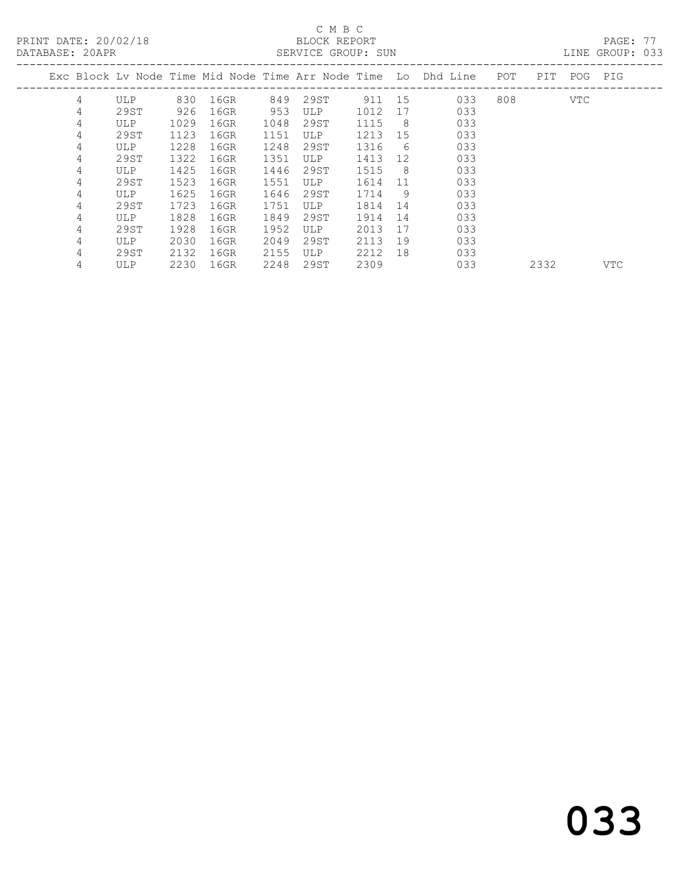C M B C

PRINT DATE: 20/02/18 BLOCK REPORT

DATABASE: 20APR SERVICE GROUP: SUN LINE GROUP: 033

| Exc | Block | Lv | Node | Time | Mid Node | Time | Arr Node | Time | Lo | Dhd Line | POT | PIT | POG | PIG |
|---|---|---|---|---|---|---|---|---|---|---|---|---|---|---|
| | 4 | | ULP | 830 | 16GR | 849 | 29ST | 911 | 15 | 033 | 808 | | VTC | |
| | 4 | | 29ST | 926 | 16GR | 953 | ULP | 1012 | 17 | 033 | | | | |
| | 4 | | ULP | 1029 | 16GR | 1048 | 29ST | 1115 | 8 | 033 | | | | |
| | 4 | | 29ST | 1123 | 16GR | 1151 | ULP | 1213 | 15 | 033 | | | | |
| | 4 | | ULP | 1228 | 16GR | 1248 | 29ST | 1316 | 6 | 033 | | | | |
| | 4 | | 29ST | 1322 | 16GR | 1351 | ULP | 1413 | 12 | 033 | | | | |
| | 4 | | ULP | 1425 | 16GR | 1446 | 29ST | 1515 | 8 | 033 | | | | |
| | 4 | | 29ST | 1523 | 16GR | 1551 | ULP | 1614 | 11 | 033 | | | | |
| | 4 | | ULP | 1625 | 16GR | 1646 | 29ST | 1714 | 9 | 033 | | | | |
| | 4 | | 29ST | 1723 | 16GR | 1751 | ULP | 1814 | 14 | 033 | | | | |
| | 4 | | ULP | 1828 | 16GR | 1849 | 29ST | 1914 | 14 | 033 | | | | |
| | 4 | | 29ST | 1928 | 16GR | 1952 | ULP | 2013 | 17 | 033 | | | | |
| | 4 | | ULP | 2030 | 16GR | 2049 | 29ST | 2113 | 19 | 033 | | | | |
| | 4 | | 29ST | 2132 | 16GR | 2155 | ULP | 2212 | 18 | 033 | | | | |
| | 4 | | ULP | 2230 | 16GR | 2248 | 29ST | 2309 | | 033 | | 2332 | | VTC |

033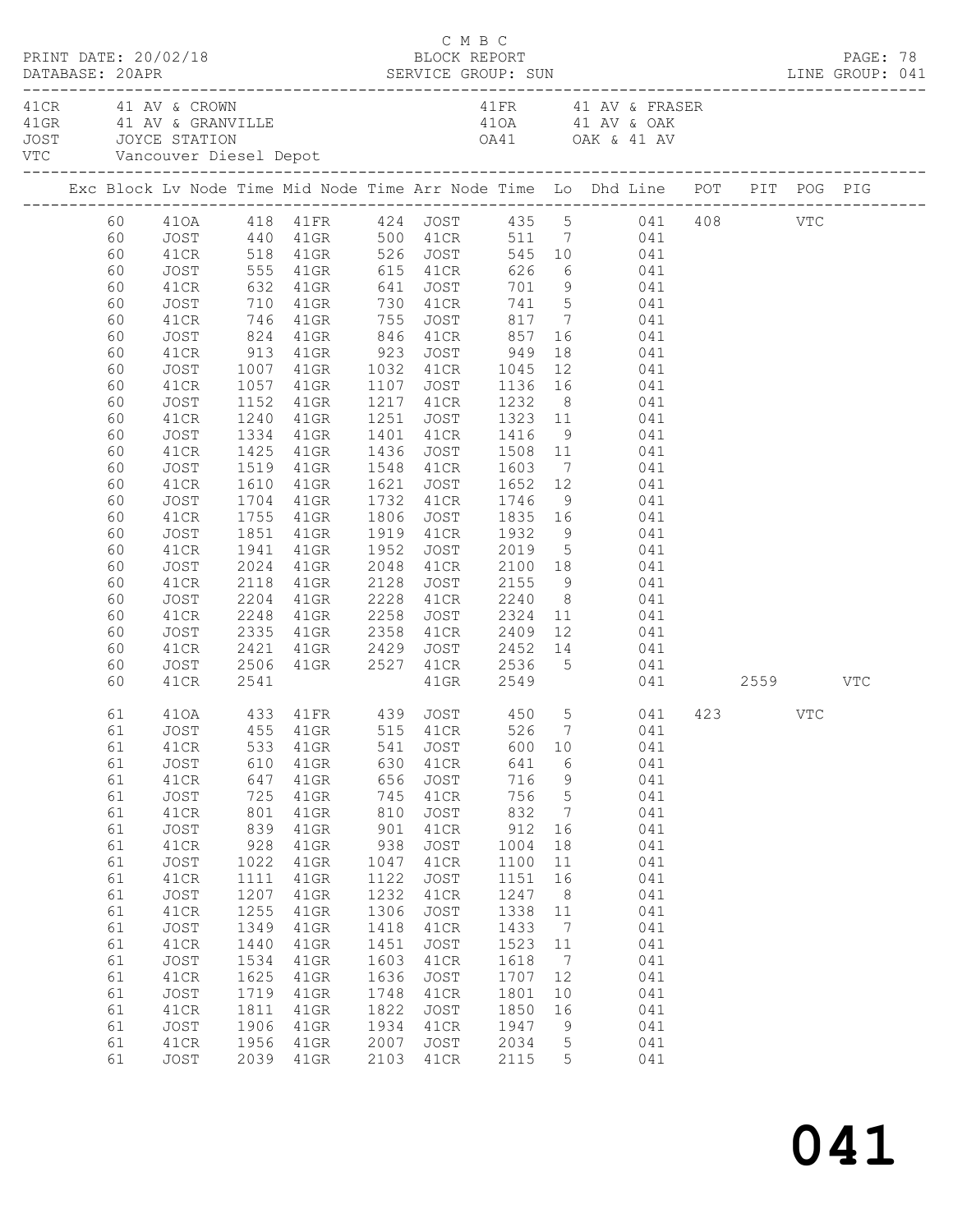C M B C
PRINT DATE: 20/02/18 BLOCK REPORT
DATABASE: 20APR SERVICE GROUP: SUN LINE GROUP: 041

| | | | |
|---|---|---|---|
| 41CR | 41 AV & CROWN | 41FR | 41 AV & FRASER |
| 41GR | 41 AV & GRANVILLE | 41OA | 41 AV & OAK |
| JOST | JOYCE STATION | OA41 | OAK & 41 AV |
| VTC | Vancouver Diesel Depot | | |

| Exc | Block | Lv | Node | Time | Mid Node | Time | Arr Node | Time | Lo | Dhd Line | POT | PIT | POG | PIG |
|---|---|---|---|---|---|---|---|---|---|---|---|---|---|---|
| | 60 | | 41OA | 418 | 41FR | 424 | JOST | 435 | 5 | 041 | 408 | | VTC | |
| | 60 | | JOST | 440 | 41GR | 500 | 41CR | 511 | 7 | 041 | | | | |
| | 60 | | 41CR | 518 | 41GR | 526 | JOST | 545 | 10 | 041 | | | | |
| | 60 | | JOST | 555 | 41GR | 615 | 41CR | 626 | 6 | 041 | | | | |
| | 60 | | 41CR | 632 | 41GR | 641 | JOST | 701 | 9 | 041 | | | | |
| | 60 | | JOST | 710 | 41GR | 730 | 41CR | 741 | 5 | 041 | | | | |
| | 60 | | 41CR | 746 | 41GR | 755 | JOST | 817 | 7 | 041 | | | | |
| | 60 | | JOST | 824 | 41GR | 846 | 41CR | 857 | 16 | 041 | | | | |
| | 60 | | 41CR | 913 | 41GR | 923 | JOST | 949 | 18 | 041 | | | | |
| | 60 | | JOST | 1007 | 41GR | 1032 | 41CR | 1045 | 12 | 041 | | | | |
| | 60 | | 41CR | 1057 | 41GR | 1107 | JOST | 1136 | 16 | 041 | | | | |
| | 60 | | JOST | 1152 | 41GR | 1217 | 41CR | 1232 | 8 | 041 | | | | |
| | 60 | | 41CR | 1240 | 41GR | 1251 | JOST | 1323 | 11 | 041 | | | | |
| | 60 | | JOST | 1334 | 41GR | 1401 | 41CR | 1416 | 9 | 041 | | | | |
| | 60 | | 41CR | 1425 | 41GR | 1436 | JOST | 1508 | 11 | 041 | | | | |
| | 60 | | JOST | 1519 | 41GR | 1548 | 41CR | 1603 | 7 | 041 | | | | |
| | 60 | | 41CR | 1610 | 41GR | 1621 | JOST | 1652 | 12 | 041 | | | | |
| | 60 | | JOST | 1704 | 41GR | 1732 | 41CR | 1746 | 9 | 041 | | | | |
| | 60 | | 41CR | 1755 | 41GR | 1806 | JOST | 1835 | 16 | 041 | | | | |
| | 60 | | JOST | 1851 | 41GR | 1919 | 41CR | 1932 | 9 | 041 | | | | |
| | 60 | | 41CR | 1941 | 41GR | 1952 | JOST | 2019 | 5 | 041 | | | | |
| | 60 | | JOST | 2024 | 41GR | 2048 | 41CR | 2100 | 18 | 041 | | | | |
| | 60 | | 41CR | 2118 | 41GR | 2128 | JOST | 2155 | 9 | 041 | | | | |
| | 60 | | JOST | 2204 | 41GR | 2228 | 41CR | 2240 | 8 | 041 | | | | |
| | 60 | | 41CR | 2248 | 41GR | 2258 | JOST | 2324 | 11 | 041 | | | | |
| | 60 | | JOST | 2335 | 41GR | 2358 | 41CR | 2409 | 12 | 041 | | | | |
| | 60 | | 41CR | 2421 | 41GR | 2429 | JOST | 2452 | 14 | 041 | | | | |
| | 60 | | JOST | 2506 | 41GR | 2527 | 41CR | 2536 | 5 | 041 | | | | |
| | 60 | | 41CR | 2541 | | | 41GR | 2549 | | 041 | | 2559 | | VTC |
| | 61 | | 41OA | 433 | 41FR | 439 | JOST | 450 | 5 | 041 | 423 | | VTC | |
| | 61 | | JOST | 455 | 41GR | 515 | 41CR | 526 | 7 | 041 | | | | |
| | 61 | | 41CR | 533 | 41GR | 541 | JOST | 600 | 10 | 041 | | | | |
| | 61 | | JOST | 610 | 41GR | 630 | 41CR | 641 | 6 | 041 | | | | |
| | 61 | | 41CR | 647 | 41GR | 656 | JOST | 716 | 9 | 041 | | | | |
| | 61 | | JOST | 725 | 41GR | 745 | 41CR | 756 | 5 | 041 | | | | |
| | 61 | | 41CR | 801 | 41GR | 810 | JOST | 832 | 7 | 041 | | | | |
| | 61 | | JOST | 839 | 41GR | 901 | 41CR | 912 | 16 | 041 | | | | |
| | 61 | | 41CR | 928 | 41GR | 938 | JOST | 1004 | 18 | 041 | | | | |
| | 61 | | JOST | 1022 | 41GR | 1047 | 41CR | 1100 | 11 | 041 | | | | |
| | 61 | | 41CR | 1111 | 41GR | 1122 | JOST | 1151 | 16 | 041 | | | | |
| | 61 | | JOST | 1207 | 41GR | 1232 | 41CR | 1247 | 8 | 041 | | | | |
| | 61 | | 41CR | 1255 | 41GR | 1306 | JOST | 1338 | 11 | 041 | | | | |
| | 61 | | JOST | 1349 | 41GR | 1418 | 41CR | 1433 | 7 | 041 | | | | |
| | 61 | | 41CR | 1440 | 41GR | 1451 | JOST | 1523 | 11 | 041 | | | | |
| | 61 | | JOST | 1534 | 41GR | 1603 | 41CR | 1618 | 7 | 041 | | | | |
| | 61 | | 41CR | 1625 | 41GR | 1636 | JOST | 1707 | 12 | 041 | | | | |
| | 61 | | JOST | 1719 | 41GR | 1748 | 41CR | 1801 | 10 | 041 | | | | |
| | 61 | | 41CR | 1811 | 41GR | 1822 | JOST | 1850 | 16 | 041 | | | | |
| | 61 | | JOST | 1906 | 41GR | 1934 | 41CR | 1947 | 9 | 041 | | | | |
| | 61 | | 41CR | 1956 | 41GR | 2007 | JOST | 2034 | 5 | 041 | | | | |
| | 61 | | JOST | 2039 | 41GR | 2103 | 41CR | 2115 | 5 | 041 | | | | |

# 041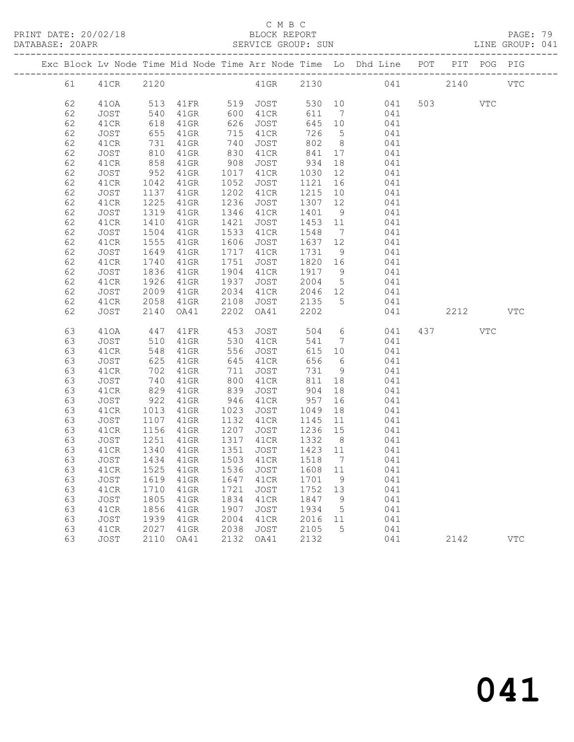C M B C
BLOCK REPORT
SERVICE GROUP: SUN

PRINT DATE: 20/02/18
DATABASE: 20APR
LINE GROUP: 041

| Exc | Block | Lv | Node | Time | Mid Node | Time | Arr Node | Time | Lo | Dhd Line | POT | PIT | POG | PIG |
|---|---|---|---|---|---|---|---|---|---|---|---|---|---|---|
| | 61 | | 41CR | 2120 | | | 41GR | 2130 | | 041 | | 2140 | | VTC |
| | 62 | | 41OA | 513 | 41FR | 519 | JOST | 530 | 10 | 041 | 503 | | VTC | |
| | 62 | | JOST | 540 | 41GR | 600 | 41CR | 611 | 7 | 041 | | | | |
| | 62 | | 41CR | 618 | 41GR | 626 | JOST | 645 | 10 | 041 | | | | |
| | 62 | | JOST | 655 | 41GR | 715 | 41CR | 726 | 5 | 041 | | | | |
| | 62 | | 41CR | 731 | 41GR | 740 | JOST | 802 | 8 | 041 | | | | |
| | 62 | | JOST | 810 | 41GR | 830 | 41CR | 841 | 17 | 041 | | | | |
| | 62 | | 41CR | 858 | 41GR | 908 | JOST | 934 | 18 | 041 | | | | |
| | 62 | | JOST | 952 | 41GR | 1017 | 41CR | 1030 | 12 | 041 | | | | |
| | 62 | | 41CR | 1042 | 41GR | 1052 | JOST | 1121 | 16 | 041 | | | | |
| | 62 | | JOST | 1137 | 41GR | 1202 | 41CR | 1215 | 10 | 041 | | | | |
| | 62 | | 41CR | 1225 | 41GR | 1236 | JOST | 1307 | 12 | 041 | | | | |
| | 62 | | JOST | 1319 | 41GR | 1346 | 41CR | 1401 | 9 | 041 | | | | |
| | 62 | | 41CR | 1410 | 41GR | 1421 | JOST | 1453 | 11 | 041 | | | | |
| | 62 | | JOST | 1504 | 41GR | 1533 | 41CR | 1548 | 7 | 041 | | | | |
| | 62 | | 41CR | 1555 | 41GR | 1606 | JOST | 1637 | 12 | 041 | | | | |
| | 62 | | JOST | 1649 | 41GR | 1717 | 41CR | 1731 | 9 | 041 | | | | |
| | 62 | | 41CR | 1740 | 41GR | 1751 | JOST | 1820 | 16 | 041 | | | | |
| | 62 | | JOST | 1836 | 41GR | 1904 | 41CR | 1917 | 9 | 041 | | | | |
| | 62 | | 41CR | 1926 | 41GR | 1937 | JOST | 2004 | 5 | 041 | | | | |
| | 62 | | JOST | 2009 | 41GR | 2034 | 41CR | 2046 | 12 | 041 | | | | |
| | 62 | | 41CR | 2058 | 41GR | 2108 | JOST | 2135 | 5 | 041 | | | | |
| | 62 | | JOST | 2140 | OA41 | 2202 | OA41 | 2202 | | 041 | | 2212 | | VTC |
| | 63 | | 41OA | 447 | 41FR | 453 | JOST | 504 | 6 | 041 | 437 | | VTC | |
| | 63 | | JOST | 510 | 41GR | 530 | 41CR | 541 | 7 | 041 | | | | |
| | 63 | | 41CR | 548 | 41GR | 556 | JOST | 615 | 10 | 041 | | | | |
| | 63 | | JOST | 625 | 41GR | 645 | 41CR | 656 | 6 | 041 | | | | |
| | 63 | | 41CR | 702 | 41GR | 711 | JOST | 731 | 9 | 041 | | | | |
| | 63 | | JOST | 740 | 41GR | 800 | 41CR | 811 | 18 | 041 | | | | |
| | 63 | | 41CR | 829 | 41GR | 839 | JOST | 904 | 18 | 041 | | | | |
| | 63 | | JOST | 922 | 41GR | 946 | 41CR | 957 | 16 | 041 | | | | |
| | 63 | | 41CR | 1013 | 41GR | 1023 | JOST | 1049 | 18 | 041 | | | | |
| | 63 | | JOST | 1107 | 41GR | 1132 | 41CR | 1145 | 11 | 041 | | | | |
| | 63 | | 41CR | 1156 | 41GR | 1207 | JOST | 1236 | 15 | 041 | | | | |
| | 63 | | JOST | 1251 | 41GR | 1317 | 41CR | 1332 | 8 | 041 | | | | |
| | 63 | | 41CR | 1340 | 41GR | 1351 | JOST | 1423 | 11 | 041 | | | | |
| | 63 | | JOST | 1434 | 41GR | 1503 | 41CR | 1518 | 7 | 041 | | | | |
| | 63 | | 41CR | 1525 | 41GR | 1536 | JOST | 1608 | 11 | 041 | | | | |
| | 63 | | JOST | 1619 | 41GR | 1647 | 41CR | 1701 | 9 | 041 | | | | |
| | 63 | | 41CR | 1710 | 41GR | 1721 | JOST | 1752 | 13 | 041 | | | | |
| | 63 | | JOST | 1805 | 41GR | 1834 | 41CR | 1847 | 9 | 041 | | | | |
| | 63 | | 41CR | 1856 | 41GR | 1907 | JOST | 1934 | 5 | 041 | | | | |
| | 63 | | JOST | 1939 | 41GR | 2004 | 41CR | 2016 | 11 | 041 | | | | |
| | 63 | | 41CR | 2027 | 41GR | 2038 | JOST | 2105 | 5 | 041 | | | | |
| | 63 | | JOST | 2110 | OA41 | 2132 | OA41 | 2132 | | 041 | | 2142 | | VTC |

041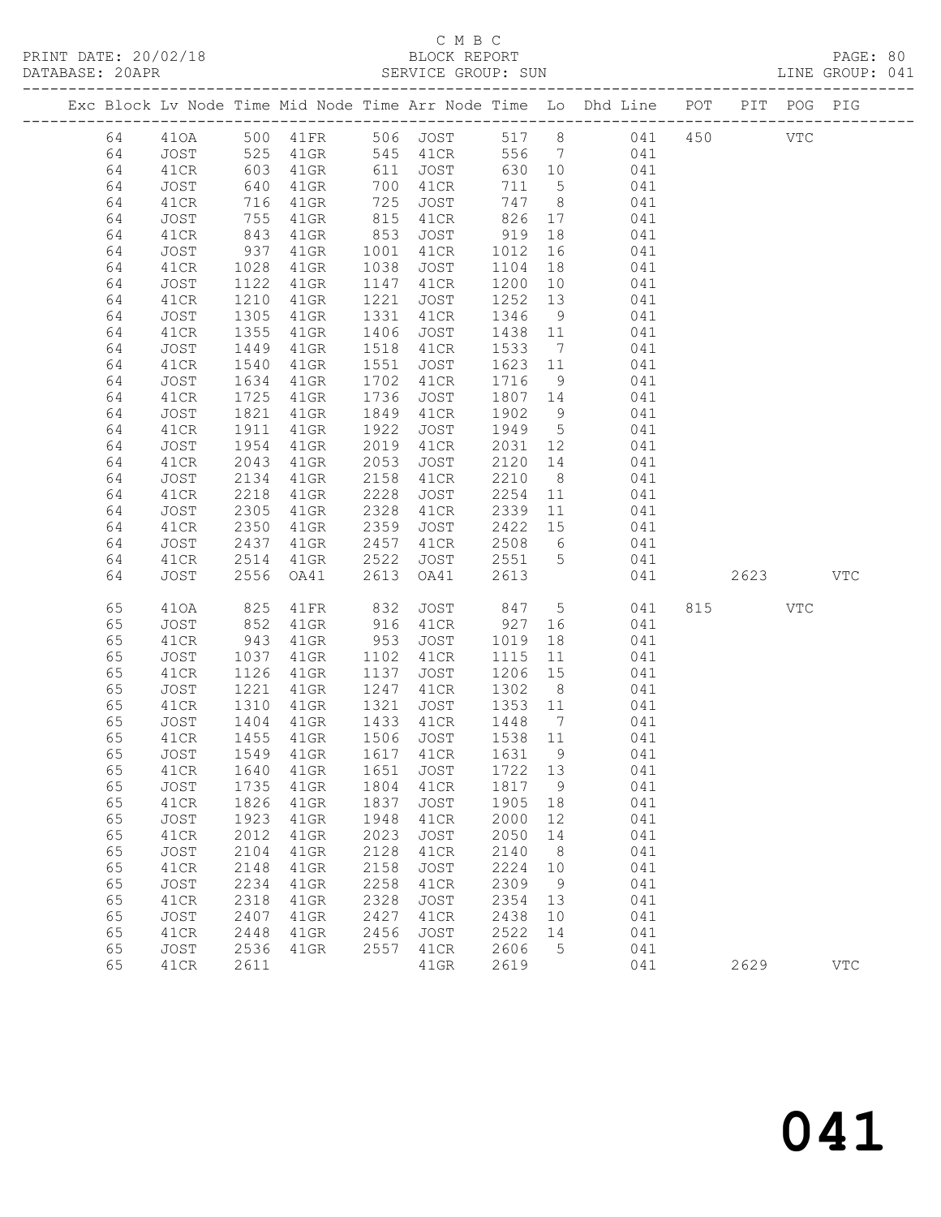C M B C
BLOCK REPORT
SERVICE GROUP: SUN

PRINT DATE: 20/02/18
DATABASE: 20APR
LINE GROUP: 041

| Exc | Block | Lv | Node | Time | Mid Node | Time | Arr Node | Time | Lo | Dhd Line | POT | PIT | POG | PIG |
|---|---|---|---|---|---|---|---|---|---|---|---|---|---|---|
| | 64 | | 41OA | 500 | 41FR | 506 | JOST | 517 | 8 | 041 | 450 | | VTC | |
| | 64 | | JOST | 525 | 41GR | 545 | 41CR | 556 | 7 | 041 | | | | |
| | 64 | | 41CR | 603 | 41GR | 611 | JOST | 630 | 10 | 041 | | | | |
| | 64 | | JOST | 640 | 41GR | 700 | 41CR | 711 | 5 | 041 | | | | |
| | 64 | | 41CR | 716 | 41GR | 725 | JOST | 747 | 8 | 041 | | | | |
| | 64 | | JOST | 755 | 41GR | 815 | 41CR | 826 | 17 | 041 | | | | |
| | 64 | | 41CR | 843 | 41GR | 853 | JOST | 919 | 18 | 041 | | | | |
| | 64 | | JOST | 937 | 41GR | 1001 | 41CR | 1012 | 16 | 041 | | | | |
| | 64 | | 41CR | 1028 | 41GR | 1038 | JOST | 1104 | 18 | 041 | | | | |
| | 64 | | JOST | 1122 | 41GR | 1147 | 41CR | 1200 | 10 | 041 | | | | |
| | 64 | | 41CR | 1210 | 41GR | 1221 | JOST | 1252 | 13 | 041 | | | | |
| | 64 | | JOST | 1305 | 41GR | 1331 | 41CR | 1346 | 9 | 041 | | | | |
| | 64 | | 41CR | 1355 | 41GR | 1406 | JOST | 1438 | 11 | 041 | | | | |
| | 64 | | JOST | 1449 | 41GR | 1518 | 41CR | 1533 | 7 | 041 | | | | |
| | 64 | | 41CR | 1540 | 41GR | 1551 | JOST | 1623 | 11 | 041 | | | | |
| | 64 | | JOST | 1634 | 41GR | 1702 | 41CR | 1716 | 9 | 041 | | | | |
| | 64 | | 41CR | 1725 | 41GR | 1736 | JOST | 1807 | 14 | 041 | | | | |
| | 64 | | JOST | 1821 | 41GR | 1849 | 41CR | 1902 | 9 | 041 | | | | |
| | 64 | | 41CR | 1911 | 41GR | 1922 | JOST | 1949 | 5 | 041 | | | | |
| | 64 | | JOST | 1954 | 41GR | 2019 | 41CR | 2031 | 12 | 041 | | | | |
| | 64 | | 41CR | 2043 | 41GR | 2053 | JOST | 2120 | 14 | 041 | | | | |
| | 64 | | JOST | 2134 | 41GR | 2158 | 41CR | 2210 | 8 | 041 | | | | |
| | 64 | | 41CR | 2218 | 41GR | 2228 | JOST | 2254 | 11 | 041 | | | | |
| | 64 | | JOST | 2305 | 41GR | 2328 | 41CR | 2339 | 11 | 041 | | | | |
| | 64 | | 41CR | 2350 | 41GR | 2359 | JOST | 2422 | 15 | 041 | | | | |
| | 64 | | JOST | 2437 | 41GR | 2457 | 41CR | 2508 | 6 | 041 | | | | |
| | 64 | | 41CR | 2514 | 41GR | 2522 | JOST | 2551 | 5 | 041 | | | | |
| | 64 | | JOST | 2556 | OA41 | 2613 | OA41 | 2613 | | 041 | | 2623 | | VTC |
| | 65 | | 41OA | 825 | 41FR | 832 | JOST | 847 | 5 | 041 | 815 | | VTC | |
| | 65 | | JOST | 852 | 41GR | 916 | 41CR | 927 | 16 | 041 | | | | |
| | 65 | | 41CR | 943 | 41GR | 953 | JOST | 1019 | 18 | 041 | | | | |
| | 65 | | JOST | 1037 | 41GR | 1102 | 41CR | 1115 | 11 | 041 | | | | |
| | 65 | | 41CR | 1126 | 41GR | 1137 | JOST | 1206 | 15 | 041 | | | | |
| | 65 | | JOST | 1221 | 41GR | 1247 | 41CR | 1302 | 8 | 041 | | | | |
| | 65 | | 41CR | 1310 | 41GR | 1321 | JOST | 1353 | 11 | 041 | | | | |
| | 65 | | JOST | 1404 | 41GR | 1433 | 41CR | 1448 | 7 | 041 | | | | |
| | 65 | | 41CR | 1455 | 41GR | 1506 | JOST | 1538 | 11 | 041 | | | | |
| | 65 | | JOST | 1549 | 41GR | 1617 | 41CR | 1631 | 9 | 041 | | | | |
| | 65 | | 41CR | 1640 | 41GR | 1651 | JOST | 1722 | 13 | 041 | | | | |
| | 65 | | JOST | 1735 | 41GR | 1804 | 41CR | 1817 | 9 | 041 | | | | |
| | 65 | | 41CR | 1826 | 41GR | 1837 | JOST | 1905 | 18 | 041 | | | | |
| | 65 | | JOST | 1923 | 41GR | 1948 | 41CR | 2000 | 12 | 041 | | | | |
| | 65 | | 41CR | 2012 | 41GR | 2023 | JOST | 2050 | 14 | 041 | | | | |
| | 65 | | JOST | 2104 | 41GR | 2128 | 41CR | 2140 | 8 | 041 | | | | |
| | 65 | | 41CR | 2148 | 41GR | 2158 | JOST | 2224 | 10 | 041 | | | | |
| | 65 | | JOST | 2234 | 41GR | 2258 | 41CR | 2309 | 9 | 041 | | | | |
| | 65 | | 41CR | 2318 | 41GR | 2328 | JOST | 2354 | 13 | 041 | | | | |
| | 65 | | JOST | 2407 | 41GR | 2427 | 41CR | 2438 | 10 | 041 | | | | |
| | 65 | | 41CR | 2448 | 41GR | 2456 | JOST | 2522 | 14 | 041 | | | | |
| | 65 | | JOST | 2536 | 41GR | 2557 | 41CR | 2606 | 5 | 041 | | | | |
| | 65 | | 41CR | 2611 | | | 41GR | 2619 | | 041 | | 2629 | | VTC |

041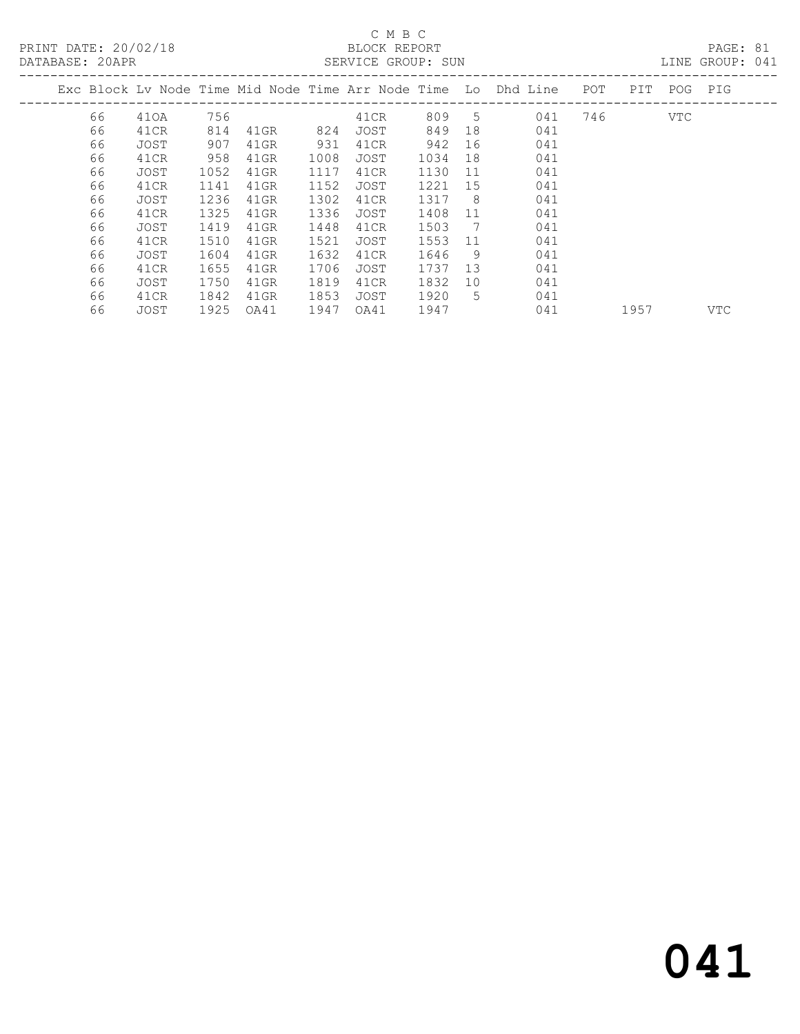C M B C
BLOCK REPORT
SERVICE GROUP: SUN

PRINT DATE: 20/02/18
DATABASE: 20APR
LINE GROUP: 041

| Exc | Block | Lv Node | Time | Mid Node | Time | Arr Node | Time | Lo | Dhd Line | POT | PIT | POG | PIG |
|---|---|---|---|---|---|---|---|---|---|---|---|---|---|
| | 66 | 41OA | 756 | | | 41CR | 809 | 5 | 041 | 746 | | VTC | |
| | 66 | 41CR | 814 | 41GR | 824 | JOST | 849 | 18 | 041 | | | | |
| | 66 | JOST | 907 | 41GR | 931 | 41CR | 942 | 16 | 041 | | | | |
| | 66 | 41CR | 958 | 41GR | 1008 | JOST | 1034 | 18 | 041 | | | | |
| | 66 | JOST | 1052 | 41GR | 1117 | 41CR | 1130 | 11 | 041 | | | | |
| | 66 | 41CR | 1141 | 41GR | 1152 | JOST | 1221 | 15 | 041 | | | | |
| | 66 | JOST | 1236 | 41GR | 1302 | 41CR | 1317 | 8 | 041 | | | | |
| | 66 | 41CR | 1325 | 41GR | 1336 | JOST | 1408 | 11 | 041 | | | | |
| | 66 | JOST | 1419 | 41GR | 1448 | 41CR | 1503 | 7 | 041 | | | | |
| | 66 | 41CR | 1510 | 41GR | 1521 | JOST | 1553 | 11 | 041 | | | | |
| | 66 | JOST | 1604 | 41GR | 1632 | 41CR | 1646 | 9 | 041 | | | | |
| | 66 | 41CR | 1655 | 41GR | 1706 | JOST | 1737 | 13 | 041 | | | | |
| | 66 | JOST | 1750 | 41GR | 1819 | 41CR | 1832 | 10 | 041 | | | | |
| | 66 | 41CR | 1842 | 41GR | 1853 | JOST | 1920 | 5 | 041 | | | | |
| | 66 | JOST | 1925 | OA41 | 1947 | OA41 | 1947 | | 041 | | 1957 | | VTC |

041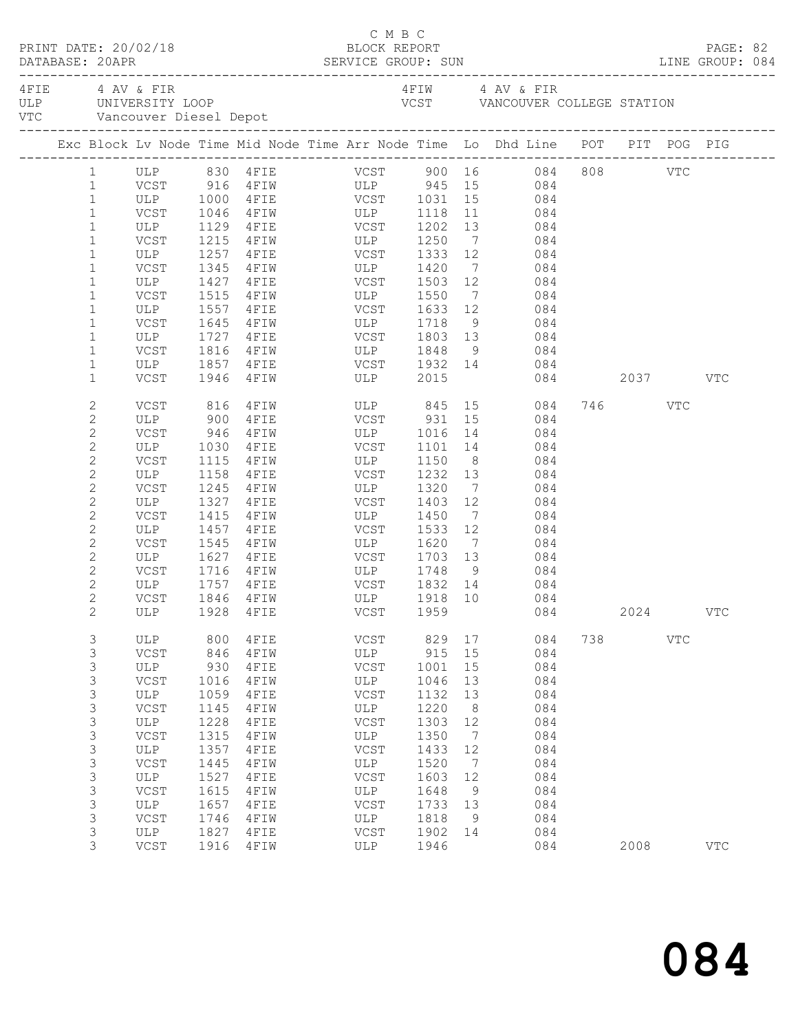C M B C

PRINT DATE: 20/02/18 BLOCK REPORT PAGE: 82
DATABASE: 20APR SERVICE GROUP: SUN LINE GROUP: 084

4FIE 4 AV & FIR
ULP UNIVERSITY LOOP
VTC Vancouver Diesel Depot

4FIW 4 AV & FIR
VCST VANCOUVER COLLEGE STATION

| Exc | Block | Lv | Node | Time | Mid Node | Time | Arr Node | Time | Lo | Dhd Line | POT | PIT | POG | PIG |
|---|---|---|---|---|---|---|---|---|---|---|---|---|---|---|
| | 1 | | ULP | 830 | 4FIE | | VCST | 900 | 16 | 084 | 808 | | VTC | |
| | 1 | | VCST | 916 | 4FIW | | ULP | 945 | 15 | 084 | | | | |
| | 1 | | ULP | 1000 | 4FIE | | VCST | 1031 | 15 | 084 | | | | |
| | 1 | | VCST | 1046 | 4FIW | | ULP | 1118 | 11 | 084 | | | | |
| | 1 | | ULP | 1129 | 4FIE | | VCST | 1202 | 13 | 084 | | | | |
| | 1 | | VCST | 1215 | 4FIW | | ULP | 1250 | 7 | 084 | | | | |
| | 1 | | ULP | 1257 | 4FIE | | VCST | 1333 | 12 | 084 | | | | |
| | 1 | | VCST | 1345 | 4FIW | | ULP | 1420 | 7 | 084 | | | | |
| | 1 | | ULP | 1427 | 4FIE | | VCST | 1503 | 12 | 084 | | | | |
| | 1 | | VCST | 1515 | 4FIW | | ULP | 1550 | 7 | 084 | | | | |
| | 1 | | ULP | 1557 | 4FIE | | VCST | 1633 | 12 | 084 | | | | |
| | 1 | | VCST | 1645 | 4FIW | | ULP | 1718 | 9 | 084 | | | | |
| | 1 | | ULP | 1727 | 4FIE | | VCST | 1803 | 13 | 084 | | | | |
| | 1 | | VCST | 1816 | 4FIW | | ULP | 1848 | 9 | 084 | | | | |
| | 1 | | ULP | 1857 | 4FIE | | VCST | 1932 | 14 | 084 | | | | |
| | 1 | | VCST | 1946 | 4FIW | | ULP | 2015 | | 084 | | 2037 | | VTC |
| | 2 | | VCST | 816 | 4FIW | | ULP | 845 | 15 | 084 | 746 | | VTC | |
| | 2 | | ULP | 900 | 4FIE | | VCST | 931 | 15 | 084 | | | | |
| | 2 | | VCST | 946 | 4FIW | | ULP | 1016 | 14 | 084 | | | | |
| | 2 | | ULP | 1030 | 4FIE | | VCST | 1101 | 14 | 084 | | | | |
| | 2 | | VCST | 1115 | 4FIW | | ULP | 1150 | 8 | 084 | | | | |
| | 2 | | ULP | 1158 | 4FIE | | VCST | 1232 | 13 | 084 | | | | |
| | 2 | | VCST | 1245 | 4FIW | | ULP | 1320 | 7 | 084 | | | | |
| | 2 | | ULP | 1327 | 4FIE | | VCST | 1403 | 12 | 084 | | | | |
| | 2 | | VCST | 1415 | 4FIW | | ULP | 1450 | 7 | 084 | | | | |
| | 2 | | ULP | 1457 | 4FIE | | VCST | 1533 | 12 | 084 | | | | |
| | 2 | | VCST | 1545 | 4FIW | | ULP | 1620 | 7 | 084 | | | | |
| | 2 | | ULP | 1627 | 4FIE | | VCST | 1703 | 13 | 084 | | | | |
| | 2 | | VCST | 1716 | 4FIW | | ULP | 1748 | 9 | 084 | | | | |
| | 2 | | ULP | 1757 | 4FIE | | VCST | 1832 | 14 | 084 | | | | |
| | 2 | | VCST | 1846 | 4FIW | | ULP | 1918 | 10 | 084 | | | | |
| | 2 | | ULP | 1928 | 4FIE | | VCST | 1959 | | 084 | | 2024 | | VTC |
| | 3 | | ULP | 800 | 4FIE | | VCST | 829 | 17 | 084 | 738 | | VTC | |
| | 3 | | VCST | 846 | 4FIW | | ULP | 915 | 15 | 084 | | | | |
| | 3 | | ULP | 930 | 4FIE | | VCST | 1001 | 15 | 084 | | | | |
| | 3 | | VCST | 1016 | 4FIW | | ULP | 1046 | 13 | 084 | | | | |
| | 3 | | ULP | 1059 | 4FIE | | VCST | 1132 | 13 | 084 | | | | |
| | 3 | | VCST | 1145 | 4FIW | | ULP | 1220 | 8 | 084 | | | | |
| | 3 | | ULP | 1228 | 4FIE | | VCST | 1303 | 12 | 084 | | | | |
| | 3 | | VCST | 1315 | 4FIW | | ULP | 1350 | 7 | 084 | | | | |
| | 3 | | ULP | 1357 | 4FIE | | VCST | 1433 | 12 | 084 | | | | |
| | 3 | | VCST | 1445 | 4FIW | | ULP | 1520 | 7 | 084 | | | | |
| | 3 | | ULP | 1527 | 4FIE | | VCST | 1603 | 12 | 084 | | | | |
| | 3 | | VCST | 1615 | 4FIW | | ULP | 1648 | 9 | 084 | | | | |
| | 3 | | ULP | 1657 | 4FIE | | VCST | 1733 | 13 | 084 | | | | |
| | 3 | | VCST | 1746 | 4FIW | | ULP | 1818 | 9 | 084 | | | | |
| | 3 | | ULP | 1827 | 4FIE | | VCST | 1902 | 14 | 084 | | | | |
| | 3 | | VCST | 1916 | 4FIW | | ULP | 1946 | | 084 | | 2008 | | VTC |

084